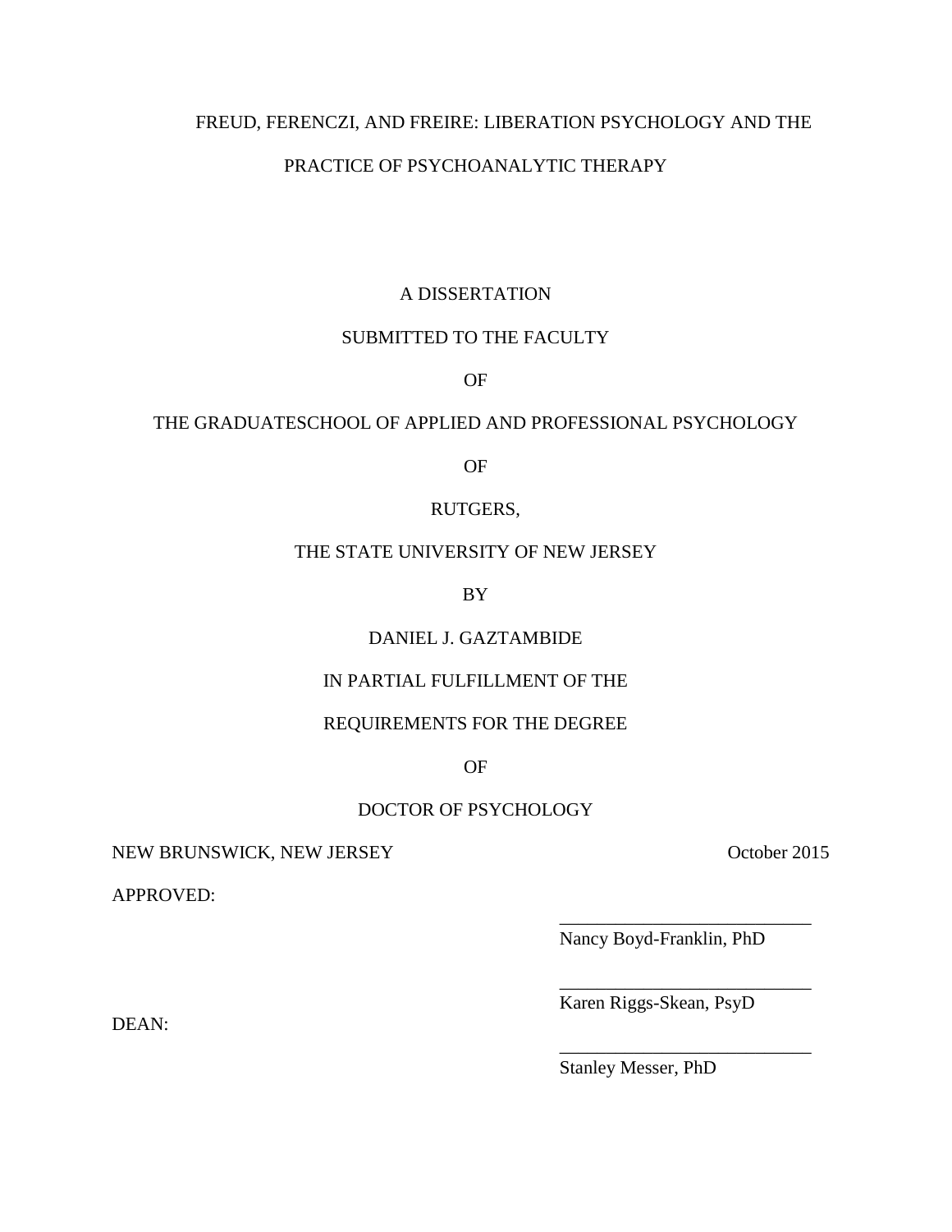# FREUD, FERENCZI, AND FREIRE: LIBERATION PSYCHOLOGY AND THE PRACTICE OF PSYCHOANALYTIC THERAPY

A DISSERTATION

SUBMITTED TO THE FACULTY

OF

THE GRADUATESCHOOL OF APPLIED AND PROFESSIONAL PSYCHOLOGY

OF

RUTGERS,

THE STATE UNIVERSITY OF NEW JERSEY

BY

DANIEL J. GAZTAMBIDE

IN PARTIAL FULFILLMENT OF THE

REQUIREMENTS FOR THE DEGREE

OF

DOCTOR OF PSYCHOLOGY

NEW BRUNSWICK, NEW JERSEY October 2015

APPROVED:

\_\_\_\_\_\_\_\_\_\_\_\_\_\_\_\_\_\_\_\_\_\_\_\_\_\_\_\_
Nancy Boyd-Franklin, PhD

\_\_\_\_\_\_\_\_\_\_\_\_\_\_\_\_\_\_\_\_\_\_\_\_\_\_\_\_
Karen Riggs-Skean, PsyD

DEAN:

\_\_\_\_\_\_\_\_\_\_\_\_\_\_\_\_\_\_\_\_\_\_\_\_\_\_\_\_
Stanley Messer, PhD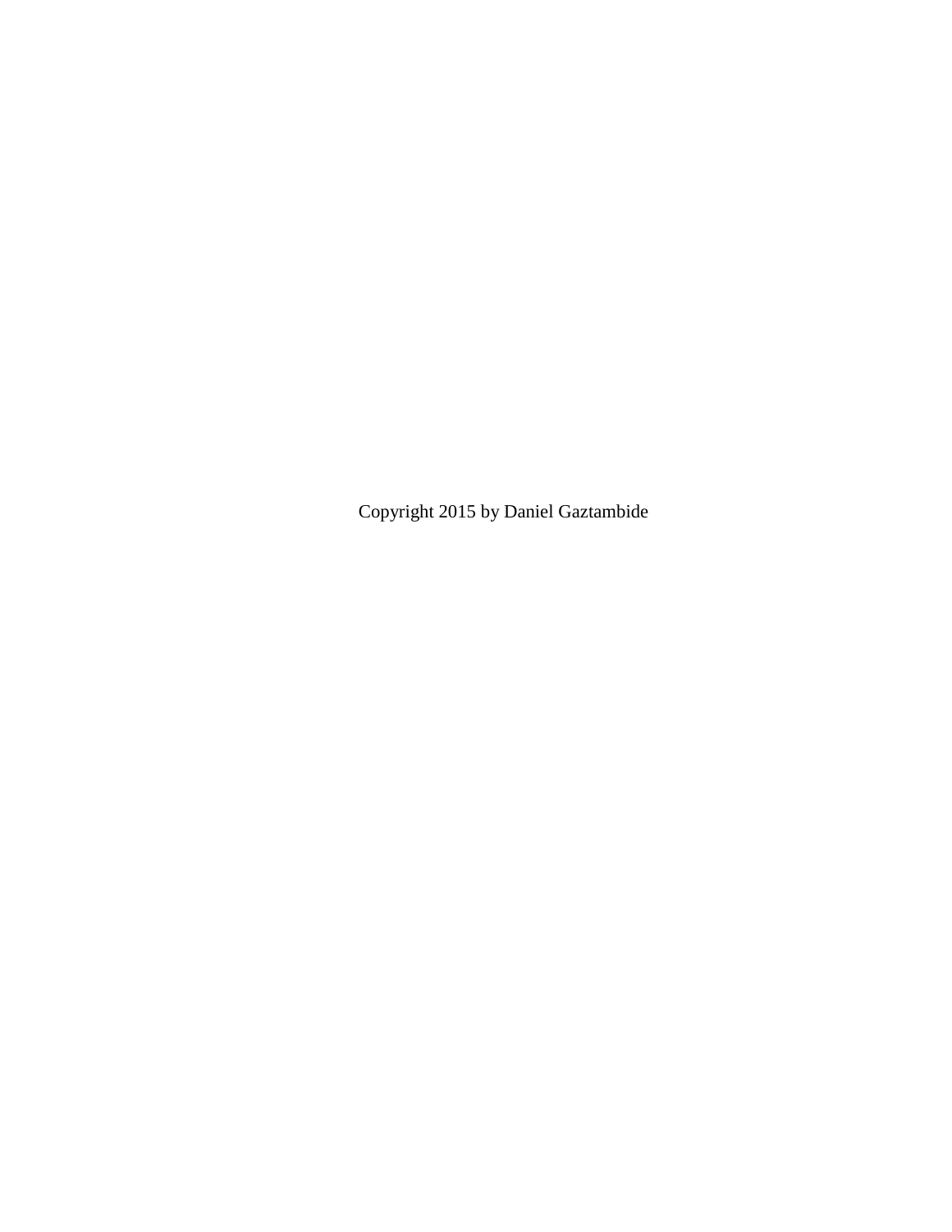Copyright 2015 by Daniel Gaztambide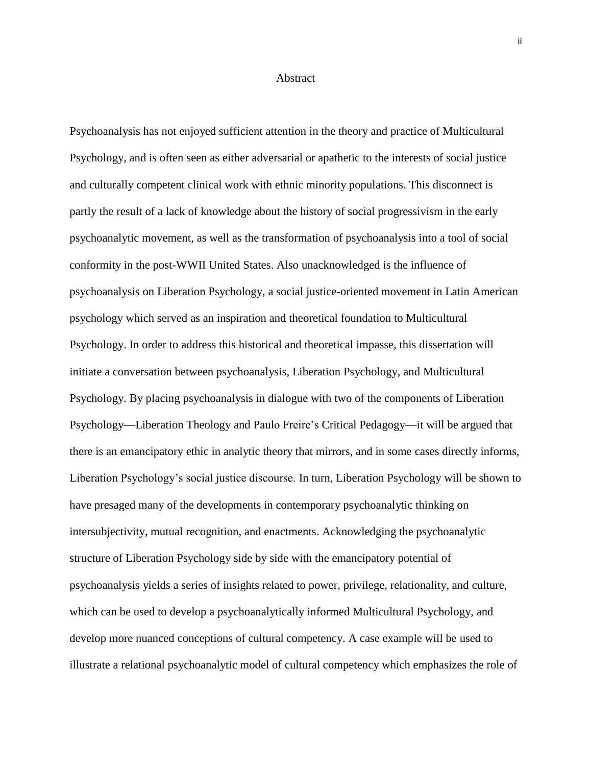# Abstract

Psychoanalysis has not enjoyed sufficient attention in the theory and practice of Multicultural Psychology, and is often seen as either adversarial or apathetic to the interests of social justice and culturally competent clinical work with ethnic minority populations. This disconnect is partly the result of a lack of knowledge about the history of social progressivism in the early psychoanalytic movement, as well as the transformation of psychoanalysis into a tool of social conformity in the post-WWII United States. Also unacknowledged is the influence of psychoanalysis on Liberation Psychology, a social justice-oriented movement in Latin American psychology which served as an inspiration and theoretical foundation to Multicultural Psychology. In order to address this historical and theoretical impasse, this dissertation will initiate a conversation between psychoanalysis, Liberation Psychology, and Multicultural Psychology. By placing psychoanalysis in dialogue with two of the components of Liberation Psychology—Liberation Theology and Paulo Freire's Critical Pedagogy—it will be argued that there is an emancipatory ethic in analytic theory that mirrors, and in some cases directly informs, Liberation Psychology's social justice discourse. In turn, Liberation Psychology will be shown to have presaged many of the developments in contemporary psychoanalytic thinking on intersubjectivity, mutual recognition, and enactments. Acknowledging the psychoanalytic structure of Liberation Psychology side by side with the emancipatory potential of psychoanalysis yields a series of insights related to power, privilege, relationality, and culture, which can be used to develop a psychoanalytically informed Multicultural Psychology, and develop more nuanced conceptions of cultural competency. A case example will be used to illustrate a relational psychoanalytic model of cultural competency which emphasizes the role of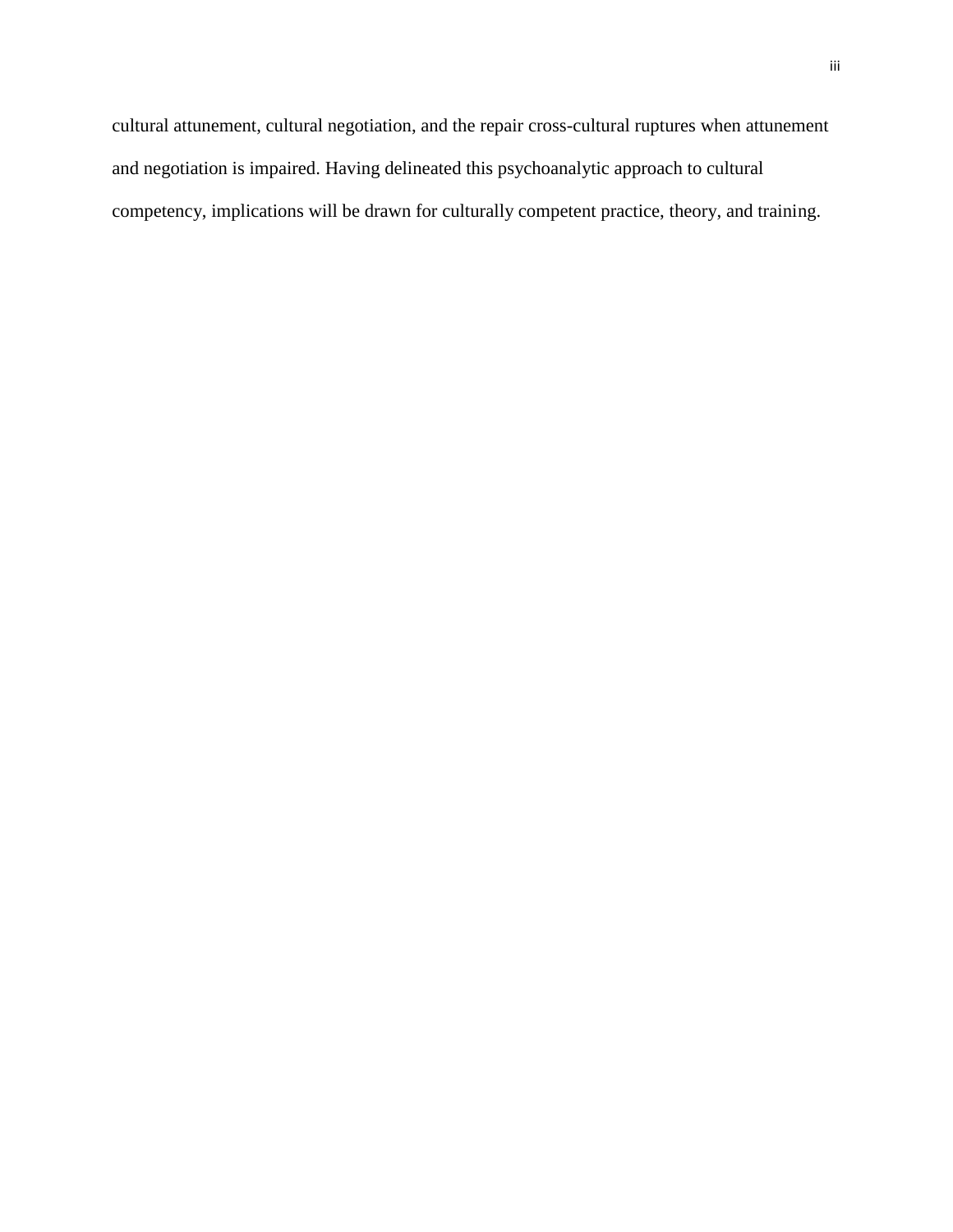cultural attunement, cultural negotiation, and the repair cross-cultural ruptures when attunement and negotiation is impaired. Having delineated this psychoanalytic approach to cultural competency, implications will be drawn for culturally competent practice, theory, and training.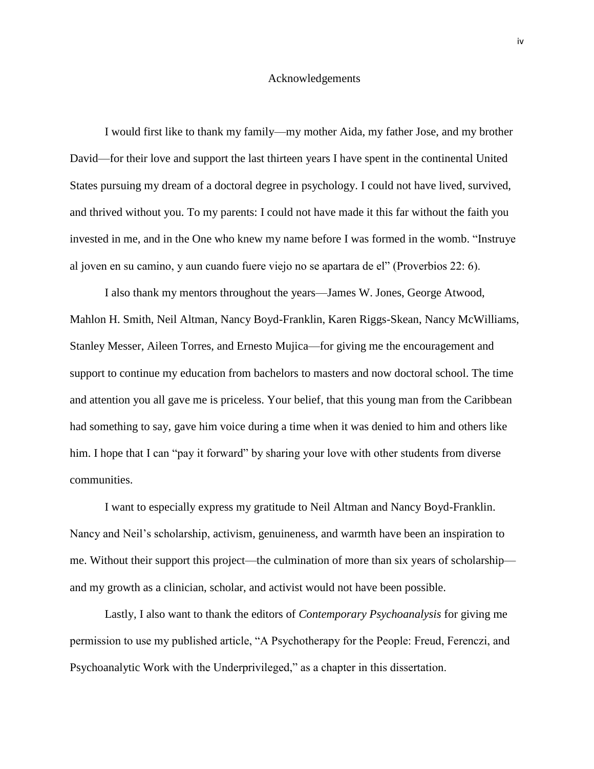# Acknowledgements

I would first like to thank my family—my mother Aida, my father Jose, and my brother David—for their love and support the last thirteen years I have spent in the continental United States pursuing my dream of a doctoral degree in psychology. I could not have lived, survived, and thrived without you. To my parents: I could not have made it this far without the faith you invested in me, and in the One who knew my name before I was formed in the womb. "Instruye al joven en su camino, y aun cuando fuere viejo no se apartara de el" (Proverbios 22: 6).

I also thank my mentors throughout the years—James W. Jones, George Atwood, Mahlon H. Smith, Neil Altman, Nancy Boyd-Franklin, Karen Riggs-Skean, Nancy McWilliams, Stanley Messer, Aileen Torres, and Ernesto Mujica—for giving me the encouragement and support to continue my education from bachelors to masters and now doctoral school. The time and attention you all gave me is priceless. Your belief, that this young man from the Caribbean had something to say, gave him voice during a time when it was denied to him and others like him. I hope that I can "pay it forward" by sharing your love with other students from diverse communities.

I want to especially express my gratitude to Neil Altman and Nancy Boyd-Franklin. Nancy and Neil's scholarship, activism, genuineness, and warmth have been an inspiration to me. Without their support this project—the culmination of more than six years of scholarship—and my growth as a clinician, scholar, and activist would not have been possible.

Lastly, I also want to thank the editors of *Contemporary Psychoanalysis* for giving me permission to use my published article, "A Psychotherapy for the People: Freud, Ferenczi, and Psychoanalytic Work with the Underprivileged," as a chapter in this dissertation.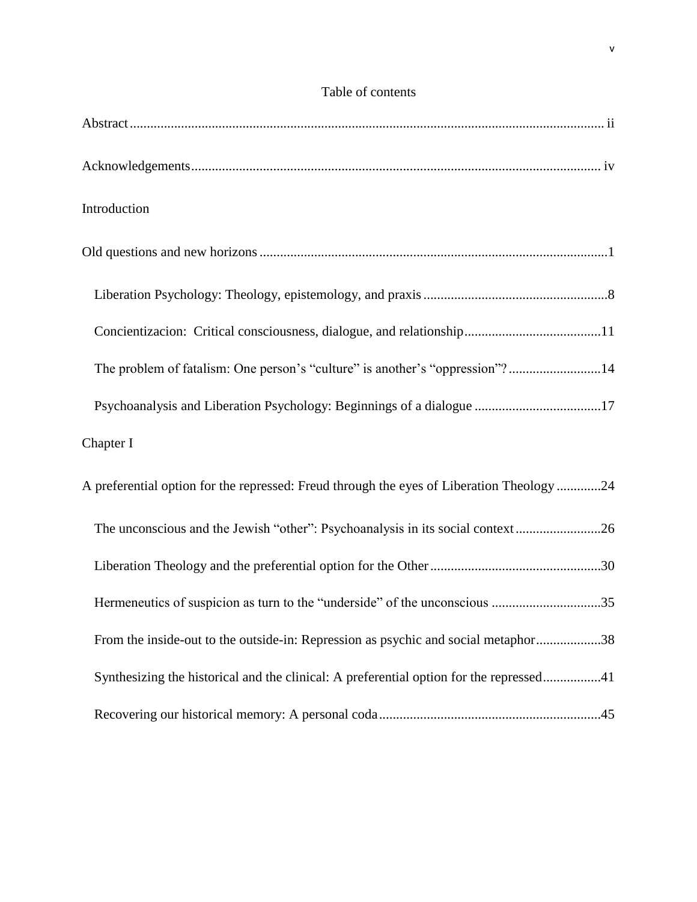# Table of contents

Abstract ........................................................................................................................................ ii

Acknowledgements ....................................................................................................................... iv

Introduction

Old questions and new horizons .....................................................................................................1

- Liberation Psychology: Theology, epistemology, and praxis .....................................................8
- Concientizacion: Critical consciousness, dialogue, and relationship........................................11
- The problem of fatalism: One person's "culture" is another's "oppression"? ...........................14
- Psychoanalysis and Liberation Psychology: Beginnings of a dialogue .....................................17

Chapter I

A preferential option for the repressed: Freud through the eyes of Liberation Theology .............24

- The unconscious and the Jewish "other": Psychoanalysis in its social context .........................26
- Liberation Theology and the preferential option for the Other .................................................30
- Hermeneutics of suspicion as turn to the "underside" of the unconscious ................................35
- From the inside-out to the outside-in: Repression as psychic and social metaphor ...................38
- Synthesizing the historical and the clinical: A preferential option for the repressed ................41
- Recovering our historical memory: A personal coda ................................................................45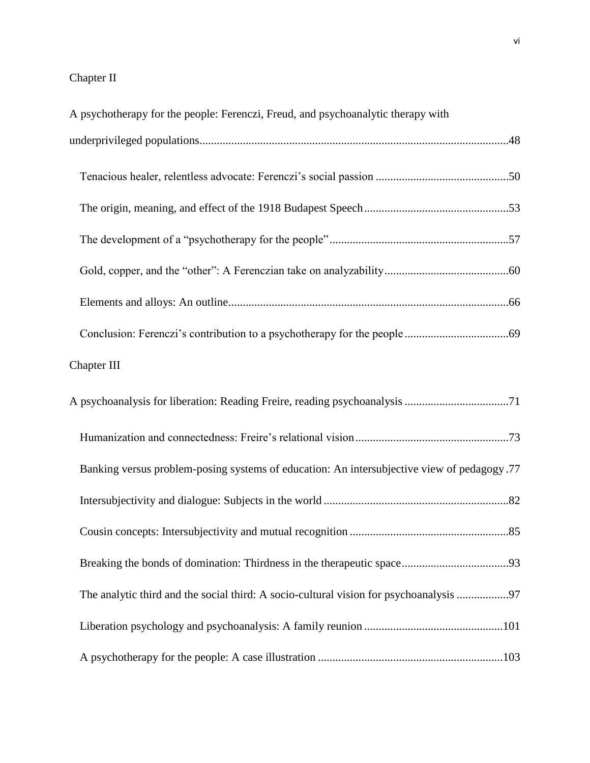Chapter II

A psychotherapy for the people: Ferenczi, Freud, and psychoanalytic therapy with underprivileged populations.........................................................................................................48

Tenacious healer, relentless advocate: Ferenczi's social passion .............................................50

The origin, meaning, and effect of the 1918 Budapest Speech.................................................53

The development of a "psychotherapy for the people".............................................................57

Gold, copper, and the "other": A Ferenczian take on analyzability...........................................60

Elements and alloys: An outline................................................................................................66

Conclusion: Ferenczi's contribution to a psychotherapy for the people....................................69

Chapter III

A psychoanalysis for liberation: Reading Freire, reading psychoanalysis ....................................71

Humanization and connectedness: Freire's relational vision....................................................73

Banking versus problem-posing systems of education: An intersubjective view of pedagogy .77

Intersubjectivity and dialogue: Subjects in the world ...............................................................82

Cousin concepts: Intersubjectivity and mutual recognition ......................................................85

Breaking the bonds of domination: Thirdness in the therapeutic space....................................93

The analytic third and the social third: A socio-cultural vision for psychoanalysis .................97

Liberation psychology and psychoanalysis: A family reunion ................................................101

A psychotherapy for the people: A case illustration ...............................................................103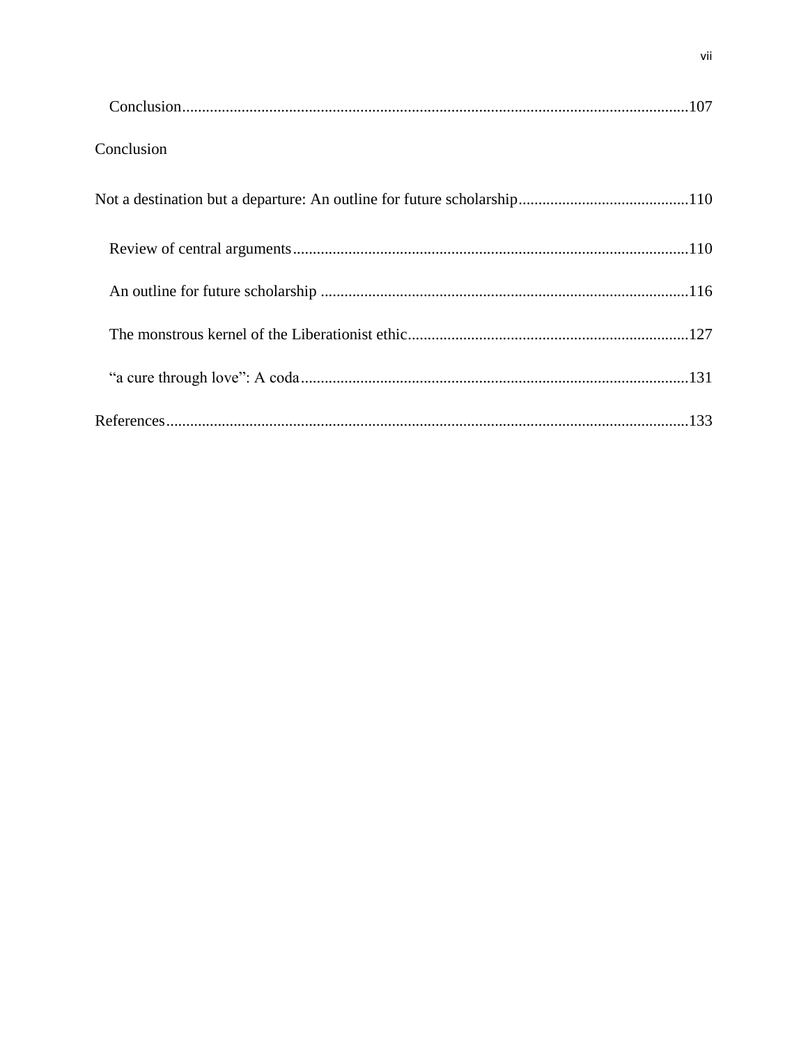Conclusion.....107

Conclusion

Not a destination but a departure: An outline for future scholarship.....110

Review of central arguments.....110

An outline for future scholarship.....116

The monstrous kernel of the Liberationist ethic.....127

“a cure through love”: A coda.....131

References.....133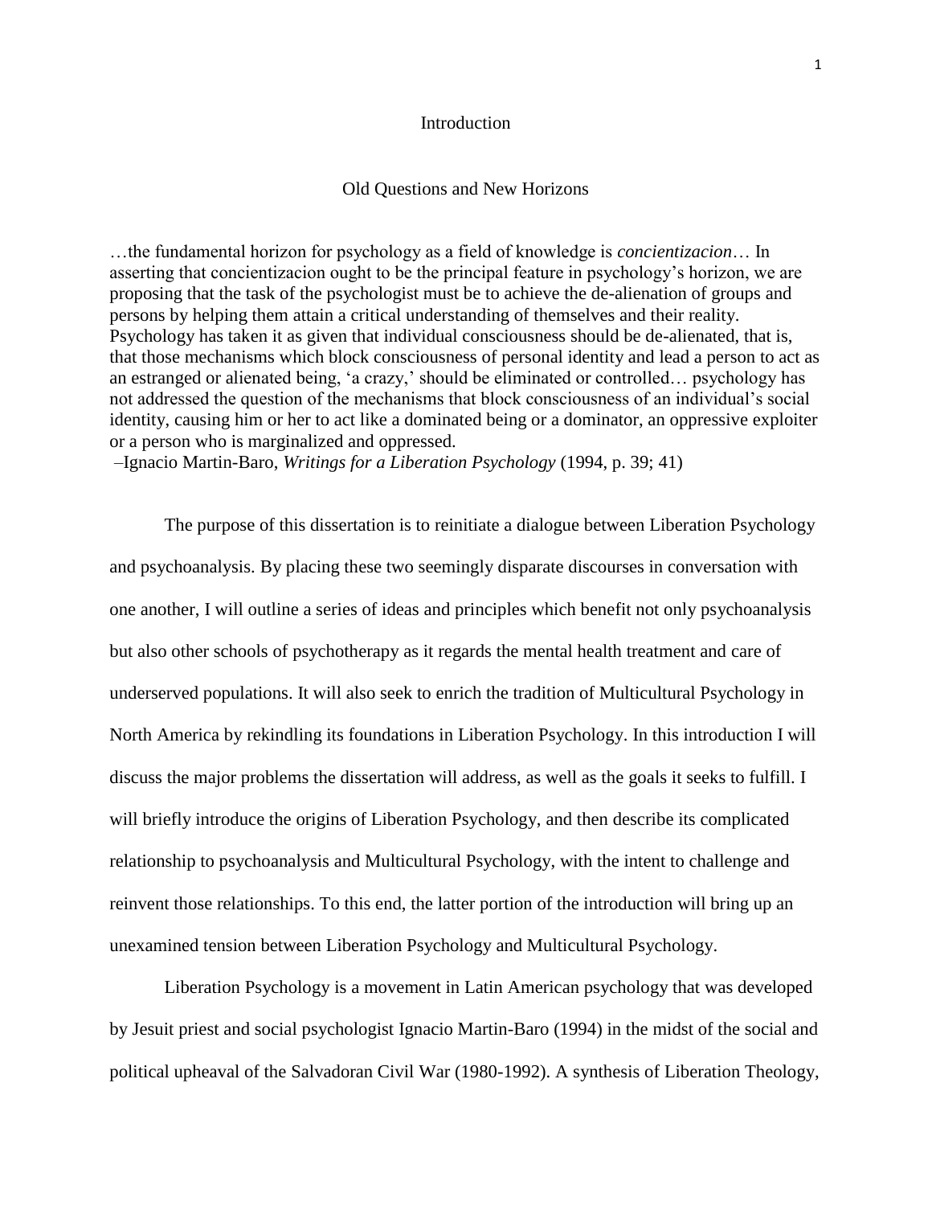# Introduction

## Old Questions and New Horizons

…the fundamental horizon for psychology as a field of knowledge is *concientizacion*… In asserting that concientizacion ought to be the principal feature in psychology's horizon, we are proposing that the task of the psychologist must be to achieve the de-alienation of groups and persons by helping them attain a critical understanding of themselves and their reality. Psychology has taken it as given that individual consciousness should be de-alienated, that is, that those mechanisms which block consciousness of personal identity and lead a person to act as an estranged or alienated being, 'a crazy,' should be eliminated or controlled… psychology has not addressed the question of the mechanisms that block consciousness of an individual's social identity, causing him or her to act like a dominated being or a dominator, an oppressive exploiter or a person who is marginalized and oppressed.
–Ignacio Martin-Baro, *Writings for a Liberation Psychology* (1994, p. 39; 41)

The purpose of this dissertation is to reinitiate a dialogue between Liberation Psychology and psychoanalysis. By placing these two seemingly disparate discourses in conversation with one another, I will outline a series of ideas and principles which benefit not only psychoanalysis but also other schools of psychotherapy as it regards the mental health treatment and care of underserved populations. It will also seek to enrich the tradition of Multicultural Psychology in North America by rekindling its foundations in Liberation Psychology. In this introduction I will discuss the major problems the dissertation will address, as well as the goals it seeks to fulfill. I will briefly introduce the origins of Liberation Psychology, and then describe its complicated relationship to psychoanalysis and Multicultural Psychology, with the intent to challenge and reinvent those relationships. To this end, the latter portion of the introduction will bring up an unexamined tension between Liberation Psychology and Multicultural Psychology.

Liberation Psychology is a movement in Latin American psychology that was developed by Jesuit priest and social psychologist Ignacio Martin-Baro (1994) in the midst of the social and political upheaval of the Salvadoran Civil War (1980-1992). A synthesis of Liberation Theology,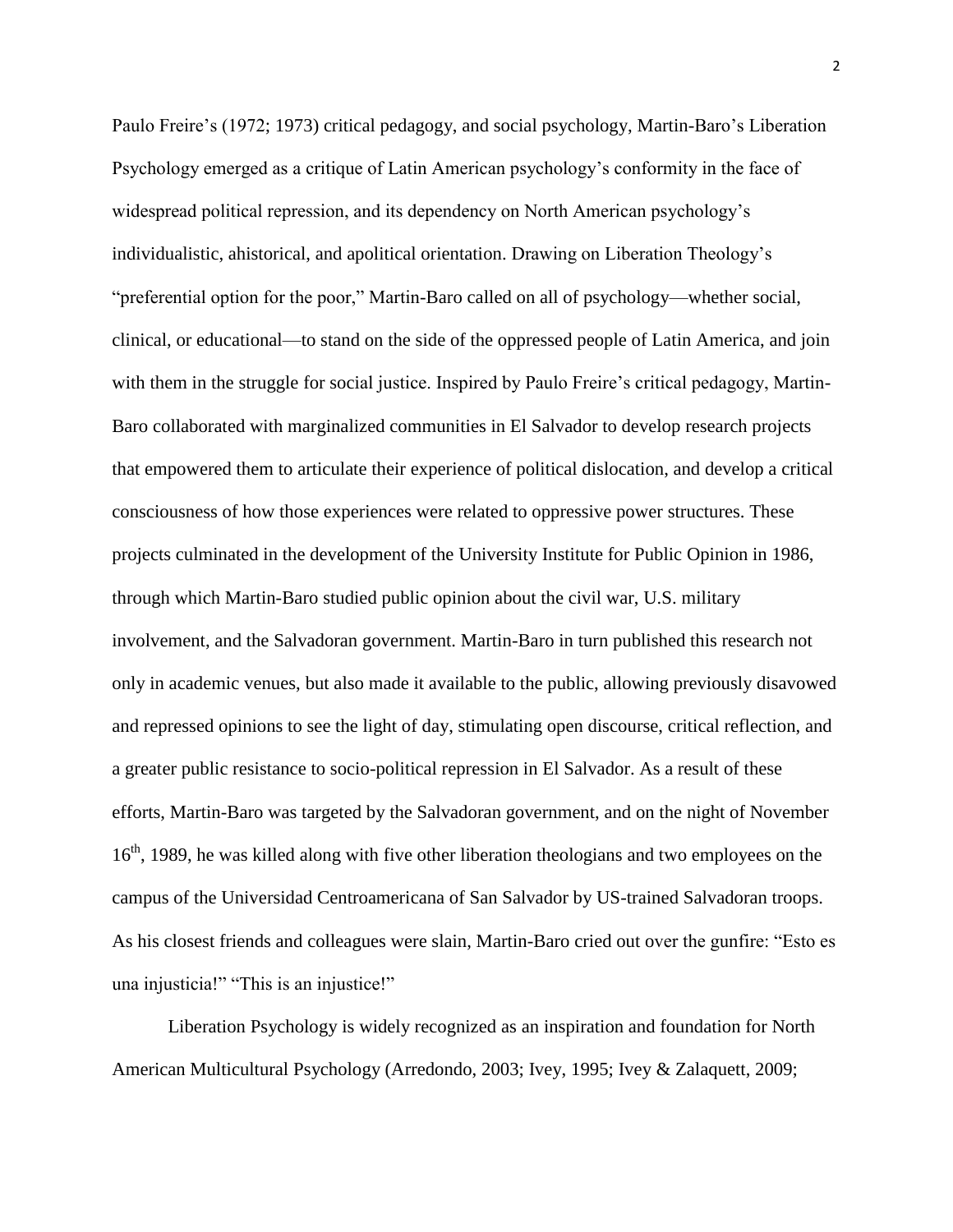Paulo Freire's (1972; 1973) critical pedagogy, and social psychology, Martin-Baro's Liberation Psychology emerged as a critique of Latin American psychology's conformity in the face of widespread political repression, and its dependency on North American psychology's individualistic, ahistorical, and apolitical orientation. Drawing on Liberation Theology's "preferential option for the poor," Martin-Baro called on all of psychology—whether social, clinical, or educational—to stand on the side of the oppressed people of Latin America, and join with them in the struggle for social justice. Inspired by Paulo Freire's critical pedagogy, Martin-Baro collaborated with marginalized communities in El Salvador to develop research projects that empowered them to articulate their experience of political dislocation, and develop a critical consciousness of how those experiences were related to oppressive power structures. These projects culminated in the development of the University Institute for Public Opinion in 1986, through which Martin-Baro studied public opinion about the civil war, U.S. military involvement, and the Salvadoran government. Martin-Baro in turn published this research not only in academic venues, but also made it available to the public, allowing previously disavowed and repressed opinions to see the light of day, stimulating open discourse, critical reflection, and a greater public resistance to socio-political repression in El Salvador. As a result of these efforts, Martin-Baro was targeted by the Salvadoran government, and on the night of November 16th, 1989, he was killed along with five other liberation theologians and two employees on the campus of the Universidad Centroamericana of San Salvador by US-trained Salvadoran troops. As his closest friends and colleagues were slain, Martin-Baro cried out over the gunfire: "Esto es una injusticia!" "This is an injustice!"

Liberation Psychology is widely recognized as an inspiration and foundation for North American Multicultural Psychology (Arredondo, 2003; Ivey, 1995; Ivey & Zalaquett, 2009;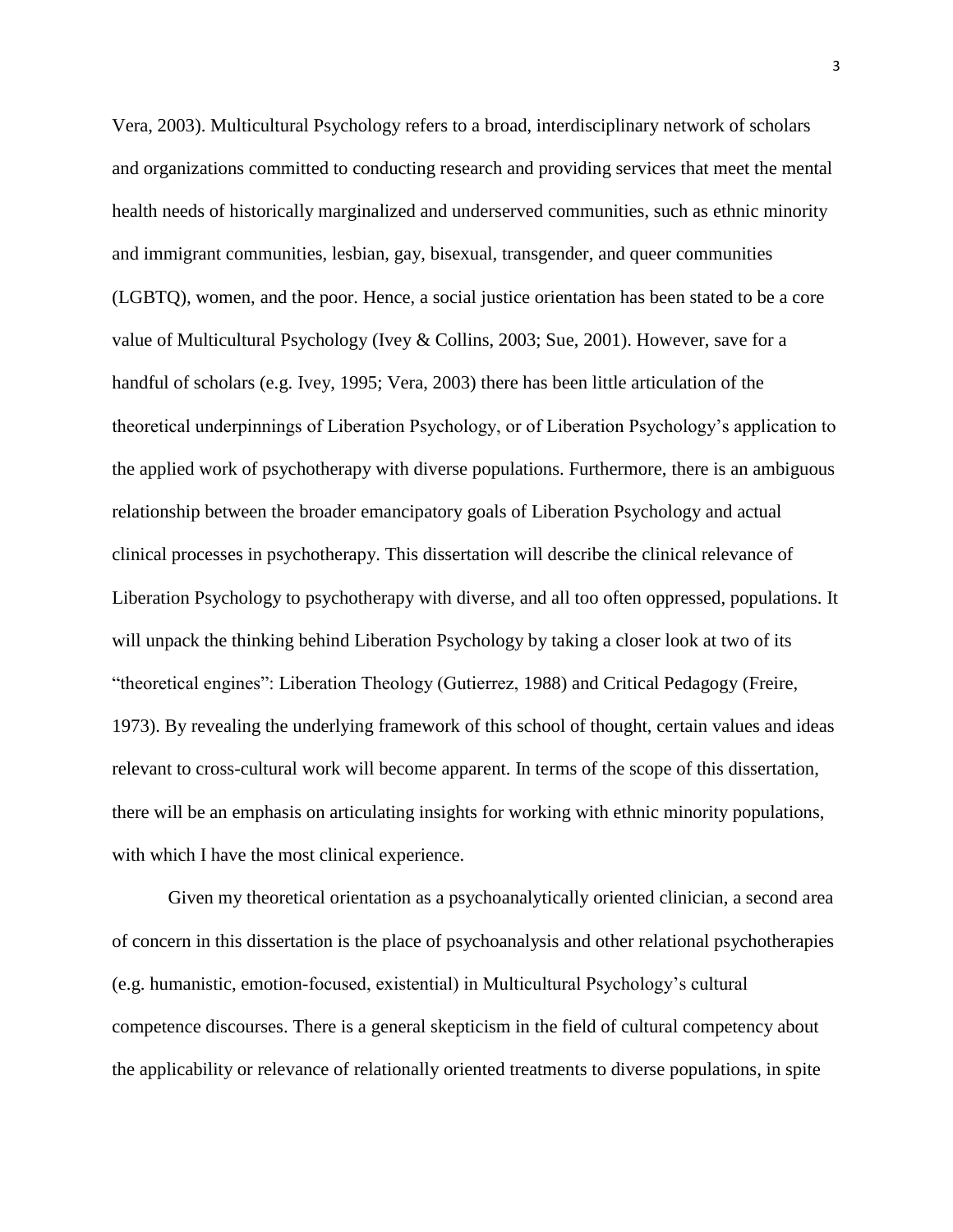Vera, 2003). Multicultural Psychology refers to a broad, interdisciplinary network of scholars and organizations committed to conducting research and providing services that meet the mental health needs of historically marginalized and underserved communities, such as ethnic minority and immigrant communities, lesbian, gay, bisexual, transgender, and queer communities (LGBTQ), women, and the poor. Hence, a social justice orientation has been stated to be a core value of Multicultural Psychology (Ivey & Collins, 2003; Sue, 2001). However, save for a handful of scholars (e.g. Ivey, 1995; Vera, 2003) there has been little articulation of the theoretical underpinnings of Liberation Psychology, or of Liberation Psychology's application to the applied work of psychotherapy with diverse populations. Furthermore, there is an ambiguous relationship between the broader emancipatory goals of Liberation Psychology and actual clinical processes in psychotherapy. This dissertation will describe the clinical relevance of Liberation Psychology to psychotherapy with diverse, and all too often oppressed, populations. It will unpack the thinking behind Liberation Psychology by taking a closer look at two of its "theoretical engines": Liberation Theology (Gutierrez, 1988) and Critical Pedagogy (Freire, 1973). By revealing the underlying framework of this school of thought, certain values and ideas relevant to cross-cultural work will become apparent. In terms of the scope of this dissertation, there will be an emphasis on articulating insights for working with ethnic minority populations, with which I have the most clinical experience.

Given my theoretical orientation as a psychoanalytically oriented clinician, a second area of concern in this dissertation is the place of psychoanalysis and other relational psychotherapies (e.g. humanistic, emotion-focused, existential) in Multicultural Psychology's cultural competence discourses. There is a general skepticism in the field of cultural competency about the applicability or relevance of relationally oriented treatments to diverse populations, in spite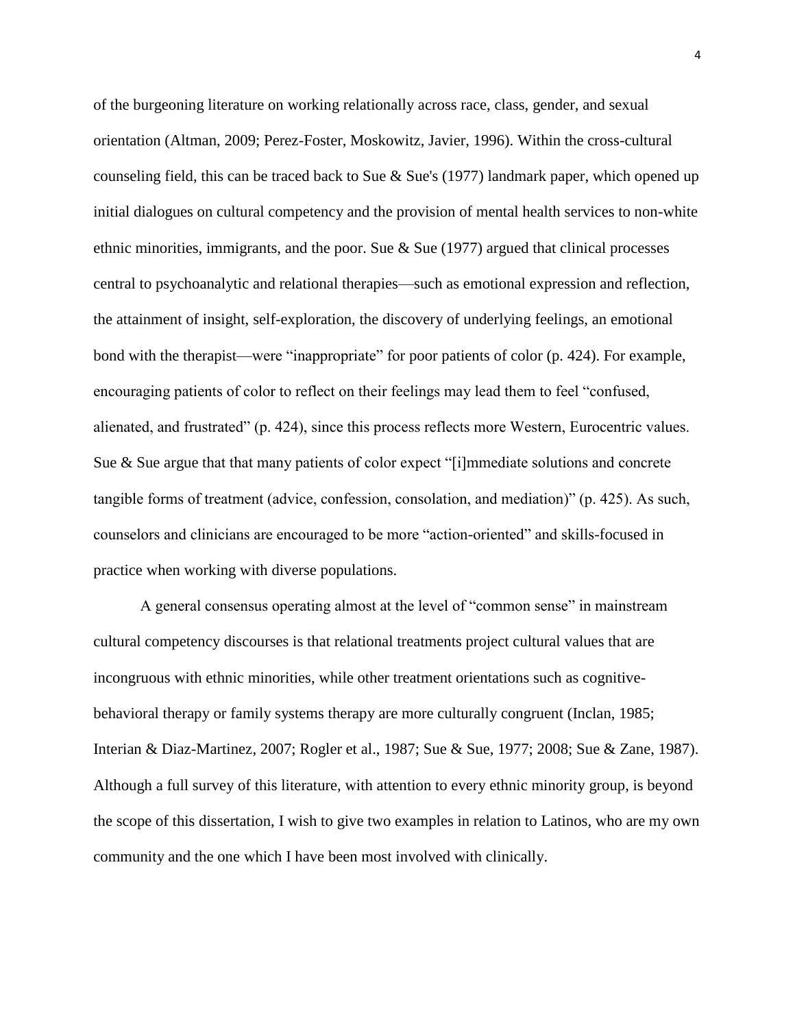of the burgeoning literature on working relationally across race, class, gender, and sexual orientation (Altman, 2009; Perez-Foster, Moskowitz, Javier, 1996). Within the cross-cultural counseling field, this can be traced back to Sue & Sue's (1977) landmark paper, which opened up initial dialogues on cultural competency and the provision of mental health services to non-white ethnic minorities, immigrants, and the poor. Sue & Sue (1977) argued that clinical processes central to psychoanalytic and relational therapies—such as emotional expression and reflection, the attainment of insight, self-exploration, the discovery of underlying feelings, an emotional bond with the therapist—were "inappropriate" for poor patients of color (p. 424). For example, encouraging patients of color to reflect on their feelings may lead them to feel "confused, alienated, and frustrated" (p. 424), since this process reflects more Western, Eurocentric values. Sue & Sue argue that that many patients of color expect "[i]mmediate solutions and concrete tangible forms of treatment (advice, confession, consolation, and mediation)" (p. 425). As such, counselors and clinicians are encouraged to be more "action-oriented" and skills-focused in practice when working with diverse populations.

A general consensus operating almost at the level of "common sense" in mainstream cultural competency discourses is that relational treatments project cultural values that are incongruous with ethnic minorities, while other treatment orientations such as cognitive-behavioral therapy or family systems therapy are more culturally congruent (Inclan, 1985; Interian & Diaz-Martinez, 2007; Rogler et al., 1987; Sue & Sue, 1977; 2008; Sue & Zane, 1987). Although a full survey of this literature, with attention to every ethnic minority group, is beyond the scope of this dissertation, I wish to give two examples in relation to Latinos, who are my own community and the one which I have been most involved with clinically.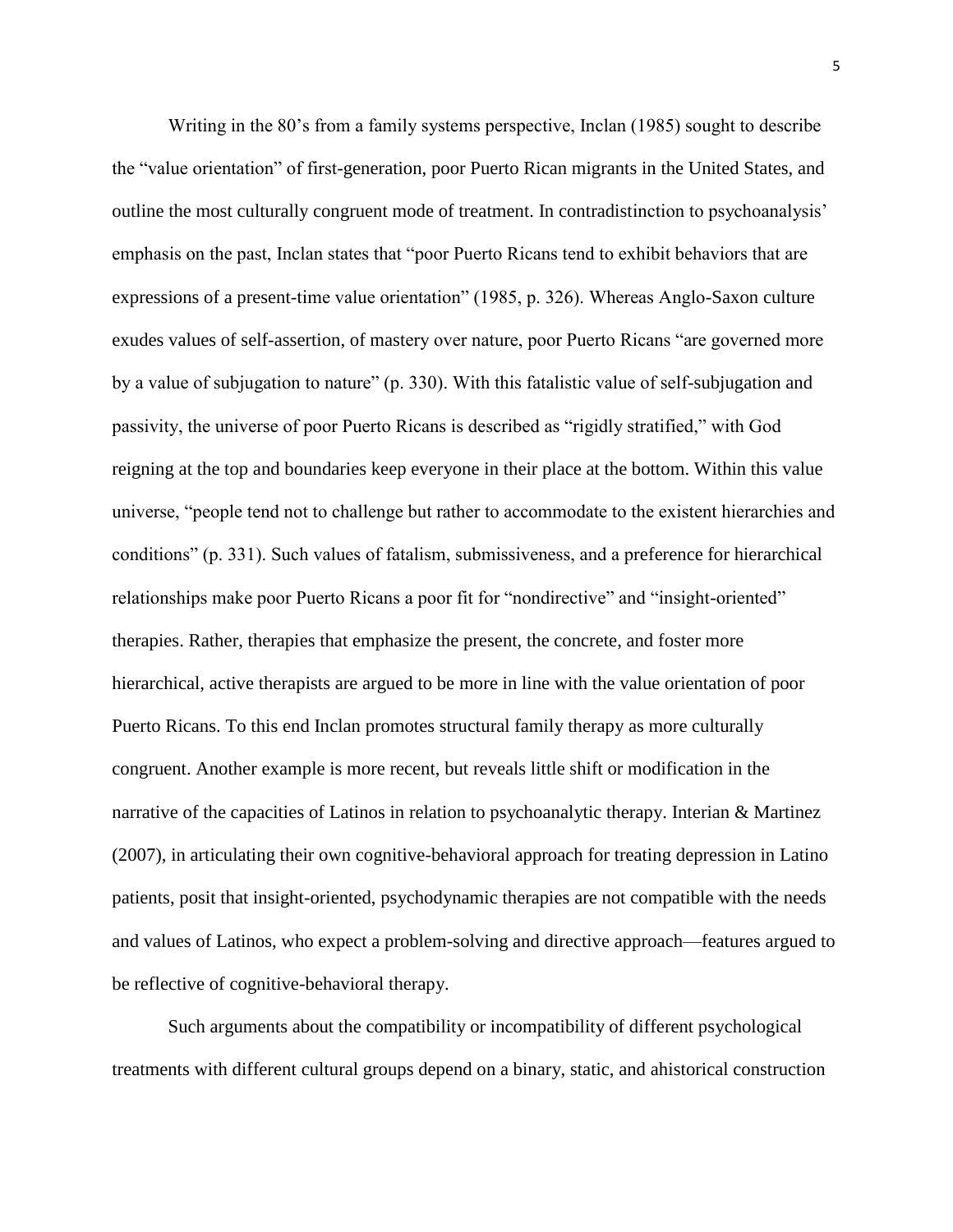Writing in the 80's from a family systems perspective, Inclan (1985) sought to describe the "value orientation" of first-generation, poor Puerto Rican migrants in the United States, and outline the most culturally congruent mode of treatment. In contradistinction to psychoanalysis' emphasis on the past, Inclan states that "poor Puerto Ricans tend to exhibit behaviors that are expressions of a present-time value orientation" (1985, p. 326). Whereas Anglo-Saxon culture exudes values of self-assertion, of mastery over nature, poor Puerto Ricans "are governed more by a value of subjugation to nature" (p. 330). With this fatalistic value of self-subjugation and passivity, the universe of poor Puerto Ricans is described as "rigidly stratified," with God reigning at the top and boundaries keep everyone in their place at the bottom. Within this value universe, "people tend not to challenge but rather to accommodate to the existent hierarchies and conditions" (p. 331). Such values of fatalism, submissiveness, and a preference for hierarchical relationships make poor Puerto Ricans a poor fit for "nondirective" and "insight-oriented" therapies. Rather, therapies that emphasize the present, the concrete, and foster more hierarchical, active therapists are argued to be more in line with the value orientation of poor Puerto Ricans. To this end Inclan promotes structural family therapy as more culturally congruent. Another example is more recent, but reveals little shift or modification in the narrative of the capacities of Latinos in relation to psychoanalytic therapy. Interian & Martinez (2007), in articulating their own cognitive-behavioral approach for treating depression in Latino patients, posit that insight-oriented, psychodynamic therapies are not compatible with the needs and values of Latinos, who expect a problem-solving and directive approach—features argued to be reflective of cognitive-behavioral therapy.

Such arguments about the compatibility or incompatibility of different psychological treatments with different cultural groups depend on a binary, static, and ahistorical construction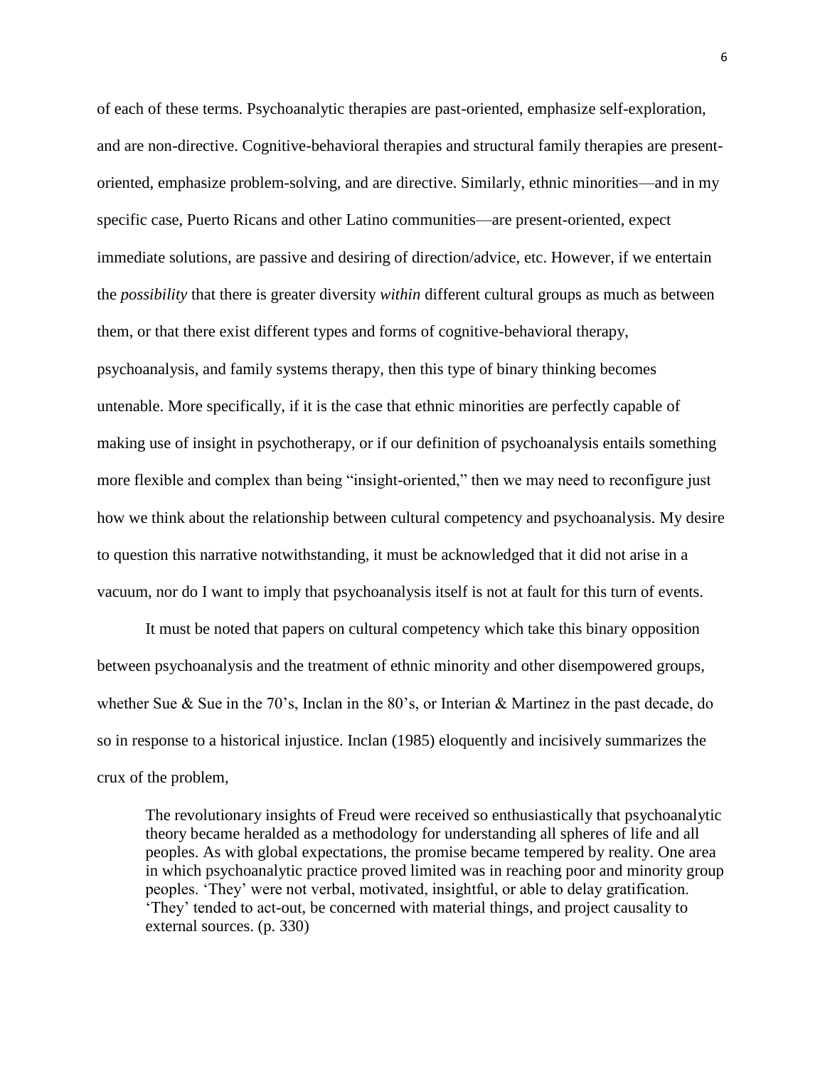of each of these terms. Psychoanalytic therapies are past-oriented, emphasize self-exploration, and are non-directive. Cognitive-behavioral therapies and structural family therapies are present-oriented, emphasize problem-solving, and are directive. Similarly, ethnic minorities—and in my specific case, Puerto Ricans and other Latino communities—are present-oriented, expect immediate solutions, are passive and desiring of direction/advice, etc. However, if we entertain the *possibility* that there is greater diversity *within* different cultural groups as much as between them, or that there exist different types and forms of cognitive-behavioral therapy, psychoanalysis, and family systems therapy, then this type of binary thinking becomes untenable. More specifically, if it is the case that ethnic minorities are perfectly capable of making use of insight in psychotherapy, or if our definition of psychoanalysis entails something more flexible and complex than being "insight-oriented," then we may need to reconfigure just how we think about the relationship between cultural competency and psychoanalysis. My desire to question this narrative notwithstanding, it must be acknowledged that it did not arise in a vacuum, nor do I want to imply that psychoanalysis itself is not at fault for this turn of events.

It must be noted that papers on cultural competency which take this binary opposition between psychoanalysis and the treatment of ethnic minority and other disempowered groups, whether Sue & Sue in the 70's, Inclan in the 80's, or Interian & Martinez in the past decade, do so in response to a historical injustice. Inclan (1985) eloquently and incisively summarizes the crux of the problem,

> The revolutionary insights of Freud were received so enthusiastically that psychoanalytic theory became heralded as a methodology for understanding all spheres of life and all peoples. As with global expectations, the promise became tempered by reality. One area in which psychoanalytic practice proved limited was in reaching poor and minority group peoples. 'They' were not verbal, motivated, insightful, or able to delay gratification. 'They' tended to act-out, be concerned with material things, and project causality to external sources. (p. 330)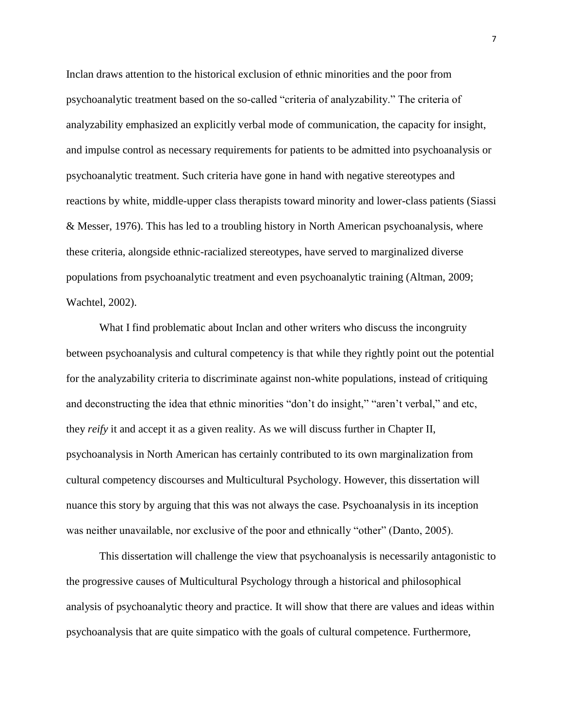Inclan draws attention to the historical exclusion of ethnic minorities and the poor from psychoanalytic treatment based on the so-called "criteria of analyzability." The criteria of analyzability emphasized an explicitly verbal mode of communication, the capacity for insight, and impulse control as necessary requirements for patients to be admitted into psychoanalysis or psychoanalytic treatment. Such criteria have gone in hand with negative stereotypes and reactions by white, middle-upper class therapists toward minority and lower-class patients (Siassi & Messer, 1976). This has led to a troubling history in North American psychoanalysis, where these criteria, alongside ethnic-racialized stereotypes, have served to marginalized diverse populations from psychoanalytic treatment and even psychoanalytic training (Altman, 2009; Wachtel, 2002).

What I find problematic about Inclan and other writers who discuss the incongruity between psychoanalysis and cultural competency is that while they rightly point out the potential for the analyzability criteria to discriminate against non-white populations, instead of critiquing and deconstructing the idea that ethnic minorities "don't do insight," "aren't verbal," and etc, they *reify* it and accept it as a given reality. As we will discuss further in Chapter II, psychoanalysis in North American has certainly contributed to its own marginalization from cultural competency discourses and Multicultural Psychology. However, this dissertation will nuance this story by arguing that this was not always the case. Psychoanalysis in its inception was neither unavailable, nor exclusive of the poor and ethnically "other" (Danto, 2005).

This dissertation will challenge the view that psychoanalysis is necessarily antagonistic to the progressive causes of Multicultural Psychology through a historical and philosophical analysis of psychoanalytic theory and practice. It will show that there are values and ideas within psychoanalysis that are quite simpatico with the goals of cultural competence. Furthermore,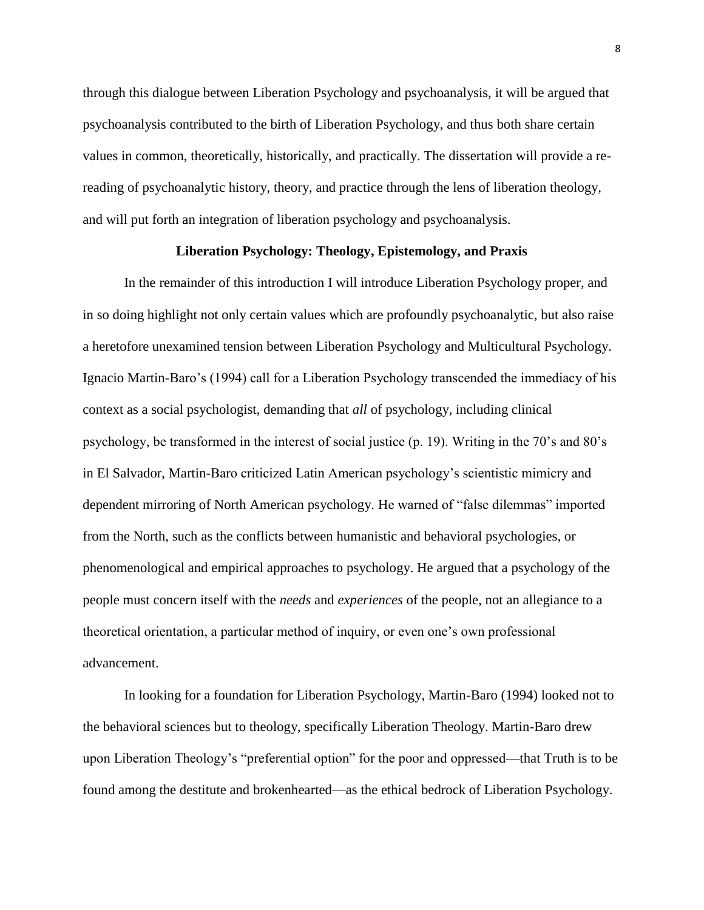through this dialogue between Liberation Psychology and psychoanalysis, it will be argued that psychoanalysis contributed to the birth of Liberation Psychology, and thus both share certain values in common, theoretically, historically, and practically. The dissertation will provide a re-reading of psychoanalytic history, theory, and practice through the lens of liberation theology, and will put forth an integration of liberation psychology and psychoanalysis.

## Liberation Psychology: Theology, Epistemology, and Praxis

In the remainder of this introduction I will introduce Liberation Psychology proper, and in so doing highlight not only certain values which are profoundly psychoanalytic, but also raise a heretofore unexamined tension between Liberation Psychology and Multicultural Psychology. Ignacio Martin-Baro's (1994) call for a Liberation Psychology transcended the immediacy of his context as a social psychologist, demanding that *all* of psychology, including clinical psychology, be transformed in the interest of social justice (p. 19). Writing in the 70's and 80's in El Salvador, Martin-Baro criticized Latin American psychology's scientistic mimicry and dependent mirroring of North American psychology. He warned of "false dilemmas" imported from the North, such as the conflicts between humanistic and behavioral psychologies, or phenomenological and empirical approaches to psychology. He argued that a psychology of the people must concern itself with the *needs* and *experiences* of the people, not an allegiance to a theoretical orientation, a particular method of inquiry, or even one's own professional advancement.

In looking for a foundation for Liberation Psychology, Martin-Baro (1994) looked not to the behavioral sciences but to theology, specifically Liberation Theology. Martin-Baro drew upon Liberation Theology's "preferential option" for the poor and oppressed—that Truth is to be found among the destitute and brokenhearted—as the ethical bedrock of Liberation Psychology.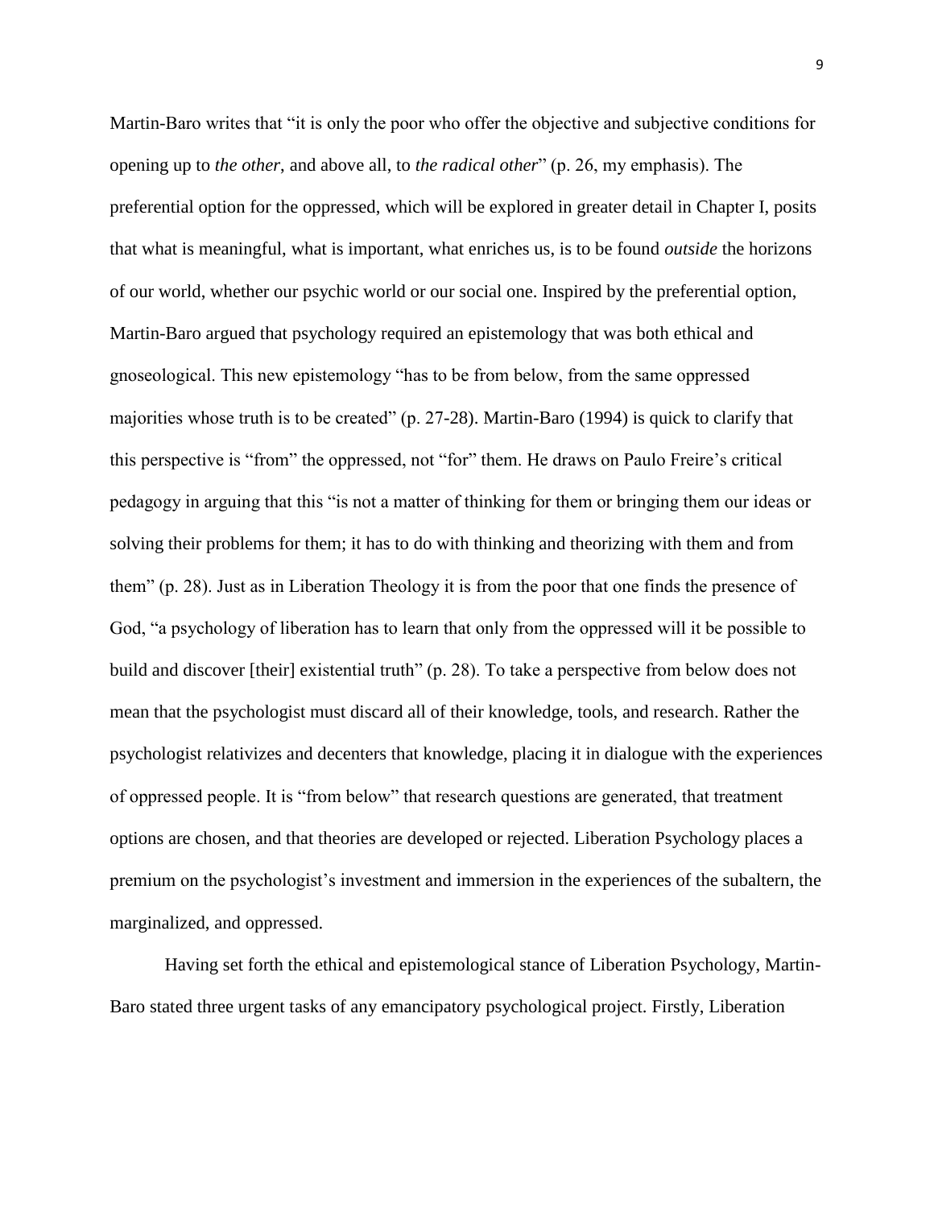Martin-Baro writes that "it is only the poor who offer the objective and subjective conditions for opening up to *the other*, and above all, to *the radical other*" (p. 26, my emphasis). The preferential option for the oppressed, which will be explored in greater detail in Chapter I, posits that what is meaningful, what is important, what enriches us, is to be found *outside* the horizons of our world, whether our psychic world or our social one. Inspired by the preferential option, Martin-Baro argued that psychology required an epistemology that was both ethical and gnoseological. This new epistemology "has to be from below, from the same oppressed majorities whose truth is to be created" (p. 27-28). Martin-Baro (1994) is quick to clarify that this perspective is "from" the oppressed, not "for" them. He draws on Paulo Freire's critical pedagogy in arguing that this "is not a matter of thinking for them or bringing them our ideas or solving their problems for them; it has to do with thinking and theorizing with them and from them" (p. 28). Just as in Liberation Theology it is from the poor that one finds the presence of God, "a psychology of liberation has to learn that only from the oppressed will it be possible to build and discover [their] existential truth" (p. 28). To take a perspective from below does not mean that the psychologist must discard all of their knowledge, tools, and research. Rather the psychologist relativizes and decenters that knowledge, placing it in dialogue with the experiences of oppressed people. It is "from below" that research questions are generated, that treatment options are chosen, and that theories are developed or rejected. Liberation Psychology places a premium on the psychologist's investment and immersion in the experiences of the subaltern, the marginalized, and oppressed.

Having set forth the ethical and epistemological stance of Liberation Psychology, Martin-Baro stated three urgent tasks of any emancipatory psychological project. Firstly, Liberation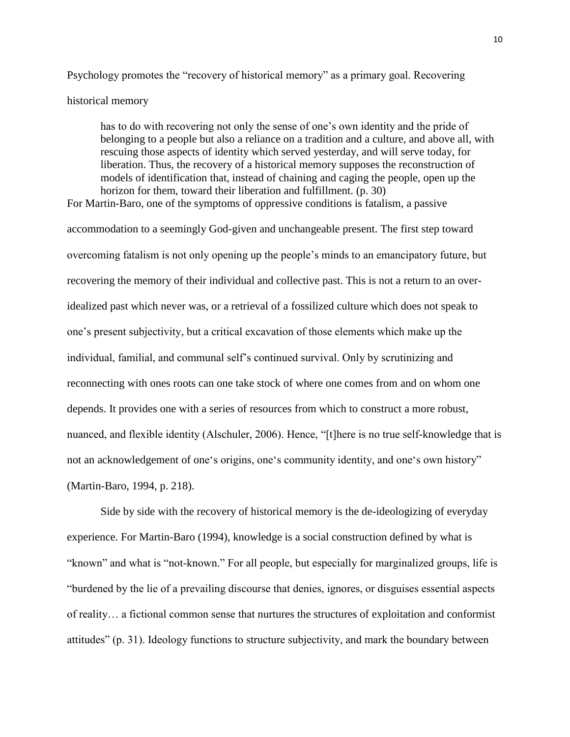Psychology promotes the "recovery of historical memory" as a primary goal. Recovering historical memory

> has to do with recovering not only the sense of one's own identity and the pride of belonging to a people but also a reliance on a tradition and a culture, and above all, with rescuing those aspects of identity which served yesterday, and will serve today, for liberation. Thus, the recovery of a historical memory supposes the reconstruction of models of identification that, instead of chaining and caging the people, open up the horizon for them, toward their liberation and fulfillment. (p. 30)

For Martin-Baro, one of the symptoms of oppressive conditions is fatalism, a passive accommodation to a seemingly God-given and unchangeable present. The first step toward overcoming fatalism is not only opening up the people's minds to an emancipatory future, but recovering the memory of their individual and collective past. This is not a return to an over-idealized past which never was, or a retrieval of a fossilized culture which does not speak to one's present subjectivity, but a critical excavation of those elements which make up the individual, familial, and communal self's continued survival. Only by scrutinizing and reconnecting with ones roots can one take stock of where one comes from and on whom one depends. It provides one with a series of resources from which to construct a more robust, nuanced, and flexible identity (Alschuler, 2006). Hence, "[t]here is no true self-knowledge that is not an acknowledgement of one's origins, one's community identity, and one's own history" (Martin-Baro, 1994, p. 218).

Side by side with the recovery of historical memory is the de-ideologizing of everyday experience. For Martin-Baro (1994), knowledge is a social construction defined by what is "known" and what is "not-known." For all people, but especially for marginalized groups, life is "burdened by the lie of a prevailing discourse that denies, ignores, or disguises essential aspects of reality… a fictional common sense that nurtures the structures of exploitation and conformist attitudes" (p. 31). Ideology functions to structure subjectivity, and mark the boundary between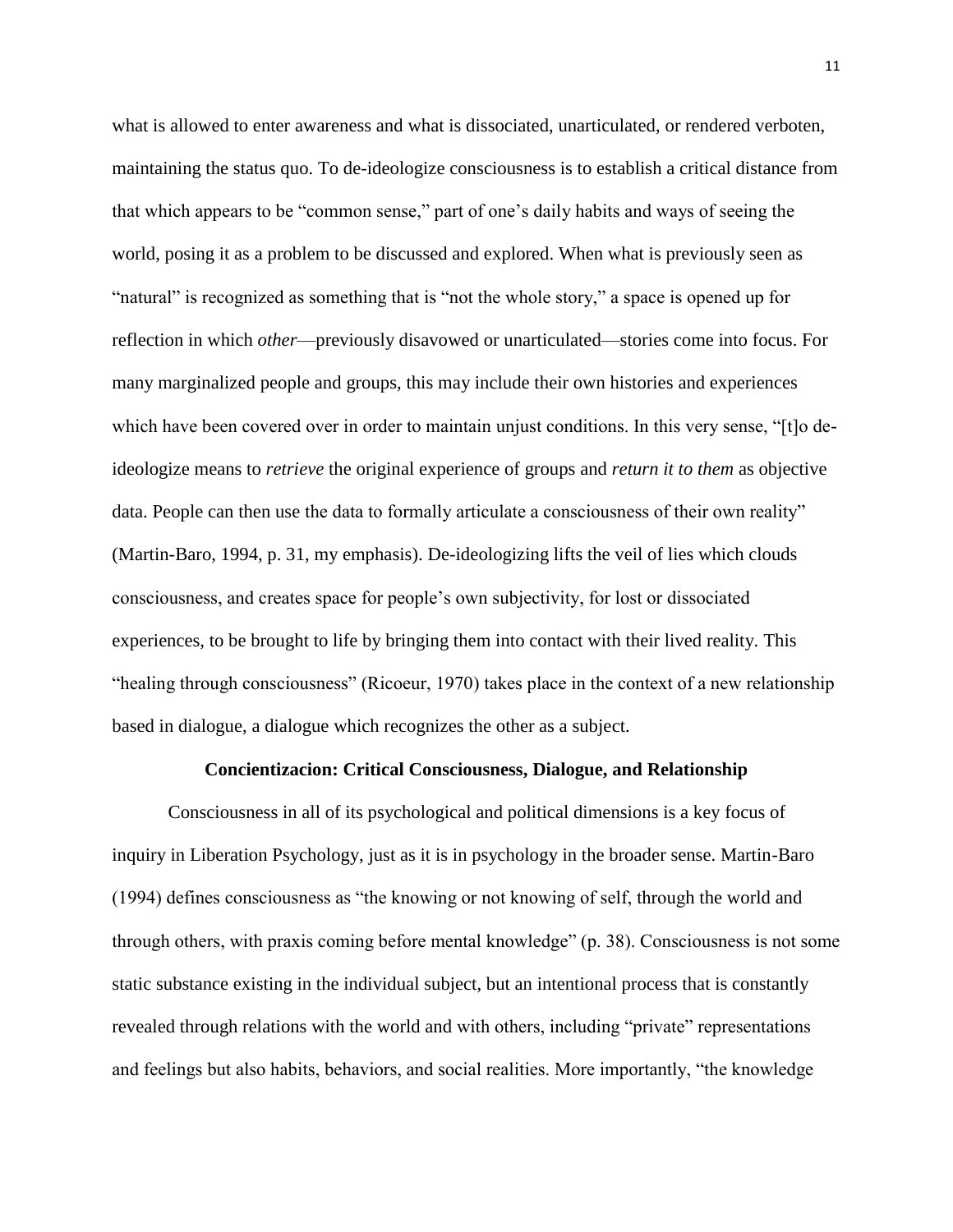what is allowed to enter awareness and what is dissociated, unarticulated, or rendered verboten, maintaining the status quo. To de-ideologize consciousness is to establish a critical distance from that which appears to be "common sense," part of one's daily habits and ways of seeing the world, posing it as a problem to be discussed and explored. When what is previously seen as "natural" is recognized as something that is "not the whole story," a space is opened up for reflection in which *other*—previously disavowed or unarticulated—stories come into focus. For many marginalized people and groups, this may include their own histories and experiences which have been covered over in order to maintain unjust conditions. In this very sense, "[t]o de-ideologize means to *retrieve* the original experience of groups and *return it to them* as objective data. People can then use the data to formally articulate a consciousness of their own reality" (Martin-Baro, 1994, p. 31, my emphasis). De-ideologizing lifts the veil of lies which clouds consciousness, and creates space for people's own subjectivity, for lost or dissociated experiences, to be brought to life by bringing them into contact with their lived reality. This "healing through consciousness" (Ricoeur, 1970) takes place in the context of a new relationship based in dialogue, a dialogue which recognizes the other as a subject.

## Concientizacion: Critical Consciousness, Dialogue, and Relationship

Consciousness in all of its psychological and political dimensions is a key focus of inquiry in Liberation Psychology, just as it is in psychology in the broader sense. Martin-Baro (1994) defines consciousness as "the knowing or not knowing of self, through the world and through others, with praxis coming before mental knowledge" (p. 38). Consciousness is not some static substance existing in the individual subject, but an intentional process that is constantly revealed through relations with the world and with others, including "private" representations and feelings but also habits, behaviors, and social realities. More importantly, "the knowledge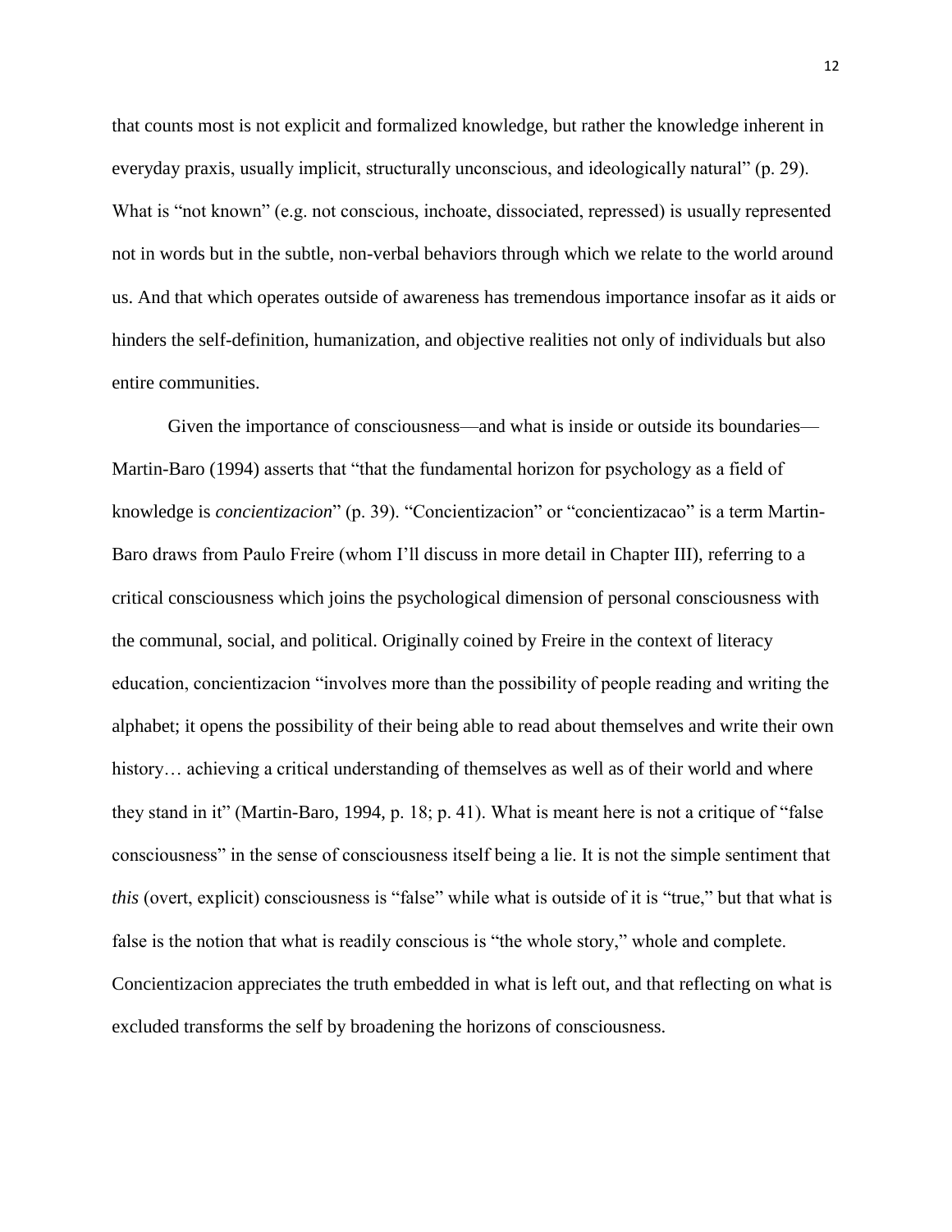that counts most is not explicit and formalized knowledge, but rather the knowledge inherent in everyday praxis, usually implicit, structurally unconscious, and ideologically natural" (p. 29). What is "not known" (e.g. not conscious, inchoate, dissociated, repressed) is usually represented not in words but in the subtle, non-verbal behaviors through which we relate to the world around us. And that which operates outside of awareness has tremendous importance insofar as it aids or hinders the self-definition, humanization, and objective realities not only of individuals but also entire communities.

Given the importance of consciousness—and what is inside or outside its boundaries—Martin-Baro (1994) asserts that "that the fundamental horizon for psychology as a field of knowledge is *concientizacion*" (p. 39). "Concientizacion" or "concientizacao" is a term Martin-Baro draws from Paulo Freire (whom I'll discuss in more detail in Chapter III), referring to a critical consciousness which joins the psychological dimension of personal consciousness with the communal, social, and political. Originally coined by Freire in the context of literacy education, concientizacion "involves more than the possibility of people reading and writing the alphabet; it opens the possibility of their being able to read about themselves and write their own history… achieving a critical understanding of themselves as well as of their world and where they stand in it" (Martin-Baro, 1994, p. 18; p. 41). What is meant here is not a critique of "false consciousness" in the sense of consciousness itself being a lie. It is not the simple sentiment that *this* (overt, explicit) consciousness is "false" while what is outside of it is "true," but that what is false is the notion that what is readily conscious is "the whole story," whole and complete. Concientizacion appreciates the truth embedded in what is left out, and that reflecting on what is excluded transforms the self by broadening the horizons of consciousness.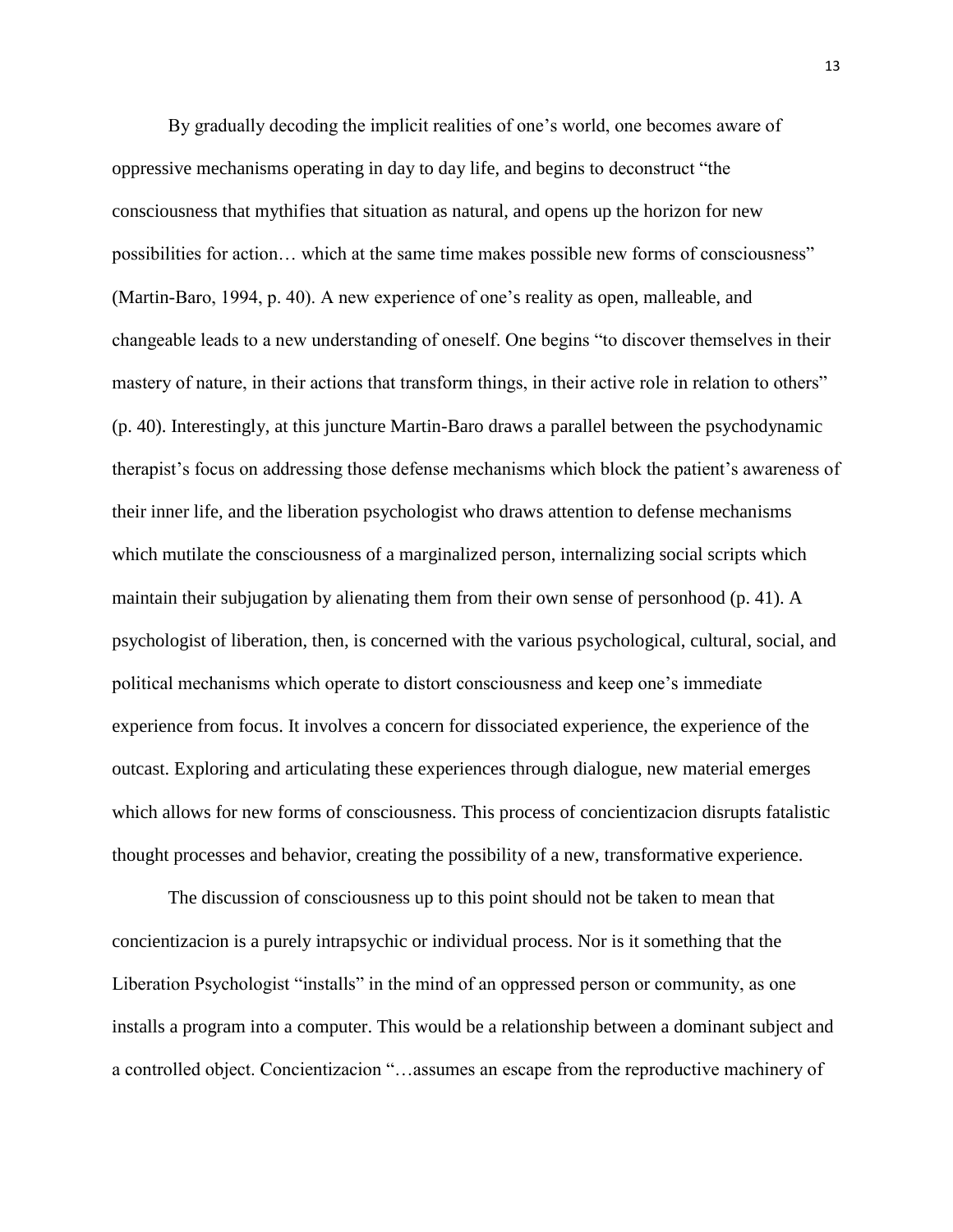By gradually decoding the implicit realities of one's world, one becomes aware of oppressive mechanisms operating in day to day life, and begins to deconstruct "the consciousness that mythifies that situation as natural, and opens up the horizon for new possibilities for action… which at the same time makes possible new forms of consciousness" (Martin-Baro, 1994, p. 40). A new experience of one's reality as open, malleable, and changeable leads to a new understanding of oneself. One begins "to discover themselves in their mastery of nature, in their actions that transform things, in their active role in relation to others" (p. 40). Interestingly, at this juncture Martin-Baro draws a parallel between the psychodynamic therapist's focus on addressing those defense mechanisms which block the patient's awareness of their inner life, and the liberation psychologist who draws attention to defense mechanisms which mutilate the consciousness of a marginalized person, internalizing social scripts which maintain their subjugation by alienating them from their own sense of personhood (p. 41). A psychologist of liberation, then, is concerned with the various psychological, cultural, social, and political mechanisms which operate to distort consciousness and keep one's immediate experience from focus. It involves a concern for dissociated experience, the experience of the outcast. Exploring and articulating these experiences through dialogue, new material emerges which allows for new forms of consciousness. This process of concientizacion disrupts fatalistic thought processes and behavior, creating the possibility of a new, transformative experience.

The discussion of consciousness up to this point should not be taken to mean that concientizacion is a purely intrapsychic or individual process. Nor is it something that the Liberation Psychologist "installs" in the mind of an oppressed person or community, as one installs a program into a computer. This would be a relationship between a dominant subject and a controlled object. Concientizacion "…assumes an escape from the reproductive machinery of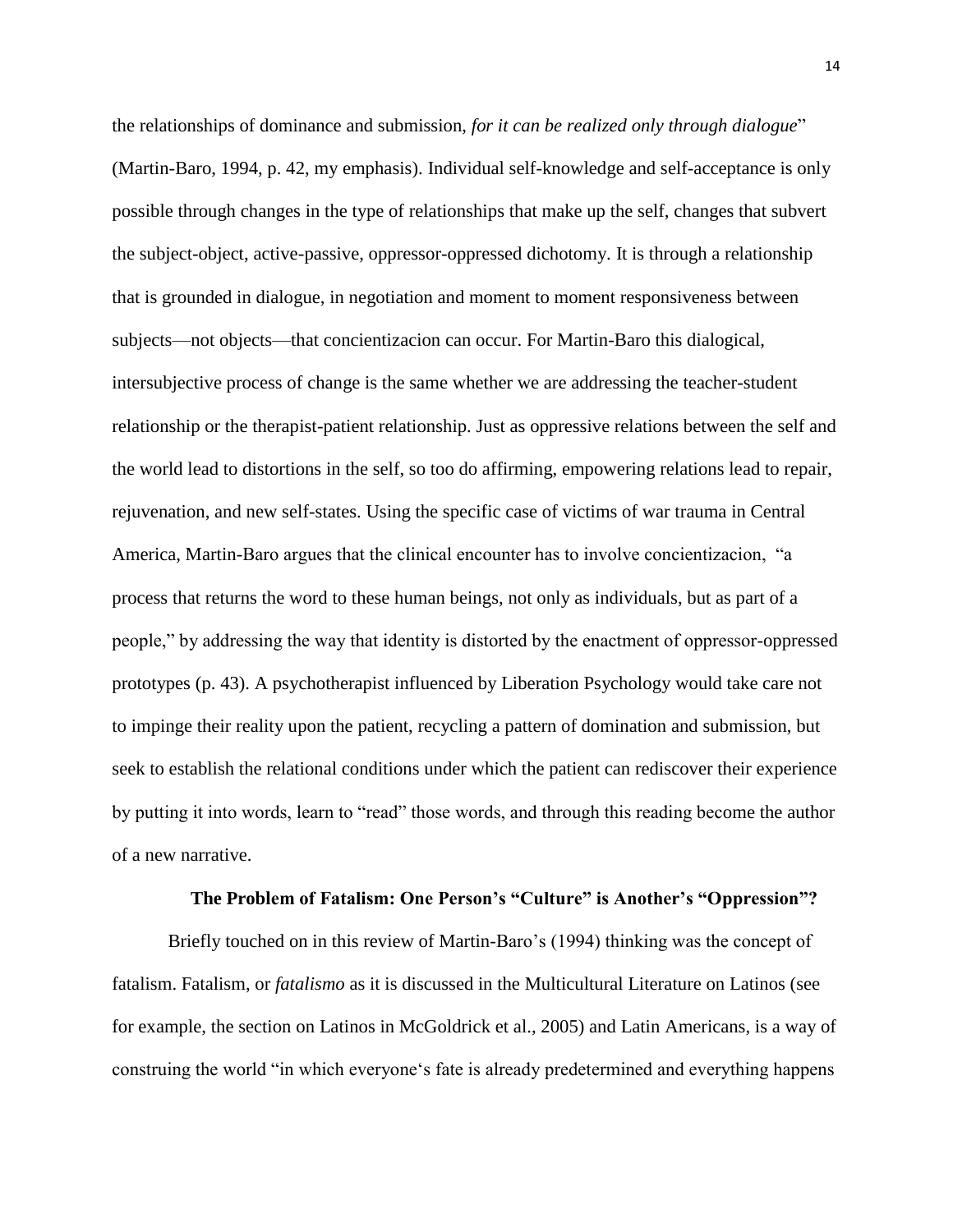the relationships of dominance and submission, *for it can be realized only through dialogue*" (Martin-Baro, 1994, p. 42, my emphasis). Individual self-knowledge and self-acceptance is only possible through changes in the type of relationships that make up the self, changes that subvert the subject-object, active-passive, oppressor-oppressed dichotomy. It is through a relationship that is grounded in dialogue, in negotiation and moment to moment responsiveness between subjects—not objects—that concientizacion can occur. For Martin-Baro this dialogical, intersubjective process of change is the same whether we are addressing the teacher-student relationship or the therapist-patient relationship. Just as oppressive relations between the self and the world lead to distortions in the self, so too do affirming, empowering relations lead to repair, rejuvenation, and new self-states. Using the specific case of victims of war trauma in Central America, Martin-Baro argues that the clinical encounter has to involve concientizacion, "a process that returns the word to these human beings, not only as individuals, but as part of a people," by addressing the way that identity is distorted by the enactment of oppressor-oppressed prototypes (p. 43). A psychotherapist influenced by Liberation Psychology would take care not to impinge their reality upon the patient, recycling a pattern of domination and submission, but seek to establish the relational conditions under which the patient can rediscover their experience by putting it into words, learn to "read" those words, and through this reading become the author of a new narrative.

## The Problem of Fatalism: One Person's "Culture" is Another's "Oppression"?

Briefly touched on in this review of Martin-Baro's (1994) thinking was the concept of fatalism. Fatalism, or *fatalismo* as it is discussed in the Multicultural Literature on Latinos (see for example, the section on Latinos in McGoldrick et al., 2005) and Latin Americans, is a way of construing the world "in which everyone's fate is already predetermined and everything happens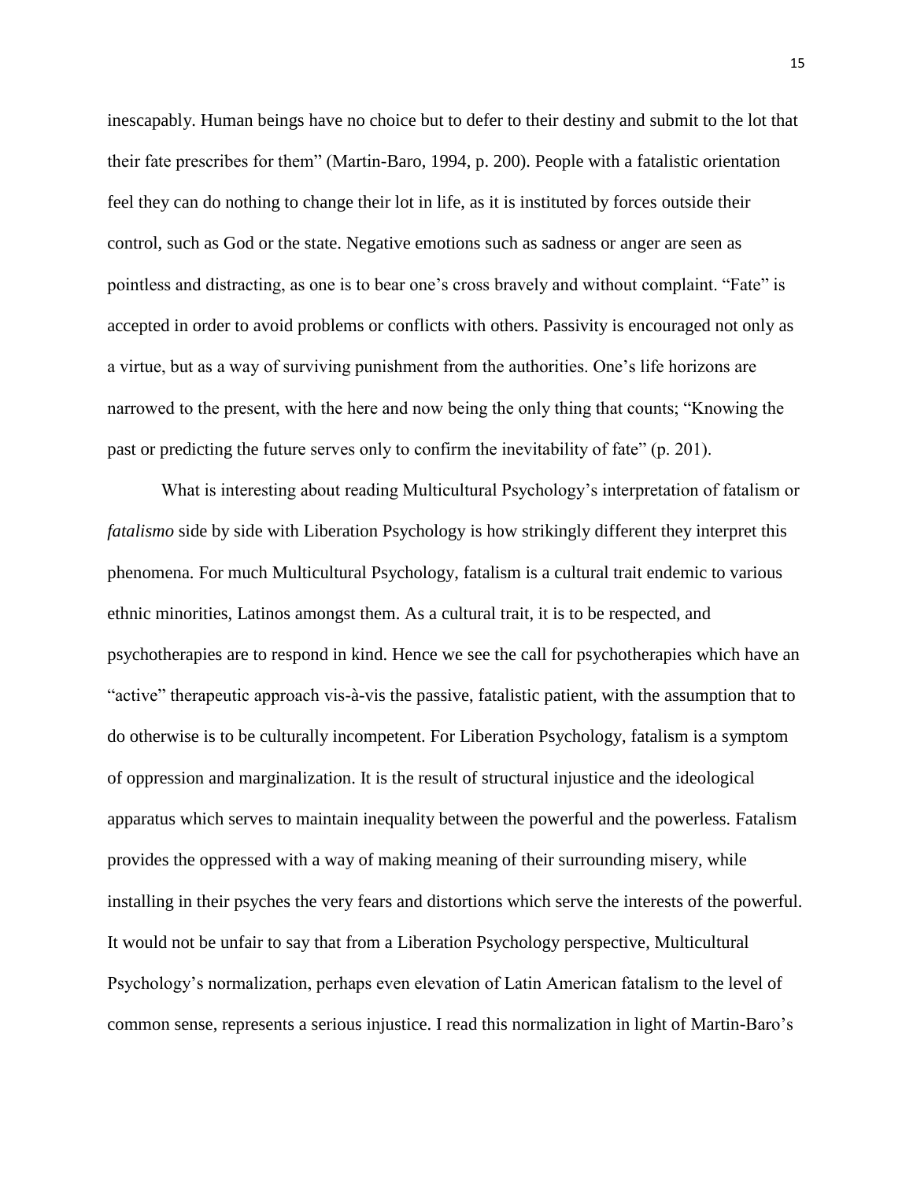inescapably. Human beings have no choice but to defer to their destiny and submit to the lot that their fate prescribes for them" (Martin-Baro, 1994, p. 200). People with a fatalistic orientation feel they can do nothing to change their lot in life, as it is instituted by forces outside their control, such as God or the state. Negative emotions such as sadness or anger are seen as pointless and distracting, as one is to bear one's cross bravely and without complaint. "Fate" is accepted in order to avoid problems or conflicts with others. Passivity is encouraged not only as a virtue, but as a way of surviving punishment from the authorities. One's life horizons are narrowed to the present, with the here and now being the only thing that counts; "Knowing the past or predicting the future serves only to confirm the inevitability of fate" (p. 201).

What is interesting about reading Multicultural Psychology's interpretation of fatalism or *fatalismo* side by side with Liberation Psychology is how strikingly different they interpret this phenomena. For much Multicultural Psychology, fatalism is a cultural trait endemic to various ethnic minorities, Latinos amongst them. As a cultural trait, it is to be respected, and psychotherapies are to respond in kind. Hence we see the call for psychotherapies which have an "active" therapeutic approach vis-à-vis the passive, fatalistic patient, with the assumption that to do otherwise is to be culturally incompetent. For Liberation Psychology, fatalism is a symptom of oppression and marginalization. It is the result of structural injustice and the ideological apparatus which serves to maintain inequality between the powerful and the powerless. Fatalism provides the oppressed with a way of making meaning of their surrounding misery, while installing in their psyches the very fears and distortions which serve the interests of the powerful. It would not be unfair to say that from a Liberation Psychology perspective, Multicultural Psychology's normalization, perhaps even elevation of Latin American fatalism to the level of common sense, represents a serious injustice. I read this normalization in light of Martin-Baro's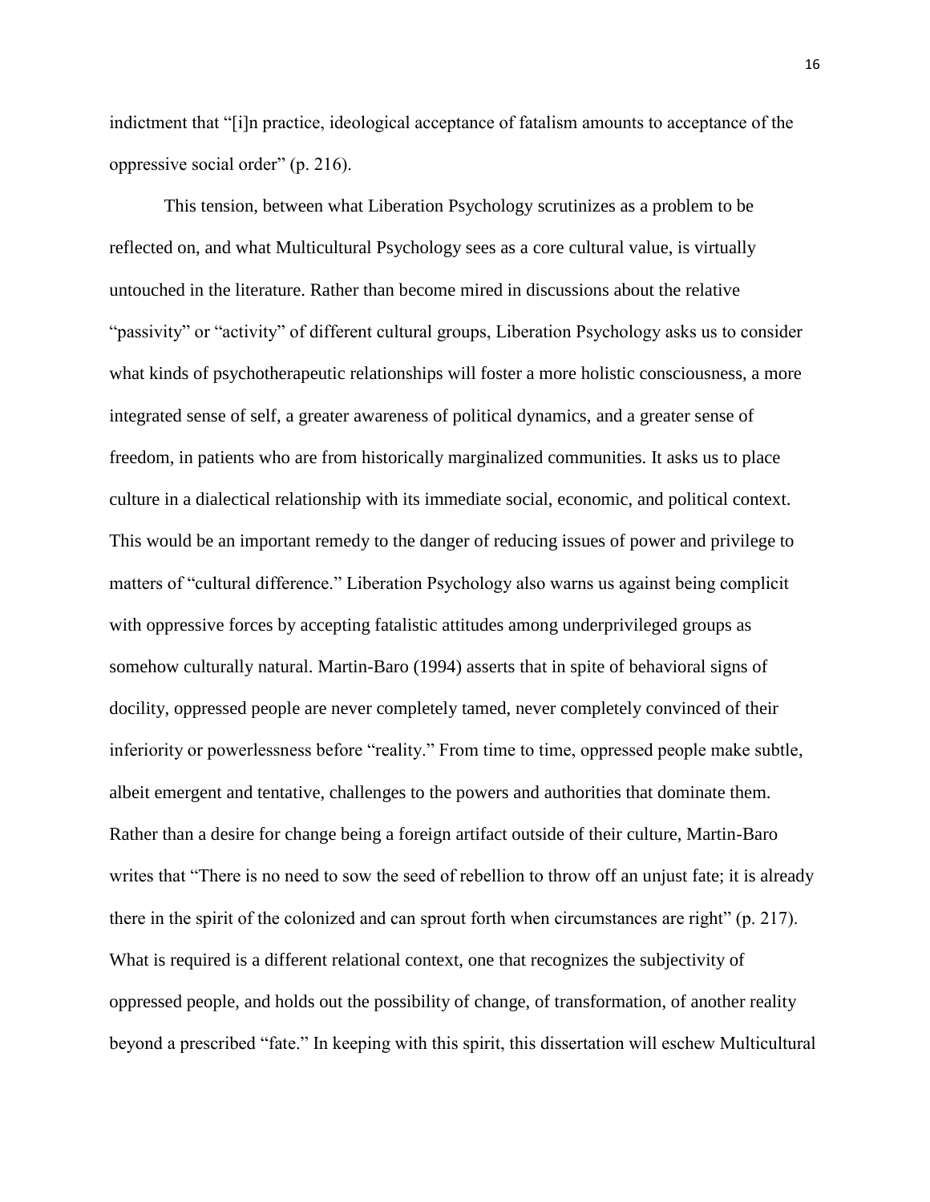indictment that "[i]n practice, ideological acceptance of fatalism amounts to acceptance of the oppressive social order" (p. 216).

This tension, between what Liberation Psychology scrutinizes as a problem to be reflected on, and what Multicultural Psychology sees as a core cultural value, is virtually untouched in the literature. Rather than become mired in discussions about the relative "passivity" or "activity" of different cultural groups, Liberation Psychology asks us to consider what kinds of psychotherapeutic relationships will foster a more holistic consciousness, a more integrated sense of self, a greater awareness of political dynamics, and a greater sense of freedom, in patients who are from historically marginalized communities. It asks us to place culture in a dialectical relationship with its immediate social, economic, and political context. This would be an important remedy to the danger of reducing issues of power and privilege to matters of "cultural difference." Liberation Psychology also warns us against being complicit with oppressive forces by accepting fatalistic attitudes among underprivileged groups as somehow culturally natural. Martin-Baro (1994) asserts that in spite of behavioral signs of docility, oppressed people are never completely tamed, never completely convinced of their inferiority or powerlessness before "reality." From time to time, oppressed people make subtle, albeit emergent and tentative, challenges to the powers and authorities that dominate them. Rather than a desire for change being a foreign artifact outside of their culture, Martin-Baro writes that "There is no need to sow the seed of rebellion to throw off an unjust fate; it is already there in the spirit of the colonized and can sprout forth when circumstances are right" (p. 217). What is required is a different relational context, one that recognizes the subjectivity of oppressed people, and holds out the possibility of change, of transformation, of another reality beyond a prescribed "fate." In keeping with this spirit, this dissertation will eschew Multicultural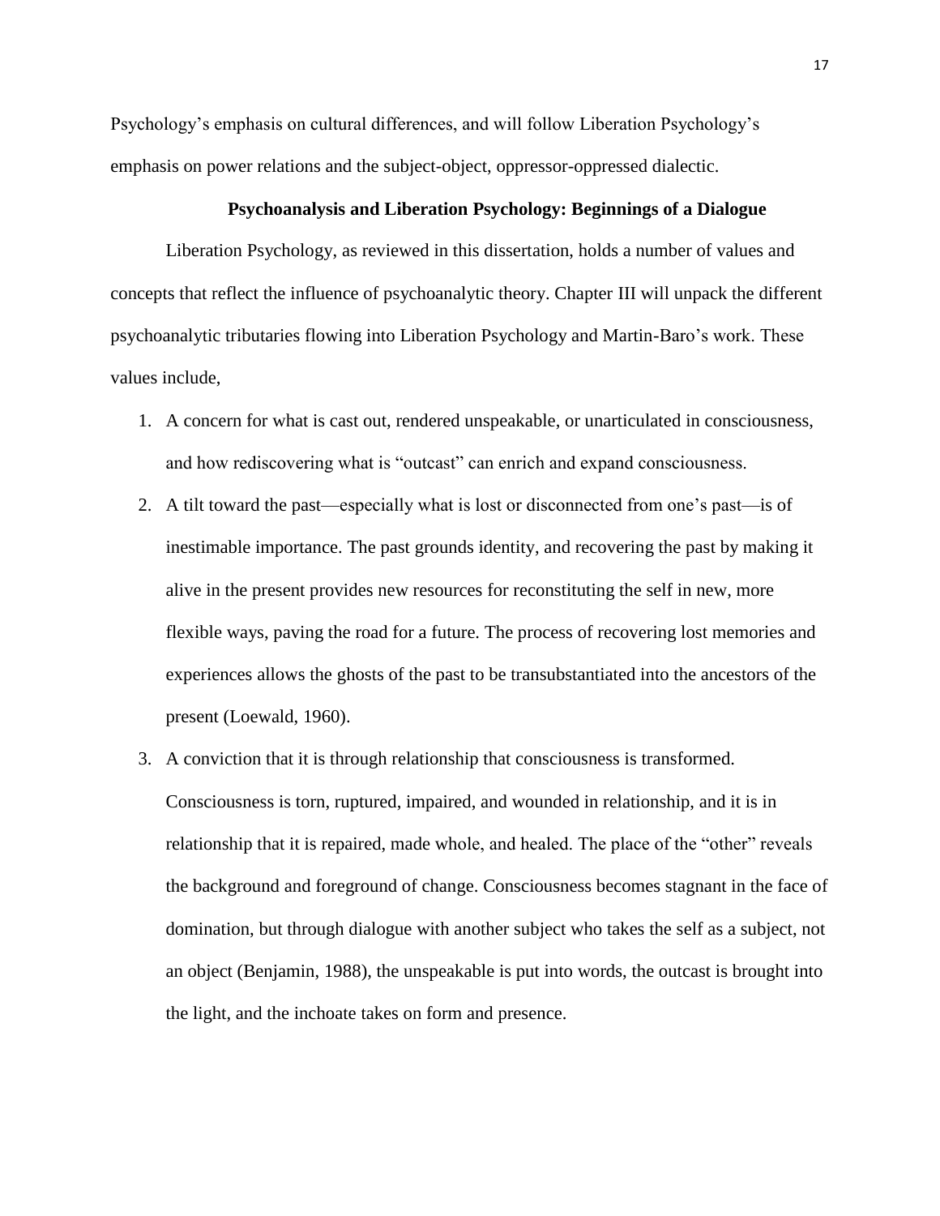Psychology's emphasis on cultural differences, and will follow Liberation Psychology's emphasis on power relations and the subject-object, oppressor-oppressed dialectic.

**Psychoanalysis and Liberation Psychology: Beginnings of a Dialogue**

Liberation Psychology, as reviewed in this dissertation, holds a number of values and concepts that reflect the influence of psychoanalytic theory. Chapter III will unpack the different psychoanalytic tributaries flowing into Liberation Psychology and Martin-Baro's work. These values include,

1. A concern for what is cast out, rendered unspeakable, or unarticulated in consciousness, and how rediscovering what is "outcast" can enrich and expand consciousness.
2. A tilt toward the past—especially what is lost or disconnected from one's past—is of inestimable importance. The past grounds identity, and recovering the past by making it alive in the present provides new resources for reconstituting the self in new, more flexible ways, paving the road for a future. The process of recovering lost memories and experiences allows the ghosts of the past to be transubstantiated into the ancestors of the present (Loewald, 1960).
3. A conviction that it is through relationship that consciousness is transformed. Consciousness is torn, ruptured, impaired, and wounded in relationship, and it is in relationship that it is repaired, made whole, and healed. The place of the "other" reveals the background and foreground of change. Consciousness becomes stagnant in the face of domination, but through dialogue with another subject who takes the self as a subject, not an object (Benjamin, 1988), the unspeakable is put into words, the outcast is brought into the light, and the inchoate takes on form and presence.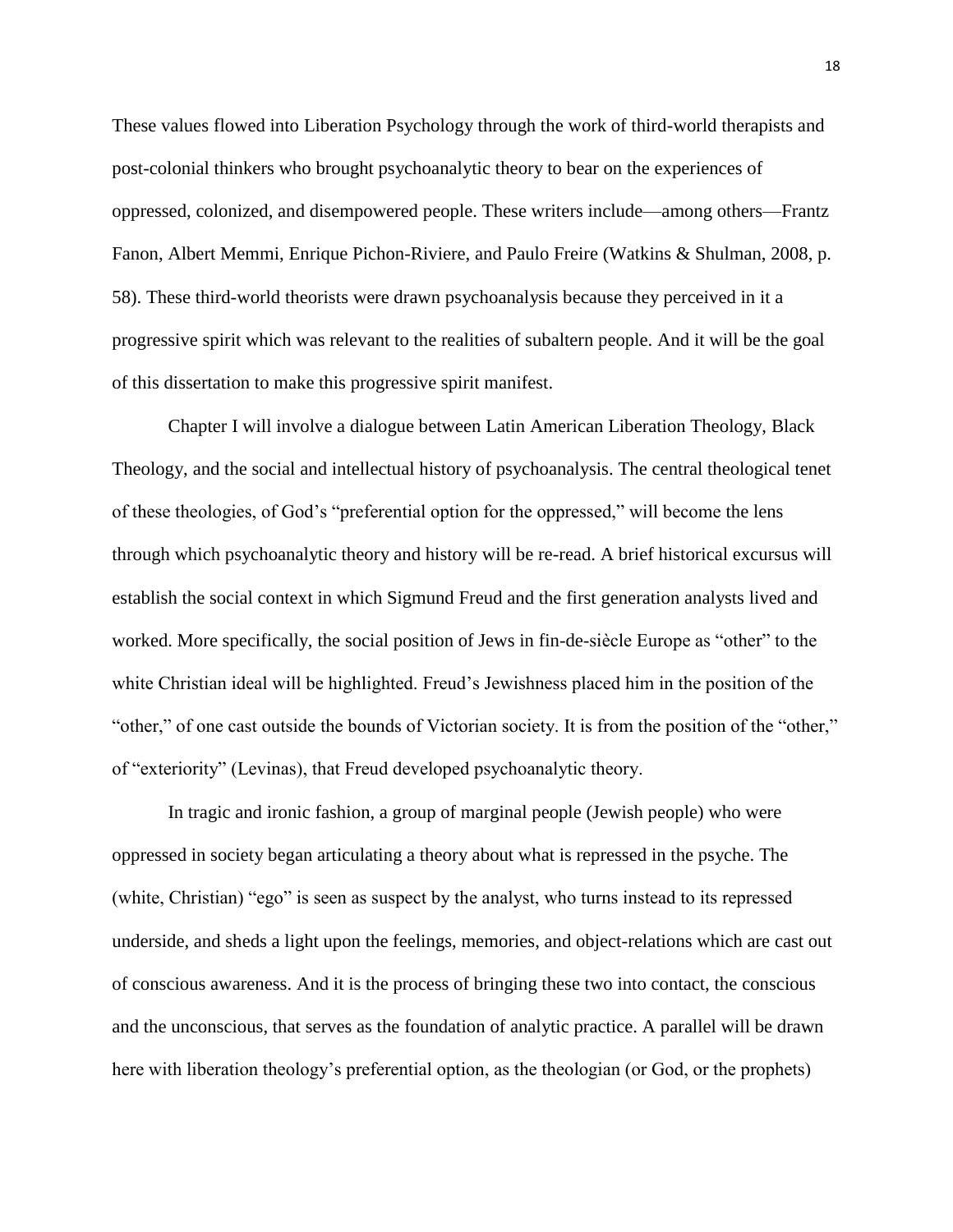These values flowed into Liberation Psychology through the work of third-world therapists and post-colonial thinkers who brought psychoanalytic theory to bear on the experiences of oppressed, colonized, and disempowered people. These writers include—among others—Frantz Fanon, Albert Memmi, Enrique Pichon-Riviere, and Paulo Freire (Watkins & Shulman, 2008, p. 58). These third-world theorists were drawn psychoanalysis because they perceived in it a progressive spirit which was relevant to the realities of subaltern people. And it will be the goal of this dissertation to make this progressive spirit manifest.

Chapter I will involve a dialogue between Latin American Liberation Theology, Black Theology, and the social and intellectual history of psychoanalysis. The central theological tenet of these theologies, of God's "preferential option for the oppressed," will become the lens through which psychoanalytic theory and history will be re-read. A brief historical excursus will establish the social context in which Sigmund Freud and the first generation analysts lived and worked. More specifically, the social position of Jews in fin-de-siècle Europe as "other" to the white Christian ideal will be highlighted. Freud's Jewishness placed him in the position of the "other," of one cast outside the bounds of Victorian society. It is from the position of the "other," of "exteriority" (Levinas), that Freud developed psychoanalytic theory.

In tragic and ironic fashion, a group of marginal people (Jewish people) who were oppressed in society began articulating a theory about what is repressed in the psyche. The (white, Christian) "ego" is seen as suspect by the analyst, who turns instead to its repressed underside, and sheds a light upon the feelings, memories, and object-relations which are cast out of conscious awareness. And it is the process of bringing these two into contact, the conscious and the unconscious, that serves as the foundation of analytic practice. A parallel will be drawn here with liberation theology's preferential option, as the theologian (or God, or the prophets)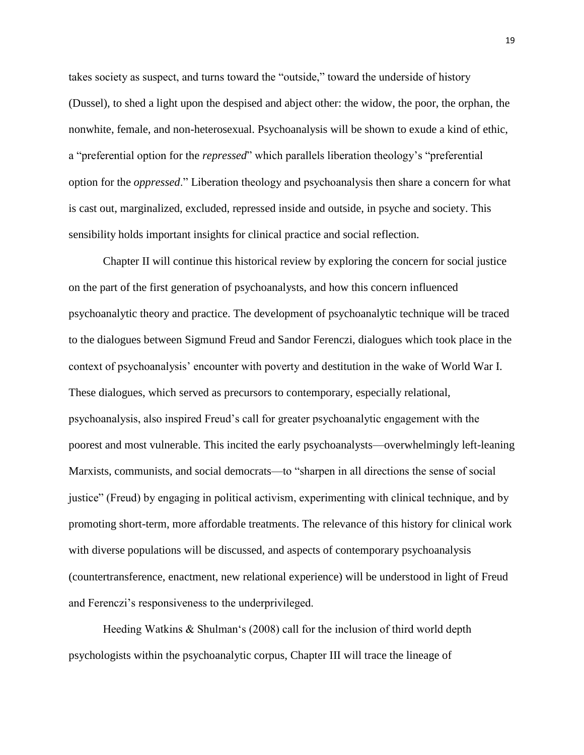takes society as suspect, and turns toward the "outside," toward the underside of history (Dussel), to shed a light upon the despised and abject other: the widow, the poor, the orphan, the nonwhite, female, and non-heterosexual. Psychoanalysis will be shown to exude a kind of ethic, a "preferential option for the *repressed*" which parallels liberation theology's "preferential option for the *oppressed*." Liberation theology and psychoanalysis then share a concern for what is cast out, marginalized, excluded, repressed inside and outside, in psyche and society. This sensibility holds important insights for clinical practice and social reflection.

Chapter II will continue this historical review by exploring the concern for social justice on the part of the first generation of psychoanalysts, and how this concern influenced psychoanalytic theory and practice. The development of psychoanalytic technique will be traced to the dialogues between Sigmund Freud and Sandor Ferenczi, dialogues which took place in the context of psychoanalysis' encounter with poverty and destitution in the wake of World War I. These dialogues, which served as precursors to contemporary, especially relational, psychoanalysis, also inspired Freud's call for greater psychoanalytic engagement with the poorest and most vulnerable. This incited the early psychoanalysts—overwhelmingly left-leaning Marxists, communists, and social democrats—to "sharpen in all directions the sense of social justice" (Freud) by engaging in political activism, experimenting with clinical technique, and by promoting short-term, more affordable treatments. The relevance of this history for clinical work with diverse populations will be discussed, and aspects of contemporary psychoanalysis (countertransference, enactment, new relational experience) will be understood in light of Freud and Ferenczi's responsiveness to the underprivileged.

Heeding Watkins & Shulman's (2008) call for the inclusion of third world depth psychologists within the psychoanalytic corpus, Chapter III will trace the lineage of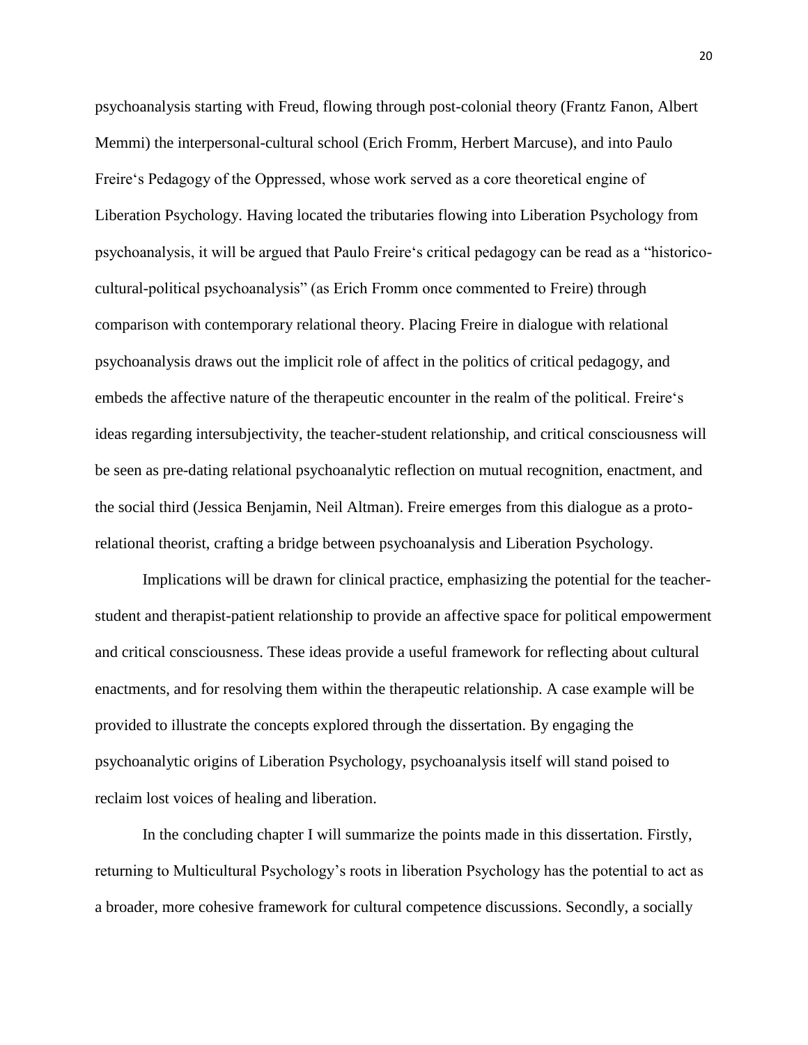psychoanalysis starting with Freud, flowing through post-colonial theory (Frantz Fanon, Albert Memmi) the interpersonal-cultural school (Erich Fromm, Herbert Marcuse), and into Paulo Freire's Pedagogy of the Oppressed, whose work served as a core theoretical engine of Liberation Psychology. Having located the tributaries flowing into Liberation Psychology from psychoanalysis, it will be argued that Paulo Freire's critical pedagogy can be read as a "historico-cultural-political psychoanalysis" (as Erich Fromm once commented to Freire) through comparison with contemporary relational theory. Placing Freire in dialogue with relational psychoanalysis draws out the implicit role of affect in the politics of critical pedagogy, and embeds the affective nature of the therapeutic encounter in the realm of the political. Freire's ideas regarding intersubjectivity, the teacher-student relationship, and critical consciousness will be seen as pre-dating relational psychoanalytic reflection on mutual recognition, enactment, and the social third (Jessica Benjamin, Neil Altman). Freire emerges from this dialogue as a proto-relational theorist, crafting a bridge between psychoanalysis and Liberation Psychology.

Implications will be drawn for clinical practice, emphasizing the potential for the teacher-student and therapist-patient relationship to provide an affective space for political empowerment and critical consciousness. These ideas provide a useful framework for reflecting about cultural enactments, and for resolving them within the therapeutic relationship. A case example will be provided to illustrate the concepts explored through the dissertation. By engaging the psychoanalytic origins of Liberation Psychology, psychoanalysis itself will stand poised to reclaim lost voices of healing and liberation.

In the concluding chapter I will summarize the points made in this dissertation. Firstly, returning to Multicultural Psychology's roots in liberation Psychology has the potential to act as a broader, more cohesive framework for cultural competence discussions. Secondly, a socially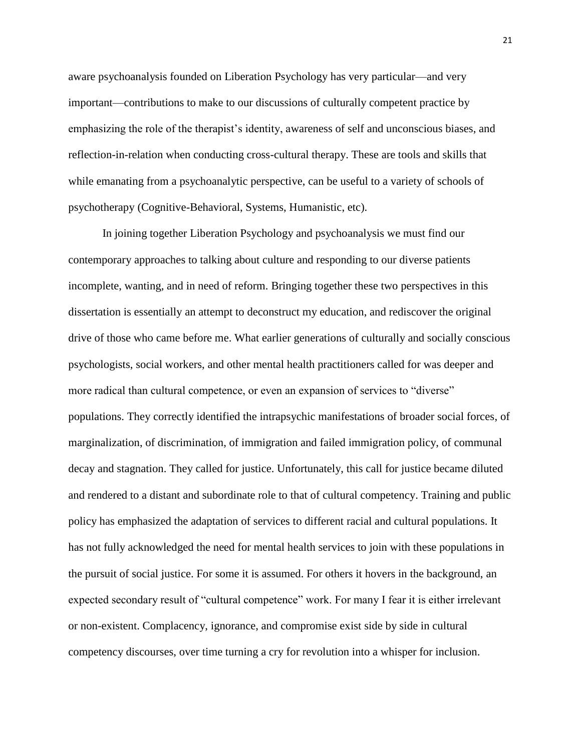aware psychoanalysis founded on Liberation Psychology has very particular—and very important—contributions to make to our discussions of culturally competent practice by emphasizing the role of the therapist's identity, awareness of self and unconscious biases, and reflection-in-relation when conducting cross-cultural therapy. These are tools and skills that while emanating from a psychoanalytic perspective, can be useful to a variety of schools of psychotherapy (Cognitive-Behavioral, Systems, Humanistic, etc).

In joining together Liberation Psychology and psychoanalysis we must find our contemporary approaches to talking about culture and responding to our diverse patients incomplete, wanting, and in need of reform. Bringing together these two perspectives in this dissertation is essentially an attempt to deconstruct my education, and rediscover the original drive of those who came before me. What earlier generations of culturally and socially conscious psychologists, social workers, and other mental health practitioners called for was deeper and more radical than cultural competence, or even an expansion of services to "diverse" populations. They correctly identified the intrapsychic manifestations of broader social forces, of marginalization, of discrimination, of immigration and failed immigration policy, of communal decay and stagnation. They called for justice. Unfortunately, this call for justice became diluted and rendered to a distant and subordinate role to that of cultural competency. Training and public policy has emphasized the adaptation of services to different racial and cultural populations. It has not fully acknowledged the need for mental health services to join with these populations in the pursuit of social justice. For some it is assumed. For others it hovers in the background, an expected secondary result of "cultural competence" work. For many I fear it is either irrelevant or non-existent. Complacency, ignorance, and compromise exist side by side in cultural competency discourses, over time turning a cry for revolution into a whisper for inclusion.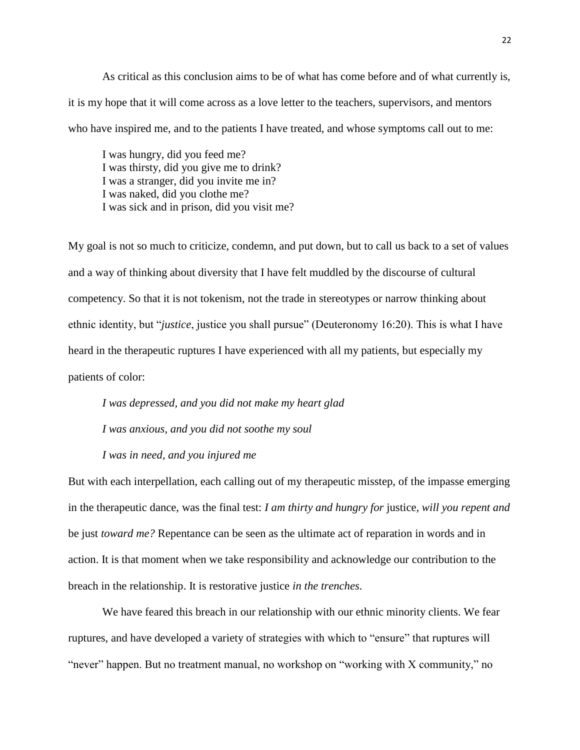As critical as this conclusion aims to be of what has come before and of what currently is, it is my hope that it will come across as a love letter to the teachers, supervisors, and mentors who have inspired me, and to the patients I have treated, and whose symptoms call out to me:

> I was hungry, did you feed me?
> I was thirsty, did you give me to drink?
> I was a stranger, did you invite me in?
> I was naked, did you clothe me?
> I was sick and in prison, did you visit me?

My goal is not so much to criticize, condemn, and put down, but to call us back to a set of values and a way of thinking about diversity that I have felt muddled by the discourse of cultural competency. So that it is not tokenism, not the trade in stereotypes or narrow thinking about ethnic identity, but "*justice*, justice you shall pursue" (Deuteronomy 16:20). This is what I have heard in the therapeutic ruptures I have experienced with all my patients, but especially my patients of color:

> *I was depressed, and you did not make my heart glad*
>
> *I was anxious, and you did not soothe my soul*
>
> *I was in need, and you injured me*

But with each interpellation, each calling out of my therapeutic misstep, of the impasse emerging in the therapeutic dance, was the final test: *I am thirty and hungry for* justice, *will you repent and* be just *toward me?* Repentance can be seen as the ultimate act of reparation in words and in action. It is that moment when we take responsibility and acknowledge our contribution to the breach in the relationship. It is restorative justice *in the trenches*.

We have feared this breach in our relationship with our ethnic minority clients. We fear ruptures, and have developed a variety of strategies with which to "ensure" that ruptures will "never" happen. But no treatment manual, no workshop on "working with X community," no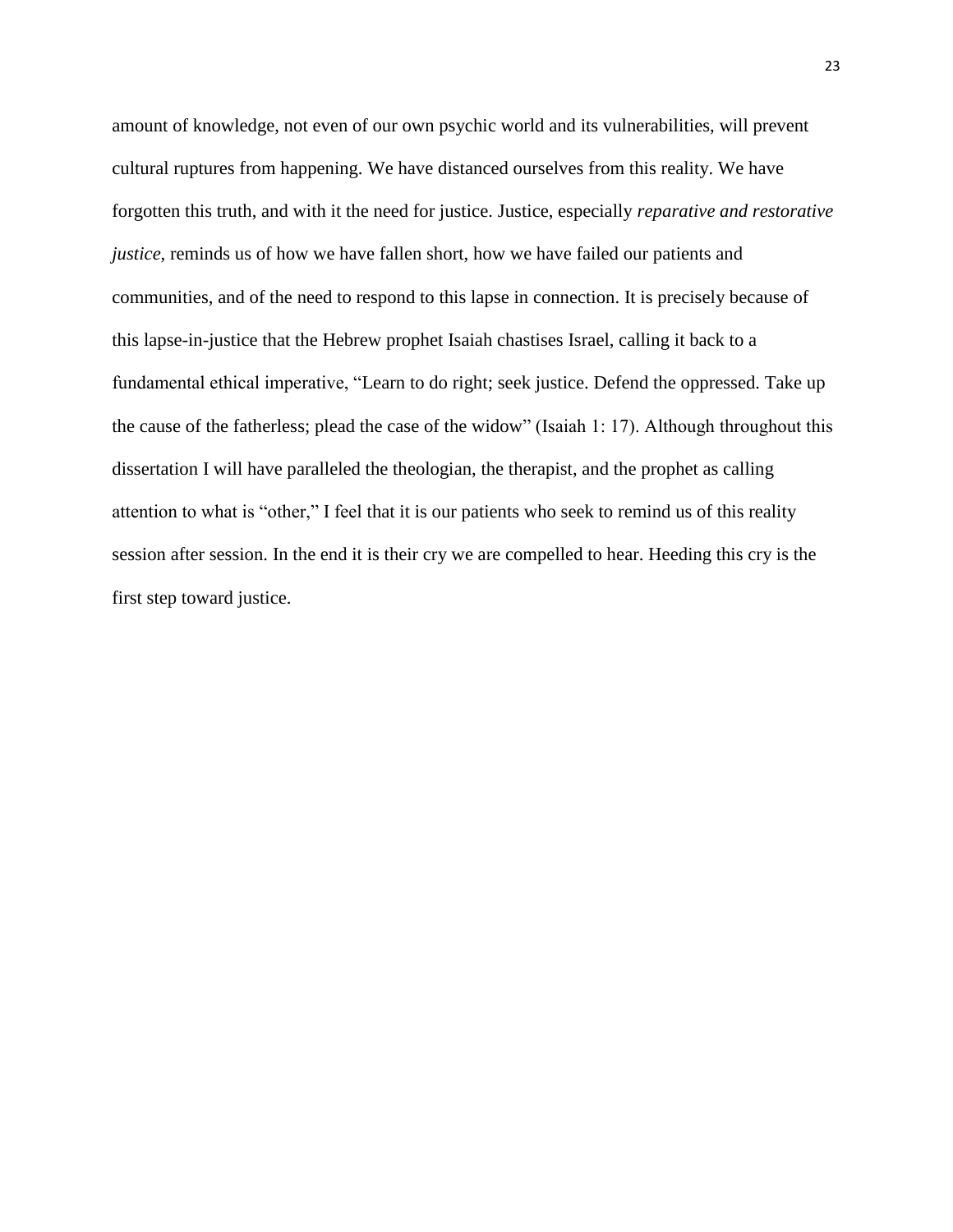amount of knowledge, not even of our own psychic world and its vulnerabilities, will prevent cultural ruptures from happening. We have distanced ourselves from this reality. We have forgotten this truth, and with it the need for justice. Justice, especially *reparative and restorative justice*, reminds us of how we have fallen short, how we have failed our patients and communities, and of the need to respond to this lapse in connection. It is precisely because of this lapse-in-justice that the Hebrew prophet Isaiah chastises Israel, calling it back to a fundamental ethical imperative, "Learn to do right; seek justice. Defend the oppressed. Take up the cause of the fatherless; plead the case of the widow" (Isaiah 1: 17). Although throughout this dissertation I will have paralleled the theologian, the therapist, and the prophet as calling attention to what is "other," I feel that it is our patients who seek to remind us of this reality session after session. In the end it is their cry we are compelled to hear. Heeding this cry is the first step toward justice.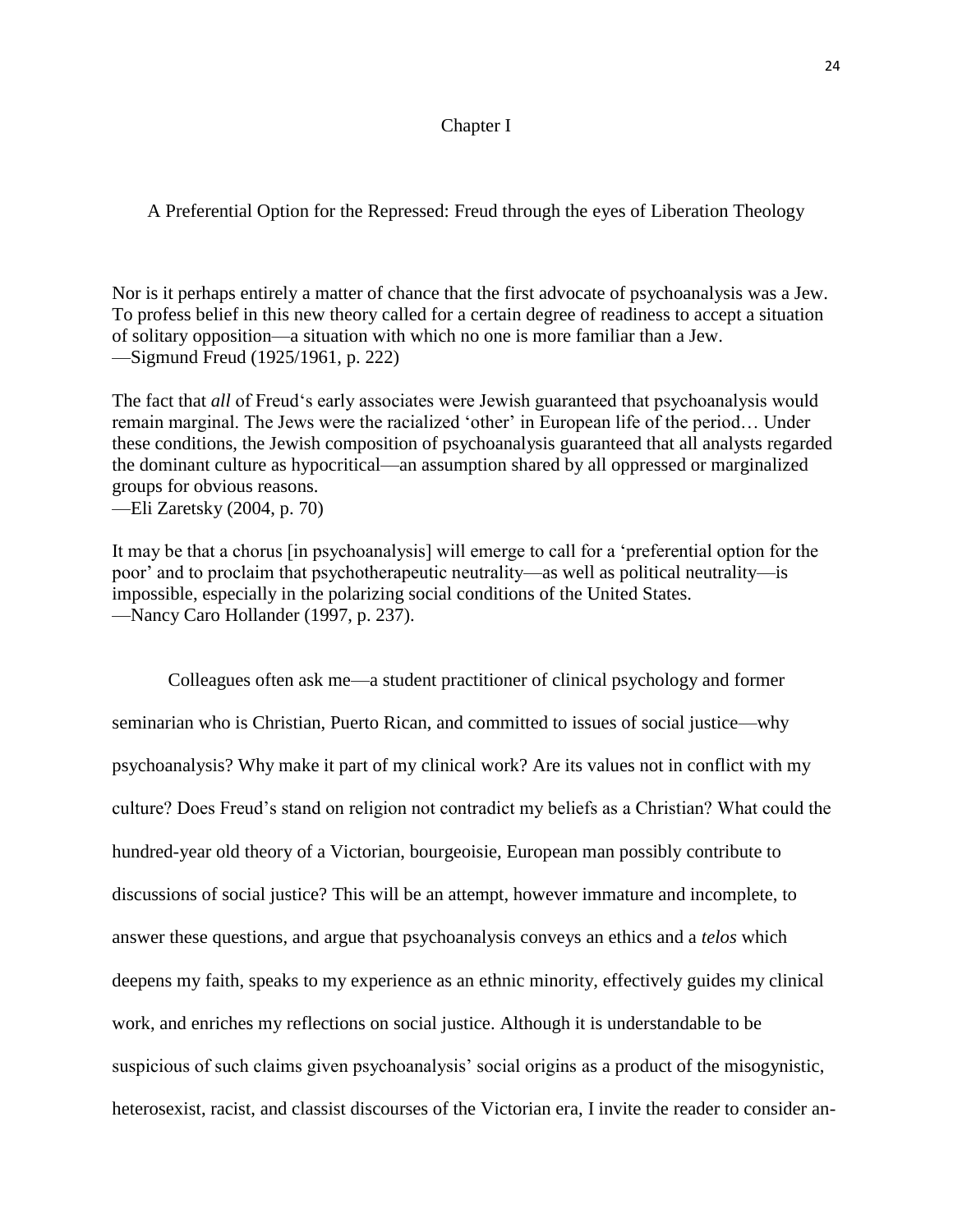# Chapter I

## A Preferential Option for the Repressed: Freud through the eyes of Liberation Theology

Nor is it perhaps entirely a matter of chance that the first advocate of psychoanalysis was a Jew. To profess belief in this new theory called for a certain degree of readiness to accept a situation of solitary opposition—a situation with which no one is more familiar than a Jew.
—Sigmund Freud (1925/1961, p. 222)

The fact that *all* of Freud's early associates were Jewish guaranteed that psychoanalysis would remain marginal. The Jews were the racialized 'other' in European life of the period… Under these conditions, the Jewish composition of psychoanalysis guaranteed that all analysts regarded the dominant culture as hypocritical—an assumption shared by all oppressed or marginalized groups for obvious reasons.
—Eli Zaretsky (2004, p. 70)

It may be that a chorus [in psychoanalysis] will emerge to call for a 'preferential option for the poor' and to proclaim that psychotherapeutic neutrality—as well as political neutrality—is impossible, especially in the polarizing social conditions of the United States.
—Nancy Caro Hollander (1997, p. 237).

Colleagues often ask me—a student practitioner of clinical psychology and former seminarian who is Christian, Puerto Rican, and committed to issues of social justice—why psychoanalysis? Why make it part of my clinical work? Are its values not in conflict with my culture? Does Freud's stand on religion not contradict my beliefs as a Christian? What could the hundred-year old theory of a Victorian, bourgeoisie, European man possibly contribute to discussions of social justice? This will be an attempt, however immature and incomplete, to answer these questions, and argue that psychoanalysis conveys an ethics and a *telos* which deepens my faith, speaks to my experience as an ethnic minority, effectively guides my clinical work, and enriches my reflections on social justice. Although it is understandable to be suspicious of such claims given psychoanalysis' social origins as a product of the misogynistic, heterosexist, racist, and classist discourses of the Victorian era, I invite the reader to consider an-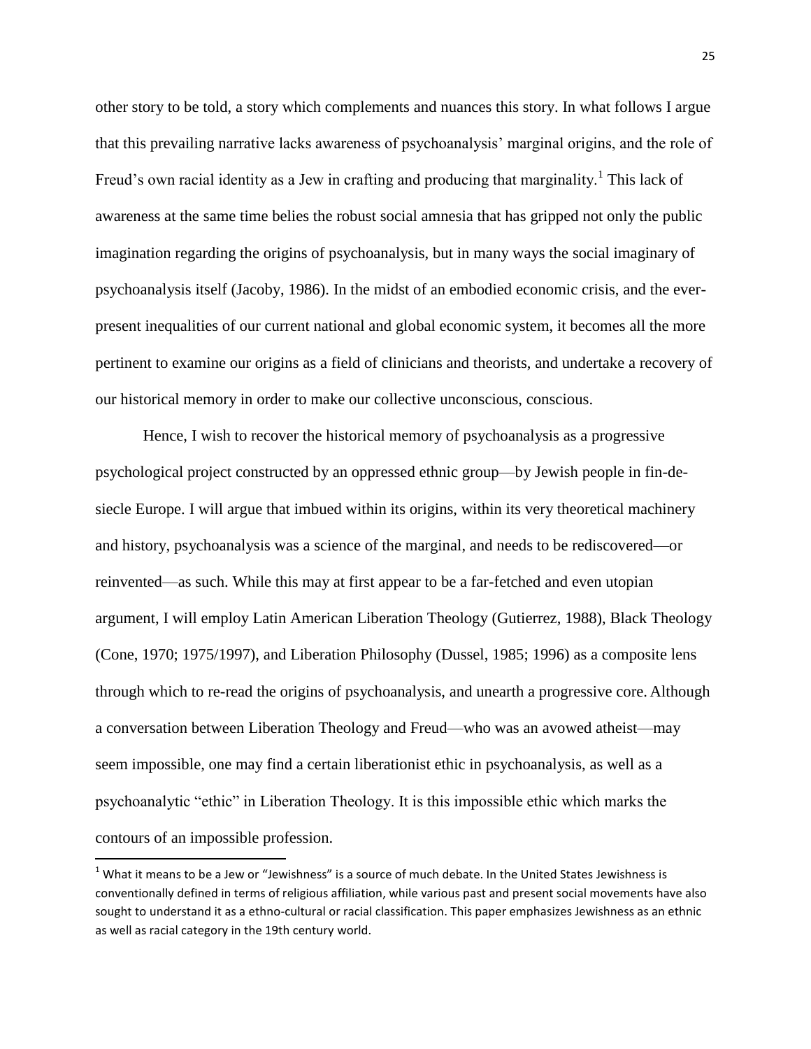other story to be told, a story which complements and nuances this story. In what follows I argue that this prevailing narrative lacks awareness of psychoanalysis' marginal origins, and the role of Freud's own racial identity as a Jew in crafting and producing that marginality.[1] This lack of awareness at the same time belies the robust social amnesia that has gripped not only the public imagination regarding the origins of psychoanalysis, but in many ways the social imaginary of psychoanalysis itself (Jacoby, 1986). In the midst of an embodied economic crisis, and the ever-present inequalities of our current national and global economic system, it becomes all the more pertinent to examine our origins as a field of clinicians and theorists, and undertake a recovery of our historical memory in order to make our collective unconscious, conscious.

Hence, I wish to recover the historical memory of psychoanalysis as a progressive psychological project constructed by an oppressed ethnic group—by Jewish people in fin-de-siecle Europe. I will argue that imbued within its origins, within its very theoretical machinery and history, psychoanalysis was a science of the marginal, and needs to be rediscovered—or reinvented—as such. While this may at first appear to be a far-fetched and even utopian argument, I will employ Latin American Liberation Theology (Gutierrez, 1988), Black Theology (Cone, 1970; 1975/1997), and Liberation Philosophy (Dussel, 1985; 1996) as a composite lens through which to re-read the origins of psychoanalysis, and unearth a progressive core. Although a conversation between Liberation Theology and Freud—who was an avowed atheist—may seem impossible, one may find a certain liberationist ethic in psychoanalysis, as well as a psychoanalytic "ethic" in Liberation Theology. It is this impossible ethic which marks the contours of an impossible profession.

[1] What it means to be a Jew or "Jewishness" is a source of much debate. In the United States Jewishness is conventionally defined in terms of religious affiliation, while various past and present social movements have also sought to understand it as a ethno-cultural or racial classification. This paper emphasizes Jewishness as an ethnic as well as racial category in the 19th century world.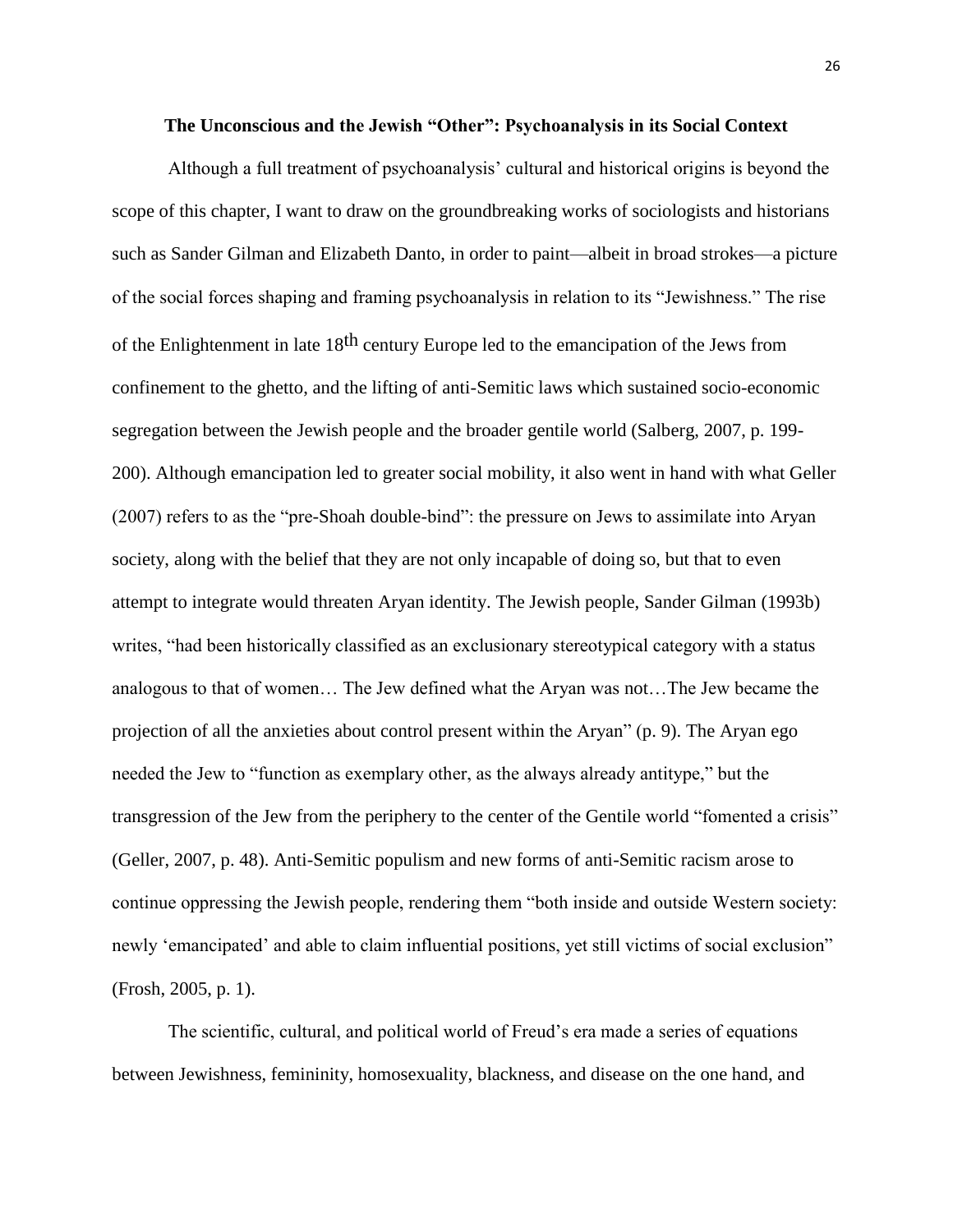**The Unconscious and the Jewish "Other": Psychoanalysis in its Social Context**

Although a full treatment of psychoanalysis' cultural and historical origins is beyond the scope of this chapter, I want to draw on the groundbreaking works of sociologists and historians such as Sander Gilman and Elizabeth Danto, in order to paint—albeit in broad strokes—a picture of the social forces shaping and framing psychoanalysis in relation to its "Jewishness." The rise of the Enlightenment in late 18th century Europe led to the emancipation of the Jews from confinement to the ghetto, and the lifting of anti-Semitic laws which sustained socio-economic segregation between the Jewish people and the broader gentile world (Salberg, 2007, p. 199-200). Although emancipation led to greater social mobility, it also went in hand with what Geller (2007) refers to as the "pre-Shoah double-bind": the pressure on Jews to assimilate into Aryan society, along with the belief that they are not only incapable of doing so, but that to even attempt to integrate would threaten Aryan identity. The Jewish people, Sander Gilman (1993b) writes, "had been historically classified as an exclusionary stereotypical category with a status analogous to that of women… The Jew defined what the Aryan was not…The Jew became the projection of all the anxieties about control present within the Aryan" (p. 9). The Aryan ego needed the Jew to "function as exemplary other, as the always already antitype," but the transgression of the Jew from the periphery to the center of the Gentile world "fomented a crisis" (Geller, 2007, p. 48). Anti-Semitic populism and new forms of anti-Semitic racism arose to continue oppressing the Jewish people, rendering them "both inside and outside Western society: newly 'emancipated' and able to claim influential positions, yet still victims of social exclusion" (Frosh, 2005, p. 1).

The scientific, cultural, and political world of Freud's era made a series of equations between Jewishness, femininity, homosexuality, blackness, and disease on the one hand, and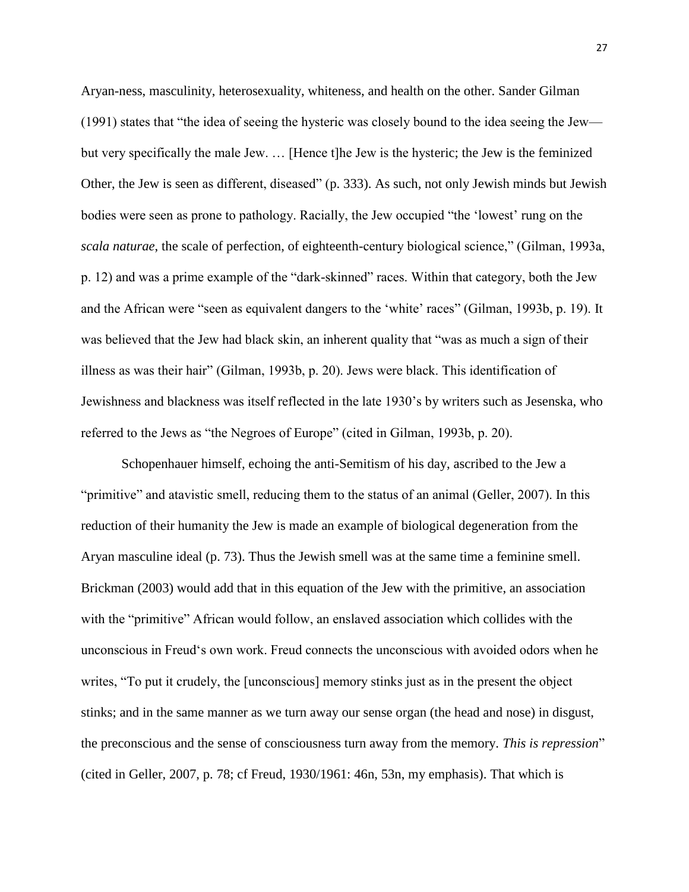Aryan-ness, masculinity, heterosexuality, whiteness, and health on the other. Sander Gilman (1991) states that "the idea of seeing the hysteric was closely bound to the idea seeing the Jew—but very specifically the male Jew. … [Hence t]he Jew is the hysteric; the Jew is the feminized Other, the Jew is seen as different, diseased" (p. 333). As such, not only Jewish minds but Jewish bodies were seen as prone to pathology. Racially, the Jew occupied "the 'lowest' rung on the *scala naturae*, the scale of perfection, of eighteenth-century biological science," (Gilman, 1993a, p. 12) and was a prime example of the "dark-skinned" races. Within that category, both the Jew and the African were "seen as equivalent dangers to the 'white' races" (Gilman, 1993b, p. 19). It was believed that the Jew had black skin, an inherent quality that "was as much a sign of their illness as was their hair" (Gilman, 1993b, p. 20). Jews were black. This identification of Jewishness and blackness was itself reflected in the late 1930's by writers such as Jesenska, who referred to the Jews as "the Negroes of Europe" (cited in Gilman, 1993b, p. 20).

Schopenhauer himself, echoing the anti-Semitism of his day, ascribed to the Jew a "primitive" and atavistic smell, reducing them to the status of an animal (Geller, 2007). In this reduction of their humanity the Jew is made an example of biological degeneration from the Aryan masculine ideal (p. 73). Thus the Jewish smell was at the same time a feminine smell. Brickman (2003) would add that in this equation of the Jew with the primitive, an association with the "primitive" African would follow, an enslaved association which collides with the unconscious in Freud's own work. Freud connects the unconscious with avoided odors when he writes, "To put it crudely, the [unconscious] memory stinks just as in the present the object stinks; and in the same manner as we turn away our sense organ (the head and nose) in disgust, the preconscious and the sense of consciousness turn away from the memory. *This is repression*" (cited in Geller, 2007, p. 78; cf Freud, 1930/1961: 46n, 53n, my emphasis). That which is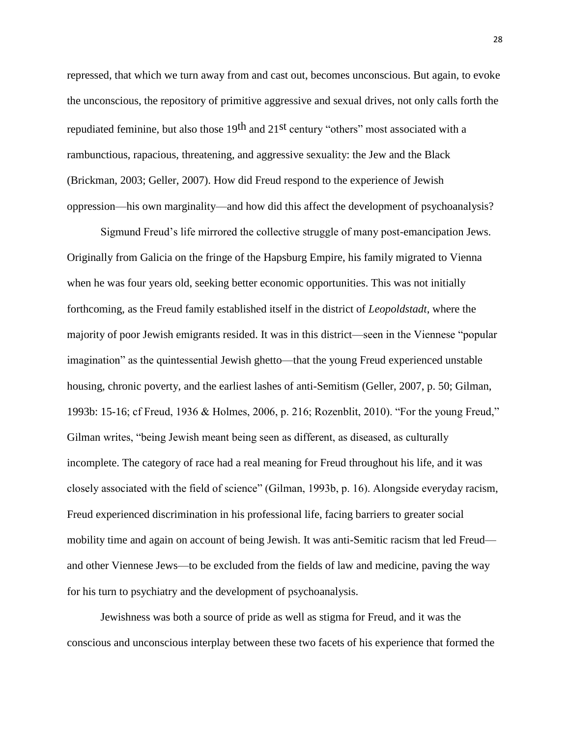repressed, that which we turn away from and cast out, becomes unconscious. But again, to evoke the unconscious, the repository of primitive aggressive and sexual drives, not only calls forth the repudiated feminine, but also those 19th and 21st century "others" most associated with a rambunctious, rapacious, threatening, and aggressive sexuality: the Jew and the Black (Brickman, 2003; Geller, 2007). How did Freud respond to the experience of Jewish oppression—his own marginality—and how did this affect the development of psychoanalysis?

Sigmund Freud's life mirrored the collective struggle of many post-emancipation Jews. Originally from Galicia on the fringe of the Hapsburg Empire, his family migrated to Vienna when he was four years old, seeking better economic opportunities. This was not initially forthcoming, as the Freud family established itself in the district of *Leopoldstadt*, where the majority of poor Jewish emigrants resided. It was in this district—seen in the Viennese "popular imagination" as the quintessential Jewish ghetto—that the young Freud experienced unstable housing, chronic poverty, and the earliest lashes of anti-Semitism (Geller, 2007, p. 50; Gilman, 1993b: 15-16; cf Freud, 1936 & Holmes, 2006, p. 216; Rozenblit, 2010). "For the young Freud," Gilman writes, "being Jewish meant being seen as different, as diseased, as culturally incomplete. The category of race had a real meaning for Freud throughout his life, and it was closely associated with the field of science" (Gilman, 1993b, p. 16). Alongside everyday racism, Freud experienced discrimination in his professional life, facing barriers to greater social mobility time and again on account of being Jewish. It was anti-Semitic racism that led Freud—and other Viennese Jews—to be excluded from the fields of law and medicine, paving the way for his turn to psychiatry and the development of psychoanalysis.

Jewishness was both a source of pride as well as stigma for Freud, and it was the conscious and unconscious interplay between these two facets of his experience that formed the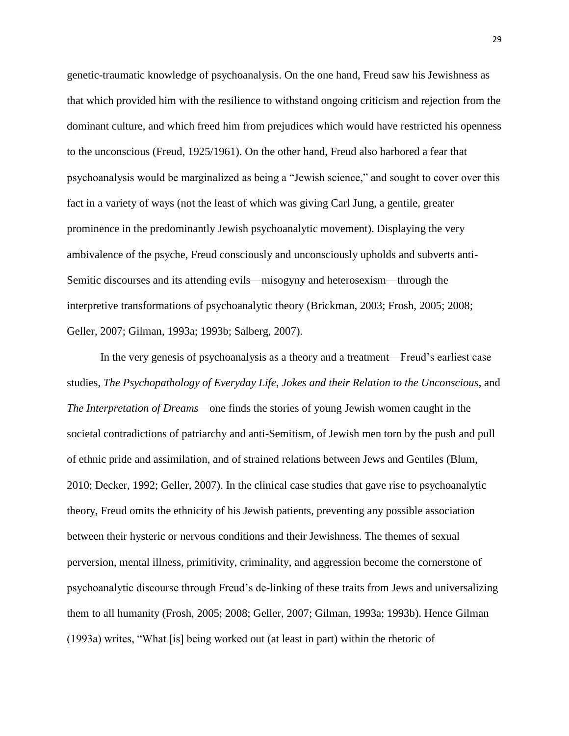genetic-traumatic knowledge of psychoanalysis. On the one hand, Freud saw his Jewishness as that which provided him with the resilience to withstand ongoing criticism and rejection from the dominant culture, and which freed him from prejudices which would have restricted his openness to the unconscious (Freud, 1925/1961). On the other hand, Freud also harbored a fear that psychoanalysis would be marginalized as being a "Jewish science," and sought to cover over this fact in a variety of ways (not the least of which was giving Carl Jung, a gentile, greater prominence in the predominantly Jewish psychoanalytic movement). Displaying the very ambivalence of the psyche, Freud consciously and unconsciously upholds and subverts anti-Semitic discourses and its attending evils—misogyny and heterosexism—through the interpretive transformations of psychoanalytic theory (Brickman, 2003; Frosh, 2005; 2008; Geller, 2007; Gilman, 1993a; 1993b; Salberg, 2007).

In the very genesis of psychoanalysis as a theory and a treatment—Freud's earliest case studies, *The Psychopathology of Everyday Life*, *Jokes and their Relation to the Unconscious*, and *The Interpretation of Dreams*—one finds the stories of young Jewish women caught in the societal contradictions of patriarchy and anti-Semitism, of Jewish men torn by the push and pull of ethnic pride and assimilation, and of strained relations between Jews and Gentiles (Blum, 2010; Decker, 1992; Geller, 2007). In the clinical case studies that gave rise to psychoanalytic theory, Freud omits the ethnicity of his Jewish patients, preventing any possible association between their hysteric or nervous conditions and their Jewishness. The themes of sexual perversion, mental illness, primitivity, criminality, and aggression become the cornerstone of psychoanalytic discourse through Freud's de-linking of these traits from Jews and universalizing them to all humanity (Frosh, 2005; 2008; Geller, 2007; Gilman, 1993a; 1993b). Hence Gilman (1993a) writes, "What [is] being worked out (at least in part) within the rhetoric of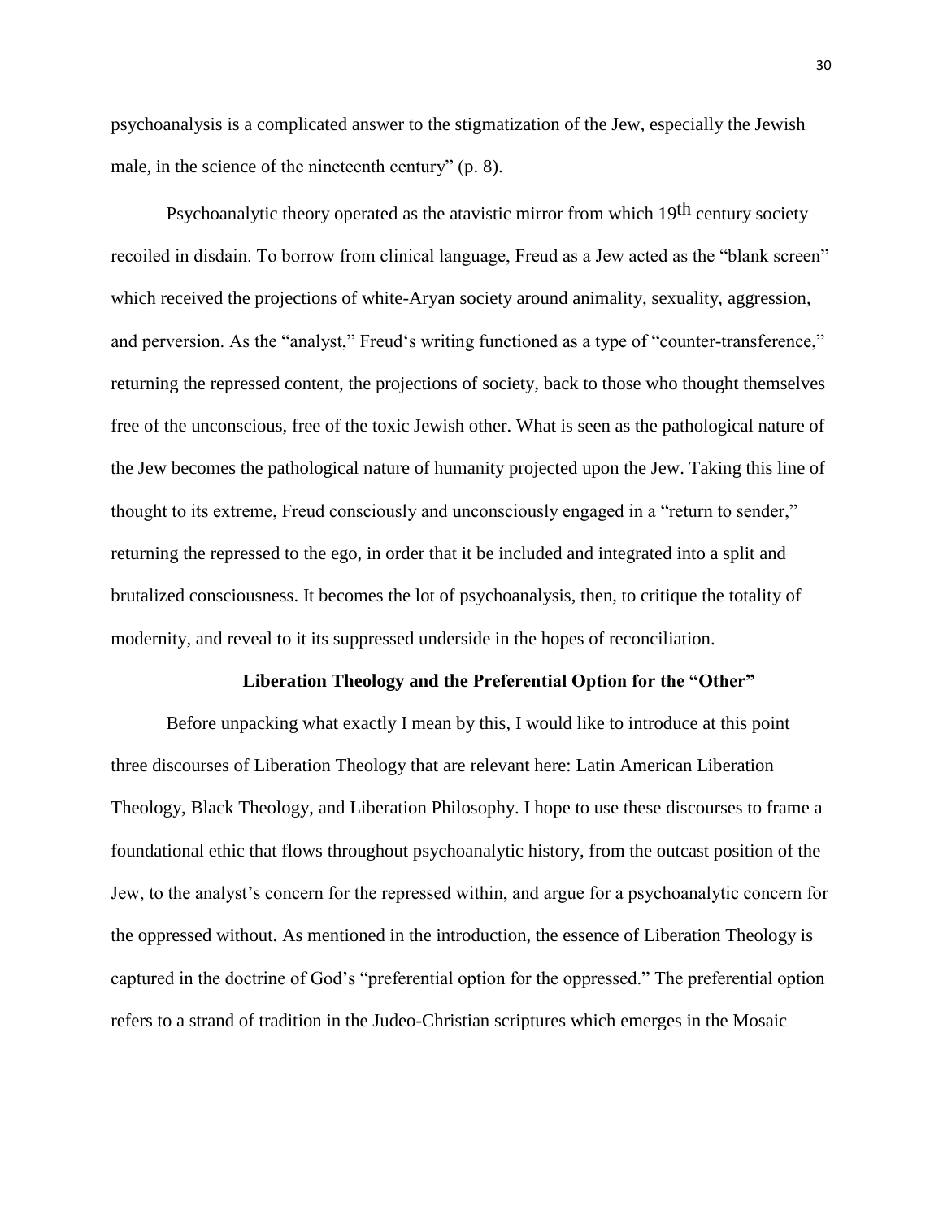psychoanalysis is a complicated answer to the stigmatization of the Jew, especially the Jewish male, in the science of the nineteenth century" (p. 8).

Psychoanalytic theory operated as the atavistic mirror from which 19th century society recoiled in disdain. To borrow from clinical language, Freud as a Jew acted as the "blank screen" which received the projections of white-Aryan society around animality, sexuality, aggression, and perversion. As the "analyst," Freud's writing functioned as a type of "counter-transference," returning the repressed content, the projections of society, back to those who thought themselves free of the unconscious, free of the toxic Jewish other. What is seen as the pathological nature of the Jew becomes the pathological nature of humanity projected upon the Jew. Taking this line of thought to its extreme, Freud consciously and unconsciously engaged in a "return to sender," returning the repressed to the ego, in order that it be included and integrated into a split and brutalized consciousness. It becomes the lot of psychoanalysis, then, to critique the totality of modernity, and reveal to it its suppressed underside in the hopes of reconciliation.

## Liberation Theology and the Preferential Option for the "Other"

Before unpacking what exactly I mean by this, I would like to introduce at this point three discourses of Liberation Theology that are relevant here: Latin American Liberation Theology, Black Theology, and Liberation Philosophy. I hope to use these discourses to frame a foundational ethic that flows throughout psychoanalytic history, from the outcast position of the Jew, to the analyst's concern for the repressed within, and argue for a psychoanalytic concern for the oppressed without. As mentioned in the introduction, the essence of Liberation Theology is captured in the doctrine of God's "preferential option for the oppressed." The preferential option refers to a strand of tradition in the Judeo-Christian scriptures which emerges in the Mosaic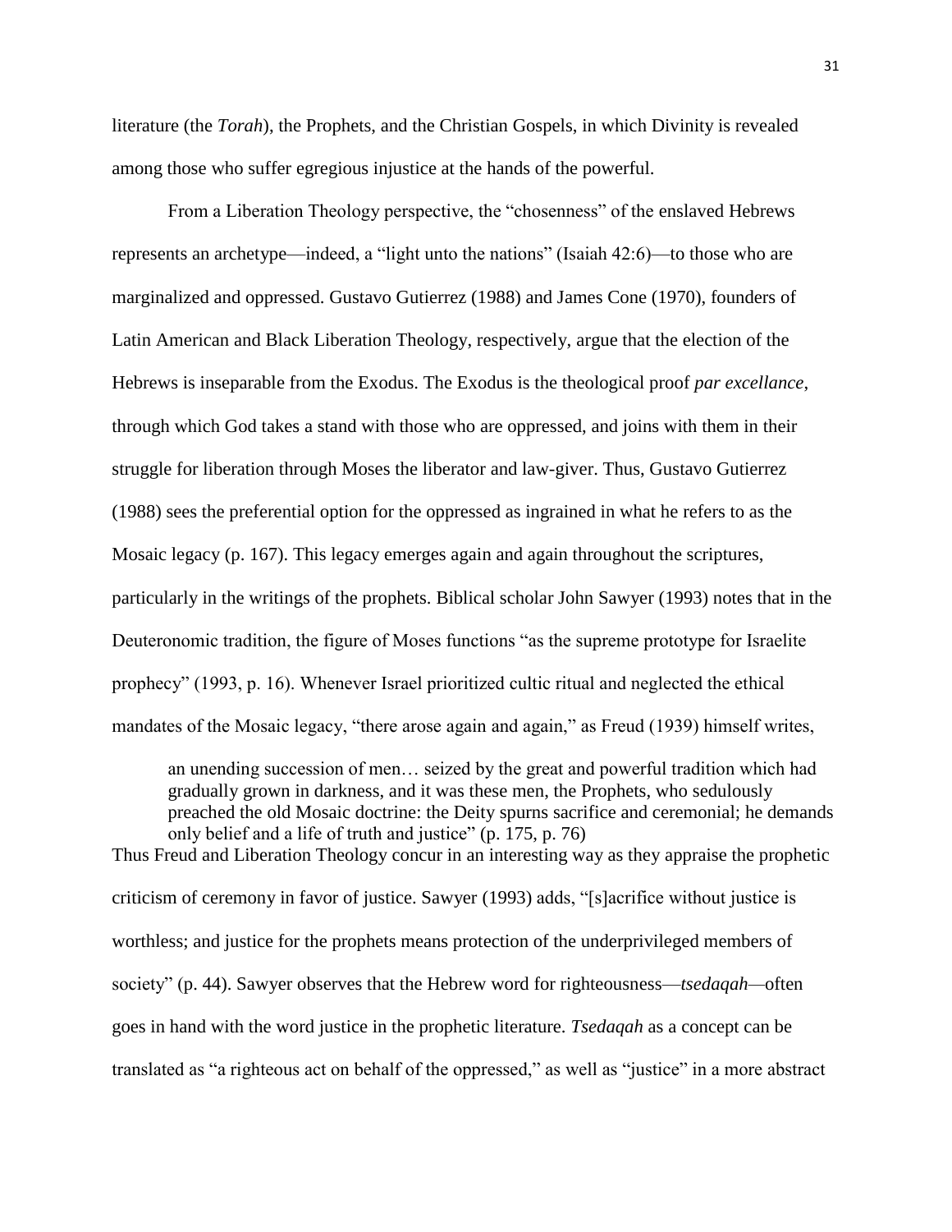literature (the *Torah*), the Prophets, and the Christian Gospels, in which Divinity is revealed among those who suffer egregious injustice at the hands of the powerful.

From a Liberation Theology perspective, the "chosenness" of the enslaved Hebrews represents an archetype—indeed, a "light unto the nations" (Isaiah 42:6)—to those who are marginalized and oppressed. Gustavo Gutierrez (1988) and James Cone (1970), founders of Latin American and Black Liberation Theology, respectively, argue that the election of the Hebrews is inseparable from the Exodus. The Exodus is the theological proof *par excellance*, through which God takes a stand with those who are oppressed, and joins with them in their struggle for liberation through Moses the liberator and law-giver. Thus, Gustavo Gutierrez (1988) sees the preferential option for the oppressed as ingrained in what he refers to as the Mosaic legacy (p. 167). This legacy emerges again and again throughout the scriptures, particularly in the writings of the prophets. Biblical scholar John Sawyer (1993) notes that in the Deuteronomic tradition, the figure of Moses functions "as the supreme prototype for Israelite prophecy" (1993, p. 16). Whenever Israel prioritized cultic ritual and neglected the ethical mandates of the Mosaic legacy, "there arose again and again," as Freud (1939) himself writes,

> an unending succession of men… seized by the great and powerful tradition which had gradually grown in darkness, and it was these men, the Prophets, who sedulously preached the old Mosaic doctrine: the Deity spurns sacrifice and ceremonial; he demands only belief and a life of truth and justice" (p. 175, p. 76)

Thus Freud and Liberation Theology concur in an interesting way as they appraise the prophetic criticism of ceremony in favor of justice. Sawyer (1993) adds, "[s]acrifice without justice is worthless; and justice for the prophets means protection of the underprivileged members of society" (p. 44). Sawyer observes that the Hebrew word for righteousness—*tsedaqah*—often goes in hand with the word justice in the prophetic literature. *Tsedaqah* as a concept can be translated as "a righteous act on behalf of the oppressed," as well as "justice" in a more abstract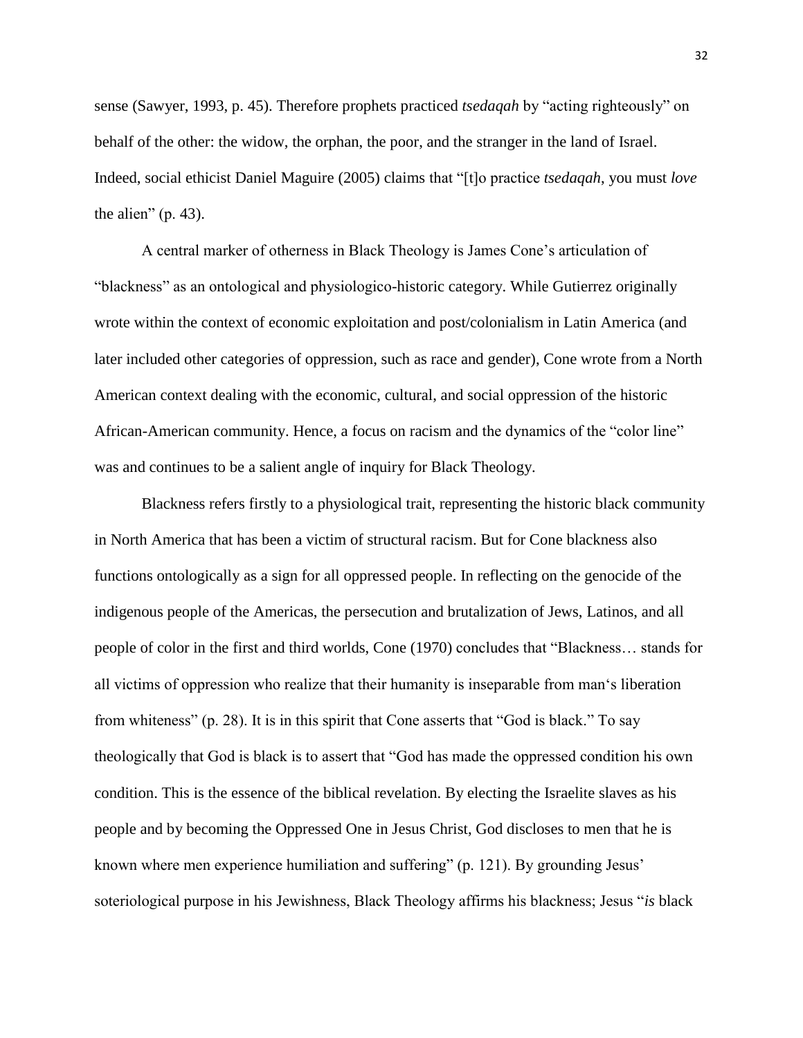sense (Sawyer, 1993, p. 45). Therefore prophets practiced *tsedaqah* by "acting righteously" on behalf of the other: the widow, the orphan, the poor, and the stranger in the land of Israel. Indeed, social ethicist Daniel Maguire (2005) claims that "[t]o practice *tsedaqah*, you must *love* the alien" (p. 43).

A central marker of otherness in Black Theology is James Cone's articulation of "blackness" as an ontological and physiologico-historic category. While Gutierrez originally wrote within the context of economic exploitation and post/colonialism in Latin America (and later included other categories of oppression, such as race and gender), Cone wrote from a North American context dealing with the economic, cultural, and social oppression of the historic African-American community. Hence, a focus on racism and the dynamics of the "color line" was and continues to be a salient angle of inquiry for Black Theology.

Blackness refers firstly to a physiological trait, representing the historic black community in North America that has been a victim of structural racism. But for Cone blackness also functions ontologically as a sign for all oppressed people. In reflecting on the genocide of the indigenous people of the Americas, the persecution and brutalization of Jews, Latinos, and all people of color in the first and third worlds, Cone (1970) concludes that "Blackness… stands for all victims of oppression who realize that their humanity is inseparable from man's liberation from whiteness" (p. 28). It is in this spirit that Cone asserts that "God is black." To say theologically that God is black is to assert that "God has made the oppressed condition his own condition. This is the essence of the biblical revelation. By electing the Israelite slaves as his people and by becoming the Oppressed One in Jesus Christ, God discloses to men that he is known where men experience humiliation and suffering" (p. 121). By grounding Jesus' soteriological purpose in his Jewishness, Black Theology affirms his blackness; Jesus "*is* black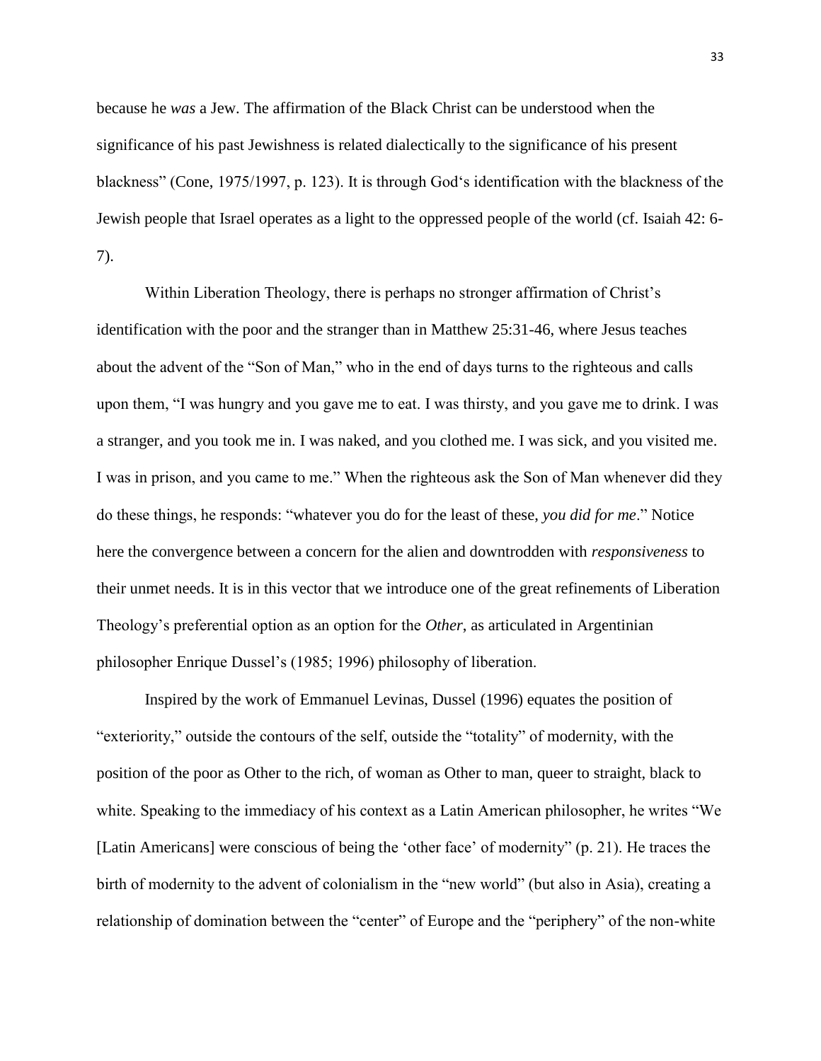because he *was* a Jew. The affirmation of the Black Christ can be understood when the significance of his past Jewishness is related dialectically to the significance of his present blackness" (Cone, 1975/1997, p. 123). It is through God's identification with the blackness of the Jewish people that Israel operates as a light to the oppressed people of the world (cf. Isaiah 42: 6-7).

Within Liberation Theology, there is perhaps no stronger affirmation of Christ's identification with the poor and the stranger than in Matthew 25:31-46, where Jesus teaches about the advent of the "Son of Man," who in the end of days turns to the righteous and calls upon them, "I was hungry and you gave me to eat. I was thirsty, and you gave me to drink. I was a stranger, and you took me in. I was naked, and you clothed me. I was sick, and you visited me. I was in prison, and you came to me." When the righteous ask the Son of Man whenever did they do these things, he responds: "whatever you do for the least of these, *you did for me*." Notice here the convergence between a concern for the alien and downtrodden with *responsiveness* to their unmet needs. It is in this vector that we introduce one of the great refinements of Liberation Theology's preferential option as an option for the *Other*, as articulated in Argentinian philosopher Enrique Dussel's (1985; 1996) philosophy of liberation.

Inspired by the work of Emmanuel Levinas, Dussel (1996) equates the position of "exteriority," outside the contours of the self, outside the "totality" of modernity, with the position of the poor as Other to the rich, of woman as Other to man, queer to straight, black to white. Speaking to the immediacy of his context as a Latin American philosopher, he writes "We [Latin Americans] were conscious of being the 'other face' of modernity" (p. 21). He traces the birth of modernity to the advent of colonialism in the "new world" (but also in Asia), creating a relationship of domination between the "center" of Europe and the "periphery" of the non-white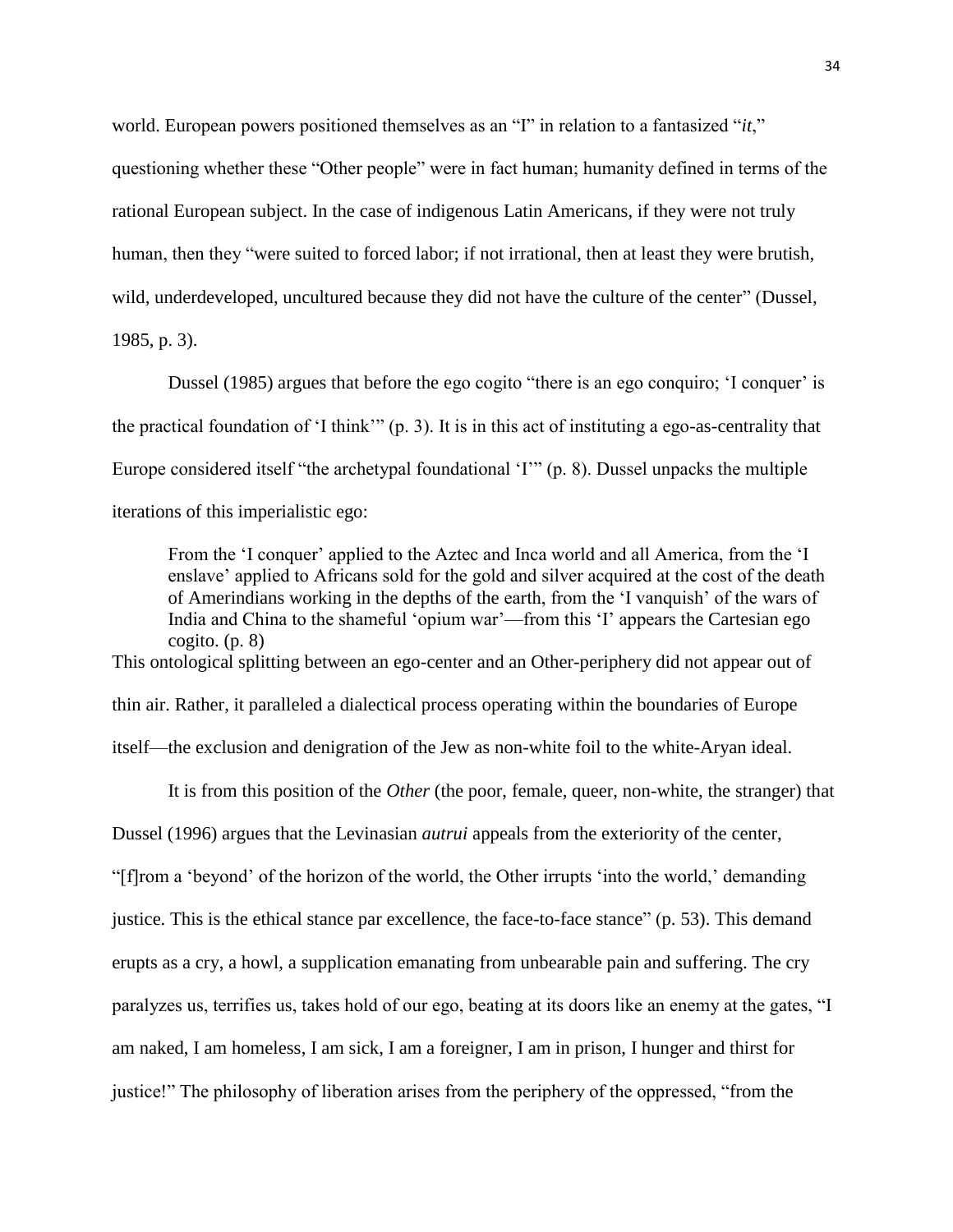world. European powers positioned themselves as an "I" in relation to a fantasized "*it*," questioning whether these "Other people" were in fact human; humanity defined in terms of the rational European subject. In the case of indigenous Latin Americans, if they were not truly human, then they "were suited to forced labor; if not irrational, then at least they were brutish, wild, underdeveloped, uncultured because they did not have the culture of the center" (Dussel, 1985, p. 3).

Dussel (1985) argues that before the ego cogito "there is an ego conquiro; 'I conquer' is the practical foundation of 'I think'" (p. 3). It is in this act of instituting a ego-as-centrality that Europe considered itself "the archetypal foundational 'I'" (p. 8). Dussel unpacks the multiple iterations of this imperialistic ego:

> From the 'I conquer' applied to the Aztec and Inca world and all America, from the 'I enslave' applied to Africans sold for the gold and silver acquired at the cost of the death of Amerindians working in the depths of the earth, from the 'I vanquish' of the wars of India and China to the shameful 'opium war'—from this 'I' appears the Cartesian ego cogito. (p. 8)

This ontological splitting between an ego-center and an Other-periphery did not appear out of thin air. Rather, it paralleled a dialectical process operating within the boundaries of Europe itself—the exclusion and denigration of the Jew as non-white foil to the white-Aryan ideal.

It is from this position of the *Other* (the poor, female, queer, non-white, the stranger) that Dussel (1996) argues that the Levinasian *autrui* appeals from the exteriority of the center, "[f]rom a 'beyond' of the horizon of the world, the Other irrupts 'into the world,' demanding justice. This is the ethical stance par excellence, the face-to-face stance" (p. 53). This demand erupts as a cry, a howl, a supplication emanating from unbearable pain and suffering. The cry paralyzes us, terrifies us, takes hold of our ego, beating at its doors like an enemy at the gates, "I am naked, I am homeless, I am sick, I am a foreigner, I am in prison, I hunger and thirst for justice!" The philosophy of liberation arises from the periphery of the oppressed, "from the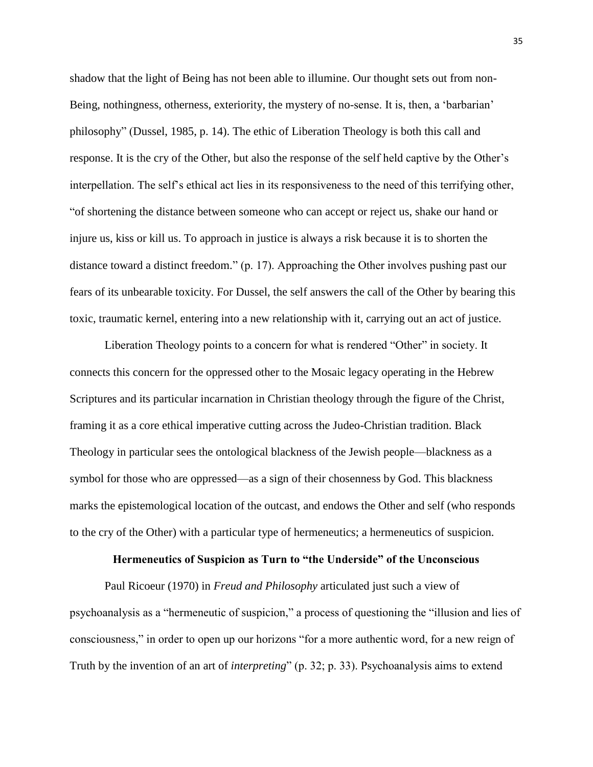shadow that the light of Being has not been able to illumine. Our thought sets out from non-Being, nothingness, otherness, exteriority, the mystery of no-sense. It is, then, a 'barbarian' philosophy" (Dussel, 1985, p. 14). The ethic of Liberation Theology is both this call and response. It is the cry of the Other, but also the response of the self held captive by the Other's interpellation. The self's ethical act lies in its responsiveness to the need of this terrifying other, "of shortening the distance between someone who can accept or reject us, shake our hand or injure us, kiss or kill us. To approach in justice is always a risk because it is to shorten the distance toward a distinct freedom." (p. 17). Approaching the Other involves pushing past our fears of its unbearable toxicity. For Dussel, the self answers the call of the Other by bearing this toxic, traumatic kernel, entering into a new relationship with it, carrying out an act of justice.

Liberation Theology points to a concern for what is rendered "Other" in society. It connects this concern for the oppressed other to the Mosaic legacy operating in the Hebrew Scriptures and its particular incarnation in Christian theology through the figure of the Christ, framing it as a core ethical imperative cutting across the Judeo-Christian tradition. Black Theology in particular sees the ontological blackness of the Jewish people—blackness as a symbol for those who are oppressed—as a sign of their chosenness by God. This blackness marks the epistemological location of the outcast, and endows the Other and self (who responds to the cry of the Other) with a particular type of hermeneutics; a hermeneutics of suspicion.

## Hermeneutics of Suspicion as Turn to "the Underside" of the Unconscious

Paul Ricoeur (1970) in *Freud and Philosophy* articulated just such a view of psychoanalysis as a "hermeneutic of suspicion," a process of questioning the "illusion and lies of consciousness," in order to open up our horizons "for a more authentic word, for a new reign of Truth by the invention of an art of *interpreting*" (p. 32; p. 33). Psychoanalysis aims to extend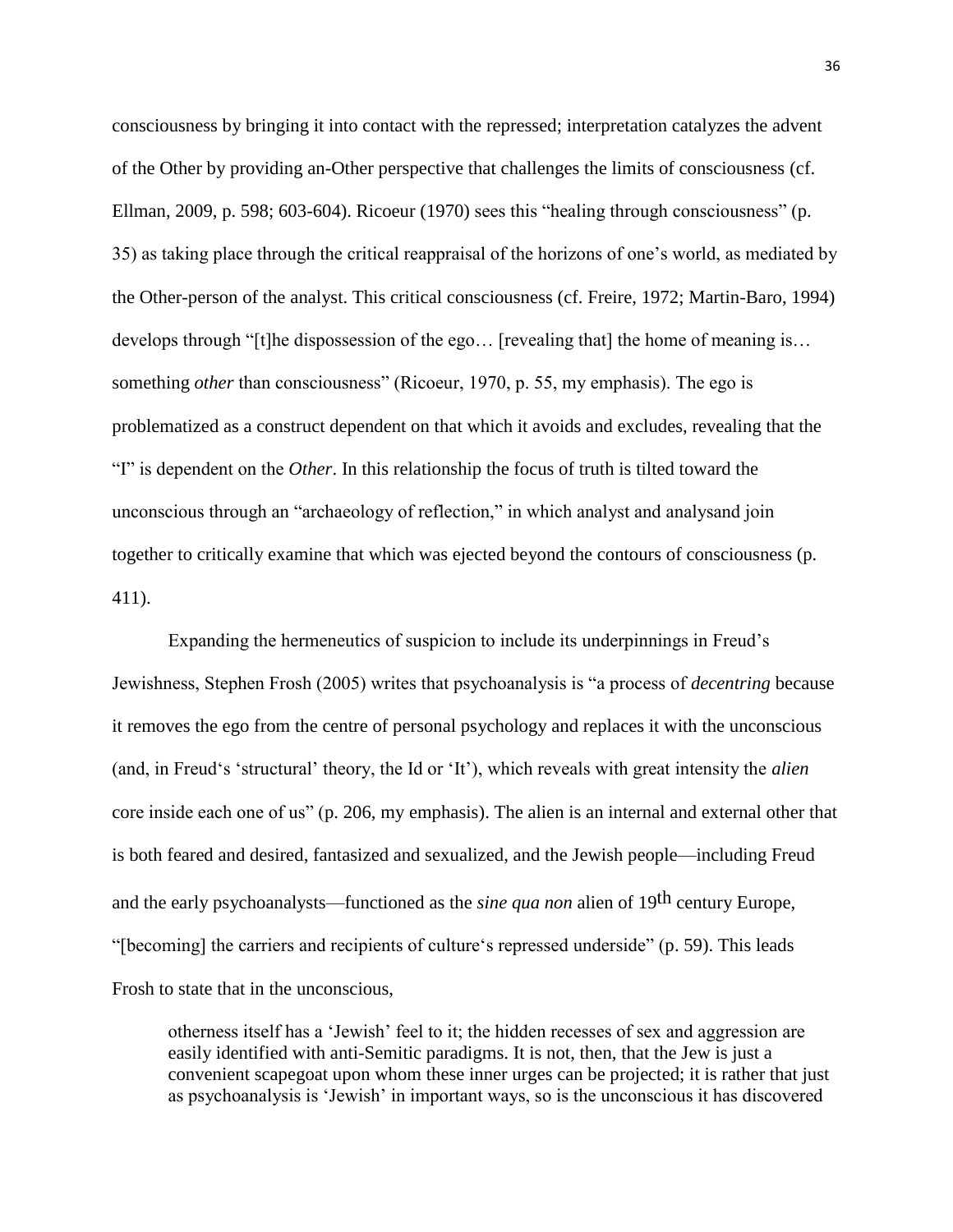consciousness by bringing it into contact with the repressed; interpretation catalyzes the advent of the Other by providing an-Other perspective that challenges the limits of consciousness (cf. Ellman, 2009, p. 598; 603-604). Ricoeur (1970) sees this "healing through consciousness" (p. 35) as taking place through the critical reappraisal of the horizons of one's world, as mediated by the Other-person of the analyst. This critical consciousness (cf. Freire, 1972; Martin-Baro, 1994) develops through "[t]he dispossession of the ego… [revealing that] the home of meaning is… something *other* than consciousness" (Ricoeur, 1970, p. 55, my emphasis). The ego is problematized as a construct dependent on that which it avoids and excludes, revealing that the "I" is dependent on the *Other*. In this relationship the focus of truth is tilted toward the unconscious through an "archaeology of reflection," in which analyst and analysand join together to critically examine that which was ejected beyond the contours of consciousness (p. 411).

Expanding the hermeneutics of suspicion to include its underpinnings in Freud's Jewishness, Stephen Frosh (2005) writes that psychoanalysis is "a process of *decentring* because it removes the ego from the centre of personal psychology and replaces it with the unconscious (and, in Freud's 'structural' theory, the Id or 'It'), which reveals with great intensity the *alien* core inside each one of us" (p. 206, my emphasis). The alien is an internal and external other that is both feared and desired, fantasized and sexualized, and the Jewish people—including Freud and the early psychoanalysts—functioned as the *sine qua non* alien of 19th century Europe, "[becoming] the carriers and recipients of culture's repressed underside" (p. 59). This leads Frosh to state that in the unconscious,

> otherness itself has a 'Jewish' feel to it; the hidden recesses of sex and aggression are easily identified with anti-Semitic paradigms. It is not, then, that the Jew is just a convenient scapegoat upon whom these inner urges can be projected; it is rather that just as psychoanalysis is 'Jewish' in important ways, so is the unconscious it has discovered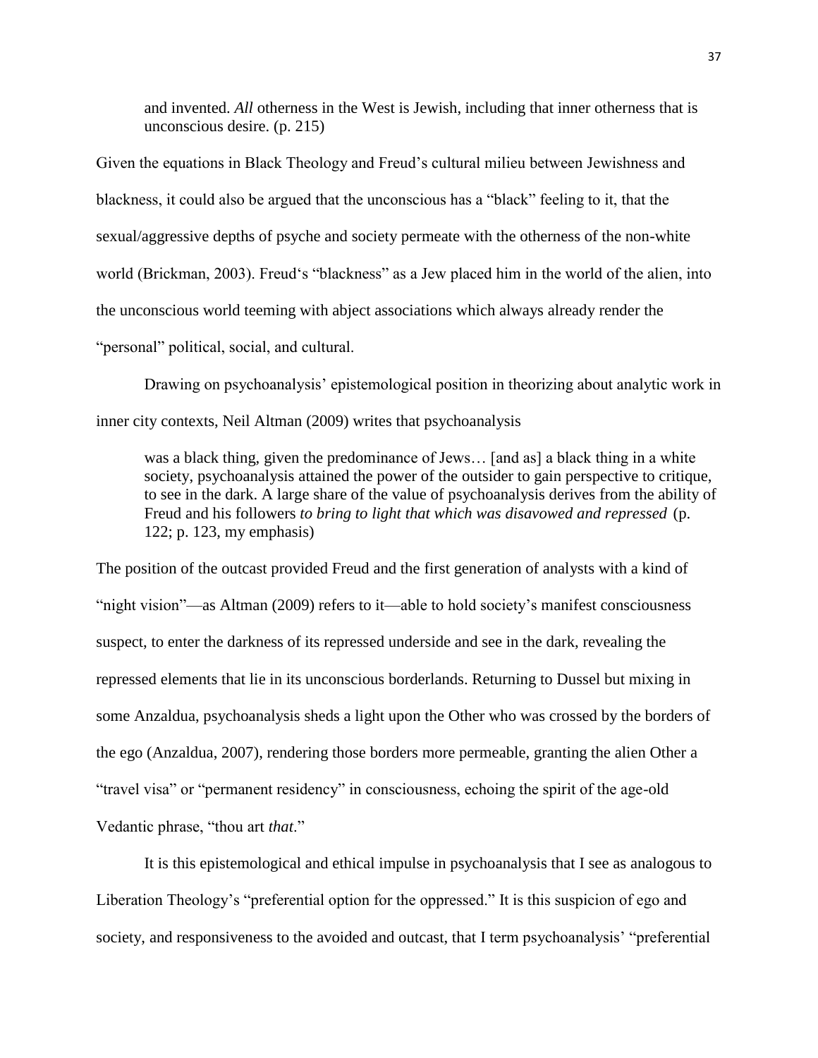> and invented. *All* otherness in the West is Jewish, including that inner otherness that is unconscious desire. (p. 215)

Given the equations in Black Theology and Freud's cultural milieu between Jewishness and blackness, it could also be argued that the unconscious has a "black" feeling to it, that the sexual/aggressive depths of psyche and society permeate with the otherness of the non-white world (Brickman, 2003). Freud's "blackness" as a Jew placed him in the world of the alien, into the unconscious world teeming with abject associations which always already render the "personal" political, social, and cultural.

Drawing on psychoanalysis' epistemological position in theorizing about analytic work in inner city contexts, Neil Altman (2009) writes that psychoanalysis

> was a black thing, given the predominance of Jews… [and as] a black thing in a white society, psychoanalysis attained the power of the outsider to gain perspective to critique, to see in the dark. A large share of the value of psychoanalysis derives from the ability of Freud and his followers *to bring to light that which was disavowed and repressed* (p. 122; p. 123, my emphasis)

The position of the outcast provided Freud and the first generation of analysts with a kind of "night vision"—as Altman (2009) refers to it—able to hold society's manifest consciousness suspect, to enter the darkness of its repressed underside and see in the dark, revealing the repressed elements that lie in its unconscious borderlands. Returning to Dussel but mixing in some Anzaldua, psychoanalysis sheds a light upon the Other who was crossed by the borders of the ego (Anzaldua, 2007), rendering those borders more permeable, granting the alien Other a "travel visa" or "permanent residency" in consciousness, echoing the spirit of the age-old Vedantic phrase, "thou art *that*."

It is this epistemological and ethical impulse in psychoanalysis that I see as analogous to Liberation Theology's "preferential option for the oppressed." It is this suspicion of ego and society, and responsiveness to the avoided and outcast, that I term psychoanalysis' "preferential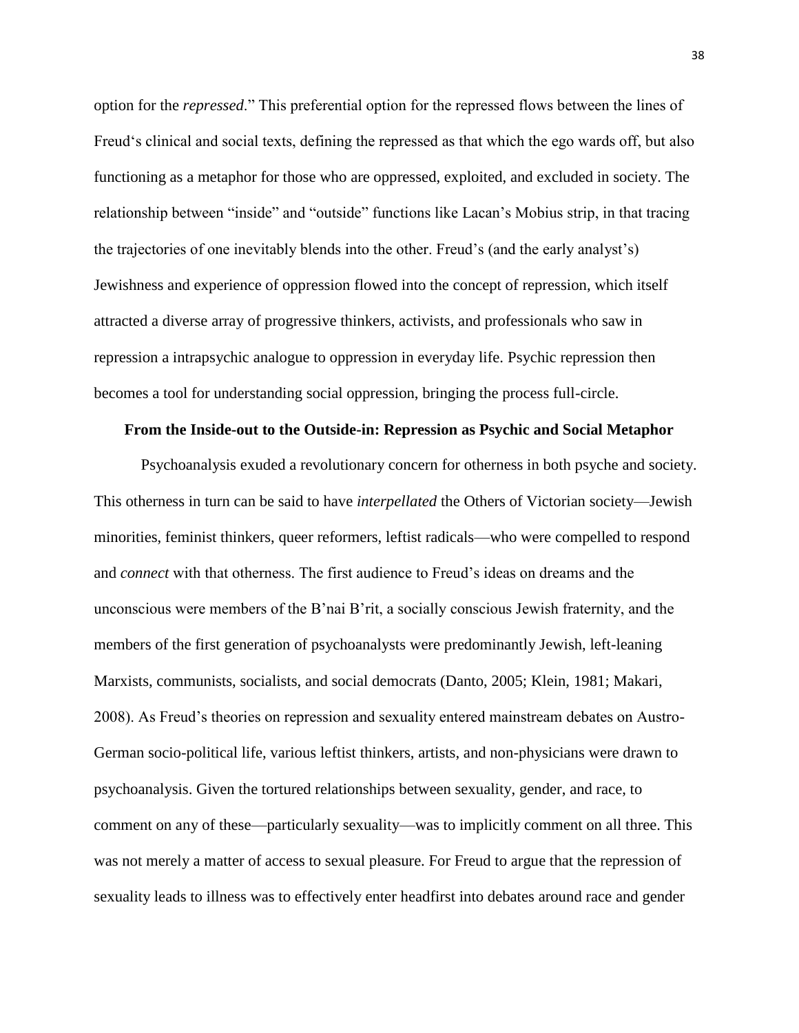option for the *repressed*." This preferential option for the repressed flows between the lines of Freud's clinical and social texts, defining the repressed as that which the ego wards off, but also functioning as a metaphor for those who are oppressed, exploited, and excluded in society. The relationship between "inside" and "outside" functions like Lacan's Mobius strip, in that tracing the trajectories of one inevitably blends into the other. Freud's (and the early analyst's) Jewishness and experience of oppression flowed into the concept of repression, which itself attracted a diverse array of progressive thinkers, activists, and professionals who saw in repression a intrapsychic analogue to oppression in everyday life. Psychic repression then becomes a tool for understanding social oppression, bringing the process full-circle.

**From the Inside-out to the Outside-in: Repression as Psychic and Social Metaphor**

Psychoanalysis exuded a revolutionary concern for otherness in both psyche and society. This otherness in turn can be said to have *interpellated* the Others of Victorian society—Jewish minorities, feminist thinkers, queer reformers, leftist radicals—who were compelled to respond and *connect* with that otherness. The first audience to Freud's ideas on dreams and the unconscious were members of the B'nai B'rit, a socially conscious Jewish fraternity, and the members of the first generation of psychoanalysts were predominantly Jewish, left-leaning Marxists, communists, socialists, and social democrats (Danto, 2005; Klein, 1981; Makari, 2008). As Freud's theories on repression and sexuality entered mainstream debates on Austro-German socio-political life, various leftist thinkers, artists, and non-physicians were drawn to psychoanalysis. Given the tortured relationships between sexuality, gender, and race, to comment on any of these—particularly sexuality—was to implicitly comment on all three. This was not merely a matter of access to sexual pleasure. For Freud to argue that the repression of sexuality leads to illness was to effectively enter headfirst into debates around race and gender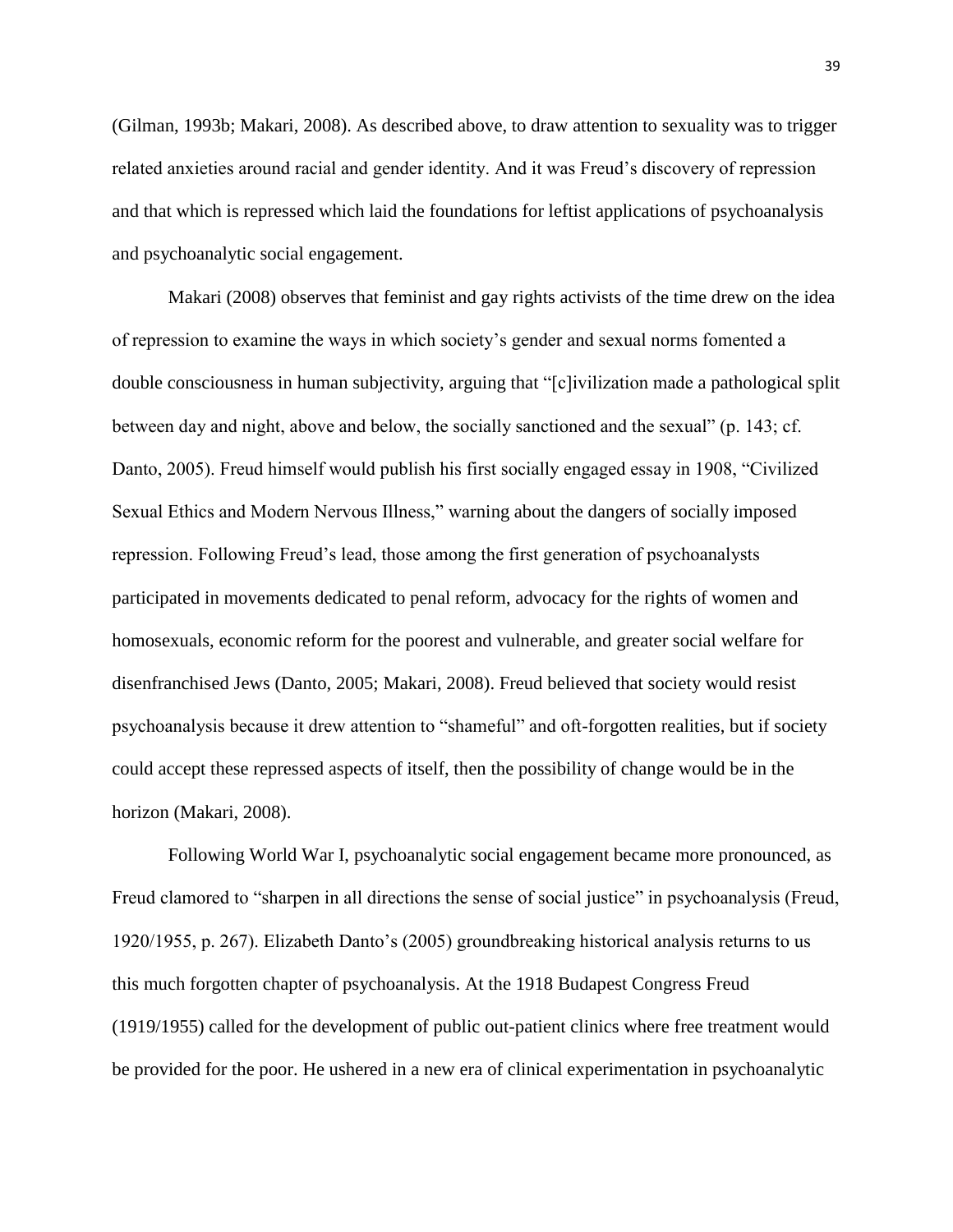(Gilman, 1993b; Makari, 2008). As described above, to draw attention to sexuality was to trigger related anxieties around racial and gender identity. And it was Freud's discovery of repression and that which is repressed which laid the foundations for leftist applications of psychoanalysis and psychoanalytic social engagement.

Makari (2008) observes that feminist and gay rights activists of the time drew on the idea of repression to examine the ways in which society's gender and sexual norms fomented a double consciousness in human subjectivity, arguing that "[c]ivilization made a pathological split between day and night, above and below, the socially sanctioned and the sexual" (p. 143; cf. Danto, 2005). Freud himself would publish his first socially engaged essay in 1908, "Civilized Sexual Ethics and Modern Nervous Illness," warning about the dangers of socially imposed repression. Following Freud's lead, those among the first generation of psychoanalysts participated in movements dedicated to penal reform, advocacy for the rights of women and homosexuals, economic reform for the poorest and vulnerable, and greater social welfare for disenfranchised Jews (Danto, 2005; Makari, 2008). Freud believed that society would resist psychoanalysis because it drew attention to "shameful" and oft-forgotten realities, but if society could accept these repressed aspects of itself, then the possibility of change would be in the horizon (Makari, 2008).

Following World War I, psychoanalytic social engagement became more pronounced, as Freud clamored to "sharpen in all directions the sense of social justice" in psychoanalysis (Freud, 1920/1955, p. 267). Elizabeth Danto's (2005) groundbreaking historical analysis returns to us this much forgotten chapter of psychoanalysis. At the 1918 Budapest Congress Freud (1919/1955) called for the development of public out-patient clinics where free treatment would be provided for the poor. He ushered in a new era of clinical experimentation in psychoanalytic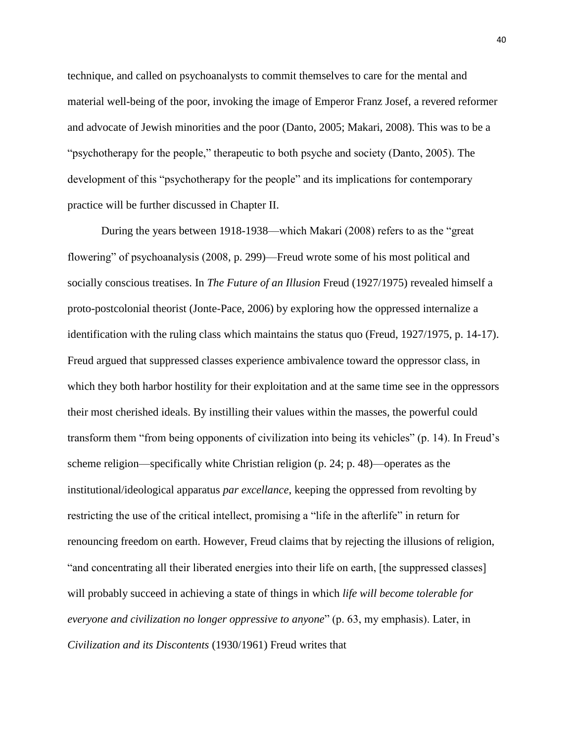technique, and called on psychoanalysts to commit themselves to care for the mental and material well-being of the poor, invoking the image of Emperor Franz Josef, a revered reformer and advocate of Jewish minorities and the poor (Danto, 2005; Makari, 2008). This was to be a "psychotherapy for the people," therapeutic to both psyche and society (Danto, 2005). The development of this "psychotherapy for the people" and its implications for contemporary practice will be further discussed in Chapter II.

During the years between 1918-1938—which Makari (2008) refers to as the "great flowering" of psychoanalysis (2008, p. 299)—Freud wrote some of his most political and socially conscious treatises. In *The Future of an Illusion* Freud (1927/1975) revealed himself a proto-postcolonial theorist (Jonte-Pace, 2006) by exploring how the oppressed internalize a identification with the ruling class which maintains the status quo (Freud, 1927/1975, p. 14-17). Freud argued that suppressed classes experience ambivalence toward the oppressor class, in which they both harbor hostility for their exploitation and at the same time see in the oppressors their most cherished ideals. By instilling their values within the masses, the powerful could transform them "from being opponents of civilization into being its vehicles" (p. 14). In Freud's scheme religion—specifically white Christian religion (p. 24; p. 48)—operates as the institutional/ideological apparatus *par excellance*, keeping the oppressed from revolting by restricting the use of the critical intellect, promising a "life in the afterlife" in return for renouncing freedom on earth. However, Freud claims that by rejecting the illusions of religion, "and concentrating all their liberated energies into their life on earth, [the suppressed classes] will probably succeed in achieving a state of things in which *life will become tolerable for everyone and civilization no longer oppressive to anyone*" (p. 63, my emphasis). Later, in *Civilization and its Discontents* (1930/1961) Freud writes that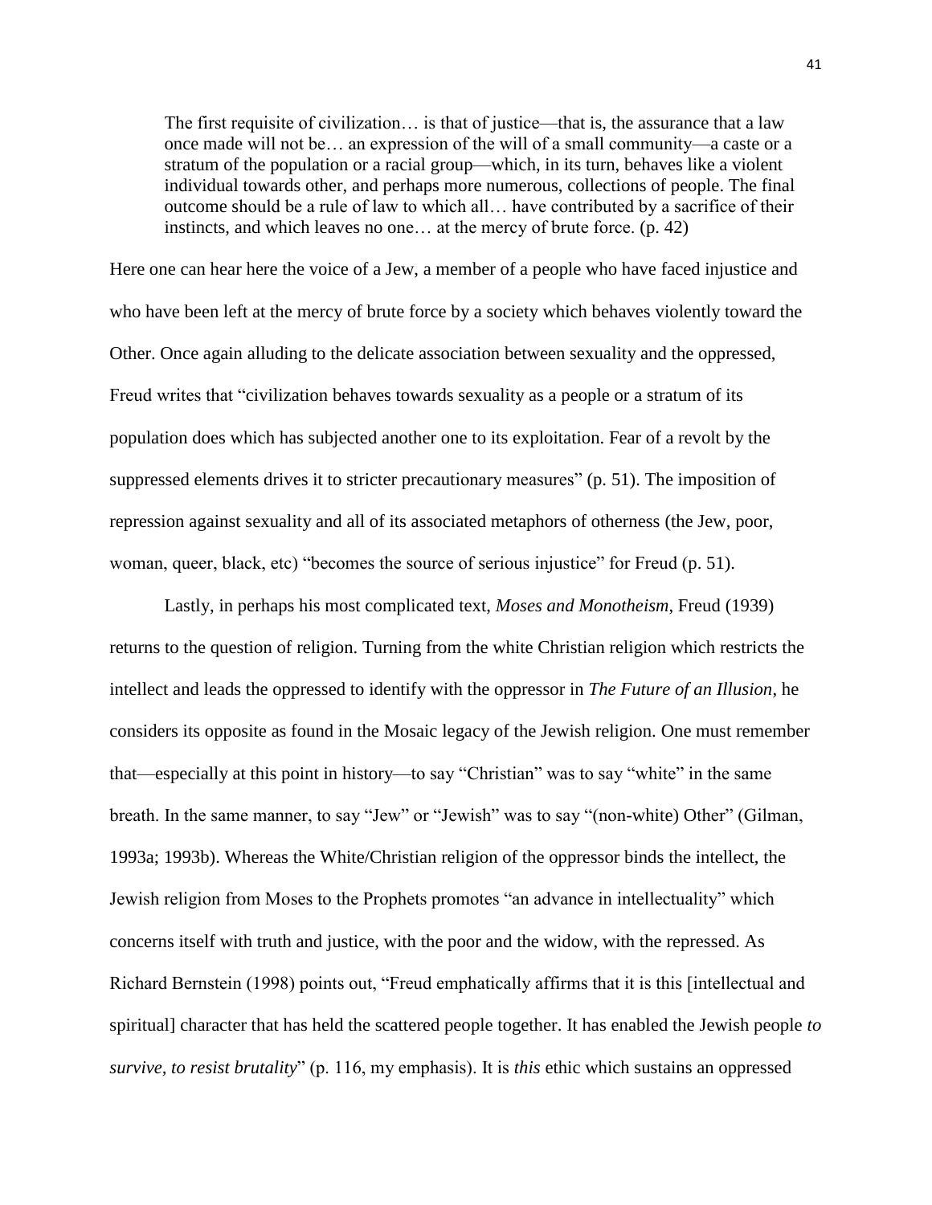> The first requisite of civilization… is that of justice—that is, the assurance that a law once made will not be… an expression of the will of a small community—a caste or a stratum of the population or a racial group—which, in its turn, behaves like a violent individual towards other, and perhaps more numerous, collections of people. The final outcome should be a rule of law to which all… have contributed by a sacrifice of their instincts, and which leaves no one… at the mercy of brute force. (p. 42)

Here one can hear here the voice of a Jew, a member of a people who have faced injustice and who have been left at the mercy of brute force by a society which behaves violently toward the Other. Once again alluding to the delicate association between sexuality and the oppressed, Freud writes that "civilization behaves towards sexuality as a people or a stratum of its population does which has subjected another one to its exploitation. Fear of a revolt by the suppressed elements drives it to stricter precautionary measures" (p. 51). The imposition of repression against sexuality and all of its associated metaphors of otherness (the Jew, poor, woman, queer, black, etc) "becomes the source of serious injustice" for Freud (p. 51).

Lastly, in perhaps his most complicated text, *Moses and Monotheism*, Freud (1939) returns to the question of religion. Turning from the white Christian religion which restricts the intellect and leads the oppressed to identify with the oppressor in *The Future of an Illusion*, he considers its opposite as found in the Mosaic legacy of the Jewish religion. One must remember that—especially at this point in history—to say "Christian" was to say "white" in the same breath. In the same manner, to say "Jew" or "Jewish" was to say "(non-white) Other" (Gilman, 1993a; 1993b). Whereas the White/Christian religion of the oppressor binds the intellect, the Jewish religion from Moses to the Prophets promotes "an advance in intellectuality" which concerns itself with truth and justice, with the poor and the widow, with the repressed. As Richard Bernstein (1998) points out, "Freud emphatically affirms that it is this [intellectual and spiritual] character that has held the scattered people together. It has enabled the Jewish people *to survive, to resist brutality*" (p. 116, my emphasis). It is *this* ethic which sustains an oppressed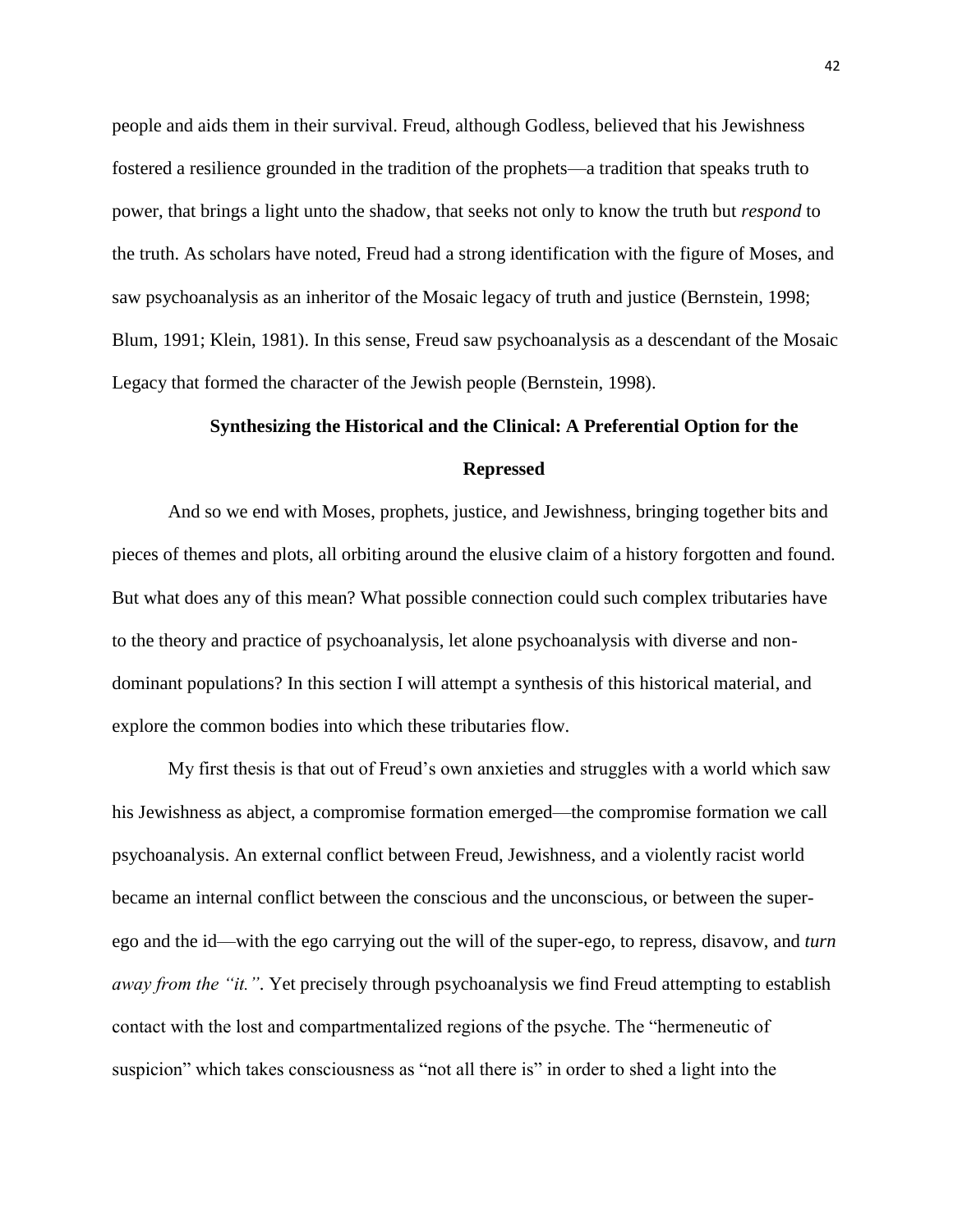people and aids them in their survival. Freud, although Godless, believed that his Jewishness fostered a resilience grounded in the tradition of the prophets—a tradition that speaks truth to power, that brings a light unto the shadow, that seeks not only to know the truth but *respond* to the truth. As scholars have noted, Freud had a strong identification with the figure of Moses, and saw psychoanalysis as an inheritor of the Mosaic legacy of truth and justice (Bernstein, 1998; Blum, 1991; Klein, 1981). In this sense, Freud saw psychoanalysis as a descendant of the Mosaic Legacy that formed the character of the Jewish people (Bernstein, 1998).

## Synthesizing the Historical and the Clinical: A Preferential Option for the Repressed

And so we end with Moses, prophets, justice, and Jewishness, bringing together bits and pieces of themes and plots, all orbiting around the elusive claim of a history forgotten and found. But what does any of this mean? What possible connection could such complex tributaries have to the theory and practice of psychoanalysis, let alone psychoanalysis with diverse and non-dominant populations? In this section I will attempt a synthesis of this historical material, and explore the common bodies into which these tributaries flow.

My first thesis is that out of Freud's own anxieties and struggles with a world which saw his Jewishness as abject, a compromise formation emerged—the compromise formation we call psychoanalysis. An external conflict between Freud, Jewishness, and a violently racist world became an internal conflict between the conscious and the unconscious, or between the super-ego and the id—with the ego carrying out the will of the super-ego, to repress, disavow, and *turn away from the "it."*. Yet precisely through psychoanalysis we find Freud attempting to establish contact with the lost and compartmentalized regions of the psyche. The "hermeneutic of suspicion" which takes consciousness as "not all there is" in order to shed a light into the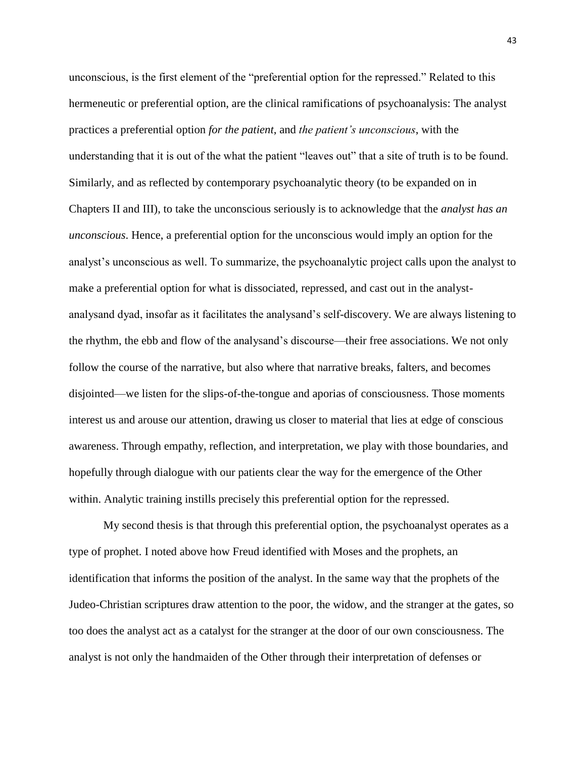unconscious, is the first element of the "preferential option for the repressed." Related to this hermeneutic or preferential option, are the clinical ramifications of psychoanalysis: The analyst practices a preferential option *for the patient*, and *the patient's unconscious*, with the understanding that it is out of the what the patient "leaves out" that a site of truth is to be found. Similarly, and as reflected by contemporary psychoanalytic theory (to be expanded on in Chapters II and III), to take the unconscious seriously is to acknowledge that the *analyst has an unconscious*. Hence, a preferential option for the unconscious would imply an option for the analyst's unconscious as well. To summarize, the psychoanalytic project calls upon the analyst to make a preferential option for what is dissociated, repressed, and cast out in the analyst-analysand dyad, insofar as it facilitates the analysand's self-discovery. We are always listening to the rhythm, the ebb and flow of the analysand's discourse—their free associations. We not only follow the course of the narrative, but also where that narrative breaks, falters, and becomes disjointed—we listen for the slips-of-the-tongue and aporias of consciousness. Those moments interest us and arouse our attention, drawing us closer to material that lies at edge of conscious awareness. Through empathy, reflection, and interpretation, we play with those boundaries, and hopefully through dialogue with our patients clear the way for the emergence of the Other within. Analytic training instills precisely this preferential option for the repressed.

My second thesis is that through this preferential option, the psychoanalyst operates as a type of prophet. I noted above how Freud identified with Moses and the prophets, an identification that informs the position of the analyst. In the same way that the prophets of the Judeo-Christian scriptures draw attention to the poor, the widow, and the stranger at the gates, so too does the analyst act as a catalyst for the stranger at the door of our own consciousness. The analyst is not only the handmaiden of the Other through their interpretation of defenses or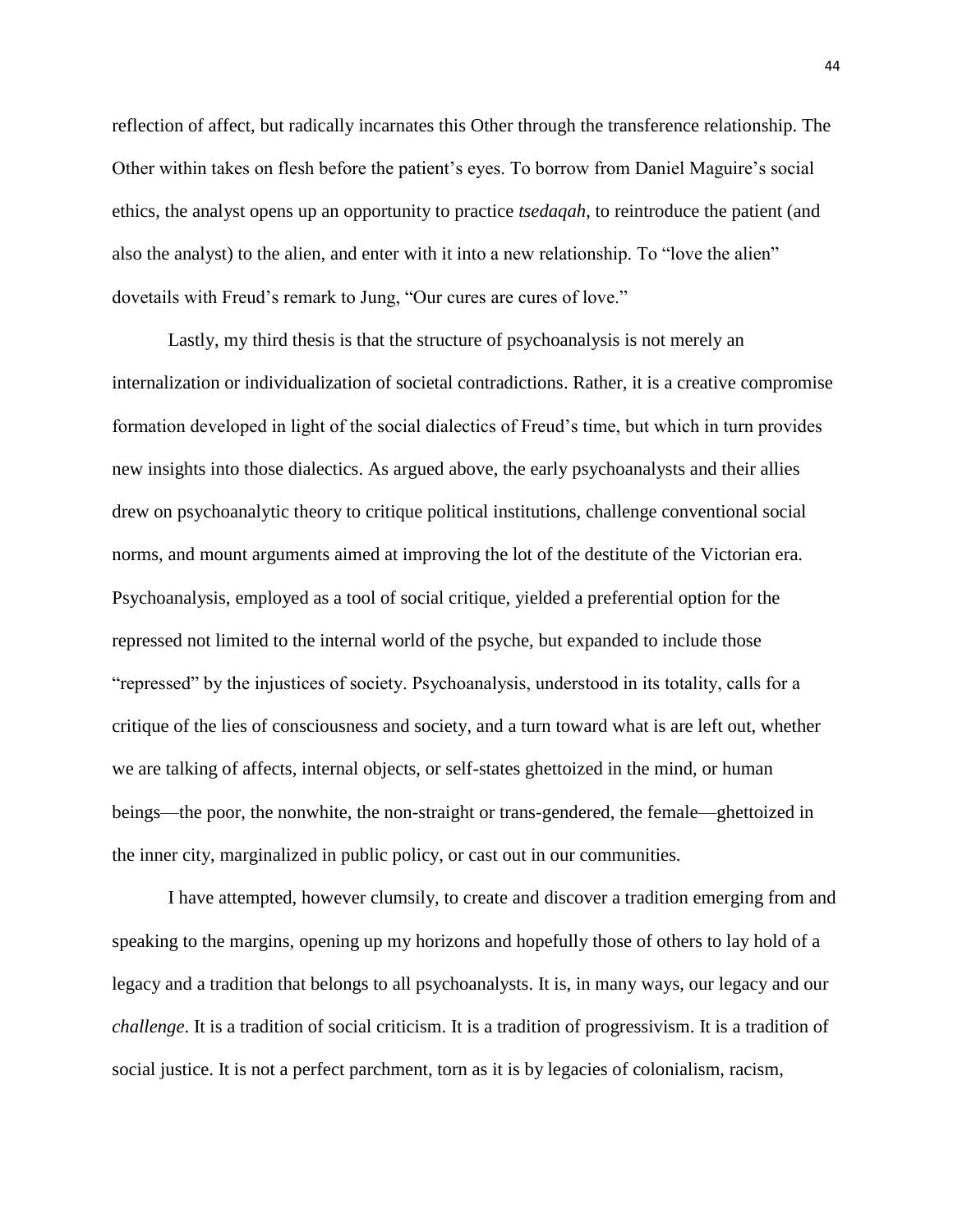reflection of affect, but radically incarnates this Other through the transference relationship. The Other within takes on flesh before the patient's eyes. To borrow from Daniel Maguire's social ethics, the analyst opens up an opportunity to practice *tsedaqah*, to reintroduce the patient (and also the analyst) to the alien, and enter with it into a new relationship. To "love the alien" dovetails with Freud's remark to Jung, "Our cures are cures of love."

Lastly, my third thesis is that the structure of psychoanalysis is not merely an internalization or individualization of societal contradictions. Rather, it is a creative compromise formation developed in light of the social dialectics of Freud's time, but which in turn provides new insights into those dialectics. As argued above, the early psychoanalysts and their allies drew on psychoanalytic theory to critique political institutions, challenge conventional social norms, and mount arguments aimed at improving the lot of the destitute of the Victorian era. Psychoanalysis, employed as a tool of social critique, yielded a preferential option for the repressed not limited to the internal world of the psyche, but expanded to include those "repressed" by the injustices of society. Psychoanalysis, understood in its totality, calls for a critique of the lies of consciousness and society, and a turn toward what is are left out, whether we are talking of affects, internal objects, or self-states ghettoized in the mind, or human beings—the poor, the nonwhite, the non-straight or trans-gendered, the female—ghettoized in the inner city, marginalized in public policy, or cast out in our communities.

I have attempted, however clumsily, to create and discover a tradition emerging from and speaking to the margins, opening up my horizons and hopefully those of others to lay hold of a legacy and a tradition that belongs to all psychoanalysts. It is, in many ways, our legacy and our *challenge*. It is a tradition of social criticism. It is a tradition of progressivism. It is a tradition of social justice. It is not a perfect parchment, torn as it is by legacies of colonialism, racism,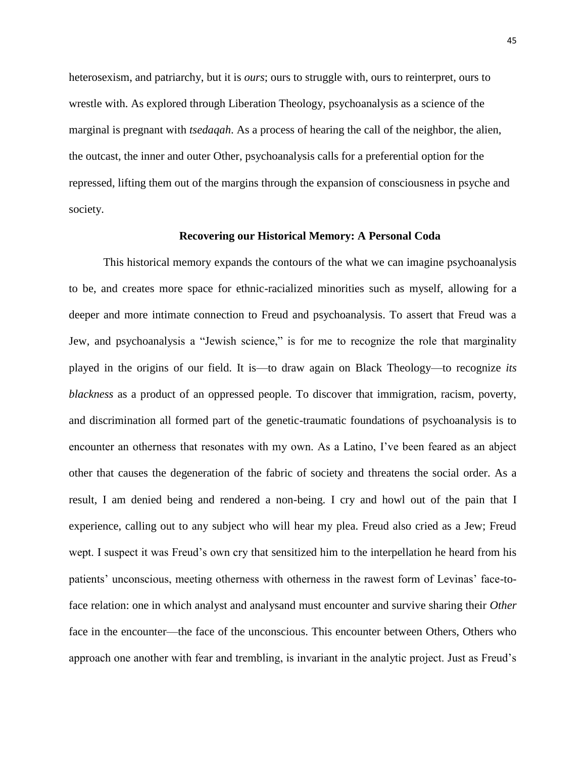heterosexism, and patriarchy, but it is *ours*; ours to struggle with, ours to reinterpret, ours to wrestle with. As explored through Liberation Theology, psychoanalysis as a science of the marginal is pregnant with *tsedaqah*. As a process of hearing the call of the neighbor, the alien, the outcast, the inner and outer Other, psychoanalysis calls for a preferential option for the repressed, lifting them out of the margins through the expansion of consciousness in psyche and society.

## Recovering our Historical Memory: A Personal Coda

This historical memory expands the contours of the what we can imagine psychoanalysis to be, and creates more space for ethnic-racialized minorities such as myself, allowing for a deeper and more intimate connection to Freud and psychoanalysis. To assert that Freud was a Jew, and psychoanalysis a "Jewish science," is for me to recognize the role that marginality played in the origins of our field. It is—to draw again on Black Theology—to recognize *its blackness* as a product of an oppressed people. To discover that immigration, racism, poverty, and discrimination all formed part of the genetic-traumatic foundations of psychoanalysis is to encounter an otherness that resonates with my own. As a Latino, I've been feared as an abject other that causes the degeneration of the fabric of society and threatens the social order. As a result, I am denied being and rendered a non-being. I cry and howl out of the pain that I experience, calling out to any subject who will hear my plea. Freud also cried as a Jew; Freud wept. I suspect it was Freud's own cry that sensitized him to the interpellation he heard from his patients' unconscious, meeting otherness with otherness in the rawest form of Levinas' face-to-face relation: one in which analyst and analysand must encounter and survive sharing their *Other* face in the encounter—the face of the unconscious. This encounter between Others, Others who approach one another with fear and trembling, is invariant in the analytic project. Just as Freud's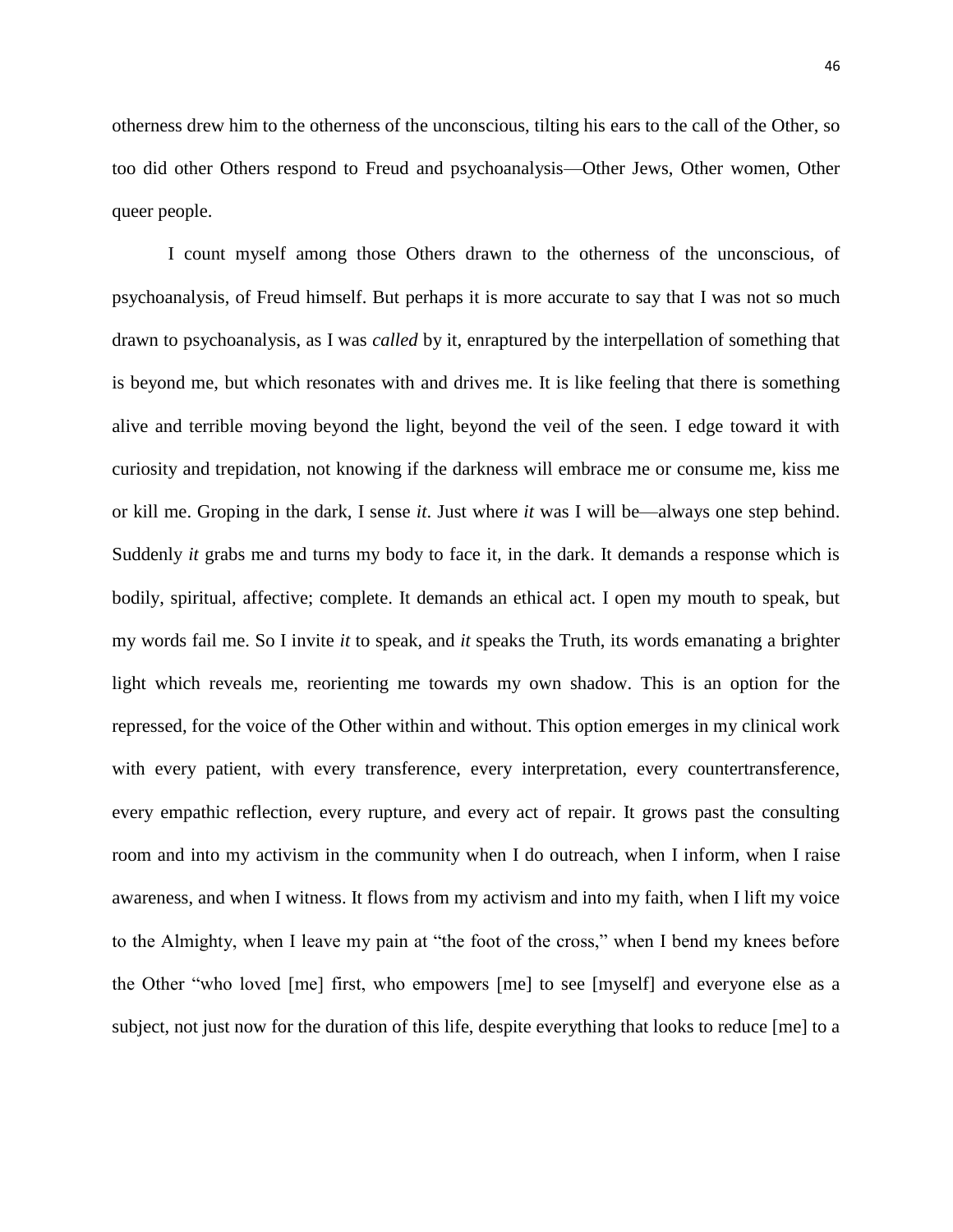otherness drew him to the otherness of the unconscious, tilting his ears to the call of the Other, so too did other Others respond to Freud and psychoanalysis—Other Jews, Other women, Other queer people.

I count myself among those Others drawn to the otherness of the unconscious, of psychoanalysis, of Freud himself. But perhaps it is more accurate to say that I was not so much drawn to psychoanalysis, as I was *called* by it, enraptured by the interpellation of something that is beyond me, but which resonates with and drives me. It is like feeling that there is something alive and terrible moving beyond the light, beyond the veil of the seen. I edge toward it with curiosity and trepidation, not knowing if the darkness will embrace me or consume me, kiss me or kill me. Groping in the dark, I sense *it*. Just where *it* was I will be—always one step behind. Suddenly *it* grabs me and turns my body to face it, in the dark. It demands a response which is bodily, spiritual, affective; complete. It demands an ethical act. I open my mouth to speak, but my words fail me. So I invite *it* to speak, and *it* speaks the Truth, its words emanating a brighter light which reveals me, reorienting me towards my own shadow. This is an option for the repressed, for the voice of the Other within and without. This option emerges in my clinical work with every patient, with every transference, every interpretation, every countertransference, every empathic reflection, every rupture, and every act of repair. It grows past the consulting room and into my activism in the community when I do outreach, when I inform, when I raise awareness, and when I witness. It flows from my activism and into my faith, when I lift my voice to the Almighty, when I leave my pain at "the foot of the cross," when I bend my knees before the Other "who loved [me] first, who empowers [me] to see [myself] and everyone else as a subject, not just now for the duration of this life, despite everything that looks to reduce [me] to a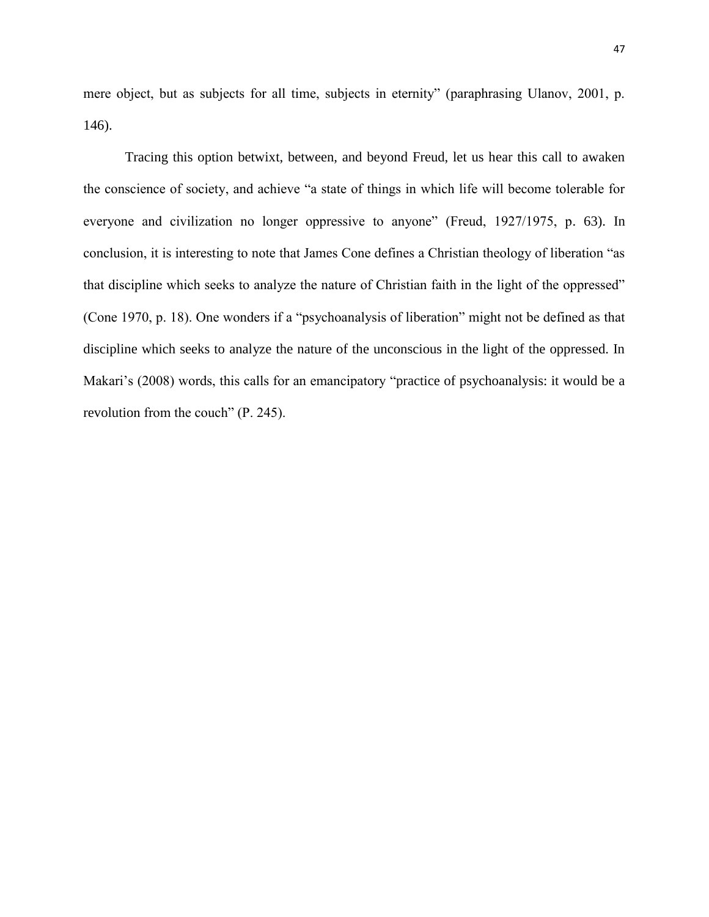mere object, but as subjects for all time, subjects in eternity" (paraphrasing Ulanov, 2001, p. 146).

Tracing this option betwixt, between, and beyond Freud, let us hear this call to awaken the conscience of society, and achieve "a state of things in which life will become tolerable for everyone and civilization no longer oppressive to anyone" (Freud, 1927/1975, p. 63). In conclusion, it is interesting to note that James Cone defines a Christian theology of liberation "as that discipline which seeks to analyze the nature of Christian faith in the light of the oppressed" (Cone 1970, p. 18). One wonders if a "psychoanalysis of liberation" might not be defined as that discipline which seeks to analyze the nature of the unconscious in the light of the oppressed. In Makari's (2008) words, this calls for an emancipatory "practice of psychoanalysis: it would be a revolution from the couch" (P. 245).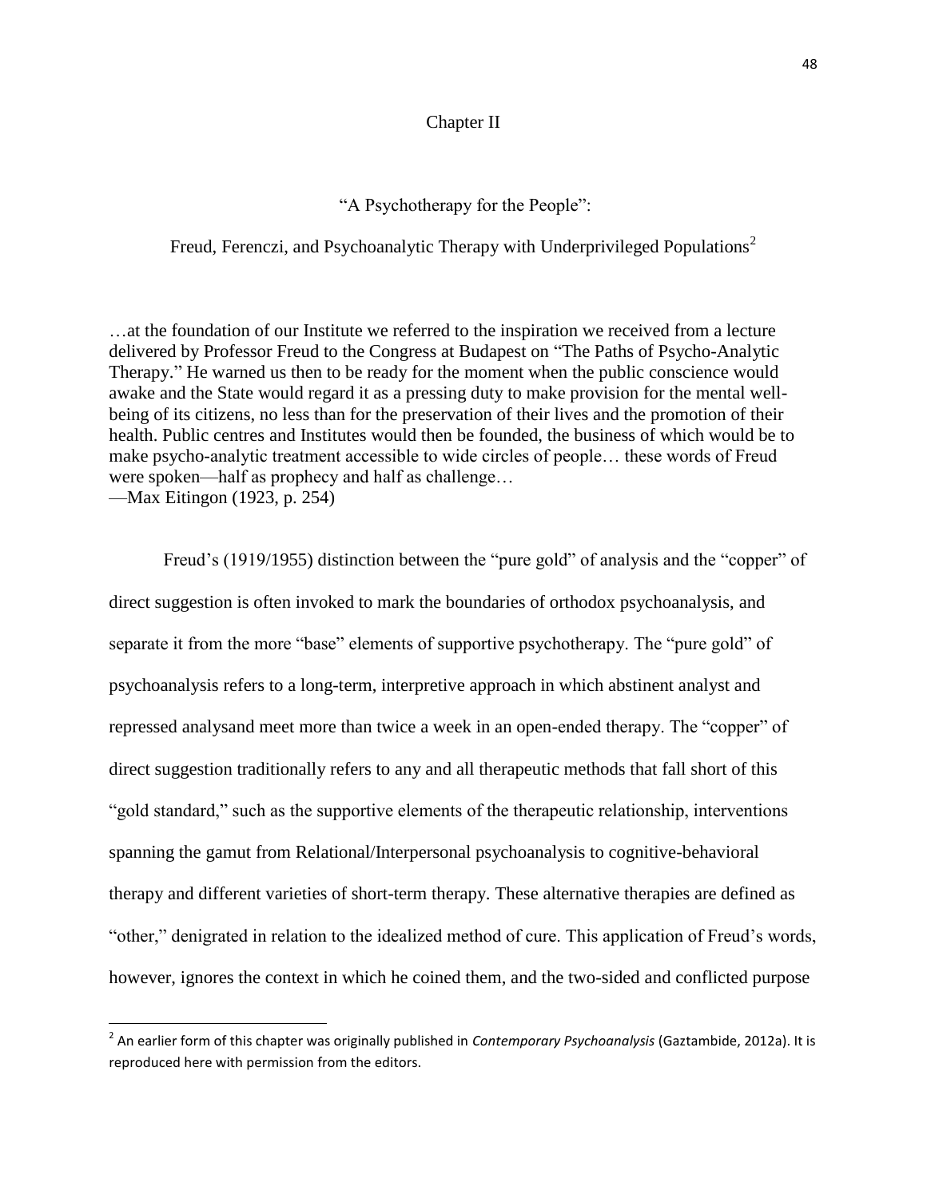# Chapter II

## "A Psychotherapy for the People":

## Freud, Ferenczi, and Psychoanalytic Therapy with Underprivileged Populations[2]

…at the foundation of our Institute we referred to the inspiration we received from a lecture delivered by Professor Freud to the Congress at Budapest on "The Paths of Psycho-Analytic Therapy." He warned us then to be ready for the moment when the public conscience would awake and the State would regard it as a pressing duty to make provision for the mental well-being of its citizens, no less than for the preservation of their lives and the promotion of their health. Public centres and Institutes would then be founded, the business of which would be to make psycho-analytic treatment accessible to wide circles of people… these words of Freud were spoken—half as prophecy and half as challenge…
—Max Eitingon (1923, p. 254)

Freud's (1919/1955) distinction between the "pure gold" of analysis and the "copper" of direct suggestion is often invoked to mark the boundaries of orthodox psychoanalysis, and separate it from the more "base" elements of supportive psychotherapy. The "pure gold" of psychoanalysis refers to a long-term, interpretive approach in which abstinent analyst and repressed analysand meet more than twice a week in an open-ended therapy. The "copper" of direct suggestion traditionally refers to any and all therapeutic methods that fall short of this "gold standard," such as the supportive elements of the therapeutic relationship, interventions spanning the gamut from Relational/Interpersonal psychoanalysis to cognitive-behavioral therapy and different varieties of short-term therapy. These alternative therapies are defined as "other," denigrated in relation to the idealized method of cure. This application of Freud's words, however, ignores the context in which he coined them, and the two-sided and conflicted purpose

[2] An earlier form of this chapter was originally published in *Contemporary Psychoanalysis* (Gaztambide, 2012a). It is reproduced here with permission from the editors.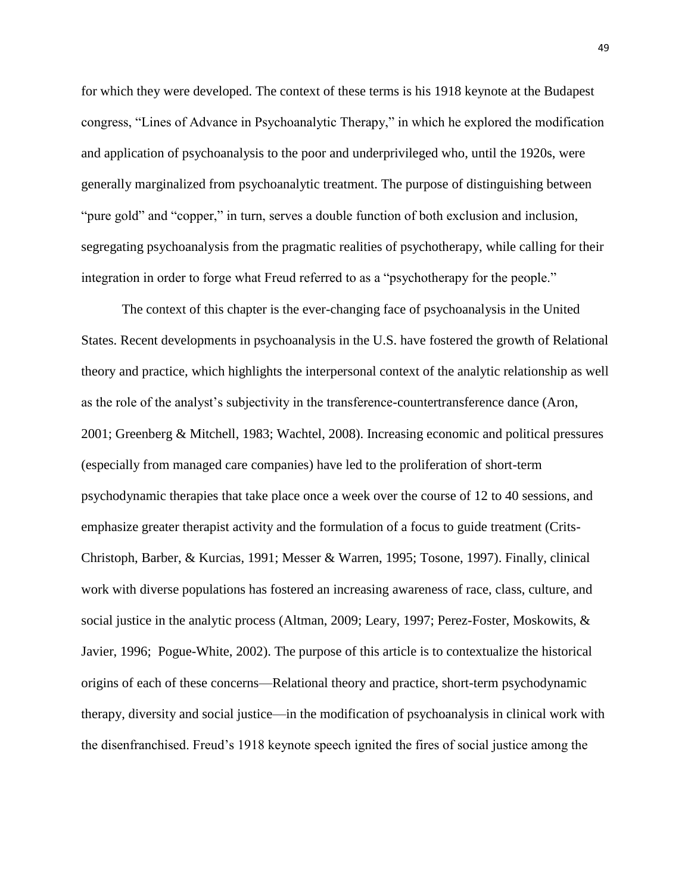for which they were developed. The context of these terms is his 1918 keynote at the Budapest congress, "Lines of Advance in Psychoanalytic Therapy," in which he explored the modification and application of psychoanalysis to the poor and underprivileged who, until the 1920s, were generally marginalized from psychoanalytic treatment. The purpose of distinguishing between "pure gold" and "copper," in turn, serves a double function of both exclusion and inclusion, segregating psychoanalysis from the pragmatic realities of psychotherapy, while calling for their integration in order to forge what Freud referred to as a "psychotherapy for the people."

The context of this chapter is the ever-changing face of psychoanalysis in the United States. Recent developments in psychoanalysis in the U.S. have fostered the growth of Relational theory and practice, which highlights the interpersonal context of the analytic relationship as well as the role of the analyst's subjectivity in the transference-countertransference dance (Aron, 2001; Greenberg & Mitchell, 1983; Wachtel, 2008). Increasing economic and political pressures (especially from managed care companies) have led to the proliferation of short-term psychodynamic therapies that take place once a week over the course of 12 to 40 sessions, and emphasize greater therapist activity and the formulation of a focus to guide treatment (Crits-Christoph, Barber, & Kurcias, 1991; Messer & Warren, 1995; Tosone, 1997). Finally, clinical work with diverse populations has fostered an increasing awareness of race, class, culture, and social justice in the analytic process (Altman, 2009; Leary, 1997; Perez-Foster, Moskowits, & Javier, 1996; Pogue-White, 2002). The purpose of this article is to contextualize the historical origins of each of these concerns—Relational theory and practice, short-term psychodynamic therapy, diversity and social justice—in the modification of psychoanalysis in clinical work with the disenfranchised. Freud's 1918 keynote speech ignited the fires of social justice among the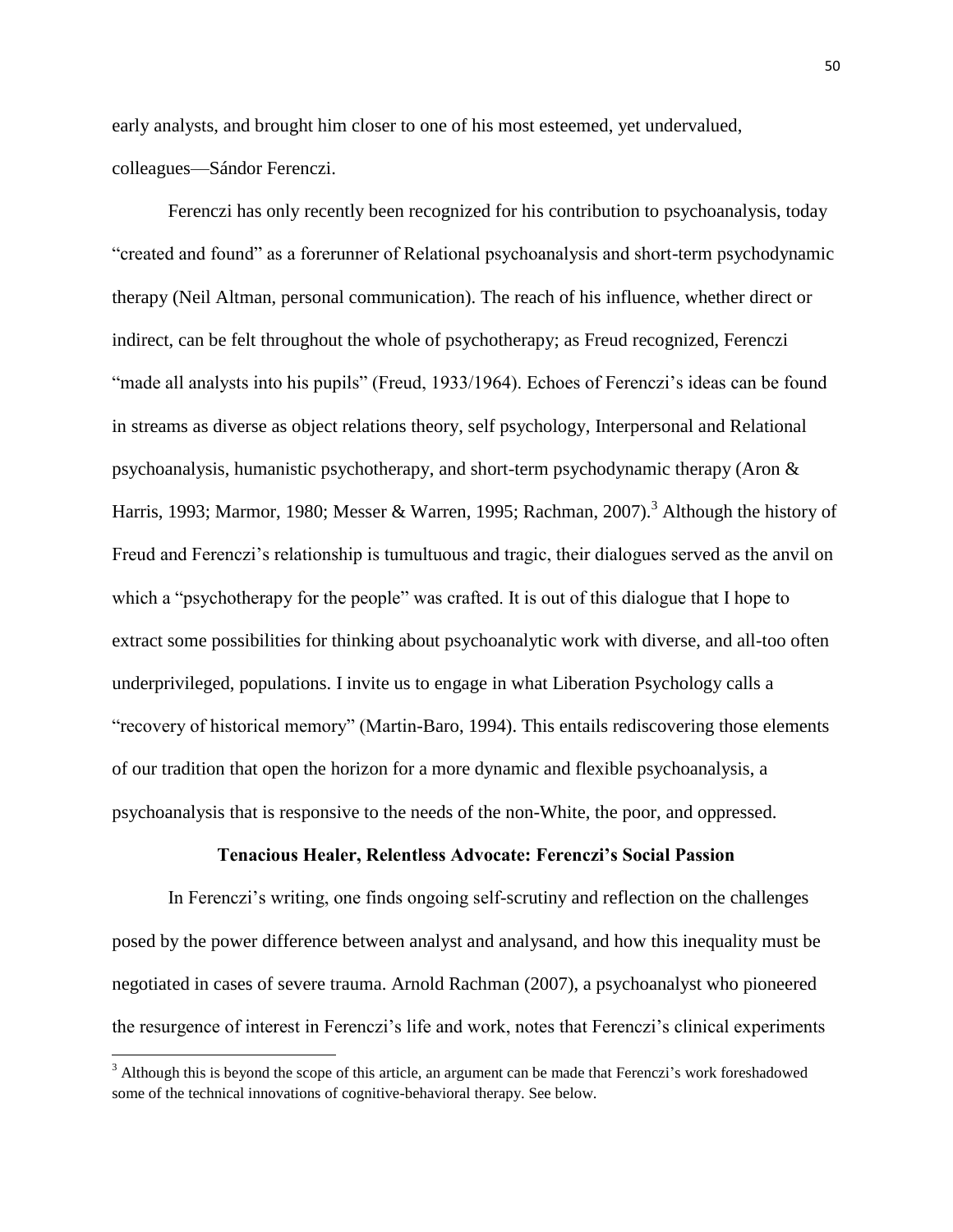early analysts, and brought him closer to one of his most esteemed, yet undervalued, colleagues—Sándor Ferenczi.

Ferenczi has only recently been recognized for his contribution to psychoanalysis, today "created and found" as a forerunner of Relational psychoanalysis and short-term psychodynamic therapy (Neil Altman, personal communication). The reach of his influence, whether direct or indirect, can be felt throughout the whole of psychotherapy; as Freud recognized, Ferenczi "made all analysts into his pupils" (Freud, 1933/1964). Echoes of Ferenczi's ideas can be found in streams as diverse as object relations theory, self psychology, Interpersonal and Relational psychoanalysis, humanistic psychotherapy, and short-term psychodynamic therapy (Aron & Harris, 1993; Marmor, 1980; Messer & Warren, 1995; Rachman, 2007).[3] Although the history of Freud and Ferenczi's relationship is tumultuous and tragic, their dialogues served as the anvil on which a "psychotherapy for the people" was crafted. It is out of this dialogue that I hope to extract some possibilities for thinking about psychoanalytic work with diverse, and all-too often underprivileged, populations. I invite us to engage in what Liberation Psychology calls a "recovery of historical memory" (Martin-Baro, 1994). This entails rediscovering those elements of our tradition that open the horizon for a more dynamic and flexible psychoanalysis, a psychoanalysis that is responsive to the needs of the non-White, the poor, and oppressed.

## Tenacious Healer, Relentless Advocate: Ferenczi's Social Passion

In Ferenczi's writing, one finds ongoing self-scrutiny and reflection on the challenges posed by the power difference between analyst and analysand, and how this inequality must be negotiated in cases of severe trauma. Arnold Rachman (2007), a psychoanalyst who pioneered the resurgence of interest in Ferenczi's life and work, notes that Ferenczi's clinical experiments

[3] Although this is beyond the scope of this article, an argument can be made that Ferenczi's work foreshadowed some of the technical innovations of cognitive-behavioral therapy. See below.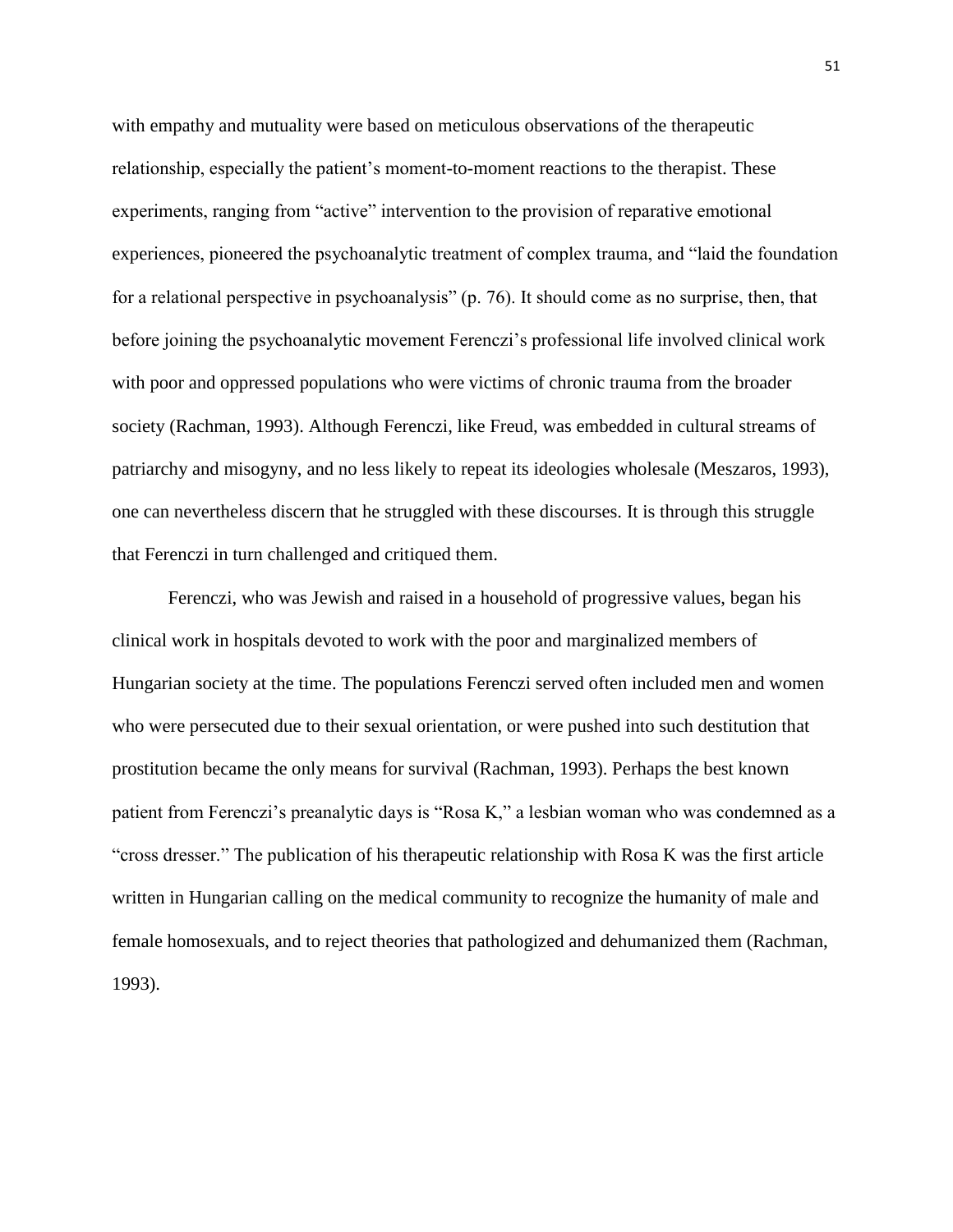with empathy and mutuality were based on meticulous observations of the therapeutic relationship, especially the patient's moment-to-moment reactions to the therapist. These experiments, ranging from "active" intervention to the provision of reparative emotional experiences, pioneered the psychoanalytic treatment of complex trauma, and "laid the foundation for a relational perspective in psychoanalysis" (p. 76). It should come as no surprise, then, that before joining the psychoanalytic movement Ferenczi's professional life involved clinical work with poor and oppressed populations who were victims of chronic trauma from the broader society (Rachman, 1993). Although Ferenczi, like Freud, was embedded in cultural streams of patriarchy and misogyny, and no less likely to repeat its ideologies wholesale (Meszaros, 1993), one can nevertheless discern that he struggled with these discourses. It is through this struggle that Ferenczi in turn challenged and critiqued them.

Ferenczi, who was Jewish and raised in a household of progressive values, began his clinical work in hospitals devoted to work with the poor and marginalized members of Hungarian society at the time. The populations Ferenczi served often included men and women who were persecuted due to their sexual orientation, or were pushed into such destitution that prostitution became the only means for survival (Rachman, 1993). Perhaps the best known patient from Ferenczi's preanalytic days is "Rosa K," a lesbian woman who was condemned as a "cross dresser." The publication of his therapeutic relationship with Rosa K was the first article written in Hungarian calling on the medical community to recognize the humanity of male and female homosexuals, and to reject theories that pathologized and dehumanized them (Rachman, 1993).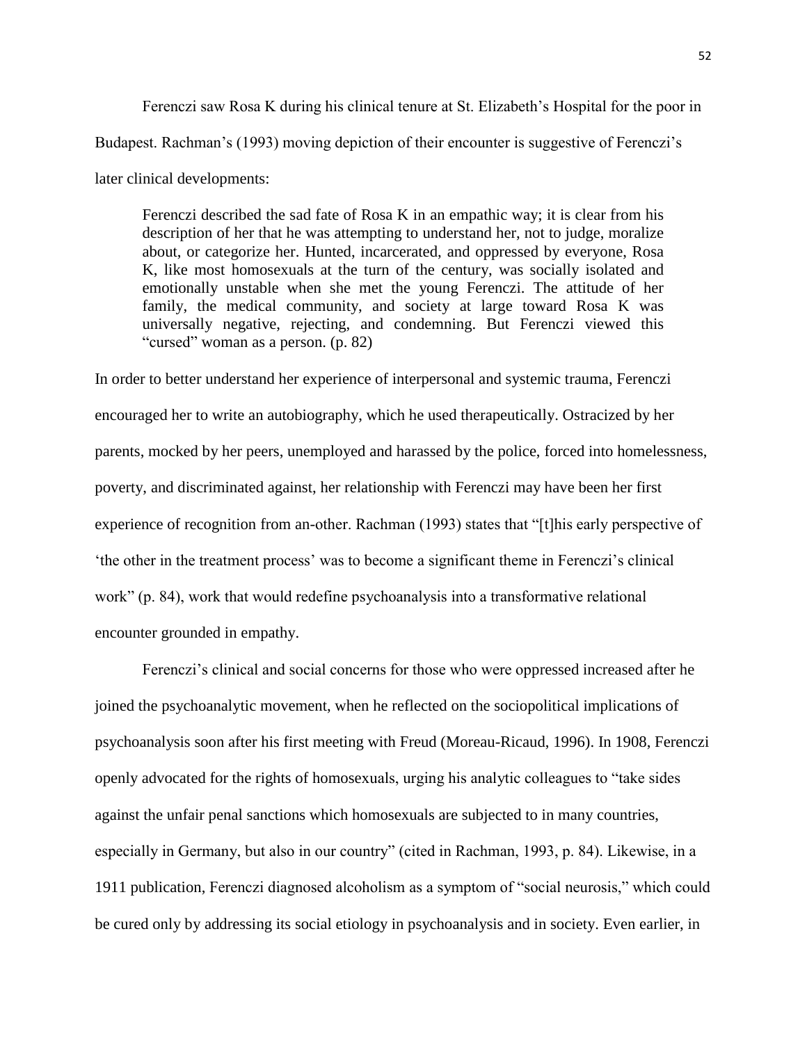Ferenczi saw Rosa K during his clinical tenure at St. Elizabeth's Hospital for the poor in Budapest. Rachman's (1993) moving depiction of their encounter is suggestive of Ferenczi's later clinical developments:

> Ferenczi described the sad fate of Rosa K in an empathic way; it is clear from his description of her that he was attempting to understand her, not to judge, moralize about, or categorize her. Hunted, incarcerated, and oppressed by everyone, Rosa K, like most homosexuals at the turn of the century, was socially isolated and emotionally unstable when she met the young Ferenczi. The attitude of her family, the medical community, and society at large toward Rosa K was universally negative, rejecting, and condemning. But Ferenczi viewed this "cursed" woman as a person. (p. 82)

In order to better understand her experience of interpersonal and systemic trauma, Ferenczi encouraged her to write an autobiography, which he used therapeutically. Ostracized by her parents, mocked by her peers, unemployed and harassed by the police, forced into homelessness, poverty, and discriminated against, her relationship with Ferenczi may have been her first experience of recognition from an-other. Rachman (1993) states that "[t]his early perspective of 'the other in the treatment process' was to become a significant theme in Ferenczi's clinical work" (p. 84), work that would redefine psychoanalysis into a transformative relational encounter grounded in empathy.

Ferenczi's clinical and social concerns for those who were oppressed increased after he joined the psychoanalytic movement, when he reflected on the sociopolitical implications of psychoanalysis soon after his first meeting with Freud (Moreau-Ricaud, 1996). In 1908, Ferenczi openly advocated for the rights of homosexuals, urging his analytic colleagues to "take sides against the unfair penal sanctions which homosexuals are subjected to in many countries, especially in Germany, but also in our country" (cited in Rachman, 1993, p. 84). Likewise, in a 1911 publication, Ferenczi diagnosed alcoholism as a symptom of "social neurosis," which could be cured only by addressing its social etiology in psychoanalysis and in society. Even earlier, in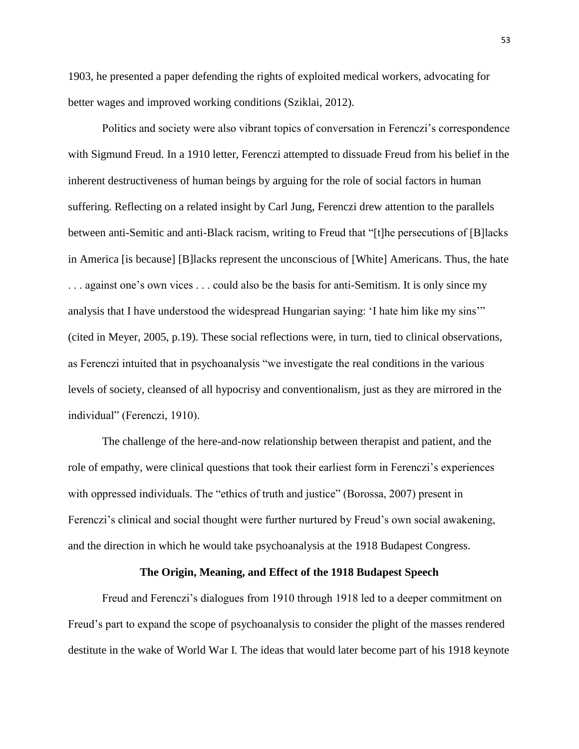1903, he presented a paper defending the rights of exploited medical workers, advocating for better wages and improved working conditions (Sziklai, 2012).

Politics and society were also vibrant topics of conversation in Ferenczi's correspondence with Sigmund Freud. In a 1910 letter, Ferenczi attempted to dissuade Freud from his belief in the inherent destructiveness of human beings by arguing for the role of social factors in human suffering. Reflecting on a related insight by Carl Jung, Ferenczi drew attention to the parallels between anti-Semitic and anti-Black racism, writing to Freud that "[t]he persecutions of [B]lacks in America [is because] [B]lacks represent the unconscious of [White] Americans. Thus, the hate . . . against one's own vices . . . could also be the basis for anti-Semitism. It is only since my analysis that I have understood the widespread Hungarian saying: 'I hate him like my sins'" (cited in Meyer, 2005, p.19). These social reflections were, in turn, tied to clinical observations, as Ferenczi intuited that in psychoanalysis "we investigate the real conditions in the various levels of society, cleansed of all hypocrisy and conventionalism, just as they are mirrored in the individual" (Ferenczi, 1910).

The challenge of the here-and-now relationship between therapist and patient, and the role of empathy, were clinical questions that took their earliest form in Ferenczi's experiences with oppressed individuals. The "ethics of truth and justice" (Borossa, 2007) present in Ferenczi's clinical and social thought were further nurtured by Freud's own social awakening, and the direction in which he would take psychoanalysis at the 1918 Budapest Congress.

### The Origin, Meaning, and Effect of the 1918 Budapest Speech

Freud and Ferenczi's dialogues from 1910 through 1918 led to a deeper commitment on Freud's part to expand the scope of psychoanalysis to consider the plight of the masses rendered destitute in the wake of World War I. The ideas that would later become part of his 1918 keynote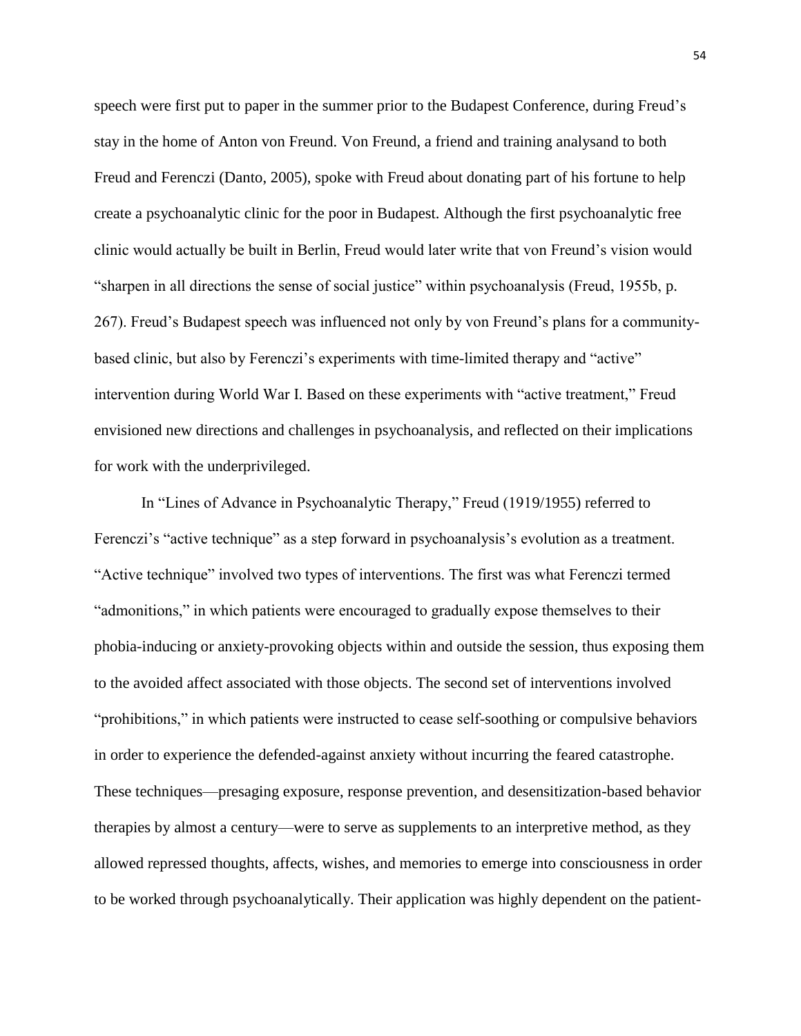speech were first put to paper in the summer prior to the Budapest Conference, during Freud's stay in the home of Anton von Freund. Von Freund, a friend and training analysand to both Freud and Ferenczi (Danto, 2005), spoke with Freud about donating part of his fortune to help create a psychoanalytic clinic for the poor in Budapest. Although the first psychoanalytic free clinic would actually be built in Berlin, Freud would later write that von Freund's vision would "sharpen in all directions the sense of social justice" within psychoanalysis (Freud, 1955b, p. 267). Freud's Budapest speech was influenced not only by von Freund's plans for a community-based clinic, but also by Ferenczi's experiments with time-limited therapy and "active" intervention during World War I. Based on these experiments with "active treatment," Freud envisioned new directions and challenges in psychoanalysis, and reflected on their implications for work with the underprivileged.

In "Lines of Advance in Psychoanalytic Therapy," Freud (1919/1955) referred to Ferenczi's "active technique" as a step forward in psychoanalysis's evolution as a treatment. "Active technique" involved two types of interventions. The first was what Ferenczi termed "admonitions," in which patients were encouraged to gradually expose themselves to their phobia-inducing or anxiety-provoking objects within and outside the session, thus exposing them to the avoided affect associated with those objects. The second set of interventions involved "prohibitions," in which patients were instructed to cease self-soothing or compulsive behaviors in order to experience the defended-against anxiety without incurring the feared catastrophe. These techniques—presaging exposure, response prevention, and desensitization-based behavior therapies by almost a century—were to serve as supplements to an interpretive method, as they allowed repressed thoughts, affects, wishes, and memories to emerge into consciousness in order to be worked through psychoanalytically. Their application was highly dependent on the patient-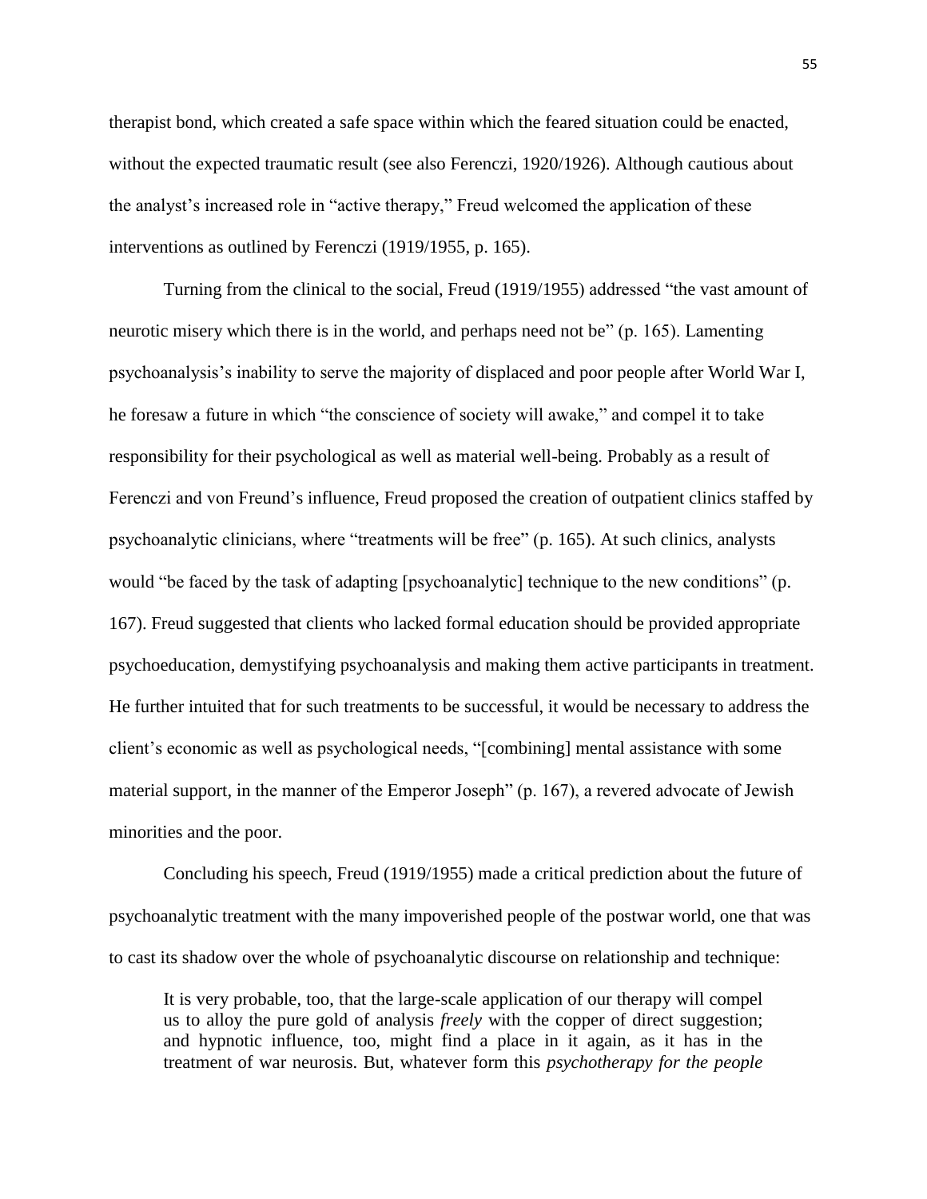therapist bond, which created a safe space within which the feared situation could be enacted, without the expected traumatic result (see also Ferenczi, 1920/1926). Although cautious about the analyst's increased role in "active therapy," Freud welcomed the application of these interventions as outlined by Ferenczi (1919/1955, p. 165).

Turning from the clinical to the social, Freud (1919/1955) addressed "the vast amount of neurotic misery which there is in the world, and perhaps need not be" (p. 165). Lamenting psychoanalysis's inability to serve the majority of displaced and poor people after World War I, he foresaw a future in which "the conscience of society will awake," and compel it to take responsibility for their psychological as well as material well-being. Probably as a result of Ferenczi and von Freund's influence, Freud proposed the creation of outpatient clinics staffed by psychoanalytic clinicians, where "treatments will be free" (p. 165). At such clinics, analysts would "be faced by the task of adapting [psychoanalytic] technique to the new conditions" (p. 167). Freud suggested that clients who lacked formal education should be provided appropriate psychoeducation, demystifying psychoanalysis and making them active participants in treatment. He further intuited that for such treatments to be successful, it would be necessary to address the client's economic as well as psychological needs, "[combining] mental assistance with some material support, in the manner of the Emperor Joseph" (p. 167), a revered advocate of Jewish minorities and the poor.

Concluding his speech, Freud (1919/1955) made a critical prediction about the future of psychoanalytic treatment with the many impoverished people of the postwar world, one that was to cast its shadow over the whole of psychoanalytic discourse on relationship and technique:

> It is very probable, too, that the large-scale application of our therapy will compel us to alloy the pure gold of analysis *freely* with the copper of direct suggestion; and hypnotic influence, too, might find a place in it again, as it has in the treatment of war neurosis. But, whatever form this *psychotherapy for the people*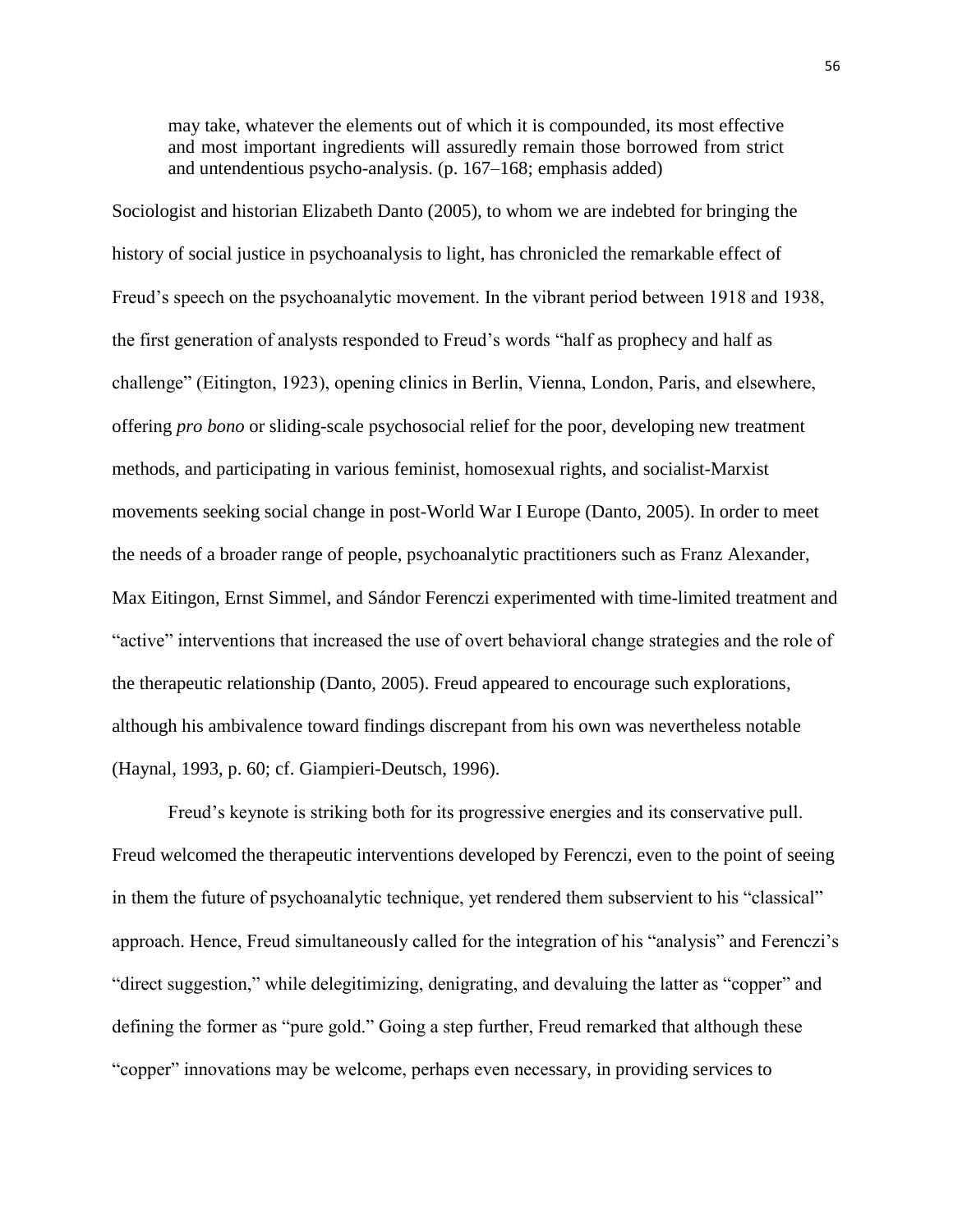> may take, whatever the elements out of which it is compounded, its most effective and most important ingredients will assuredly remain those borrowed from strict and untendentious psycho-analysis. (p. 167–168; emphasis added)

Sociologist and historian Elizabeth Danto (2005), to whom we are indebted for bringing the history of social justice in psychoanalysis to light, has chronicled the remarkable effect of Freud's speech on the psychoanalytic movement. In the vibrant period between 1918 and 1938, the first generation of analysts responded to Freud's words "half as prophecy and half as challenge" (Eitington, 1923), opening clinics in Berlin, Vienna, London, Paris, and elsewhere, offering *pro bono* or sliding-scale psychosocial relief for the poor, developing new treatment methods, and participating in various feminist, homosexual rights, and socialist-Marxist movements seeking social change in post-World War I Europe (Danto, 2005). In order to meet the needs of a broader range of people, psychoanalytic practitioners such as Franz Alexander, Max Eitingon, Ernst Simmel, and Sándor Ferenczi experimented with time-limited treatment and "active" interventions that increased the use of overt behavioral change strategies and the role of the therapeutic relationship (Danto, 2005). Freud appeared to encourage such explorations, although his ambivalence toward findings discrepant from his own was nevertheless notable (Haynal, 1993, p. 60; cf. Giampieri-Deutsch, 1996).

Freud's keynote is striking both for its progressive energies and its conservative pull. Freud welcomed the therapeutic interventions developed by Ferenczi, even to the point of seeing in them the future of psychoanalytic technique, yet rendered them subservient to his "classical" approach. Hence, Freud simultaneously called for the integration of his "analysis" and Ferenczi's "direct suggestion," while delegitimizing, denigrating, and devaluing the latter as "copper" and defining the former as "pure gold." Going a step further, Freud remarked that although these "copper" innovations may be welcome, perhaps even necessary, in providing services to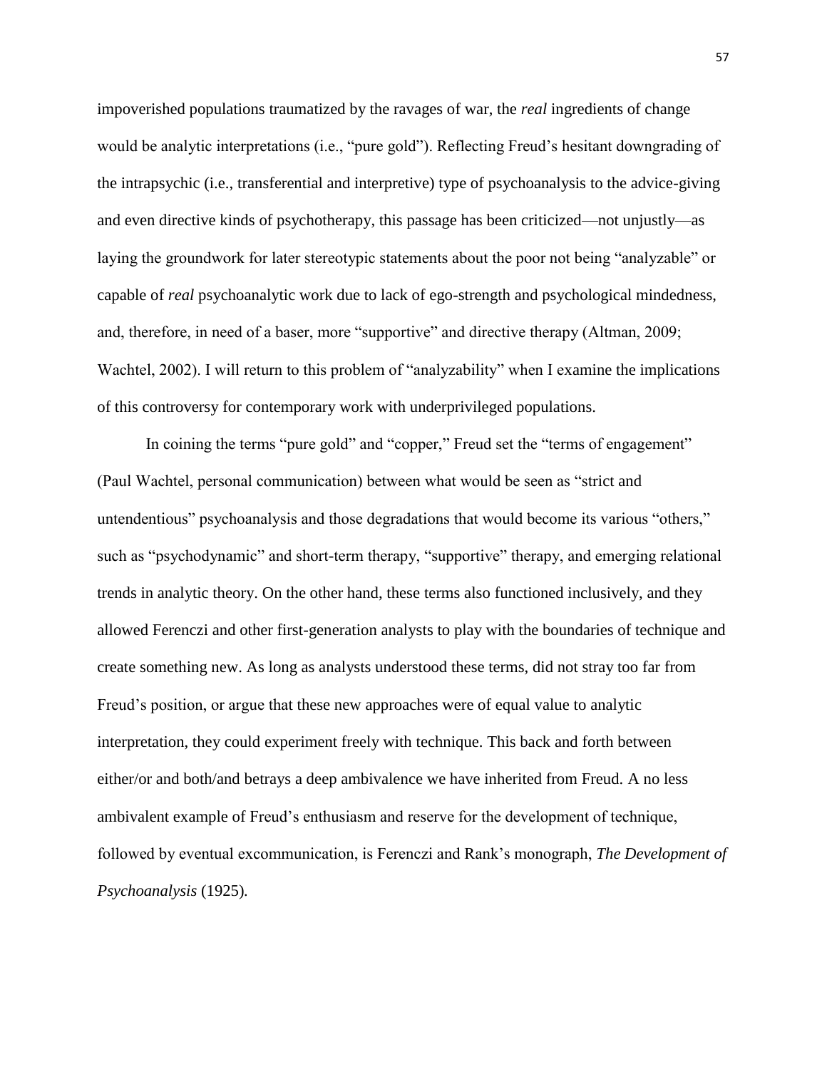impoverished populations traumatized by the ravages of war, the *real* ingredients of change would be analytic interpretations (i.e., "pure gold"). Reflecting Freud's hesitant downgrading of the intrapsychic (i.e., transferential and interpretive) type of psychoanalysis to the advice-giving and even directive kinds of psychotherapy, this passage has been criticized—not unjustly—as laying the groundwork for later stereotypic statements about the poor not being "analyzable" or capable of *real* psychoanalytic work due to lack of ego-strength and psychological mindedness, and, therefore, in need of a baser, more "supportive" and directive therapy (Altman, 2009; Wachtel, 2002). I will return to this problem of "analyzability" when I examine the implications of this controversy for contemporary work with underprivileged populations.

In coining the terms "pure gold" and "copper," Freud set the "terms of engagement" (Paul Wachtel, personal communication) between what would be seen as "strict and untendentious" psychoanalysis and those degradations that would become its various "others," such as "psychodynamic" and short-term therapy, "supportive" therapy, and emerging relational trends in analytic theory. On the other hand, these terms also functioned inclusively, and they allowed Ferenczi and other first-generation analysts to play with the boundaries of technique and create something new. As long as analysts understood these terms, did not stray too far from Freud's position, or argue that these new approaches were of equal value to analytic interpretation, they could experiment freely with technique. This back and forth between either/or and both/and betrays a deep ambivalence we have inherited from Freud. A no less ambivalent example of Freud's enthusiasm and reserve for the development of technique, followed by eventual excommunication, is Ferenczi and Rank's monograph, *The Development of Psychoanalysis* (1925).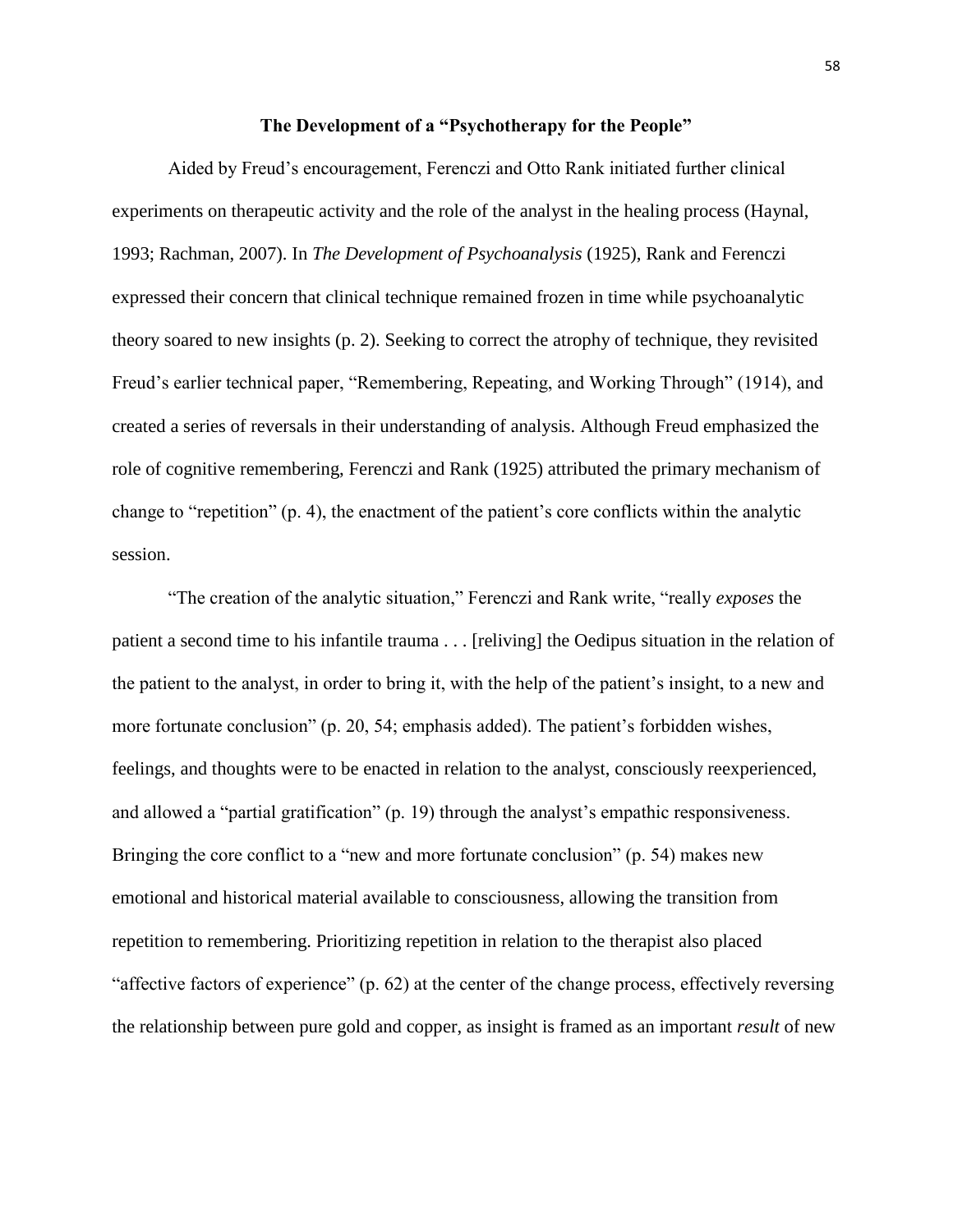## The Development of a "Psychotherapy for the People"

Aided by Freud's encouragement, Ferenczi and Otto Rank initiated further clinical experiments on therapeutic activity and the role of the analyst in the healing process (Haynal, 1993; Rachman, 2007). In *The Development of Psychoanalysis* (1925), Rank and Ferenczi expressed their concern that clinical technique remained frozen in time while psychoanalytic theory soared to new insights (p. 2). Seeking to correct the atrophy of technique, they revisited Freud's earlier technical paper, "Remembering, Repeating, and Working Through" (1914), and created a series of reversals in their understanding of analysis. Although Freud emphasized the role of cognitive remembering, Ferenczi and Rank (1925) attributed the primary mechanism of change to "repetition" (p. 4), the enactment of the patient's core conflicts within the analytic session.

"The creation of the analytic situation," Ferenczi and Rank write, "really *exposes* the patient a second time to his infantile trauma . . . [reliving] the Oedipus situation in the relation of the patient to the analyst, in order to bring it, with the help of the patient's insight, to a new and more fortunate conclusion" (p. 20, 54; emphasis added). The patient's forbidden wishes, feelings, and thoughts were to be enacted in relation to the analyst, consciously reexperienced, and allowed a "partial gratification" (p. 19) through the analyst's empathic responsiveness. Bringing the core conflict to a "new and more fortunate conclusion" (p. 54) makes new emotional and historical material available to consciousness, allowing the transition from repetition to remembering. Prioritizing repetition in relation to the therapist also placed "affective factors of experience" (p. 62) at the center of the change process, effectively reversing the relationship between pure gold and copper, as insight is framed as an important *result* of new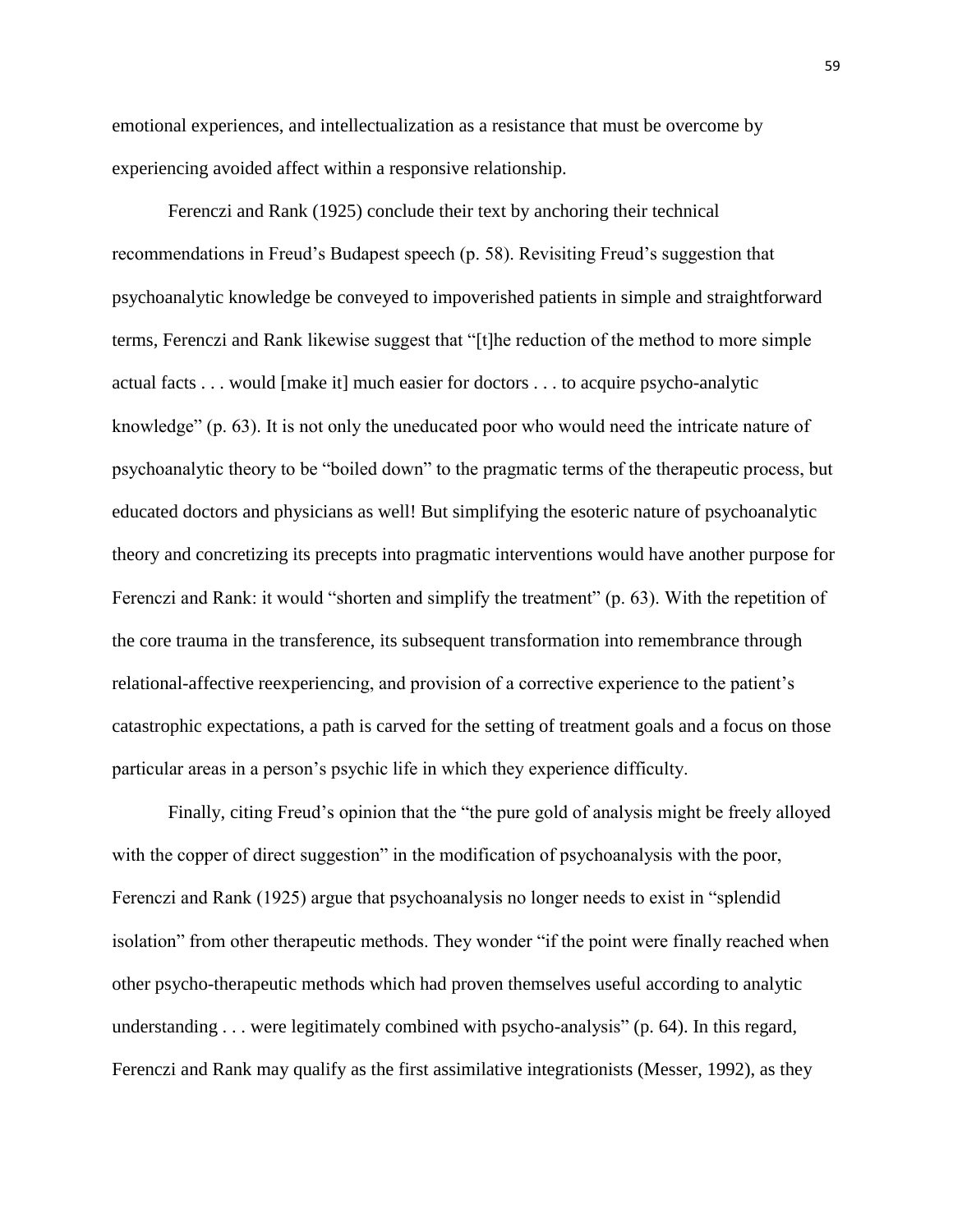emotional experiences, and intellectualization as a resistance that must be overcome by experiencing avoided affect within a responsive relationship.

Ferenczi and Rank (1925) conclude their text by anchoring their technical recommendations in Freud's Budapest speech (p. 58). Revisiting Freud's suggestion that psychoanalytic knowledge be conveyed to impoverished patients in simple and straightforward terms, Ferenczi and Rank likewise suggest that "[t]he reduction of the method to more simple actual facts . . . would [make it] much easier for doctors . . . to acquire psycho-analytic knowledge" (p. 63). It is not only the uneducated poor who would need the intricate nature of psychoanalytic theory to be "boiled down" to the pragmatic terms of the therapeutic process, but educated doctors and physicians as well! But simplifying the esoteric nature of psychoanalytic theory and concretizing its precepts into pragmatic interventions would have another purpose for Ferenczi and Rank: it would "shorten and simplify the treatment" (p. 63). With the repetition of the core trauma in the transference, its subsequent transformation into remembrance through relational-affective reexperiencing, and provision of a corrective experience to the patient's catastrophic expectations, a path is carved for the setting of treatment goals and a focus on those particular areas in a person's psychic life in which they experience difficulty.

Finally, citing Freud's opinion that the "the pure gold of analysis might be freely alloyed with the copper of direct suggestion" in the modification of psychoanalysis with the poor, Ferenczi and Rank (1925) argue that psychoanalysis no longer needs to exist in "splendid isolation" from other therapeutic methods. They wonder "if the point were finally reached when other psycho-therapeutic methods which had proven themselves useful according to analytic understanding . . . were legitimately combined with psycho-analysis" (p. 64). In this regard, Ferenczi and Rank may qualify as the first assimilative integrationists (Messer, 1992), as they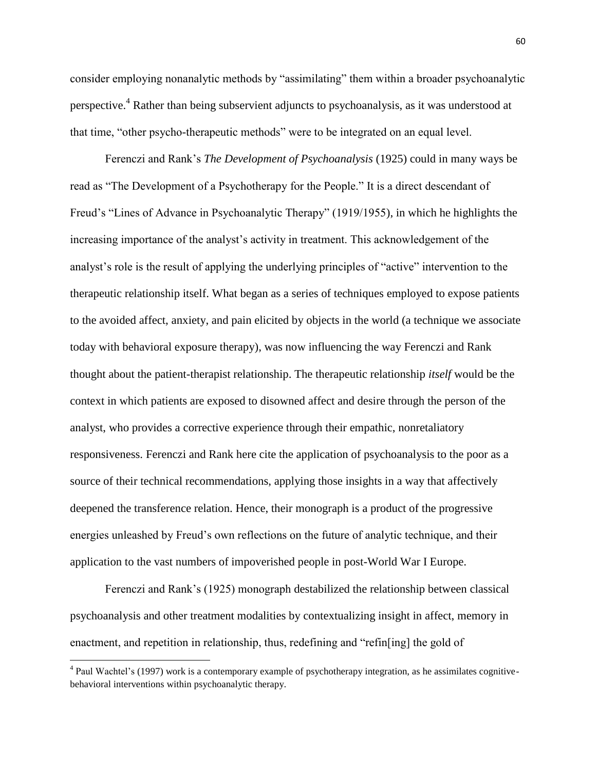consider employing nonanalytic methods by "assimilating" them within a broader psychoanalytic perspective.[4] Rather than being subservient adjuncts to psychoanalysis, as it was understood at that time, "other psycho-therapeutic methods" were to be integrated on an equal level.

Ferenczi and Rank's *The Development of Psychoanalysis* (1925) could in many ways be read as "The Development of a Psychotherapy for the People." It is a direct descendant of Freud's "Lines of Advance in Psychoanalytic Therapy" (1919/1955), in which he highlights the increasing importance of the analyst's activity in treatment. This acknowledgement of the analyst's role is the result of applying the underlying principles of "active" intervention to the therapeutic relationship itself. What began as a series of techniques employed to expose patients to the avoided affect, anxiety, and pain elicited by objects in the world (a technique we associate today with behavioral exposure therapy), was now influencing the way Ferenczi and Rank thought about the patient-therapist relationship. The therapeutic relationship *itself* would be the context in which patients are exposed to disowned affect and desire through the person of the analyst, who provides a corrective experience through their empathic, nonretaliatory responsiveness. Ferenczi and Rank here cite the application of psychoanalysis to the poor as a source of their technical recommendations, applying those insights in a way that affectively deepened the transference relation. Hence, their monograph is a product of the progressive energies unleashed by Freud's own reflections on the future of analytic technique, and their application to the vast numbers of impoverished people in post-World War I Europe.

Ferenczi and Rank's (1925) monograph destabilized the relationship between classical psychoanalysis and other treatment modalities by contextualizing insight in affect, memory in enactment, and repetition in relationship, thus, redefining and "refin[ing] the gold of

[4] Paul Wachtel's (1997) work is a contemporary example of psychotherapy integration, as he assimilates cognitive-behavioral interventions within psychoanalytic therapy.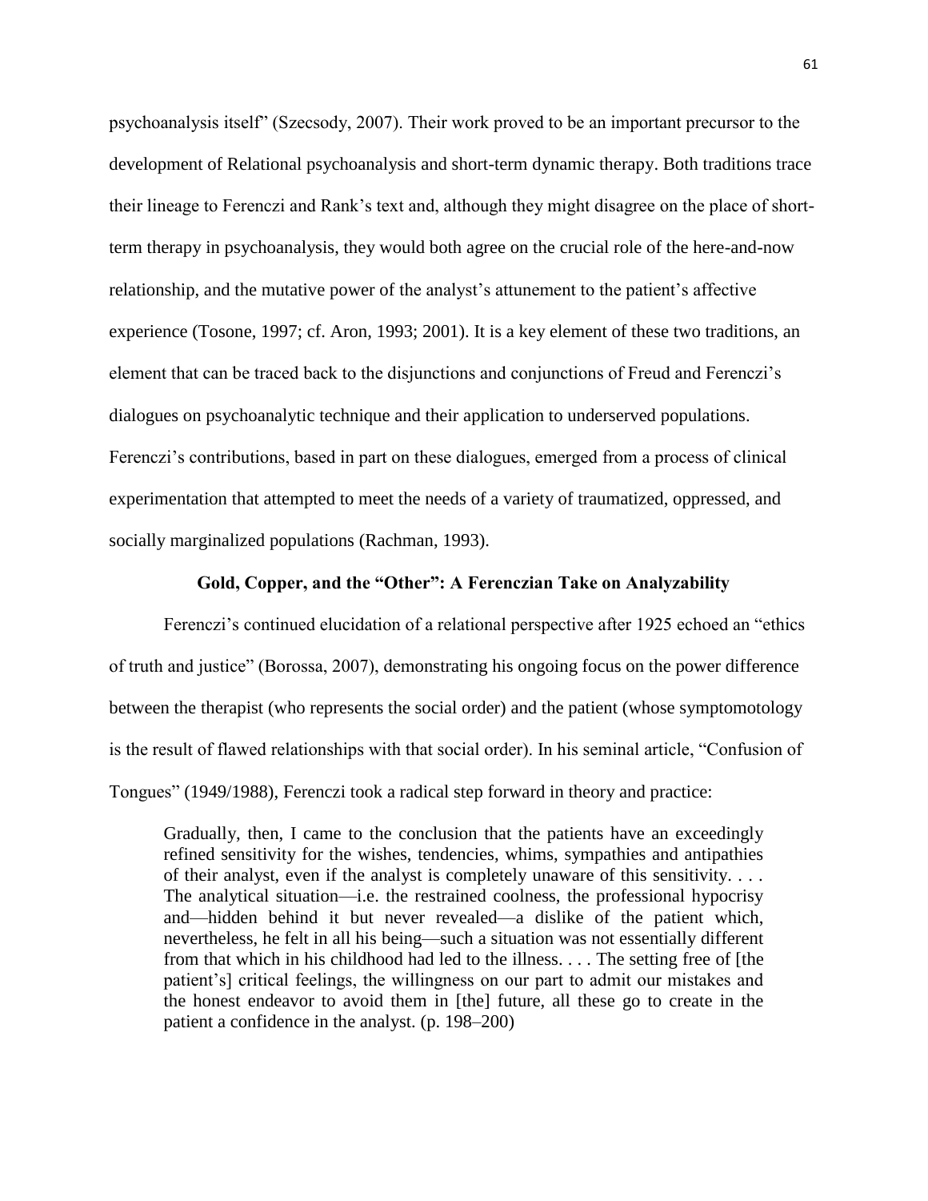psychoanalysis itself" (Szecsody, 2007). Their work proved to be an important precursor to the development of Relational psychoanalysis and short-term dynamic therapy. Both traditions trace their lineage to Ferenczi and Rank's text and, although they might disagree on the place of short-term therapy in psychoanalysis, they would both agree on the crucial role of the here-and-now relationship, and the mutative power of the analyst's attunement to the patient's affective experience (Tosone, 1997; cf. Aron, 1993; 2001). It is a key element of these two traditions, an element that can be traced back to the disjunctions and conjunctions of Freud and Ferenczi's dialogues on psychoanalytic technique and their application to underserved populations. Ferenczi's contributions, based in part on these dialogues, emerged from a process of clinical experimentation that attempted to meet the needs of a variety of traumatized, oppressed, and socially marginalized populations (Rachman, 1993).

## Gold, Copper, and the "Other": A Ferenczian Take on Analyzability

Ferenczi's continued elucidation of a relational perspective after 1925 echoed an "ethics of truth and justice" (Borossa, 2007), demonstrating his ongoing focus on the power difference between the therapist (who represents the social order) and the patient (whose symptomotology is the result of flawed relationships with that social order). In his seminal article, "Confusion of Tongues" (1949/1988), Ferenczi took a radical step forward in theory and practice:

> Gradually, then, I came to the conclusion that the patients have an exceedingly refined sensitivity for the wishes, tendencies, whims, sympathies and antipathies of their analyst, even if the analyst is completely unaware of this sensitivity. . . . The analytical situation—i.e. the restrained coolness, the professional hypocrisy and—hidden behind it but never revealed—a dislike of the patient which, nevertheless, he felt in all his being—such a situation was not essentially different from that which in his childhood had led to the illness. . . . The setting free of [the patient's] critical feelings, the willingness on our part to admit our mistakes and the honest endeavor to avoid them in [the] future, all these go to create in the patient a confidence in the analyst. (p. 198–200)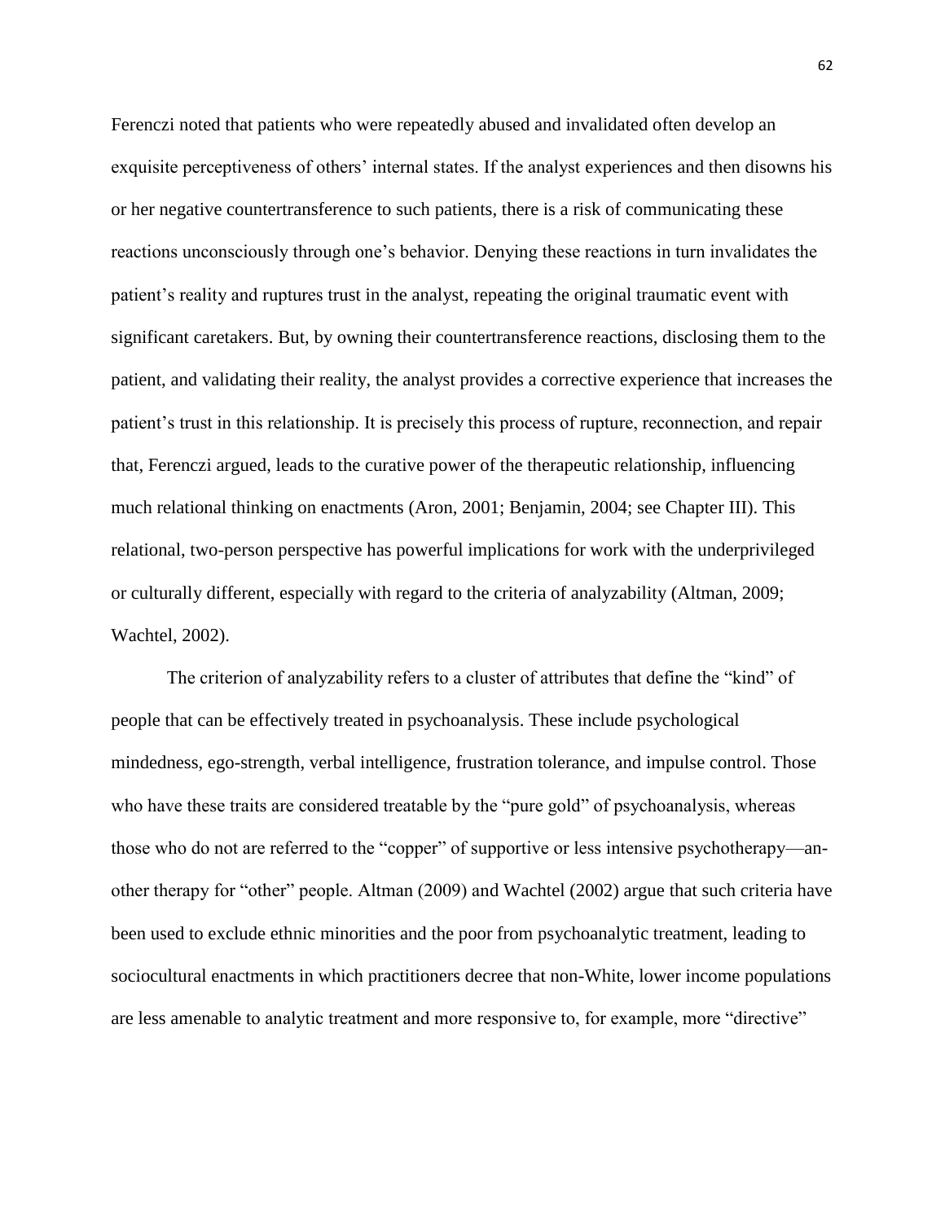Ferenczi noted that patients who were repeatedly abused and invalidated often develop an exquisite perceptiveness of others' internal states. If the analyst experiences and then disowns his or her negative countertransference to such patients, there is a risk of communicating these reactions unconsciously through one's behavior. Denying these reactions in turn invalidates the patient's reality and ruptures trust in the analyst, repeating the original traumatic event with significant caretakers. But, by owning their countertransference reactions, disclosing them to the patient, and validating their reality, the analyst provides a corrective experience that increases the patient's trust in this relationship. It is precisely this process of rupture, reconnection, and repair that, Ferenczi argued, leads to the curative power of the therapeutic relationship, influencing much relational thinking on enactments (Aron, 2001; Benjamin, 2004; see Chapter III). This relational, two-person perspective has powerful implications for work with the underprivileged or culturally different, especially with regard to the criteria of analyzability (Altman, 2009; Wachtel, 2002).

The criterion of analyzability refers to a cluster of attributes that define the "kind" of people that can be effectively treated in psychoanalysis. These include psychological mindedness, ego-strength, verbal intelligence, frustration tolerance, and impulse control. Those who have these traits are considered treatable by the "pure gold" of psychoanalysis, whereas those who do not are referred to the "copper" of supportive or less intensive psychotherapy—an-other therapy for "other" people. Altman (2009) and Wachtel (2002) argue that such criteria have been used to exclude ethnic minorities and the poor from psychoanalytic treatment, leading to sociocultural enactments in which practitioners decree that non-White, lower income populations are less amenable to analytic treatment and more responsive to, for example, more "directive"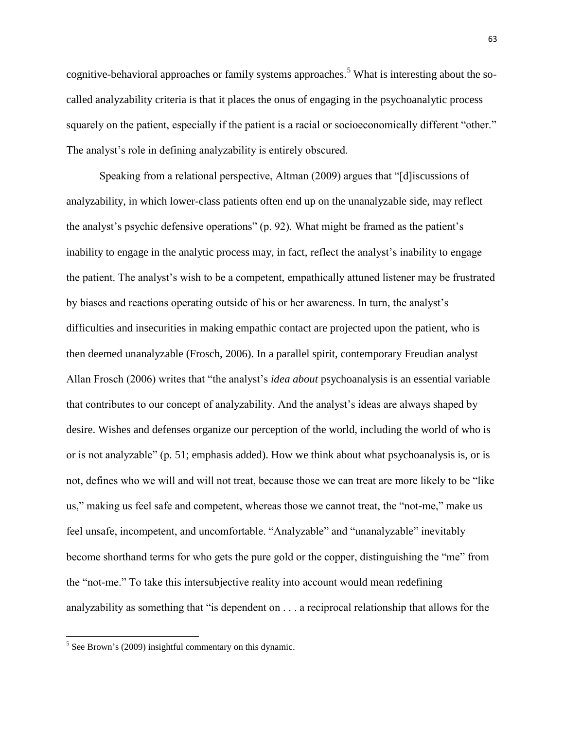cognitive-behavioral approaches or family systems approaches.[5] What is interesting about the so-called analyzability criteria is that it places the onus of engaging in the psychoanalytic process squarely on the patient, especially if the patient is a racial or socioeconomically different "other." The analyst's role in defining analyzability is entirely obscured.

Speaking from a relational perspective, Altman (2009) argues that "[d]iscussions of analyzability, in which lower-class patients often end up on the unanalyzable side, may reflect the analyst's psychic defensive operations" (p. 92). What might be framed as the patient's inability to engage in the analytic process may, in fact, reflect the analyst's inability to engage the patient. The analyst's wish to be a competent, empathically attuned listener may be frustrated by biases and reactions operating outside of his or her awareness. In turn, the analyst's difficulties and insecurities in making empathic contact are projected upon the patient, who is then deemed unanalyzable (Frosch, 2006). In a parallel spirit, contemporary Freudian analyst Allan Frosch (2006) writes that "the analyst's *idea about* psychoanalysis is an essential variable that contributes to our concept of analyzability. And the analyst's ideas are always shaped by desire. Wishes and defenses organize our perception of the world, including the world of who is or is not analyzable" (p. 51; emphasis added). How we think about what psychoanalysis is, or is not, defines who we will and will not treat, because those we can treat are more likely to be "like us," making us feel safe and competent, whereas those we cannot treat, the "not-me," make us feel unsafe, incompetent, and uncomfortable. "Analyzable" and "unanalyzable" inevitably become shorthand terms for who gets the pure gold or the copper, distinguishing the "me" from the "not-me." To take this intersubjective reality into account would mean redefining analyzability as something that "is dependent on . . . a reciprocal relationship that allows for the

[5] See Brown's (2009) insightful commentary on this dynamic.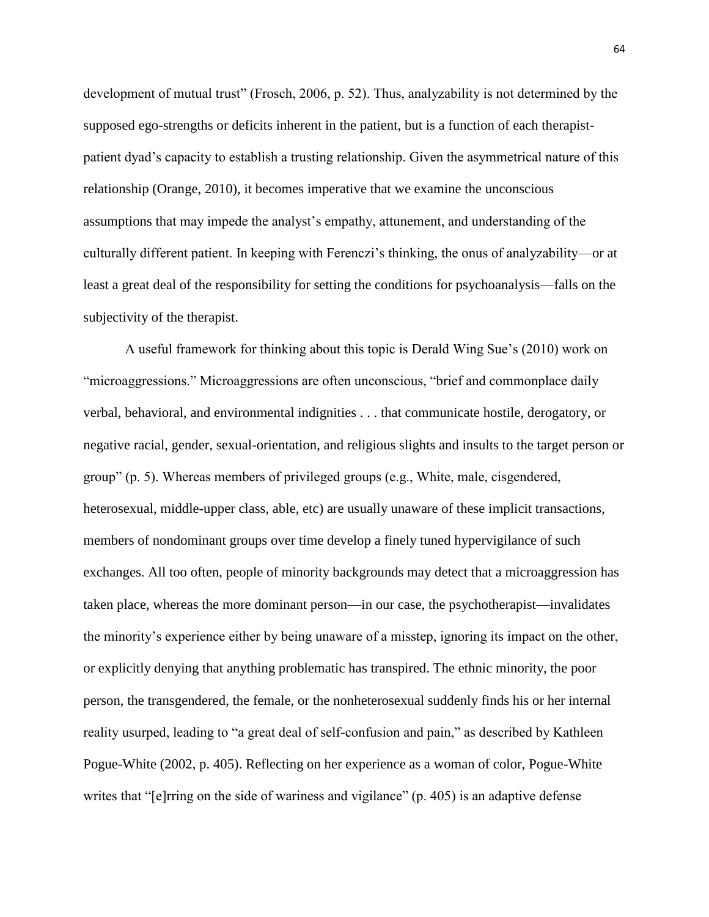development of mutual trust" (Frosch, 2006, p. 52). Thus, analyzability is not determined by the supposed ego-strengths or deficits inherent in the patient, but is a function of each therapist-patient dyad's capacity to establish a trusting relationship. Given the asymmetrical nature of this relationship (Orange, 2010), it becomes imperative that we examine the unconscious assumptions that may impede the analyst's empathy, attunement, and understanding of the culturally different patient. In keeping with Ferenczi's thinking, the onus of analyzability—or at least a great deal of the responsibility for setting the conditions for psychoanalysis—falls on the subjectivity of the therapist.

A useful framework for thinking about this topic is Derald Wing Sue's (2010) work on "microaggressions." Microaggressions are often unconscious, "brief and commonplace daily verbal, behavioral, and environmental indignities . . . that communicate hostile, derogatory, or negative racial, gender, sexual-orientation, and religious slights and insults to the target person or group" (p. 5). Whereas members of privileged groups (e.g., White, male, cisgendered, heterosexual, middle-upper class, able, etc) are usually unaware of these implicit transactions, members of nondominant groups over time develop a finely tuned hypervigilance of such exchanges. All too often, people of minority backgrounds may detect that a microaggression has taken place, whereas the more dominant person—in our case, the psychotherapist—invalidates the minority's experience either by being unaware of a misstep, ignoring its impact on the other, or explicitly denying that anything problematic has transpired. The ethnic minority, the poor person, the transgendered, the female, or the nonheterosexual suddenly finds his or her internal reality usurped, leading to "a great deal of self-confusion and pain," as described by Kathleen Pogue-White (2002, p. 405). Reflecting on her experience as a woman of color, Pogue-White writes that "[e]rring on the side of wariness and vigilance" (p. 405) is an adaptive defense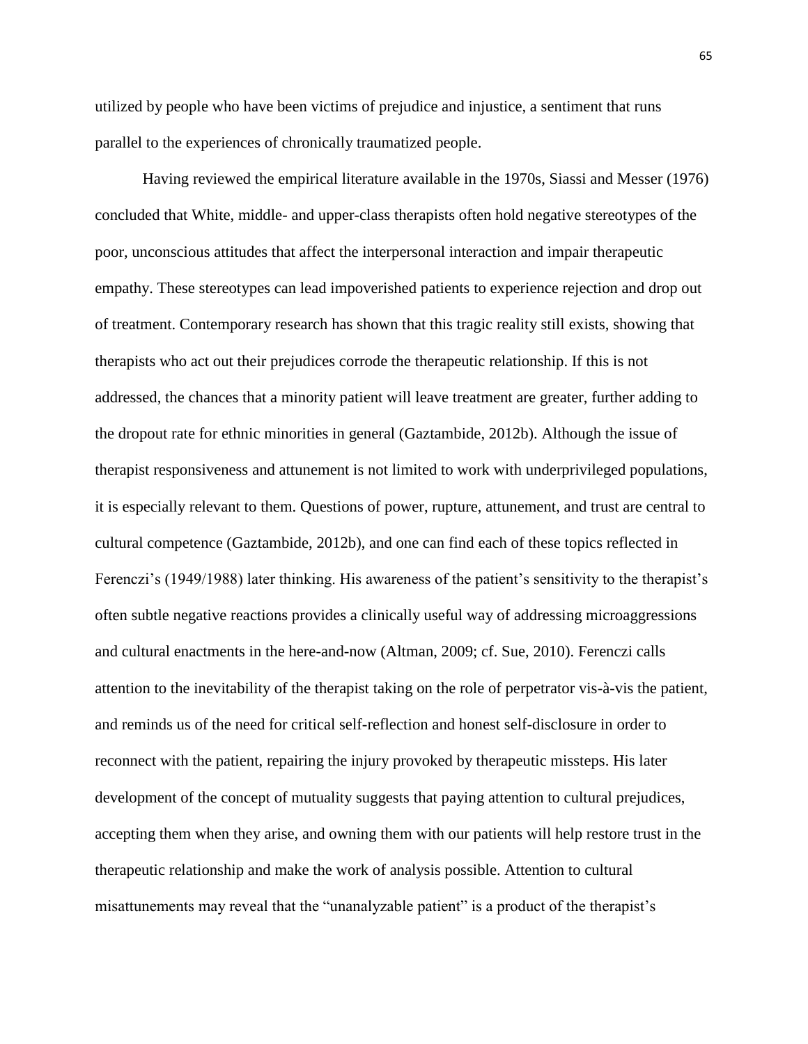utilized by people who have been victims of prejudice and injustice, a sentiment that runs parallel to the experiences of chronically traumatized people.

Having reviewed the empirical literature available in the 1970s, Siassi and Messer (1976) concluded that White, middle- and upper-class therapists often hold negative stereotypes of the poor, unconscious attitudes that affect the interpersonal interaction and impair therapeutic empathy. These stereotypes can lead impoverished patients to experience rejection and drop out of treatment. Contemporary research has shown that this tragic reality still exists, showing that therapists who act out their prejudices corrode the therapeutic relationship. If this is not addressed, the chances that a minority patient will leave treatment are greater, further adding to the dropout rate for ethnic minorities in general (Gaztambide, 2012b). Although the issue of therapist responsiveness and attunement is not limited to work with underprivileged populations, it is especially relevant to them. Questions of power, rupture, attunement, and trust are central to cultural competence (Gaztambide, 2012b), and one can find each of these topics reflected in Ferenczi's (1949/1988) later thinking. His awareness of the patient's sensitivity to the therapist's often subtle negative reactions provides a clinically useful way of addressing microaggressions and cultural enactments in the here-and-now (Altman, 2009; cf. Sue, 2010). Ferenczi calls attention to the inevitability of the therapist taking on the role of perpetrator vis-à-vis the patient, and reminds us of the need for critical self-reflection and honest self-disclosure in order to reconnect with the patient, repairing the injury provoked by therapeutic missteps. His later development of the concept of mutuality suggests that paying attention to cultural prejudices, accepting them when they arise, and owning them with our patients will help restore trust in the therapeutic relationship and make the work of analysis possible. Attention to cultural misattunements may reveal that the "unanalyzable patient" is a product of the therapist's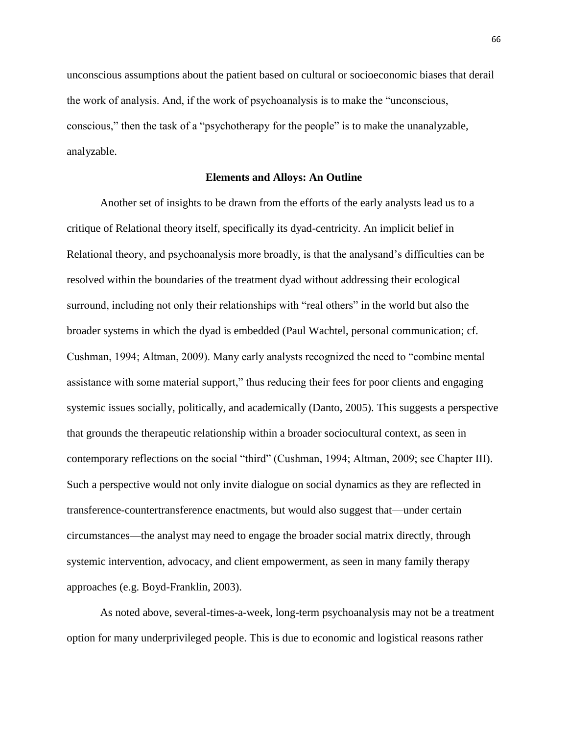unconscious assumptions about the patient based on cultural or socioeconomic biases that derail the work of analysis. And, if the work of psychoanalysis is to make the "unconscious, conscious," then the task of a "psychotherapy for the people" is to make the unanalyzable, analyzable.

## Elements and Alloys: An Outline

Another set of insights to be drawn from the efforts of the early analysts lead us to a critique of Relational theory itself, specifically its dyad-centricity. An implicit belief in Relational theory, and psychoanalysis more broadly, is that the analysand's difficulties can be resolved within the boundaries of the treatment dyad without addressing their ecological surround, including not only their relationships with "real others" in the world but also the broader systems in which the dyad is embedded (Paul Wachtel, personal communication; cf. Cushman, 1994; Altman, 2009). Many early analysts recognized the need to "combine mental assistance with some material support," thus reducing their fees for poor clients and engaging systemic issues socially, politically, and academically (Danto, 2005). This suggests a perspective that grounds the therapeutic relationship within a broader sociocultural context, as seen in contemporary reflections on the social "third" (Cushman, 1994; Altman, 2009; see Chapter III). Such a perspective would not only invite dialogue on social dynamics as they are reflected in transference-countertransference enactments, but would also suggest that—under certain circumstances—the analyst may need to engage the broader social matrix directly, through systemic intervention, advocacy, and client empowerment, as seen in many family therapy approaches (e.g. Boyd-Franklin, 2003).

As noted above, several-times-a-week, long-term psychoanalysis may not be a treatment option for many underprivileged people. This is due to economic and logistical reasons rather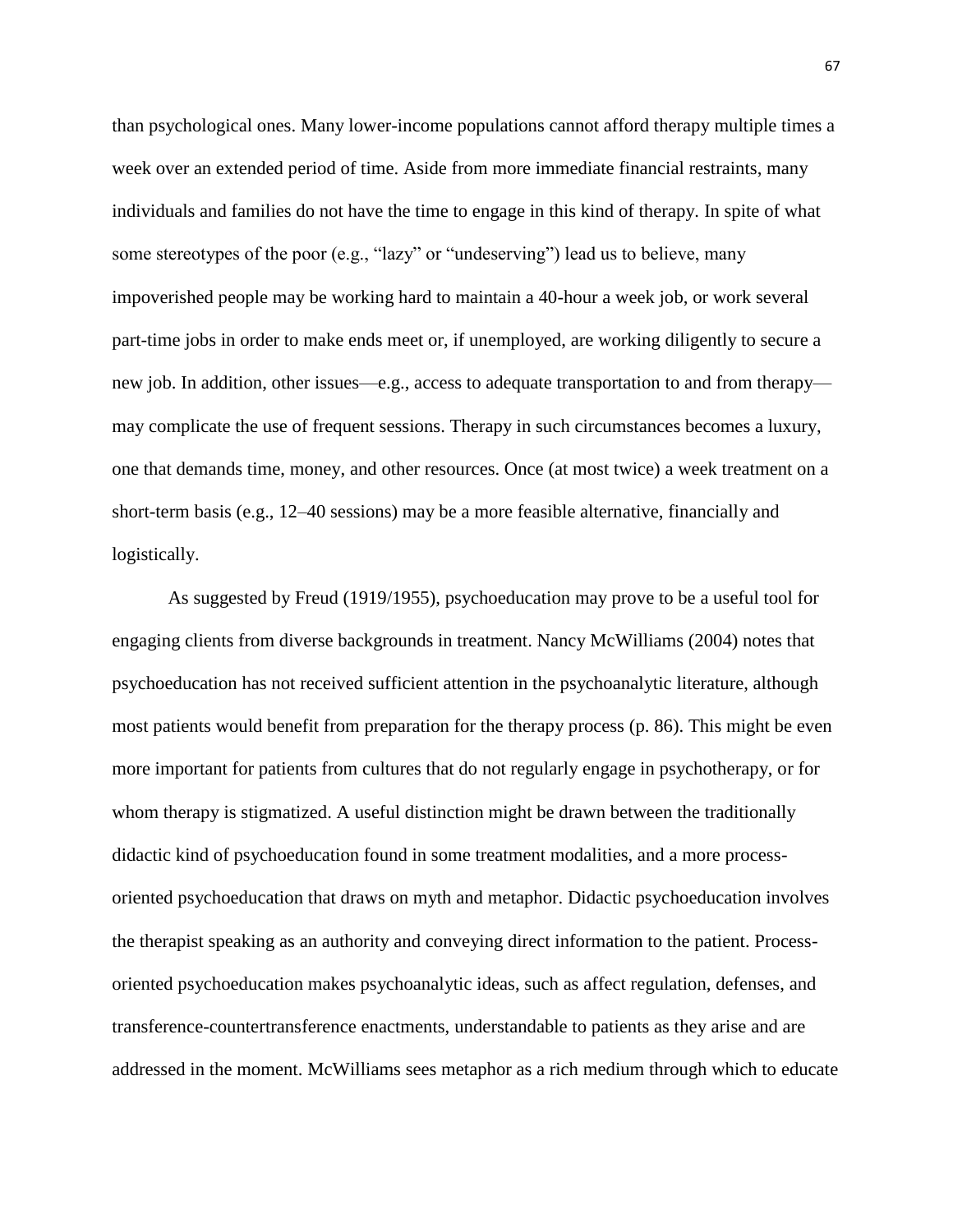than psychological ones. Many lower-income populations cannot afford therapy multiple times a week over an extended period of time. Aside from more immediate financial restraints, many individuals and families do not have the time to engage in this kind of therapy. In spite of what some stereotypes of the poor (e.g., "lazy" or "undeserving") lead us to believe, many impoverished people may be working hard to maintain a 40-hour a week job, or work several part-time jobs in order to make ends meet or, if unemployed, are working diligently to secure a new job. In addition, other issues—e.g., access to adequate transportation to and from therapy—may complicate the use of frequent sessions. Therapy in such circumstances becomes a luxury, one that demands time, money, and other resources. Once (at most twice) a week treatment on a short-term basis (e.g., 12–40 sessions) may be a more feasible alternative, financially and logistically.

As suggested by Freud (1919/1955), psychoeducation may prove to be a useful tool for engaging clients from diverse backgrounds in treatment. Nancy McWilliams (2004) notes that psychoeducation has not received sufficient attention in the psychoanalytic literature, although most patients would benefit from preparation for the therapy process (p. 86). This might be even more important for patients from cultures that do not regularly engage in psychotherapy, or for whom therapy is stigmatized. A useful distinction might be drawn between the traditionally didactic kind of psychoeducation found in some treatment modalities, and a more process-oriented psychoeducation that draws on myth and metaphor. Didactic psychoeducation involves the therapist speaking as an authority and conveying direct information to the patient. Process-oriented psychoeducation makes psychoanalytic ideas, such as affect regulation, defenses, and transference-countertransference enactments, understandable to patients as they arise and are addressed in the moment. McWilliams sees metaphor as a rich medium through which to educate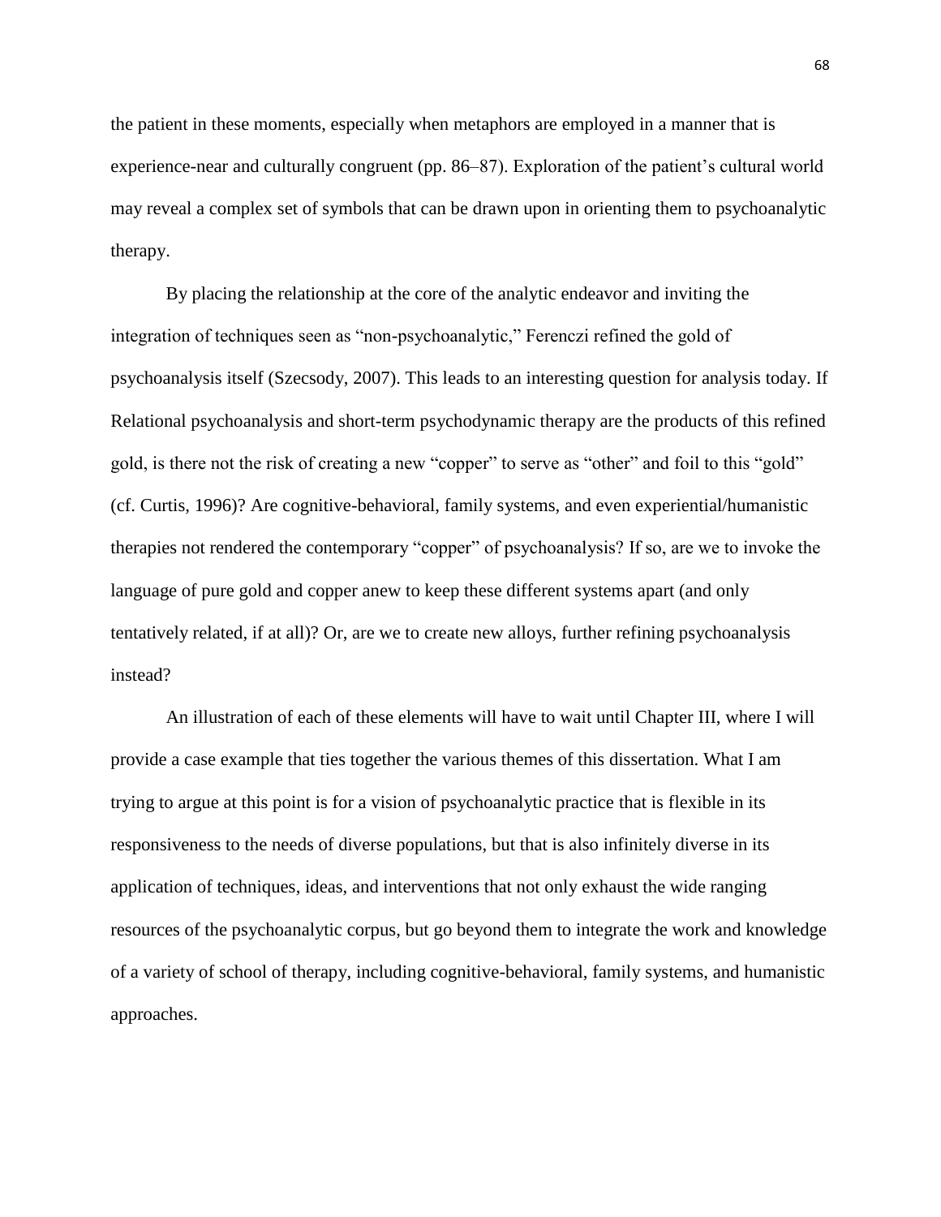the patient in these moments, especially when metaphors are employed in a manner that is experience-near and culturally congruent (pp. 86–87). Exploration of the patient's cultural world may reveal a complex set of symbols that can be drawn upon in orienting them to psychoanalytic therapy.

By placing the relationship at the core of the analytic endeavor and inviting the integration of techniques seen as "non-psychoanalytic," Ferenczi refined the gold of psychoanalysis itself (Szecsody, 2007). This leads to an interesting question for analysis today. If Relational psychoanalysis and short-term psychodynamic therapy are the products of this refined gold, is there not the risk of creating a new "copper" to serve as "other" and foil to this "gold" (cf. Curtis, 1996)? Are cognitive-behavioral, family systems, and even experiential/humanistic therapies not rendered the contemporary "copper" of psychoanalysis? If so, are we to invoke the language of pure gold and copper anew to keep these different systems apart (and only tentatively related, if at all)? Or, are we to create new alloys, further refining psychoanalysis instead?

An illustration of each of these elements will have to wait until Chapter III, where I will provide a case example that ties together the various themes of this dissertation. What I am trying to argue at this point is for a vision of psychoanalytic practice that is flexible in its responsiveness to the needs of diverse populations, but that is also infinitely diverse in its application of techniques, ideas, and interventions that not only exhaust the wide ranging resources of the psychoanalytic corpus, but go beyond them to integrate the work and knowledge of a variety of school of therapy, including cognitive-behavioral, family systems, and humanistic approaches.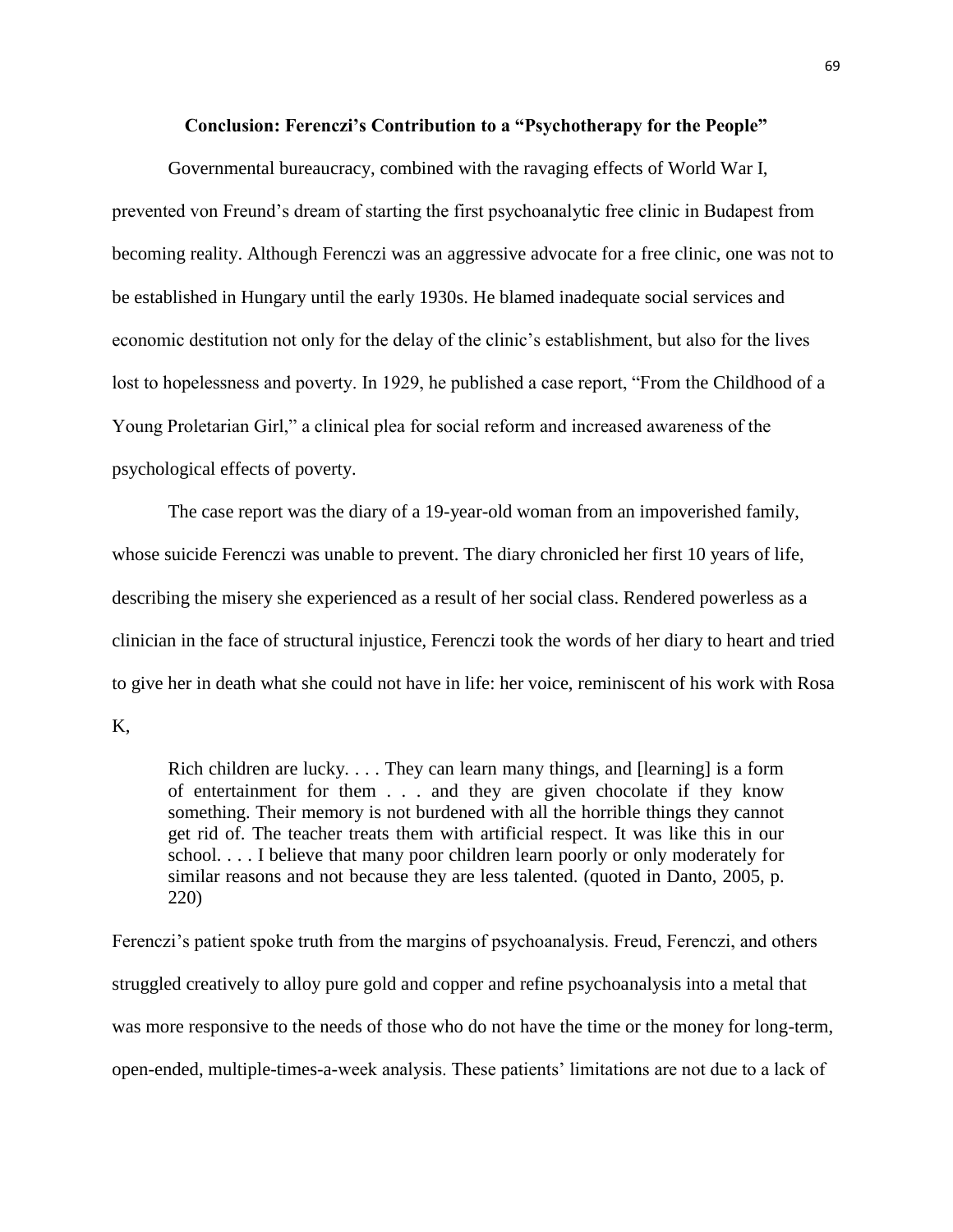## Conclusion: Ferenczi's Contribution to a "Psychotherapy for the People"

Governmental bureaucracy, combined with the ravaging effects of World War I, prevented von Freund's dream of starting the first psychoanalytic free clinic in Budapest from becoming reality. Although Ferenczi was an aggressive advocate for a free clinic, one was not to be established in Hungary until the early 1930s. He blamed inadequate social services and economic destitution not only for the delay of the clinic's establishment, but also for the lives lost to hopelessness and poverty. In 1929, he published a case report, "From the Childhood of a Young Proletarian Girl," a clinical plea for social reform and increased awareness of the psychological effects of poverty.

The case report was the diary of a 19-year-old woman from an impoverished family, whose suicide Ferenczi was unable to prevent. The diary chronicled her first 10 years of life, describing the misery she experienced as a result of her social class. Rendered powerless as a clinician in the face of structural injustice, Ferenczi took the words of her diary to heart and tried to give her in death what she could not have in life: her voice, reminiscent of his work with Rosa K,

> Rich children are lucky. . . . They can learn many things, and [learning] is a form of entertainment for them . . . and they are given chocolate if they know something. Their memory is not burdened with all the horrible things they cannot get rid of. The teacher treats them with artificial respect. It was like this in our school. . . . I believe that many poor children learn poorly or only moderately for similar reasons and not because they are less talented. (quoted in Danto, 2005, p. 220)

Ferenczi's patient spoke truth from the margins of psychoanalysis. Freud, Ferenczi, and others struggled creatively to alloy pure gold and copper and refine psychoanalysis into a metal that was more responsive to the needs of those who do not have the time or the money for long-term, open-ended, multiple-times-a-week analysis. These patients' limitations are not due to a lack of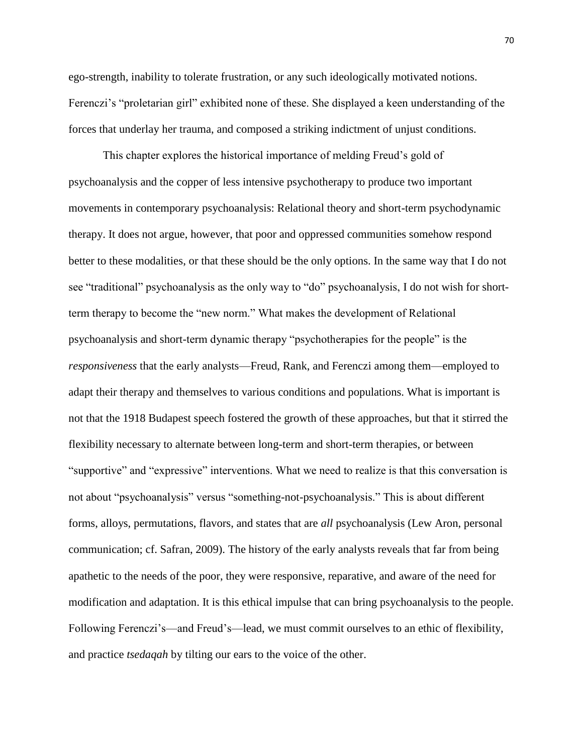ego-strength, inability to tolerate frustration, or any such ideologically motivated notions. Ferenczi's "proletarian girl" exhibited none of these. She displayed a keen understanding of the forces that underlay her trauma, and composed a striking indictment of unjust conditions.

This chapter explores the historical importance of melding Freud's gold of psychoanalysis and the copper of less intensive psychotherapy to produce two important movements in contemporary psychoanalysis: Relational theory and short-term psychodynamic therapy. It does not argue, however, that poor and oppressed communities somehow respond better to these modalities, or that these should be the only options. In the same way that I do not see "traditional" psychoanalysis as the only way to "do" psychoanalysis, I do not wish for short-term therapy to become the "new norm." What makes the development of Relational psychoanalysis and short-term dynamic therapy "psychotherapies for the people" is the *responsiveness* that the early analysts—Freud, Rank, and Ferenczi among them—employed to adapt their therapy and themselves to various conditions and populations. What is important is not that the 1918 Budapest speech fostered the growth of these approaches, but that it stirred the flexibility necessary to alternate between long-term and short-term therapies, or between "supportive" and "expressive" interventions. What we need to realize is that this conversation is not about "psychoanalysis" versus "something-not-psychoanalysis." This is about different forms, alloys, permutations, flavors, and states that are *all* psychoanalysis (Lew Aron, personal communication; cf. Safran, 2009). The history of the early analysts reveals that far from being apathetic to the needs of the poor, they were responsive, reparative, and aware of the need for modification and adaptation. It is this ethical impulse that can bring psychoanalysis to the people. Following Ferenczi's—and Freud's—lead, we must commit ourselves to an ethic of flexibility, and practice *tsedaqah* by tilting our ears to the voice of the other.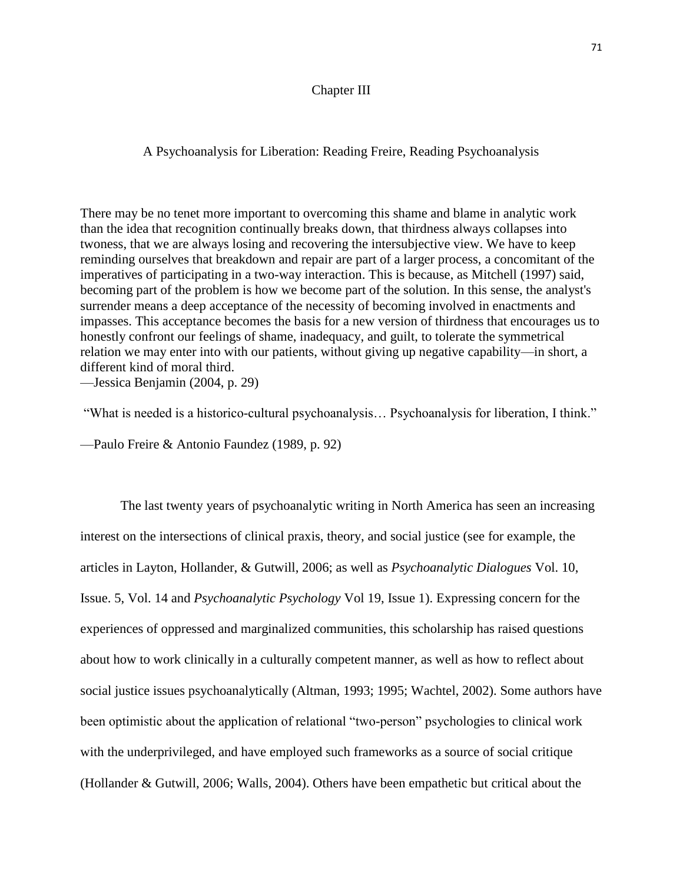# Chapter III

## A Psychoanalysis for Liberation: Reading Freire, Reading Psychoanalysis

There may be no tenet more important to overcoming this shame and blame in analytic work than the idea that recognition continually breaks down, that thirdness always collapses into twoness, that we are always losing and recovering the intersubjective view. We have to keep reminding ourselves that breakdown and repair are part of a larger process, a concomitant of the imperatives of participating in a two-way interaction. This is because, as Mitchell (1997) said, becoming part of the problem is how we become part of the solution. In this sense, the analyst's surrender means a deep acceptance of the necessity of becoming involved in enactments and impasses. This acceptance becomes the basis for a new version of thirdness that encourages us to honestly confront our feelings of shame, inadequacy, and guilt, to tolerate the symmetrical relation we may enter into with our patients, without giving up negative capability—in short, a different kind of moral third.
—Jessica Benjamin (2004, p. 29)

"What is needed is a historico-cultural psychoanalysis… Psychoanalysis for liberation, I think."

—Paulo Freire & Antonio Faundez (1989, p. 92)

The last twenty years of psychoanalytic writing in North America has seen an increasing interest on the intersections of clinical praxis, theory, and social justice (see for example, the articles in Layton, Hollander, & Gutwill, 2006; as well as *Psychoanalytic Dialogues* Vol. 10, Issue. 5, Vol. 14 and *Psychoanalytic Psychology* Vol 19, Issue 1). Expressing concern for the experiences of oppressed and marginalized communities, this scholarship has raised questions about how to work clinically in a culturally competent manner, as well as how to reflect about social justice issues psychoanalytically (Altman, 1993; 1995; Wachtel, 2002). Some authors have been optimistic about the application of relational "two-person" psychologies to clinical work with the underprivileged, and have employed such frameworks as a source of social critique (Hollander & Gutwill, 2006; Walls, 2004). Others have been empathetic but critical about the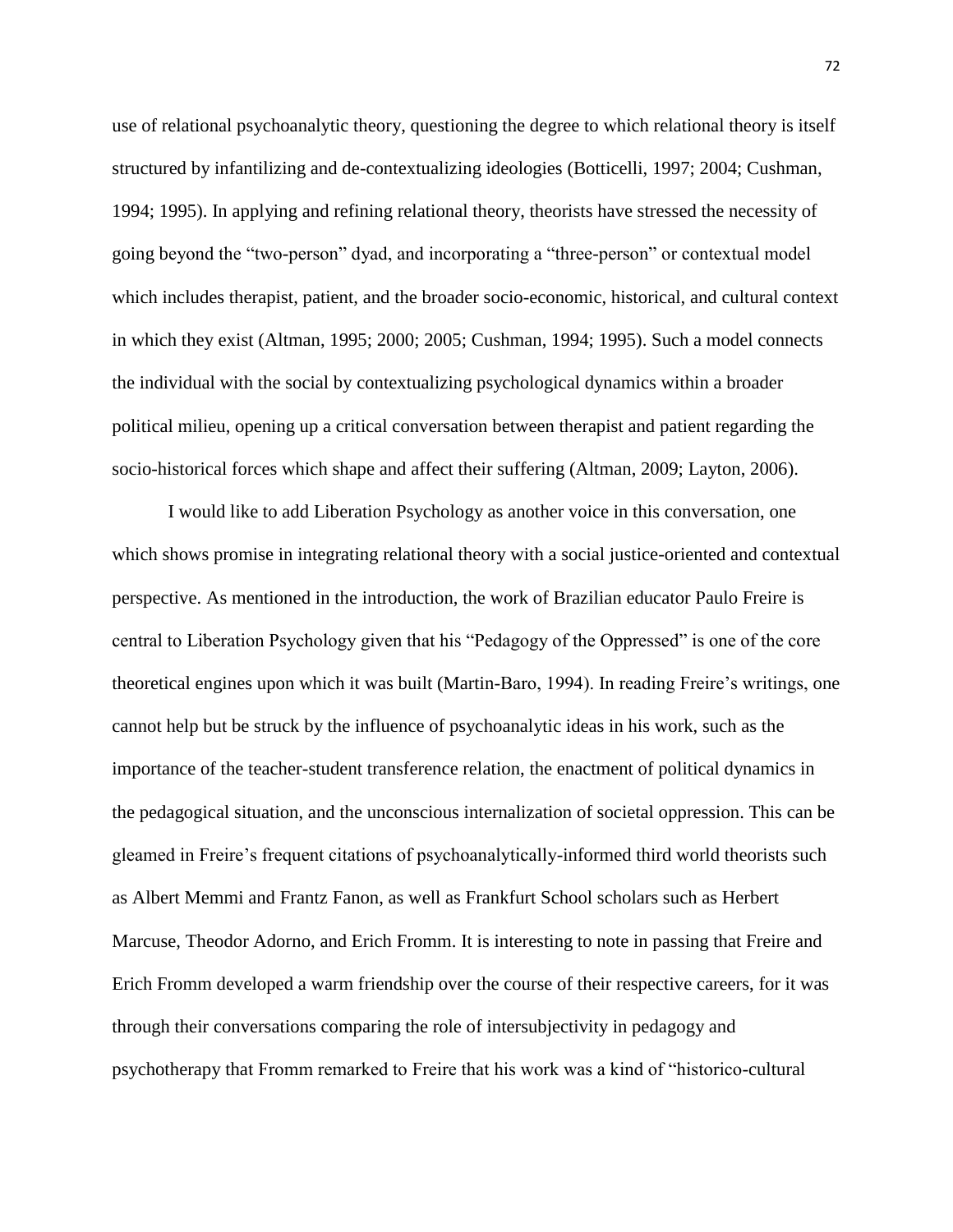use of relational psychoanalytic theory, questioning the degree to which relational theory is itself structured by infantilizing and de-contextualizing ideologies (Botticelli, 1997; 2004; Cushman, 1994; 1995). In applying and refining relational theory, theorists have stressed the necessity of going beyond the "two-person" dyad, and incorporating a "three-person" or contextual model which includes therapist, patient, and the broader socio-economic, historical, and cultural context in which they exist (Altman, 1995; 2000; 2005; Cushman, 1994; 1995). Such a model connects the individual with the social by contextualizing psychological dynamics within a broader political milieu, opening up a critical conversation between therapist and patient regarding the socio-historical forces which shape and affect their suffering (Altman, 2009; Layton, 2006).

I would like to add Liberation Psychology as another voice in this conversation, one which shows promise in integrating relational theory with a social justice-oriented and contextual perspective. As mentioned in the introduction, the work of Brazilian educator Paulo Freire is central to Liberation Psychology given that his "Pedagogy of the Oppressed" is one of the core theoretical engines upon which it was built (Martin-Baro, 1994). In reading Freire's writings, one cannot help but be struck by the influence of psychoanalytic ideas in his work, such as the importance of the teacher-student transference relation, the enactment of political dynamics in the pedagogical situation, and the unconscious internalization of societal oppression. This can be gleamed in Freire's frequent citations of psychoanalytically-informed third world theorists such as Albert Memmi and Frantz Fanon, as well as Frankfurt School scholars such as Herbert Marcuse, Theodor Adorno, and Erich Fromm. It is interesting to note in passing that Freire and Erich Fromm developed a warm friendship over the course of their respective careers, for it was through their conversations comparing the role of intersubjectivity in pedagogy and psychotherapy that Fromm remarked to Freire that his work was a kind of "historico-cultural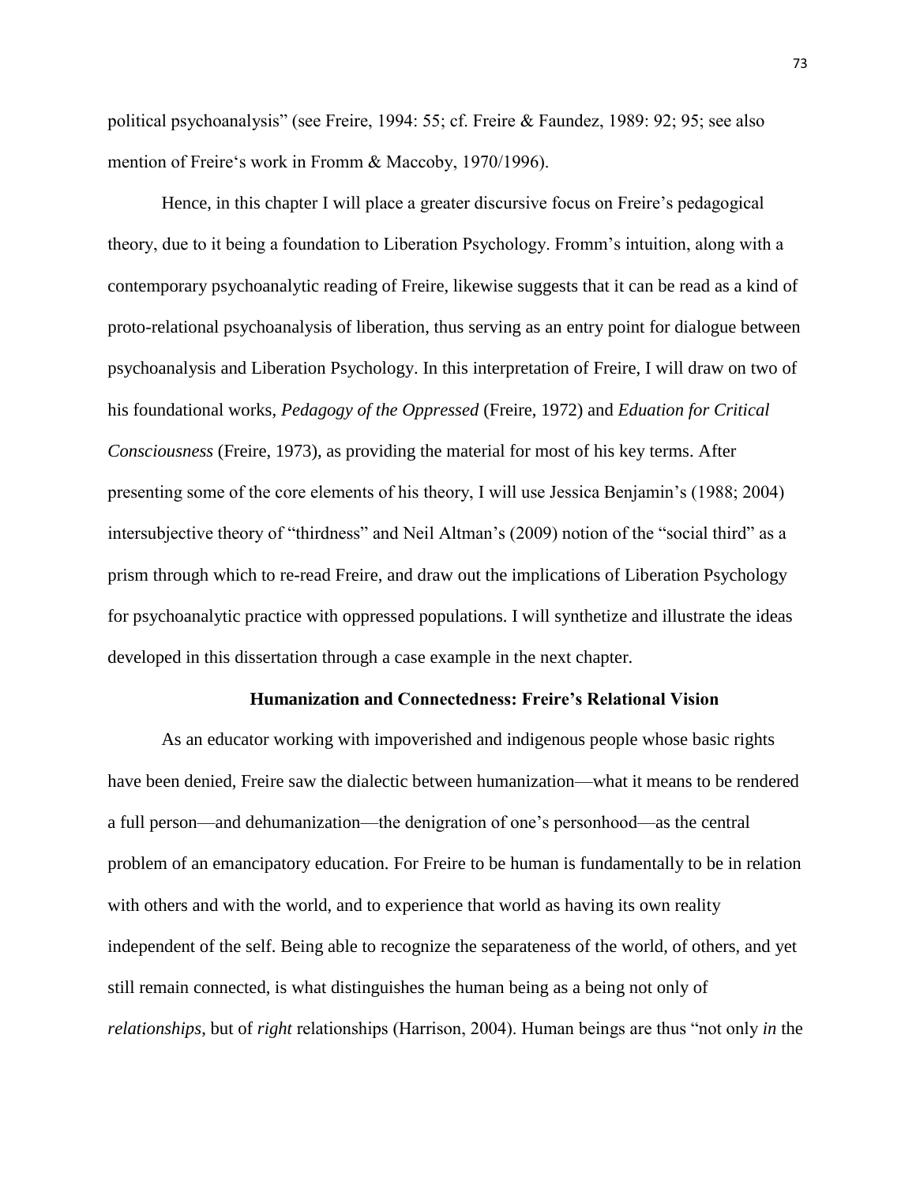political psychoanalysis" (see Freire, 1994: 55; cf. Freire & Faundez, 1989: 92; 95; see also mention of Freire's work in Fromm & Maccoby, 1970/1996).

Hence, in this chapter I will place a greater discursive focus on Freire's pedagogical theory, due to it being a foundation to Liberation Psychology. Fromm's intuition, along with a contemporary psychoanalytic reading of Freire, likewise suggests that it can be read as a kind of proto-relational psychoanalysis of liberation, thus serving as an entry point for dialogue between psychoanalysis and Liberation Psychology. In this interpretation of Freire, I will draw on two of his foundational works, *Pedagogy of the Oppressed* (Freire, 1972) and *Eduation for Critical Consciousness* (Freire, 1973), as providing the material for most of his key terms. After presenting some of the core elements of his theory, I will use Jessica Benjamin's (1988; 2004) intersubjective theory of "thirdness" and Neil Altman's (2009) notion of the "social third" as a prism through which to re-read Freire, and draw out the implications of Liberation Psychology for psychoanalytic practice with oppressed populations. I will synthetize and illustrate the ideas developed in this dissertation through a case example in the next chapter.

## Humanization and Connectedness: Freire's Relational Vision

As an educator working with impoverished and indigenous people whose basic rights have been denied, Freire saw the dialectic between humanization—what it means to be rendered a full person—and dehumanization—the denigration of one's personhood—as the central problem of an emancipatory education. For Freire to be human is fundamentally to be in relation with others and with the world, and to experience that world as having its own reality independent of the self. Being able to recognize the separateness of the world, of others, and yet still remain connected, is what distinguishes the human being as a being not only of *relationships*, but of *right* relationships (Harrison, 2004). Human beings are thus "not only *in* the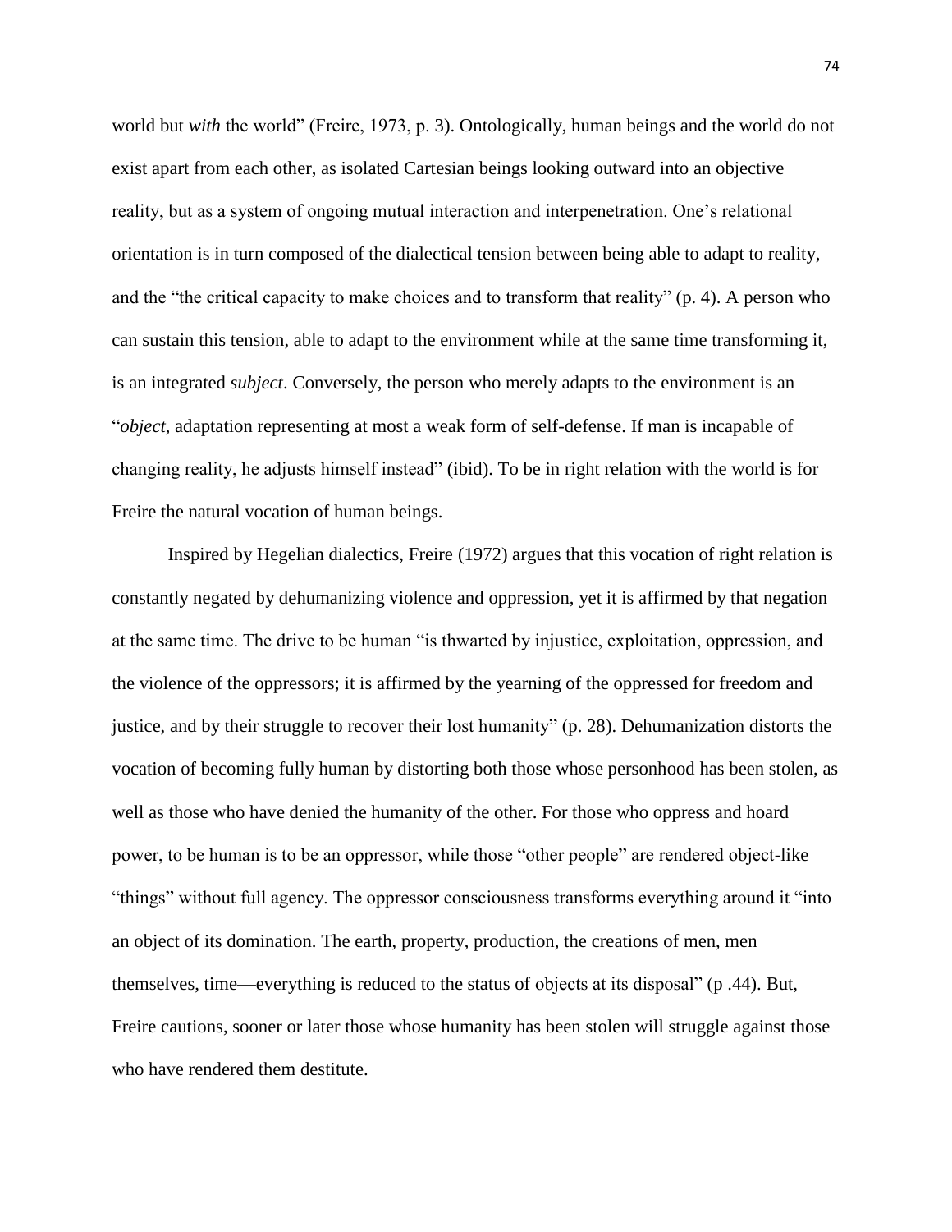world but *with* the world" (Freire, 1973, p. 3). Ontologically, human beings and the world do not exist apart from each other, as isolated Cartesian beings looking outward into an objective reality, but as a system of ongoing mutual interaction and interpenetration. One's relational orientation is in turn composed of the dialectical tension between being able to adapt to reality, and the "the critical capacity to make choices and to transform that reality" (p. 4). A person who can sustain this tension, able to adapt to the environment while at the same time transforming it, is an integrated *subject*. Conversely, the person who merely adapts to the environment is an "*object*, adaptation representing at most a weak form of self-defense. If man is incapable of changing reality, he adjusts himself instead" (ibid). To be in right relation with the world is for Freire the natural vocation of human beings.

Inspired by Hegelian dialectics, Freire (1972) argues that this vocation of right relation is constantly negated by dehumanizing violence and oppression, yet it is affirmed by that negation at the same time. The drive to be human "is thwarted by injustice, exploitation, oppression, and the violence of the oppressors; it is affirmed by the yearning of the oppressed for freedom and justice, and by their struggle to recover their lost humanity" (p. 28). Dehumanization distorts the vocation of becoming fully human by distorting both those whose personhood has been stolen, as well as those who have denied the humanity of the other. For those who oppress and hoard power, to be human is to be an oppressor, while those "other people" are rendered object-like "things" without full agency. The oppressor consciousness transforms everything around it "into an object of its domination. The earth, property, production, the creations of men, men themselves, time—everything is reduced to the status of objects at its disposal" (p .44). But, Freire cautions, sooner or later those whose humanity has been stolen will struggle against those who have rendered them destitute.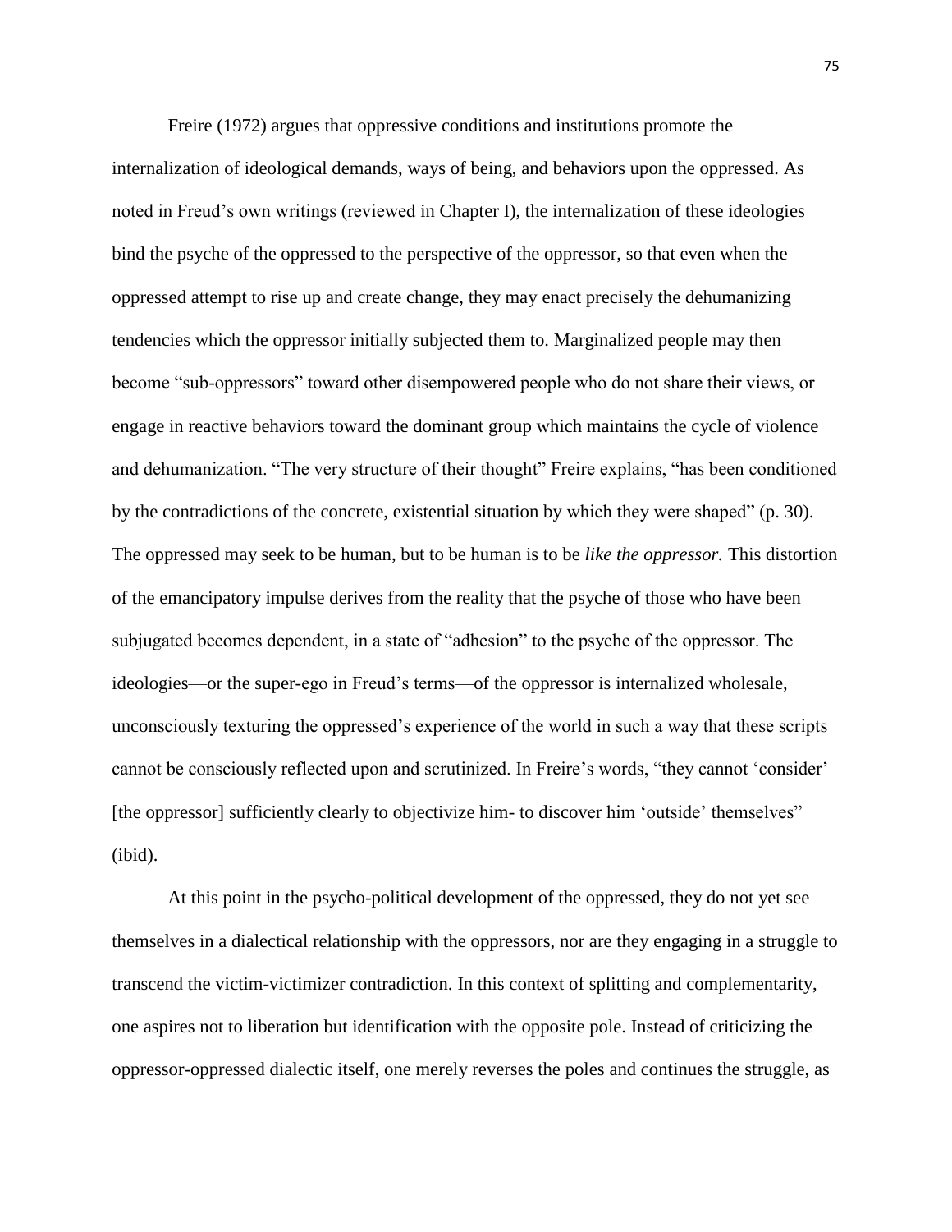Freire (1972) argues that oppressive conditions and institutions promote the internalization of ideological demands, ways of being, and behaviors upon the oppressed. As noted in Freud's own writings (reviewed in Chapter I), the internalization of these ideologies bind the psyche of the oppressed to the perspective of the oppressor, so that even when the oppressed attempt to rise up and create change, they may enact precisely the dehumanizing tendencies which the oppressor initially subjected them to. Marginalized people may then become "sub-oppressors" toward other disempowered people who do not share their views, or engage in reactive behaviors toward the dominant group which maintains the cycle of violence and dehumanization. "The very structure of their thought" Freire explains, "has been conditioned by the contradictions of the concrete, existential situation by which they were shaped" (p. 30). The oppressed may seek to be human, but to be human is to be *like the oppressor.* This distortion of the emancipatory impulse derives from the reality that the psyche of those who have been subjugated becomes dependent, in a state of "adhesion" to the psyche of the oppressor. The ideologies—or the super-ego in Freud's terms—of the oppressor is internalized wholesale, unconsciously texturing the oppressed's experience of the world in such a way that these scripts cannot be consciously reflected upon and scrutinized. In Freire's words, "they cannot 'consider' [the oppressor] sufficiently clearly to objectivize him- to discover him 'outside' themselves" (ibid).

At this point in the psycho-political development of the oppressed, they do not yet see themselves in a dialectical relationship with the oppressors, nor are they engaging in a struggle to transcend the victim-victimizer contradiction. In this context of splitting and complementarity, one aspires not to liberation but identification with the opposite pole. Instead of criticizing the oppressor-oppressed dialectic itself, one merely reverses the poles and continues the struggle, as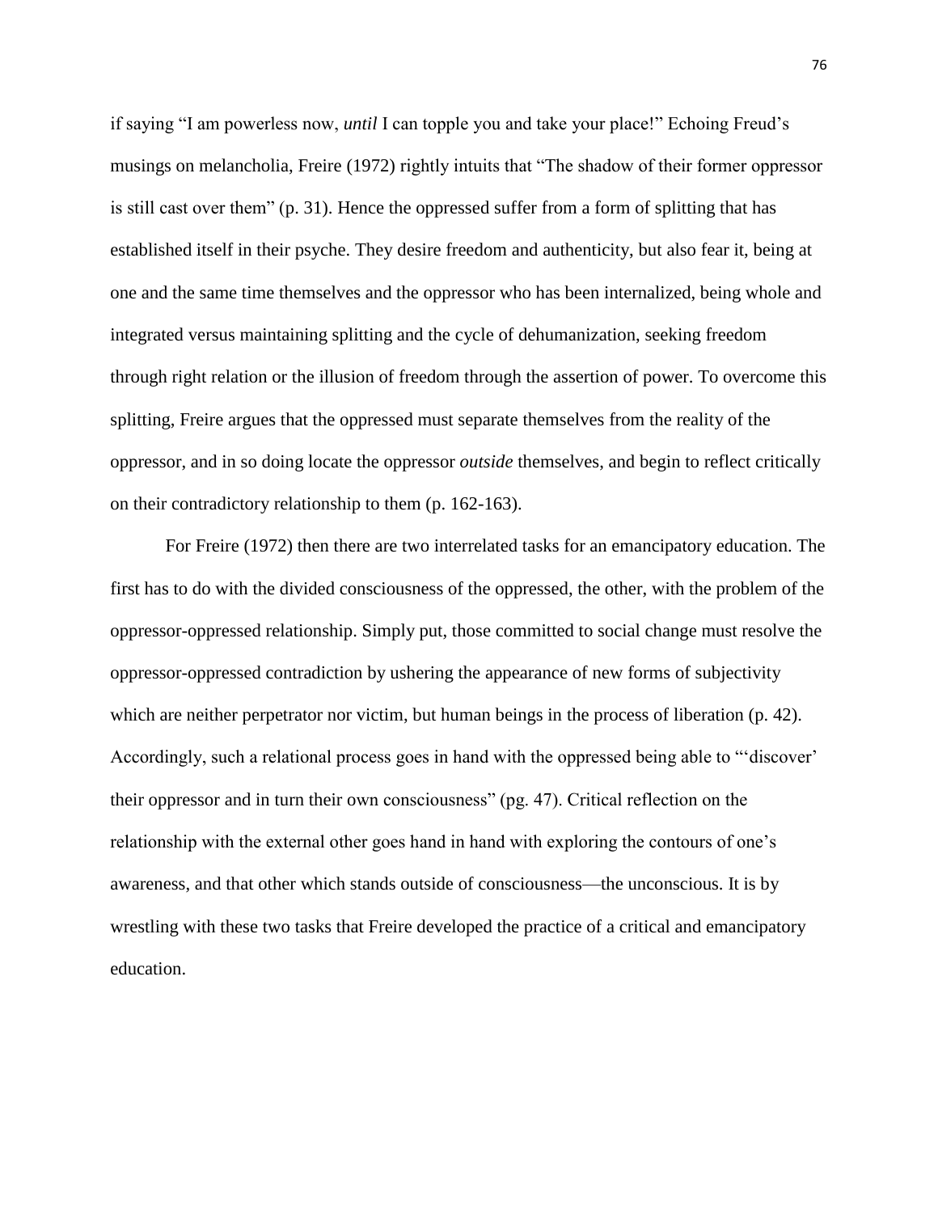if saying "I am powerless now, *until* I can topple you and take your place!" Echoing Freud's musings on melancholia, Freire (1972) rightly intuits that "The shadow of their former oppressor is still cast over them" (p. 31). Hence the oppressed suffer from a form of splitting that has established itself in their psyche. They desire freedom and authenticity, but also fear it, being at one and the same time themselves and the oppressor who has been internalized, being whole and integrated versus maintaining splitting and the cycle of dehumanization, seeking freedom through right relation or the illusion of freedom through the assertion of power. To overcome this splitting, Freire argues that the oppressed must separate themselves from the reality of the oppressor, and in so doing locate the oppressor *outside* themselves, and begin to reflect critically on their contradictory relationship to them (p. 162-163).

For Freire (1972) then there are two interrelated tasks for an emancipatory education. The first has to do with the divided consciousness of the oppressed, the other, with the problem of the oppressor-oppressed relationship. Simply put, those committed to social change must resolve the oppressor-oppressed contradiction by ushering the appearance of new forms of subjectivity which are neither perpetrator nor victim, but human beings in the process of liberation (p. 42). Accordingly, such a relational process goes in hand with the oppressed being able to "'discover' their oppressor and in turn their own consciousness" (pg. 47). Critical reflection on the relationship with the external other goes hand in hand with exploring the contours of one's awareness, and that other which stands outside of consciousness—the unconscious. It is by wrestling with these two tasks that Freire developed the practice of a critical and emancipatory education.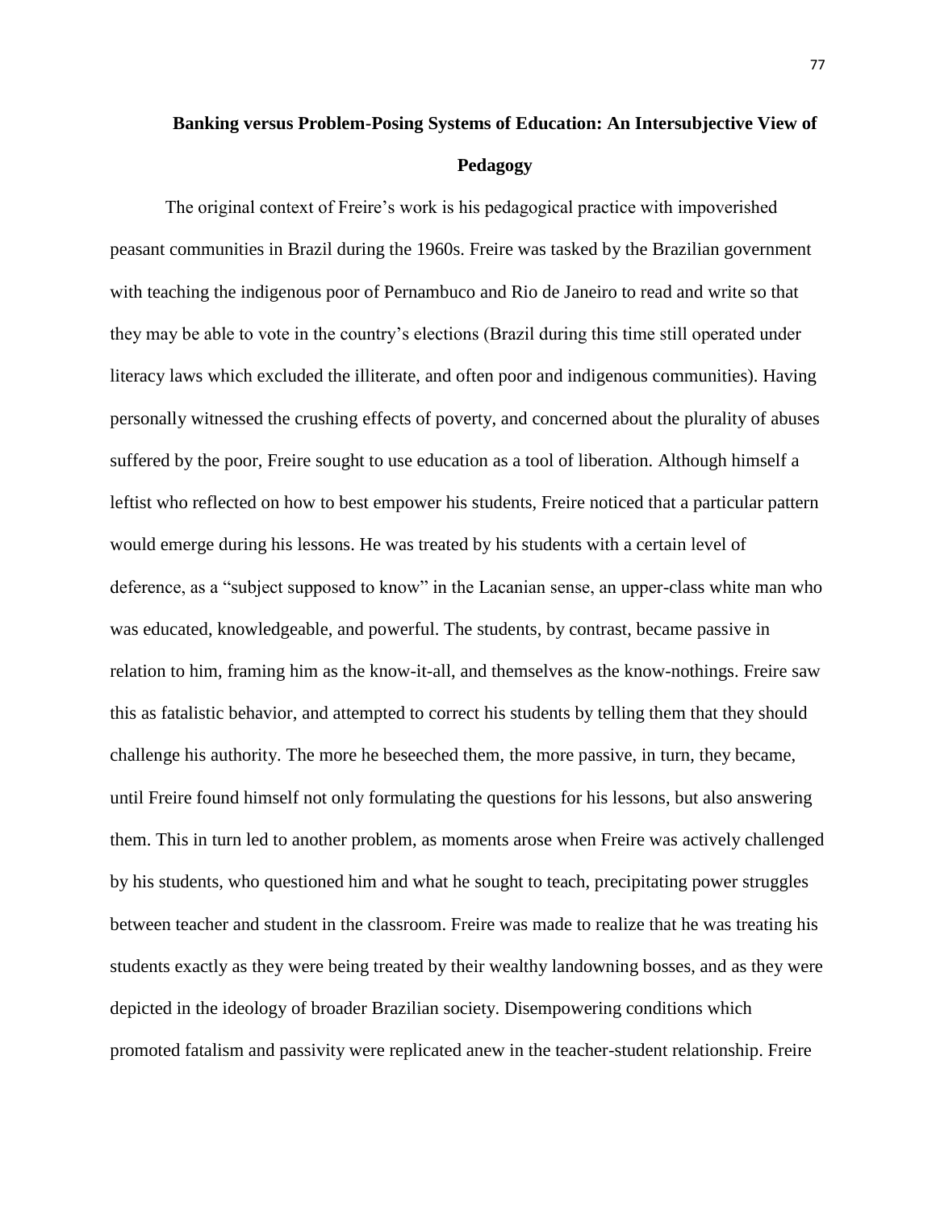## Banking versus Problem-Posing Systems of Education: An Intersubjective View of Pedagogy

The original context of Freire's work is his pedagogical practice with impoverished peasant communities in Brazil during the 1960s. Freire was tasked by the Brazilian government with teaching the indigenous poor of Pernambuco and Rio de Janeiro to read and write so that they may be able to vote in the country's elections (Brazil during this time still operated under literacy laws which excluded the illiterate, and often poor and indigenous communities). Having personally witnessed the crushing effects of poverty, and concerned about the plurality of abuses suffered by the poor, Freire sought to use education as a tool of liberation. Although himself a leftist who reflected on how to best empower his students, Freire noticed that a particular pattern would emerge during his lessons. He was treated by his students with a certain level of deference, as a "subject supposed to know" in the Lacanian sense, an upper-class white man who was educated, knowledgeable, and powerful. The students, by contrast, became passive in relation to him, framing him as the know-it-all, and themselves as the know-nothings. Freire saw this as fatalistic behavior, and attempted to correct his students by telling them that they should challenge his authority. The more he beseeched them, the more passive, in turn, they became, until Freire found himself not only formulating the questions for his lessons, but also answering them. This in turn led to another problem, as moments arose when Freire was actively challenged by his students, who questioned him and what he sought to teach, precipitating power struggles between teacher and student in the classroom. Freire was made to realize that he was treating his students exactly as they were being treated by their wealthy landowning bosses, and as they were depicted in the ideology of broader Brazilian society. Disempowering conditions which promoted fatalism and passivity were replicated anew in the teacher-student relationship. Freire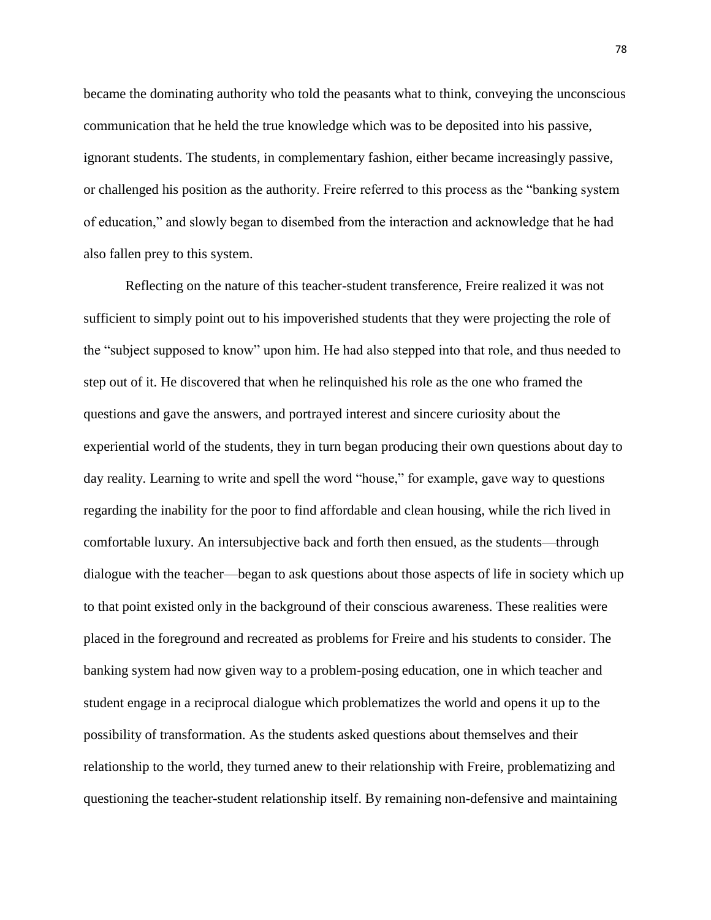became the dominating authority who told the peasants what to think, conveying the unconscious communication that he held the true knowledge which was to be deposited into his passive, ignorant students. The students, in complementary fashion, either became increasingly passive, or challenged his position as the authority. Freire referred to this process as the "banking system of education," and slowly began to disembed from the interaction and acknowledge that he had also fallen prey to this system.

Reflecting on the nature of this teacher-student transference, Freire realized it was not sufficient to simply point out to his impoverished students that they were projecting the role of the "subject supposed to know" upon him. He had also stepped into that role, and thus needed to step out of it. He discovered that when he relinquished his role as the one who framed the questions and gave the answers, and portrayed interest and sincere curiosity about the experiential world of the students, they in turn began producing their own questions about day to day reality. Learning to write and spell the word "house," for example, gave way to questions regarding the inability for the poor to find affordable and clean housing, while the rich lived in comfortable luxury. An intersubjective back and forth then ensued, as the students—through dialogue with the teacher—began to ask questions about those aspects of life in society which up to that point existed only in the background of their conscious awareness. These realities were placed in the foreground and recreated as problems for Freire and his students to consider. The banking system had now given way to a problem-posing education, one in which teacher and student engage in a reciprocal dialogue which problematizes the world and opens it up to the possibility of transformation. As the students asked questions about themselves and their relationship to the world, they turned anew to their relationship with Freire, problematizing and questioning the teacher-student relationship itself. By remaining non-defensive and maintaining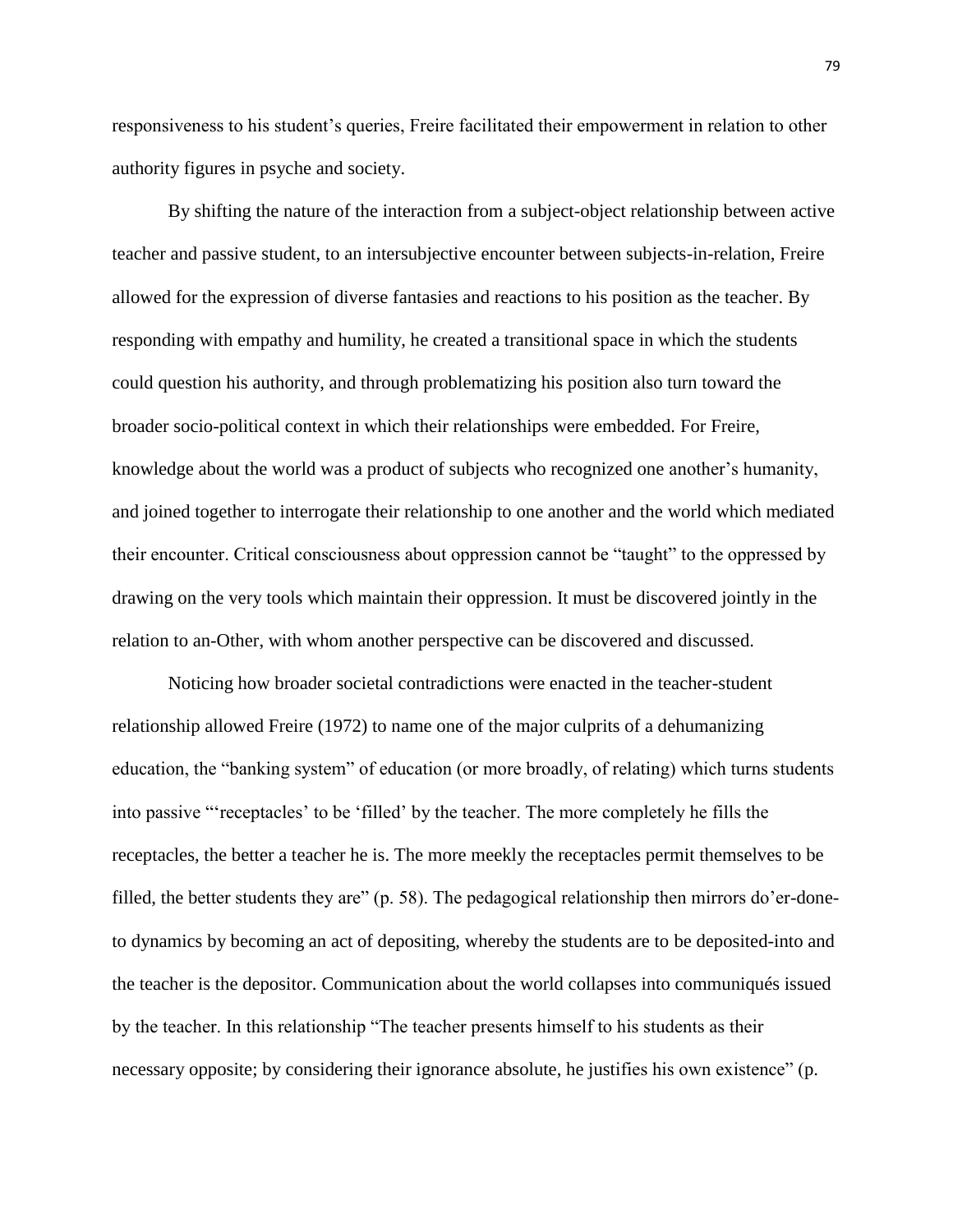responsiveness to his student's queries, Freire facilitated their empowerment in relation to other authority figures in psyche and society.

By shifting the nature of the interaction from a subject-object relationship between active teacher and passive student, to an intersubjective encounter between subjects-in-relation, Freire allowed for the expression of diverse fantasies and reactions to his position as the teacher. By responding with empathy and humility, he created a transitional space in which the students could question his authority, and through problematizing his position also turn toward the broader socio-political context in which their relationships were embedded. For Freire, knowledge about the world was a product of subjects who recognized one another's humanity, and joined together to interrogate their relationship to one another and the world which mediated their encounter. Critical consciousness about oppression cannot be "taught" to the oppressed by drawing on the very tools which maintain their oppression. It must be discovered jointly in the relation to an-Other, with whom another perspective can be discovered and discussed.

Noticing how broader societal contradictions were enacted in the teacher-student relationship allowed Freire (1972) to name one of the major culprits of a dehumanizing education, the "banking system" of education (or more broadly, of relating) which turns students into passive "'receptacles' to be 'filled' by the teacher. The more completely he fills the receptacles, the better a teacher he is. The more meekly the receptacles permit themselves to be filled, the better students they are" (p. 58). The pedagogical relationship then mirrors do'er-done-to dynamics by becoming an act of depositing, whereby the students are to be deposited-into and the teacher is the depositor. Communication about the world collapses into communiqués issued by the teacher. In this relationship "The teacher presents himself to his students as their necessary opposite; by considering their ignorance absolute, he justifies his own existence" (p.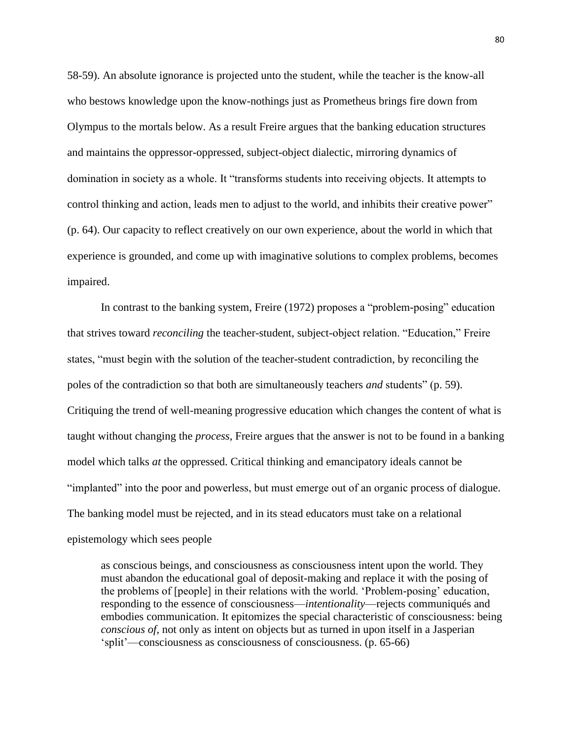58-59). An absolute ignorance is projected unto the student, while the teacher is the know-all who bestows knowledge upon the know-nothings just as Prometheus brings fire down from Olympus to the mortals below. As a result Freire argues that the banking education structures and maintains the oppressor-oppressed, subject-object dialectic, mirroring dynamics of domination in society as a whole. It "transforms students into receiving objects. It attempts to control thinking and action, leads men to adjust to the world, and inhibits their creative power" (p. 64). Our capacity to reflect creatively on our own experience, about the world in which that experience is grounded, and come up with imaginative solutions to complex problems, becomes impaired.

In contrast to the banking system, Freire (1972) proposes a "problem-posing" education that strives toward *reconciling* the teacher-student, subject-object relation. "Education," Freire states, "must begin with the solution of the teacher-student contradiction, by reconciling the poles of the contradiction so that both are simultaneously teachers *and* students" (p. 59). Critiquing the trend of well-meaning progressive education which changes the content of what is taught without changing the *process*, Freire argues that the answer is not to be found in a banking model which talks *at* the oppressed. Critical thinking and emancipatory ideals cannot be "implanted" into the poor and powerless, but must emerge out of an organic process of dialogue. The banking model must be rejected, and in its stead educators must take on a relational epistemology which sees people

> as conscious beings, and consciousness as consciousness intent upon the world. They must abandon the educational goal of deposit-making and replace it with the posing of the problems of [people] in their relations with the world. 'Problem-posing' education, responding to the essence of consciousness—*intentionality*—rejects communiqués and embodies communication. It epitomizes the special characteristic of consciousness: being *conscious of*, not only as intent on objects but as turned in upon itself in a Jasperian 'split'—consciousness as consciousness of consciousness. (p. 65-66)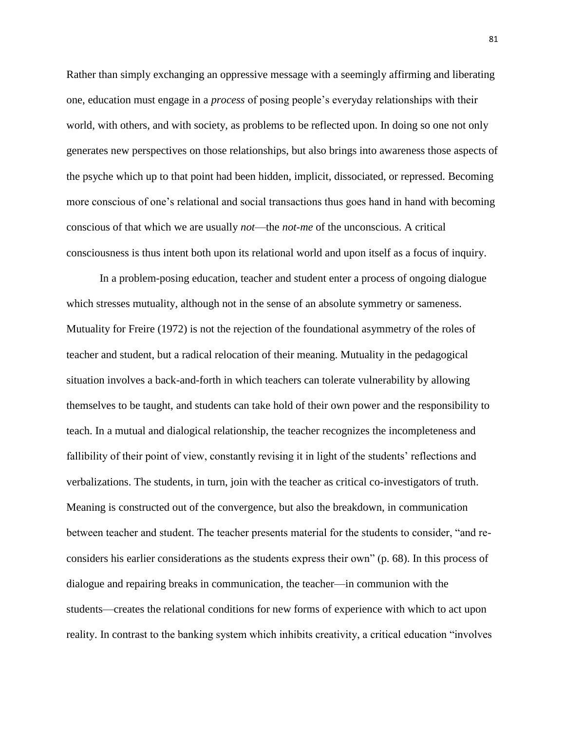Rather than simply exchanging an oppressive message with a seemingly affirming and liberating one, education must engage in a *process* of posing people's everyday relationships with their world, with others, and with society, as problems to be reflected upon. In doing so one not only generates new perspectives on those relationships, but also brings into awareness those aspects of the psyche which up to that point had been hidden, implicit, dissociated, or repressed. Becoming more conscious of one's relational and social transactions thus goes hand in hand with becoming conscious of that which we are usually *not*—the *not-me* of the unconscious. A critical consciousness is thus intent both upon its relational world and upon itself as a focus of inquiry.

In a problem-posing education, teacher and student enter a process of ongoing dialogue which stresses mutuality, although not in the sense of an absolute symmetry or sameness. Mutuality for Freire (1972) is not the rejection of the foundational asymmetry of the roles of teacher and student, but a radical relocation of their meaning. Mutuality in the pedagogical situation involves a back-and-forth in which teachers can tolerate vulnerability by allowing themselves to be taught, and students can take hold of their own power and the responsibility to teach. In a mutual and dialogical relationship, the teacher recognizes the incompleteness and fallibility of their point of view, constantly revising it in light of the students' reflections and verbalizations. The students, in turn, join with the teacher as critical co-investigators of truth. Meaning is constructed out of the convergence, but also the breakdown, in communication between teacher and student. The teacher presents material for the students to consider, "and re-considers his earlier considerations as the students express their own" (p. 68). In this process of dialogue and repairing breaks in communication, the teacher—in communion with the students—creates the relational conditions for new forms of experience with which to act upon reality. In contrast to the banking system which inhibits creativity, a critical education "involves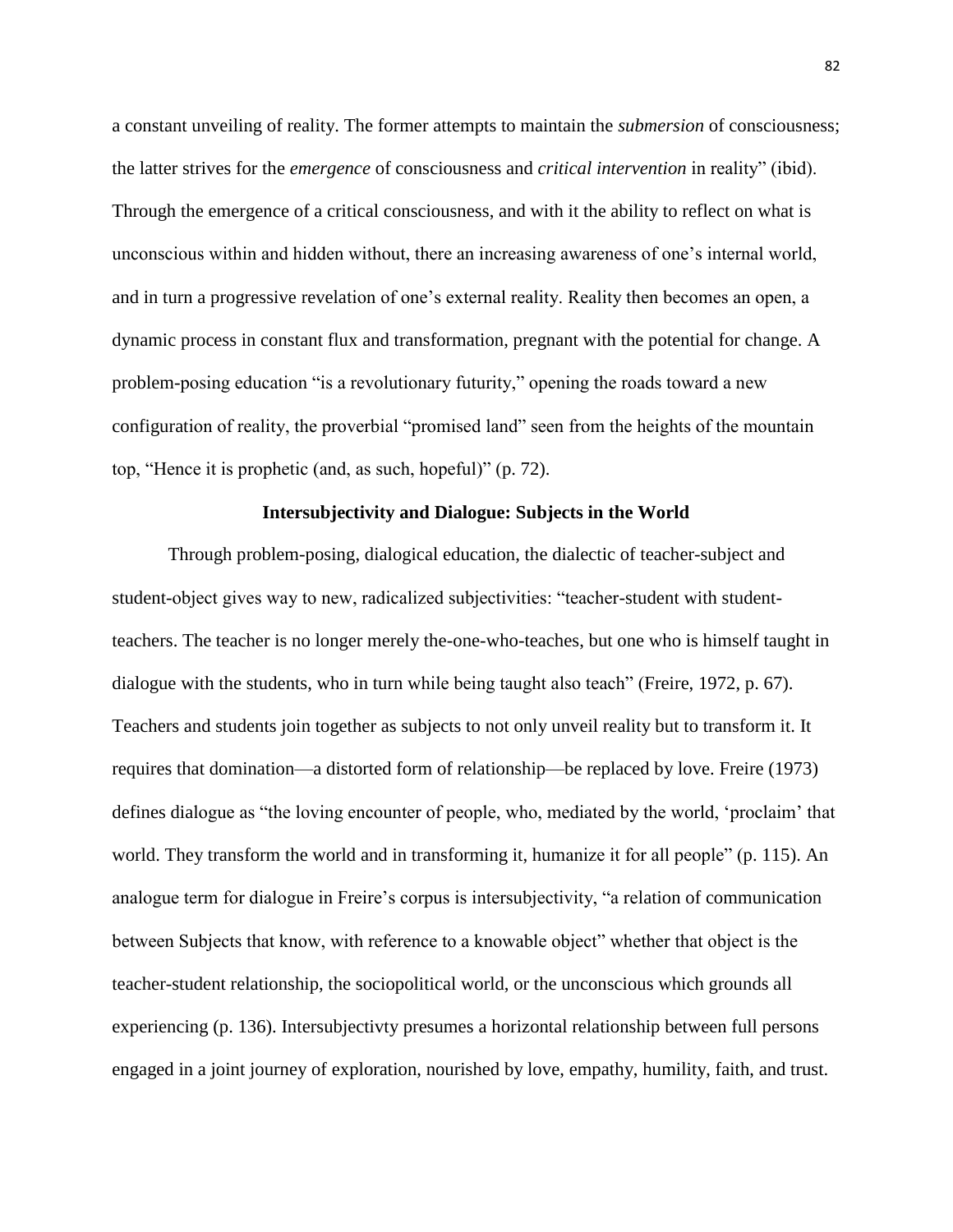a constant unveiling of reality. The former attempts to maintain the *submersion* of consciousness; the latter strives for the *emergence* of consciousness and *critical intervention* in reality" (ibid). Through the emergence of a critical consciousness, and with it the ability to reflect on what is unconscious within and hidden without, there an increasing awareness of one's internal world, and in turn a progressive revelation of one's external reality. Reality then becomes an open, a dynamic process in constant flux and transformation, pregnant with the potential for change. A problem-posing education "is a revolutionary futurity," opening the roads toward a new configuration of reality, the proverbial "promised land" seen from the heights of the mountain top, "Hence it is prophetic (and, as such, hopeful)" (p. 72).

### Intersubjectivity and Dialogue: Subjects in the World

Through problem-posing, dialogical education, the dialectic of teacher-subject and student-object gives way to new, radicalized subjectivities: "teacher-student with student-teachers. The teacher is no longer merely the-one-who-teaches, but one who is himself taught in dialogue with the students, who in turn while being taught also teach" (Freire, 1972, p. 67). Teachers and students join together as subjects to not only unveil reality but to transform it. It requires that domination—a distorted form of relationship—be replaced by love. Freire (1973) defines dialogue as "the loving encounter of people, who, mediated by the world, 'proclaim' that world. They transform the world and in transforming it, humanize it for all people" (p. 115). An analogue term for dialogue in Freire's corpus is intersubjectivity, "a relation of communication between Subjects that know, with reference to a knowable object" whether that object is the teacher-student relationship, the sociopolitical world, or the unconscious which grounds all experiencing (p. 136). Intersubjectivty presumes a horizontal relationship between full persons engaged in a joint journey of exploration, nourished by love, empathy, humility, faith, and trust.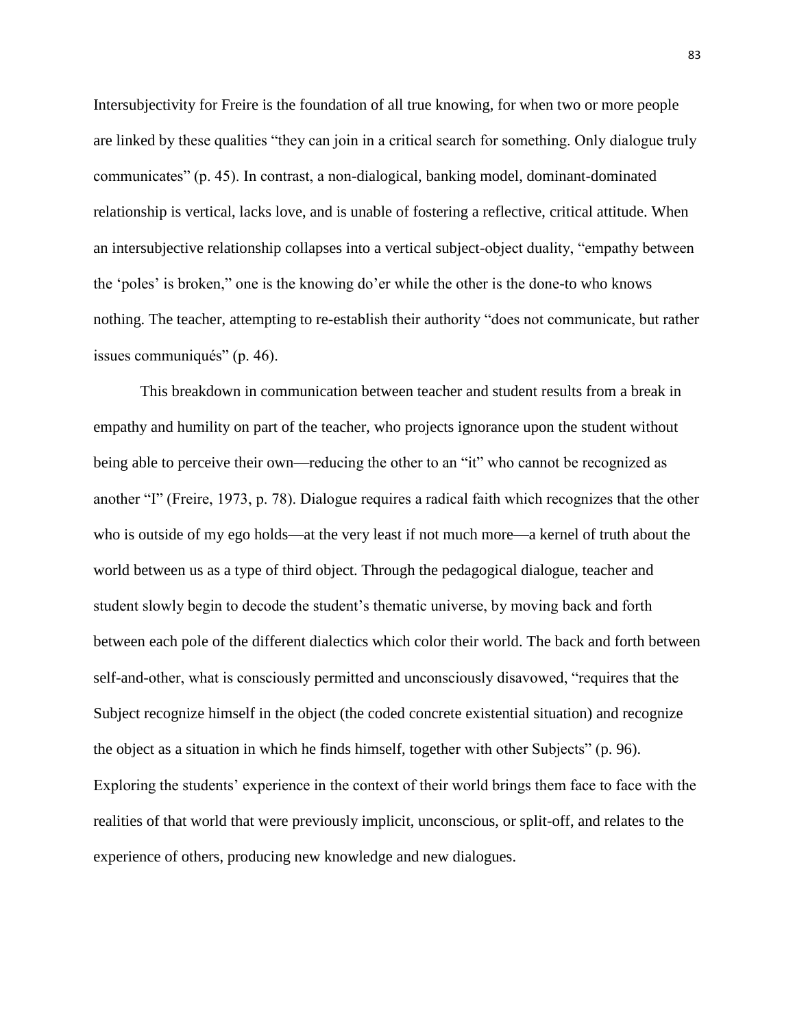Intersubjectivity for Freire is the foundation of all true knowing, for when two or more people are linked by these qualities "they can join in a critical search for something. Only dialogue truly communicates" (p. 45). In contrast, a non-dialogical, banking model, dominant-dominated relationship is vertical, lacks love, and is unable of fostering a reflective, critical attitude. When an intersubjective relationship collapses into a vertical subject-object duality, "empathy between the 'poles' is broken," one is the knowing do'er while the other is the done-to who knows nothing. The teacher, attempting to re-establish their authority "does not communicate, but rather issues communiqués" (p. 46).

This breakdown in communication between teacher and student results from a break in empathy and humility on part of the teacher, who projects ignorance upon the student without being able to perceive their own—reducing the other to an "it" who cannot be recognized as another "I" (Freire, 1973, p. 78). Dialogue requires a radical faith which recognizes that the other who is outside of my ego holds—at the very least if not much more—a kernel of truth about the world between us as a type of third object. Through the pedagogical dialogue, teacher and student slowly begin to decode the student's thematic universe, by moving back and forth between each pole of the different dialectics which color their world. The back and forth between self-and-other, what is consciously permitted and unconsciously disavowed, "requires that the Subject recognize himself in the object (the coded concrete existential situation) and recognize the object as a situation in which he finds himself, together with other Subjects" (p. 96). Exploring the students' experience in the context of their world brings them face to face with the realities of that world that were previously implicit, unconscious, or split-off, and relates to the experience of others, producing new knowledge and new dialogues.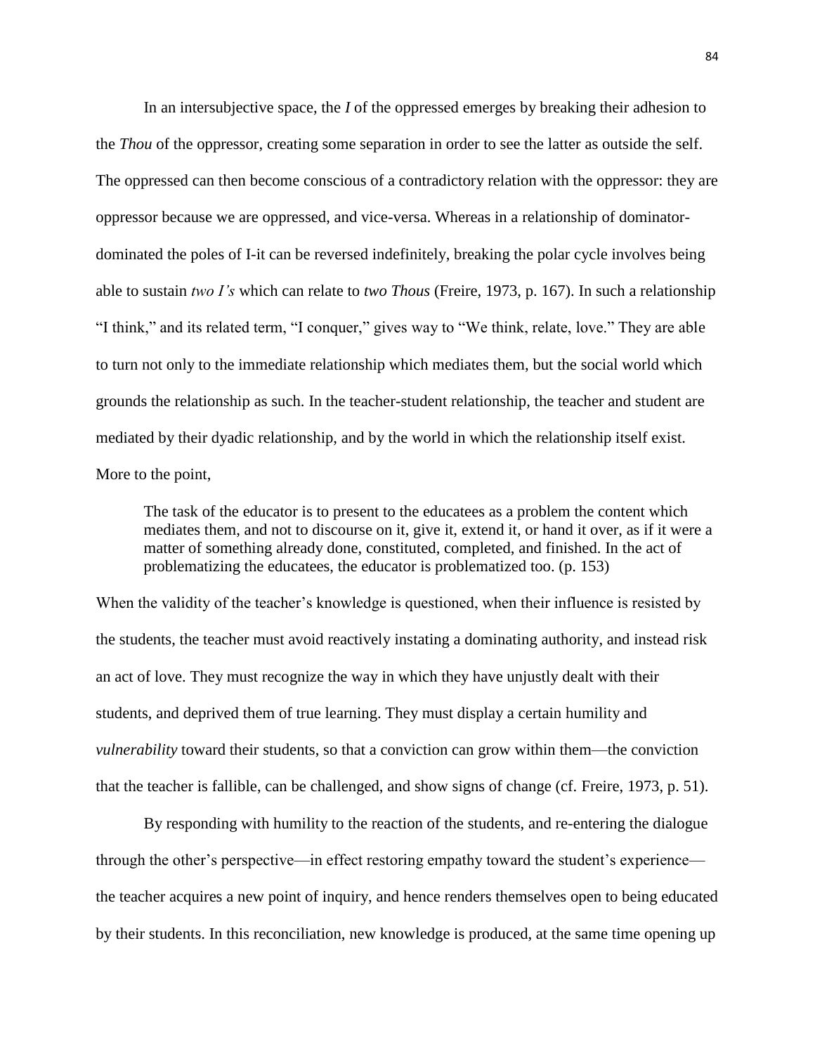In an intersubjective space, the *I* of the oppressed emerges by breaking their adhesion to the *Thou* of the oppressor, creating some separation in order to see the latter as outside the self. The oppressed can then become conscious of a contradictory relation with the oppressor: they are oppressor because we are oppressed, and vice-versa. Whereas in a relationship of dominator-dominated the poles of I-it can be reversed indefinitely, breaking the polar cycle involves being able to sustain *two I's* which can relate to *two Thous* (Freire, 1973, p. 167). In such a relationship "I think," and its related term, "I conquer," gives way to "We think, relate, love." They are able to turn not only to the immediate relationship which mediates them, but the social world which grounds the relationship as such. In the teacher-student relationship, the teacher and student are mediated by their dyadic relationship, and by the world in which the relationship itself exist. More to the point,

> The task of the educator is to present to the educatees as a problem the content which mediates them, and not to discourse on it, give it, extend it, or hand it over, as if it were a matter of something already done, constituted, completed, and finished. In the act of problematizing the educatees, the educator is problematized too. (p. 153)

When the validity of the teacher's knowledge is questioned, when their influence is resisted by the students, the teacher must avoid reactively instating a dominating authority, and instead risk an act of love. They must recognize the way in which they have unjustly dealt with their students, and deprived them of true learning. They must display a certain humility and *vulnerability* toward their students, so that a conviction can grow within them—the conviction that the teacher is fallible, can be challenged, and show signs of change (cf. Freire, 1973, p. 51).

By responding with humility to the reaction of the students, and re-entering the dialogue through the other's perspective—in effect restoring empathy toward the student's experience—the teacher acquires a new point of inquiry, and hence renders themselves open to being educated by their students. In this reconciliation, new knowledge is produced, at the same time opening up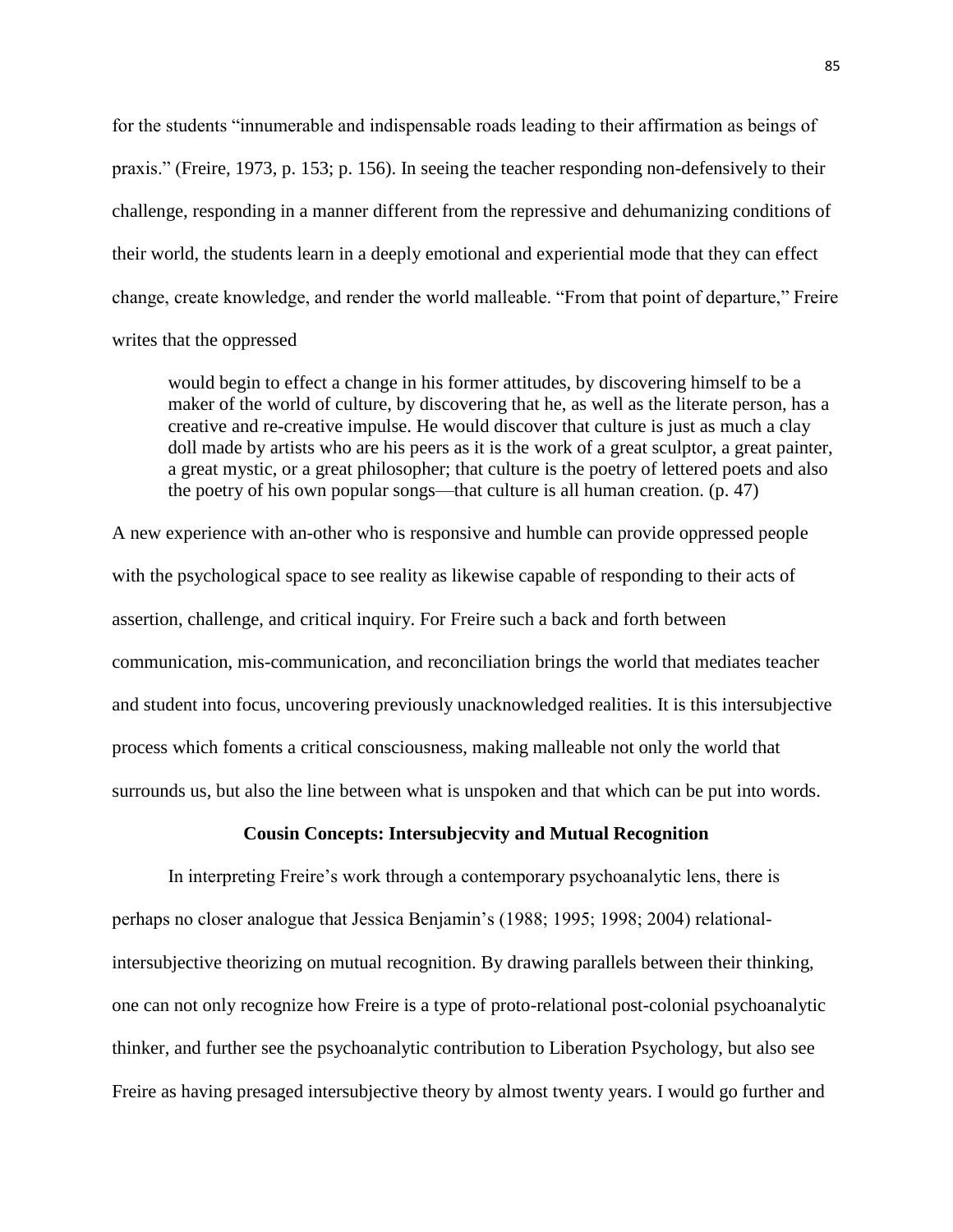for the students "innumerable and indispensable roads leading to their affirmation as beings of praxis." (Freire, 1973, p. 153; p. 156). In seeing the teacher responding non-defensively to their challenge, responding in a manner different from the repressive and dehumanizing conditions of their world, the students learn in a deeply emotional and experiential mode that they can effect change, create knowledge, and render the world malleable. "From that point of departure," Freire writes that the oppressed

> would begin to effect a change in his former attitudes, by discovering himself to be a maker of the world of culture, by discovering that he, as well as the literate person, has a creative and re-creative impulse. He would discover that culture is just as much a clay doll made by artists who are his peers as it is the work of a great sculptor, a great painter, a great mystic, or a great philosopher; that culture is the poetry of lettered poets and also the poetry of his own popular songs—that culture is all human creation. (p. 47)

A new experience with an-other who is responsive and humble can provide oppressed people with the psychological space to see reality as likewise capable of responding to their acts of assertion, challenge, and critical inquiry. For Freire such a back and forth between communication, mis-communication, and reconciliation brings the world that mediates teacher and student into focus, uncovering previously unacknowledged realities. It is this intersubjective process which foments a critical consciousness, making malleable not only the world that surrounds us, but also the line between what is unspoken and that which can be put into words.

## Cousin Concepts: Intersubjecvity and Mutual Recognition

In interpreting Freire's work through a contemporary psychoanalytic lens, there is perhaps no closer analogue that Jessica Benjamin's (1988; 1995; 1998; 2004) relational-intersubjective theorizing on mutual recognition. By drawing parallels between their thinking, one can not only recognize how Freire is a type of proto-relational post-colonial psychoanalytic thinker, and further see the psychoanalytic contribution to Liberation Psychology, but also see Freire as having presaged intersubjective theory by almost twenty years. I would go further and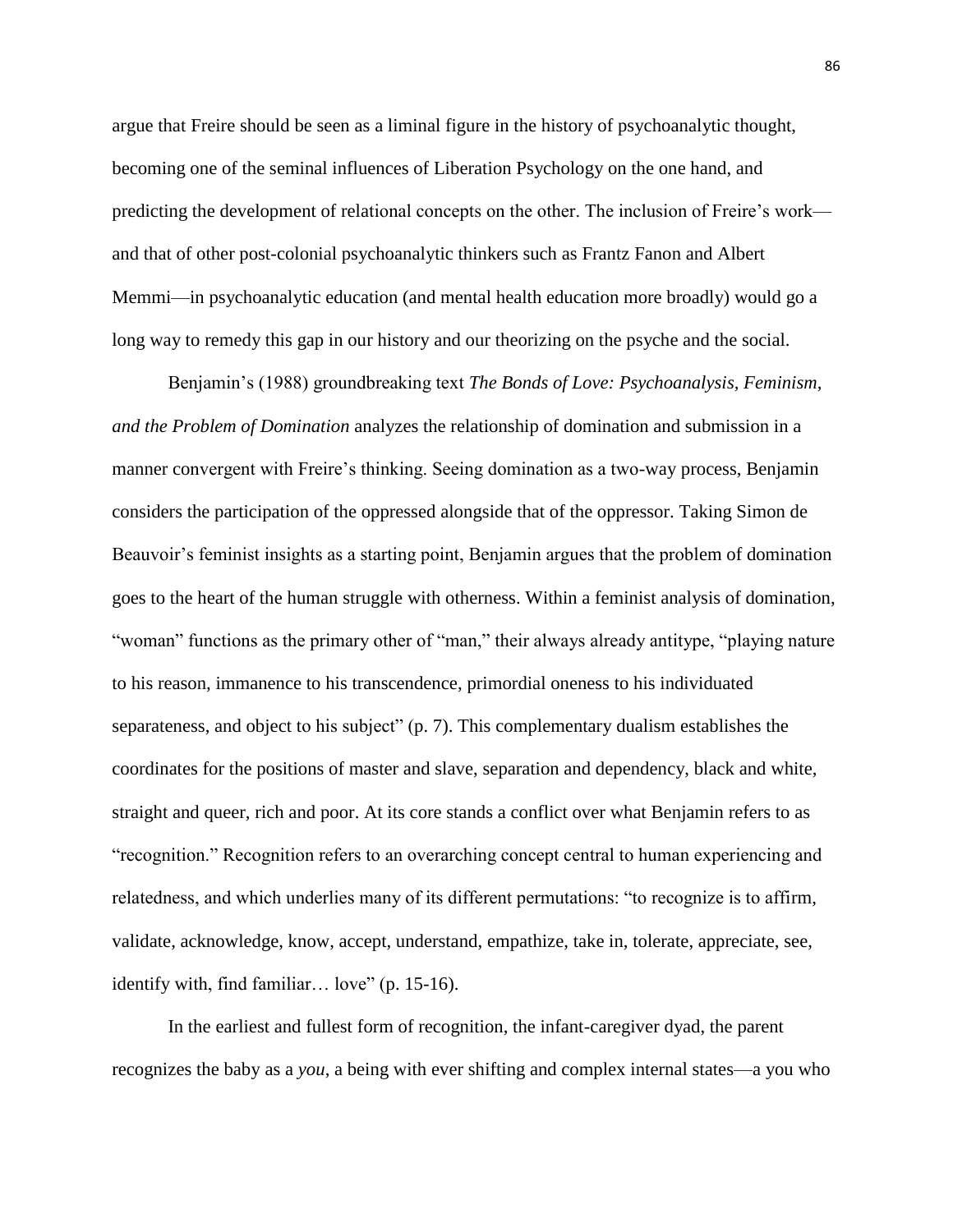argue that Freire should be seen as a liminal figure in the history of psychoanalytic thought, becoming one of the seminal influences of Liberation Psychology on the one hand, and predicting the development of relational concepts on the other. The inclusion of Freire's work—and that of other post-colonial psychoanalytic thinkers such as Frantz Fanon and Albert Memmi—in psychoanalytic education (and mental health education more broadly) would go a long way to remedy this gap in our history and our theorizing on the psyche and the social.

Benjamin's (1988) groundbreaking text *The Bonds of Love: Psychoanalysis, Feminism, and the Problem of Domination* analyzes the relationship of domination and submission in a manner convergent with Freire's thinking. Seeing domination as a two-way process, Benjamin considers the participation of the oppressed alongside that of the oppressor. Taking Simon de Beauvoir's feminist insights as a starting point, Benjamin argues that the problem of domination goes to the heart of the human struggle with otherness. Within a feminist analysis of domination, "woman" functions as the primary other of "man," their always already antitype, "playing nature to his reason, immanence to his transcendence, primordial oneness to his individuated separateness, and object to his subject" (p. 7). This complementary dualism establishes the coordinates for the positions of master and slave, separation and dependency, black and white, straight and queer, rich and poor. At its core stands a conflict over what Benjamin refers to as "recognition." Recognition refers to an overarching concept central to human experiencing and relatedness, and which underlies many of its different permutations: "to recognize is to affirm, validate, acknowledge, know, accept, understand, empathize, take in, tolerate, appreciate, see, identify with, find familiar… love" (p. 15-16).

In the earliest and fullest form of recognition, the infant-caregiver dyad, the parent recognizes the baby as a *you*, a being with ever shifting and complex internal states—a you who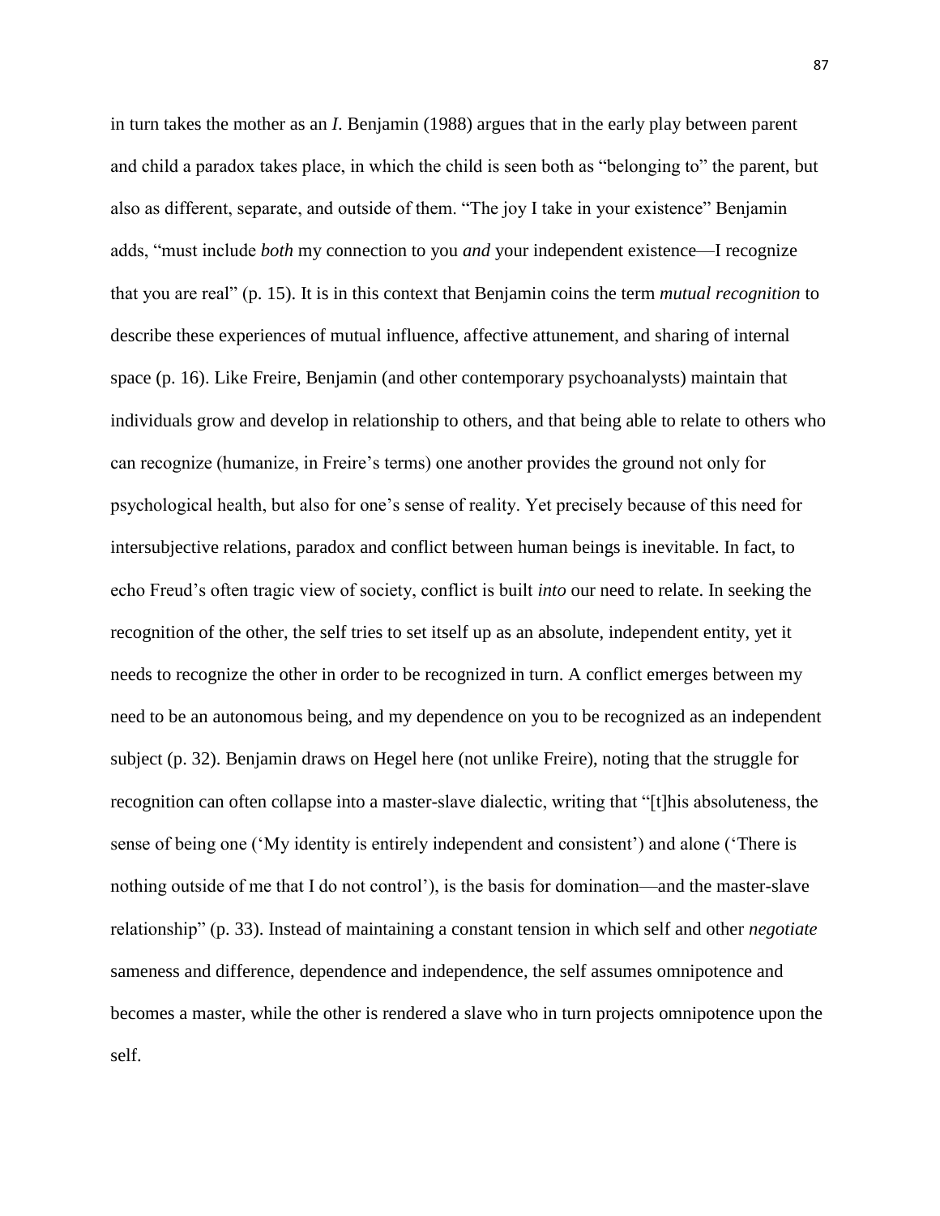in turn takes the mother as an *I*. Benjamin (1988) argues that in the early play between parent and child a paradox takes place, in which the child is seen both as "belonging to" the parent, but also as different, separate, and outside of them. "The joy I take in your existence" Benjamin adds, "must include *both* my connection to you *and* your independent existence—I recognize that you are real" (p. 15). It is in this context that Benjamin coins the term *mutual recognition* to describe these experiences of mutual influence, affective attunement, and sharing of internal space (p. 16). Like Freire, Benjamin (and other contemporary psychoanalysts) maintain that individuals grow and develop in relationship to others, and that being able to relate to others who can recognize (humanize, in Freire's terms) one another provides the ground not only for psychological health, but also for one's sense of reality. Yet precisely because of this need for intersubjective relations, paradox and conflict between human beings is inevitable. In fact, to echo Freud's often tragic view of society, conflict is built *into* our need to relate. In seeking the recognition of the other, the self tries to set itself up as an absolute, independent entity, yet it needs to recognize the other in order to be recognized in turn. A conflict emerges between my need to be an autonomous being, and my dependence on you to be recognized as an independent subject (p. 32). Benjamin draws on Hegel here (not unlike Freire), noting that the struggle for recognition can often collapse into a master-slave dialectic, writing that "[t]his absoluteness, the sense of being one ('My identity is entirely independent and consistent') and alone ('There is nothing outside of me that I do not control'), is the basis for domination—and the master-slave relationship" (p. 33). Instead of maintaining a constant tension in which self and other *negotiate* sameness and difference, dependence and independence, the self assumes omnipotence and becomes a master, while the other is rendered a slave who in turn projects omnipotence upon the self.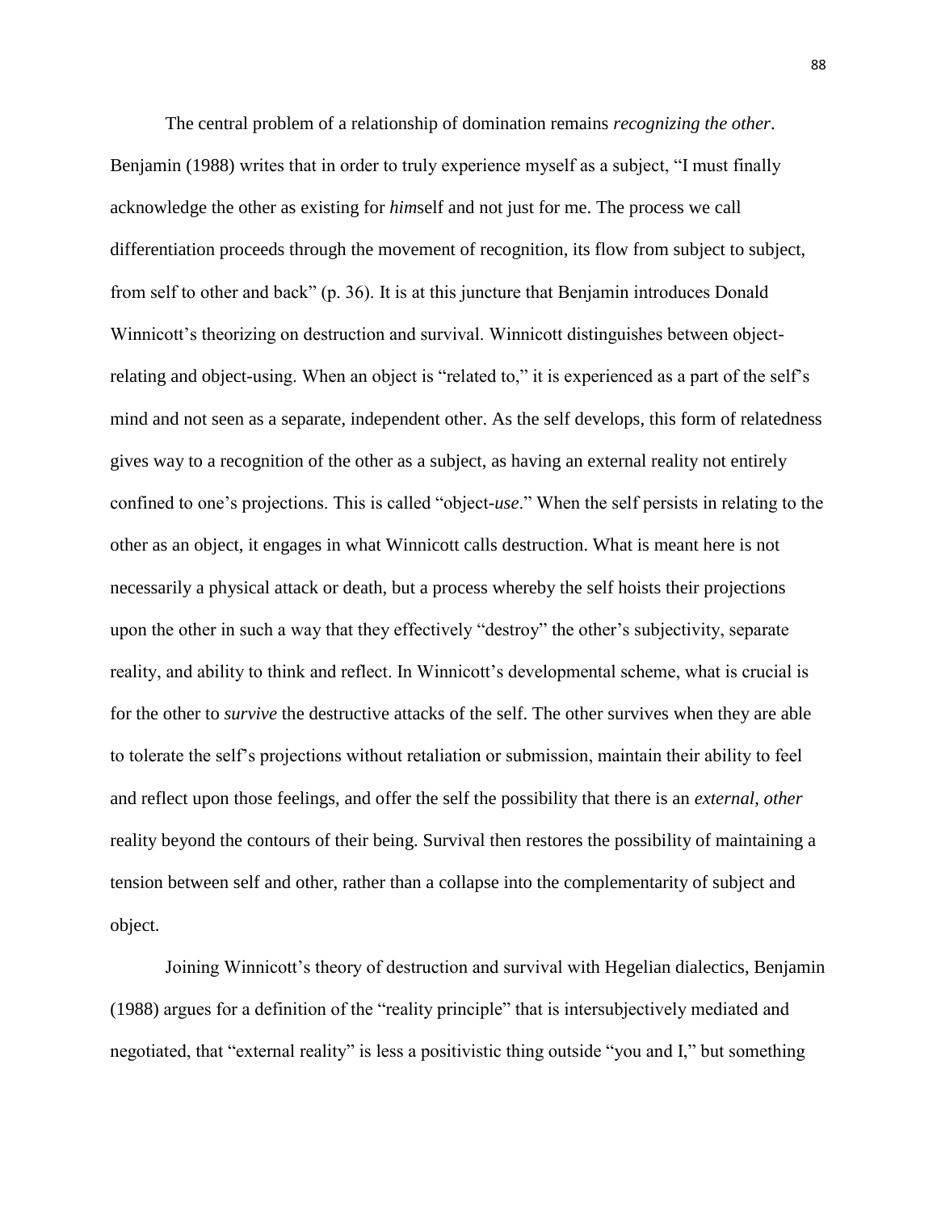The central problem of a relationship of domination remains *recognizing the other*. Benjamin (1988) writes that in order to truly experience myself as a subject, "I must finally acknowledge the other as existing for *him*self and not just for me. The process we call differentiation proceeds through the movement of recognition, its flow from subject to subject, from self to other and back" (p. 36). It is at this juncture that Benjamin introduces Donald Winnicott's theorizing on destruction and survival. Winnicott distinguishes between object-relating and object-using. When an object is "related to," it is experienced as a part of the self's mind and not seen as a separate, independent other. As the self develops, this form of relatedness gives way to a recognition of the other as a subject, as having an external reality not entirely confined to one's projections. This is called "object-*use*." When the self persists in relating to the other as an object, it engages in what Winnicott calls destruction. What is meant here is not necessarily a physical attack or death, but a process whereby the self hoists their projections upon the other in such a way that they effectively "destroy" the other's subjectivity, separate reality, and ability to think and reflect. In Winnicott's developmental scheme, what is crucial is for the other to *survive* the destructive attacks of the self. The other survives when they are able to tolerate the self's projections without retaliation or submission, maintain their ability to feel and reflect upon those feelings, and offer the self the possibility that there is an *external*, *other* reality beyond the contours of their being. Survival then restores the possibility of maintaining a tension between self and other, rather than a collapse into the complementarity of subject and object.

Joining Winnicott's theory of destruction and survival with Hegelian dialectics, Benjamin (1988) argues for a definition of the "reality principle" that is intersubjectively mediated and negotiated, that "external reality" is less a positivistic thing outside "you and I," but something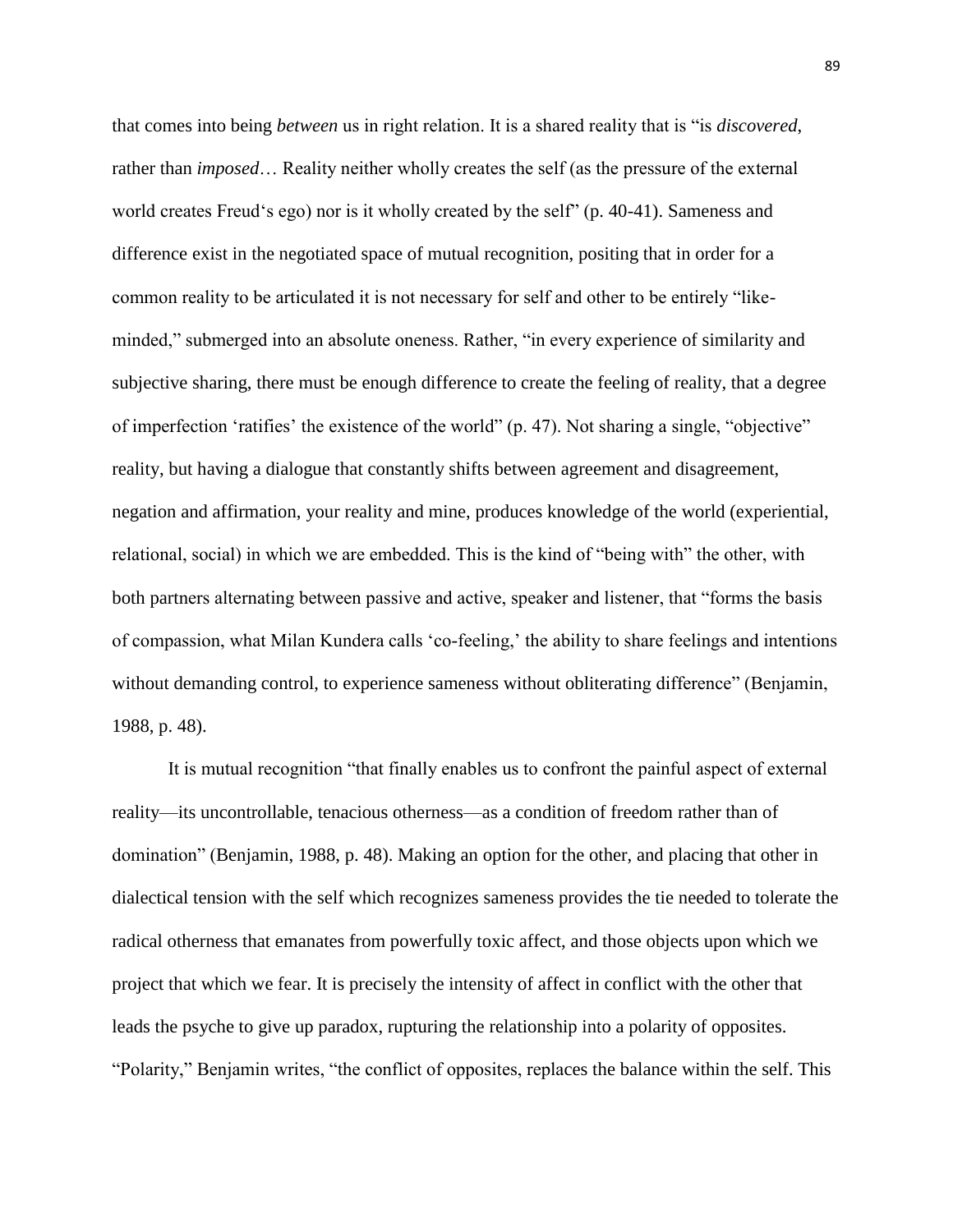that comes into being *between* us in right relation. It is a shared reality that is "is *discovered*, rather than *imposed*… Reality neither wholly creates the self (as the pressure of the external world creates Freud's ego) nor is it wholly created by the self" (p. 40-41). Sameness and difference exist in the negotiated space of mutual recognition, positing that in order for a common reality to be articulated it is not necessary for self and other to be entirely "like-minded," submerged into an absolute oneness. Rather, "in every experience of similarity and subjective sharing, there must be enough difference to create the feeling of reality, that a degree of imperfection 'ratifies' the existence of the world" (p. 47). Not sharing a single, "objective" reality, but having a dialogue that constantly shifts between agreement and disagreement, negation and affirmation, your reality and mine, produces knowledge of the world (experiential, relational, social) in which we are embedded. This is the kind of "being with" the other, with both partners alternating between passive and active, speaker and listener, that "forms the basis of compassion, what Milan Kundera calls 'co-feeling,' the ability to share feelings and intentions without demanding control, to experience sameness without obliterating difference" (Benjamin, 1988, p. 48).

It is mutual recognition "that finally enables us to confront the painful aspect of external reality—its uncontrollable, tenacious otherness—as a condition of freedom rather than of domination" (Benjamin, 1988, p. 48). Making an option for the other, and placing that other in dialectical tension with the self which recognizes sameness provides the tie needed to tolerate the radical otherness that emanates from powerfully toxic affect, and those objects upon which we project that which we fear. It is precisely the intensity of affect in conflict with the other that leads the psyche to give up paradox, rupturing the relationship into a polarity of opposites. "Polarity," Benjamin writes, "the conflict of opposites, replaces the balance within the self. This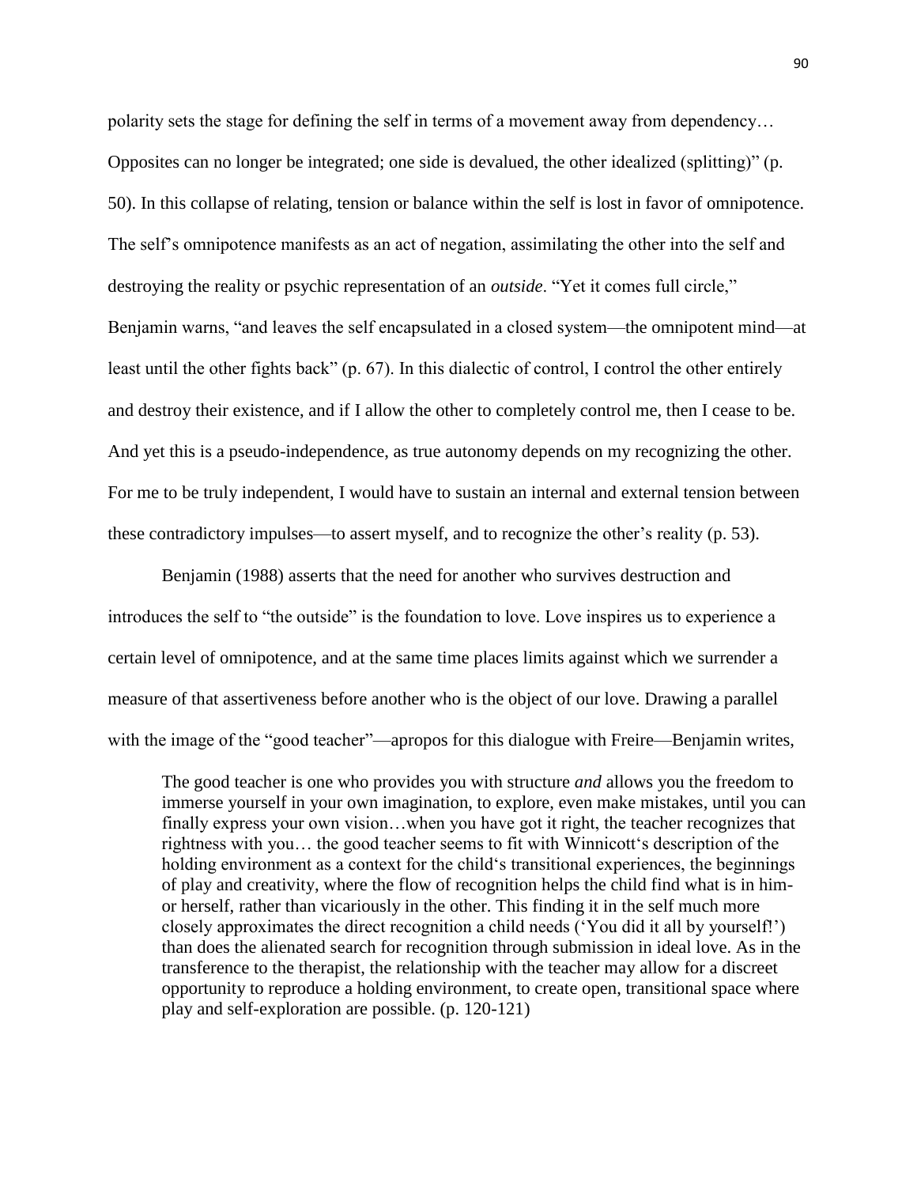polarity sets the stage for defining the self in terms of a movement away from dependency… Opposites can no longer be integrated; one side is devalued, the other idealized (splitting)" (p. 50). In this collapse of relating, tension or balance within the self is lost in favor of omnipotence. The self's omnipotence manifests as an act of negation, assimilating the other into the self and destroying the reality or psychic representation of an *outside*. "Yet it comes full circle," Benjamin warns, "and leaves the self encapsulated in a closed system—the omnipotent mind—at least until the other fights back" (p. 67). In this dialectic of control, I control the other entirely and destroy their existence, and if I allow the other to completely control me, then I cease to be. And yet this is a pseudo-independence, as true autonomy depends on my recognizing the other. For me to be truly independent, I would have to sustain an internal and external tension between these contradictory impulses—to assert myself, and to recognize the other's reality (p. 53).

Benjamin (1988) asserts that the need for another who survives destruction and introduces the self to "the outside" is the foundation to love. Love inspires us to experience a certain level of omnipotence, and at the same time places limits against which we surrender a measure of that assertiveness before another who is the object of our love. Drawing a parallel with the image of the "good teacher"—apropos for this dialogue with Freire—Benjamin writes,

> The good teacher is one who provides you with structure *and* allows you the freedom to immerse yourself in your own imagination, to explore, even make mistakes, until you can finally express your own vision…when you have got it right, the teacher recognizes that rightness with you… the good teacher seems to fit with Winnicott's description of the holding environment as a context for the child's transitional experiences, the beginnings of play and creativity, where the flow of recognition helps the child find what is in him- or herself, rather than vicariously in the other. This finding it in the self much more closely approximates the direct recognition a child needs ('You did it all by yourself!') than does the alienated search for recognition through submission in ideal love. As in the transference to the therapist, the relationship with the teacher may allow for a discreet opportunity to reproduce a holding environment, to create open, transitional space where play and self-exploration are possible. (p. 120-121)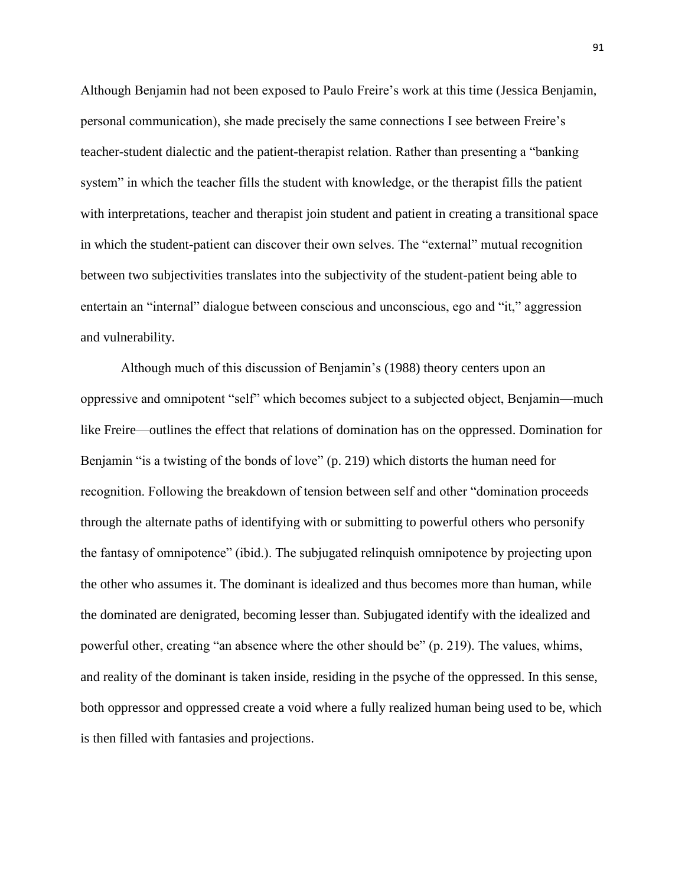Although Benjamin had not been exposed to Paulo Freire's work at this time (Jessica Benjamin, personal communication), she made precisely the same connections I see between Freire's teacher-student dialectic and the patient-therapist relation. Rather than presenting a "banking system" in which the teacher fills the student with knowledge, or the therapist fills the patient with interpretations, teacher and therapist join student and patient in creating a transitional space in which the student-patient can discover their own selves. The "external" mutual recognition between two subjectivities translates into the subjectivity of the student-patient being able to entertain an "internal" dialogue between conscious and unconscious, ego and "it," aggression and vulnerability.

Although much of this discussion of Benjamin's (1988) theory centers upon an oppressive and omnipotent "self" which becomes subject to a subjected object, Benjamin—much like Freire—outlines the effect that relations of domination has on the oppressed. Domination for Benjamin "is a twisting of the bonds of love" (p. 219) which distorts the human need for recognition. Following the breakdown of tension between self and other "domination proceeds through the alternate paths of identifying with or submitting to powerful others who personify the fantasy of omnipotence" (ibid.). The subjugated relinquish omnipotence by projecting upon the other who assumes it. The dominant is idealized and thus becomes more than human, while the dominated are denigrated, becoming lesser than. Subjugated identify with the idealized and powerful other, creating "an absence where the other should be" (p. 219). The values, whims, and reality of the dominant is taken inside, residing in the psyche of the oppressed. In this sense, both oppressor and oppressed create a void where a fully realized human being used to be, which is then filled with fantasies and projections.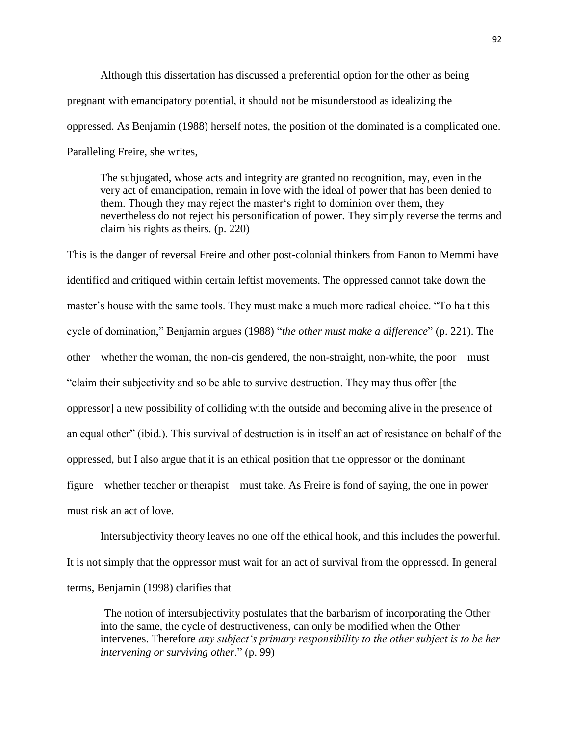Although this dissertation has discussed a preferential option for the other as being pregnant with emancipatory potential, it should not be misunderstood as idealizing the oppressed. As Benjamin (1988) herself notes, the position of the dominated is a complicated one. Paralleling Freire, she writes,

> The subjugated, whose acts and integrity are granted no recognition, may, even in the very act of emancipation, remain in love with the ideal of power that has been denied to them. Though they may reject the master's right to dominion over them, they nevertheless do not reject his personification of power. They simply reverse the terms and claim his rights as theirs. (p. 220)

This is the danger of reversal Freire and other post-colonial thinkers from Fanon to Memmi have identified and critiqued within certain leftist movements. The oppressed cannot take down the master's house with the same tools. They must make a much more radical choice. "To halt this cycle of domination," Benjamin argues (1988) "*the other must make a difference*" (p. 221). The other—whether the woman, the non-cis gendered, the non-straight, non-white, the poor—must "claim their subjectivity and so be able to survive destruction. They may thus offer [the oppressor] a new possibility of colliding with the outside and becoming alive in the presence of an equal other" (ibid.). This survival of destruction is in itself an act of resistance on behalf of the oppressed, but I also argue that it is an ethical position that the oppressor or the dominant figure—whether teacher or therapist—must take. As Freire is fond of saying, the one in power must risk an act of love.

Intersubjectivity theory leaves no one off the ethical hook, and this includes the powerful. It is not simply that the oppressor must wait for an act of survival from the oppressed. In general terms, Benjamin (1998) clarifies that

> The notion of intersubjectivity postulates that the barbarism of incorporating the Other into the same, the cycle of destructiveness, can only be modified when the Other intervenes. Therefore *any subject's primary responsibility to the other subject is to be her intervening or surviving other*." (p. 99)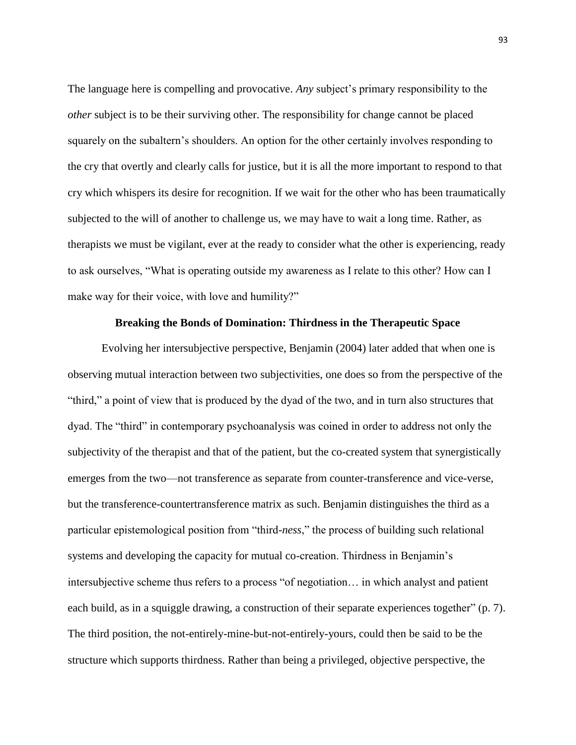The language here is compelling and provocative. *Any* subject's primary responsibility to the *other* subject is to be their surviving other. The responsibility for change cannot be placed squarely on the subaltern's shoulders. An option for the other certainly involves responding to the cry that overtly and clearly calls for justice, but it is all the more important to respond to that cry which whispers its desire for recognition. If we wait for the other who has been traumatically subjected to the will of another to challenge us, we may have to wait a long time. Rather, as therapists we must be vigilant, ever at the ready to consider what the other is experiencing, ready to ask ourselves, "What is operating outside my awareness as I relate to this other? How can I make way for their voice, with love and humility?"

## Breaking the Bonds of Domination: Thirdness in the Therapeutic Space

Evolving her intersubjective perspective, Benjamin (2004) later added that when one is observing mutual interaction between two subjectivities, one does so from the perspective of the "third," a point of view that is produced by the dyad of the two, and in turn also structures that dyad. The "third" in contemporary psychoanalysis was coined in order to address not only the subjectivity of the therapist and that of the patient, but the co-created system that synergistically emerges from the two—not transference as separate from counter-transference and vice-verse, but the transference-countertransference matrix as such. Benjamin distinguishes the third as a particular epistemological position from "third-*ness*," the process of building such relational systems and developing the capacity for mutual co-creation. Thirdness in Benjamin's intersubjective scheme thus refers to a process "of negotiation… in which analyst and patient each build, as in a squiggle drawing, a construction of their separate experiences together" (p. 7). The third position, the not-entirely-mine-but-not-entirely-yours, could then be said to be the structure which supports thirdness. Rather than being a privileged, objective perspective, the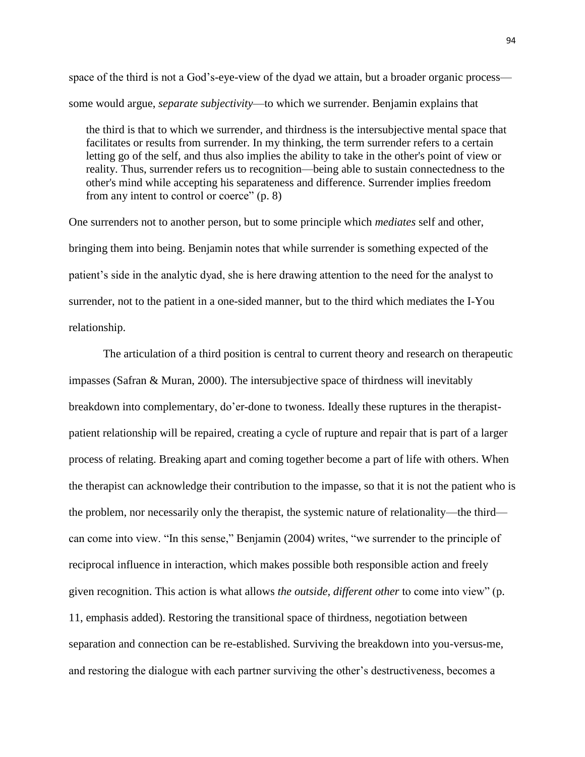space of the third is not a God's-eye-view of the dyad we attain, but a broader organic process—some would argue, *separate subjectivity*—to which we surrender. Benjamin explains that

> the third is that to which we surrender, and thirdness is the intersubjective mental space that facilitates or results from surrender. In my thinking, the term surrender refers to a certain letting go of the self, and thus also implies the ability to take in the other's point of view or reality. Thus, surrender refers us to recognition—being able to sustain connectedness to the other's mind while accepting his separateness and difference. Surrender implies freedom from any intent to control or coerce" (p. 8)

One surrenders not to another person, but to some principle which *mediates* self and other, bringing them into being. Benjamin notes that while surrender is something expected of the patient's side in the analytic dyad, she is here drawing attention to the need for the analyst to surrender, not to the patient in a one-sided manner, but to the third which mediates the I-You relationship.

The articulation of a third position is central to current theory and research on therapeutic impasses (Safran & Muran, 2000). The intersubjective space of thirdness will inevitably breakdown into complementary, do'er-done to twoness. Ideally these ruptures in the therapist-patient relationship will be repaired, creating a cycle of rupture and repair that is part of a larger process of relating. Breaking apart and coming together become a part of life with others. When the therapist can acknowledge their contribution to the impasse, so that it is not the patient who is the problem, nor necessarily only the therapist, the systemic nature of relationality—the third—can come into view. "In this sense," Benjamin (2004) writes, "we surrender to the principle of reciprocal influence in interaction, which makes possible both responsible action and freely given recognition. This action is what allows *the outside, different other* to come into view" (p. 11, emphasis added). Restoring the transitional space of thirdness, negotiation between separation and connection can be re-established. Surviving the breakdown into you-versus-me, and restoring the dialogue with each partner surviving the other's destructiveness, becomes a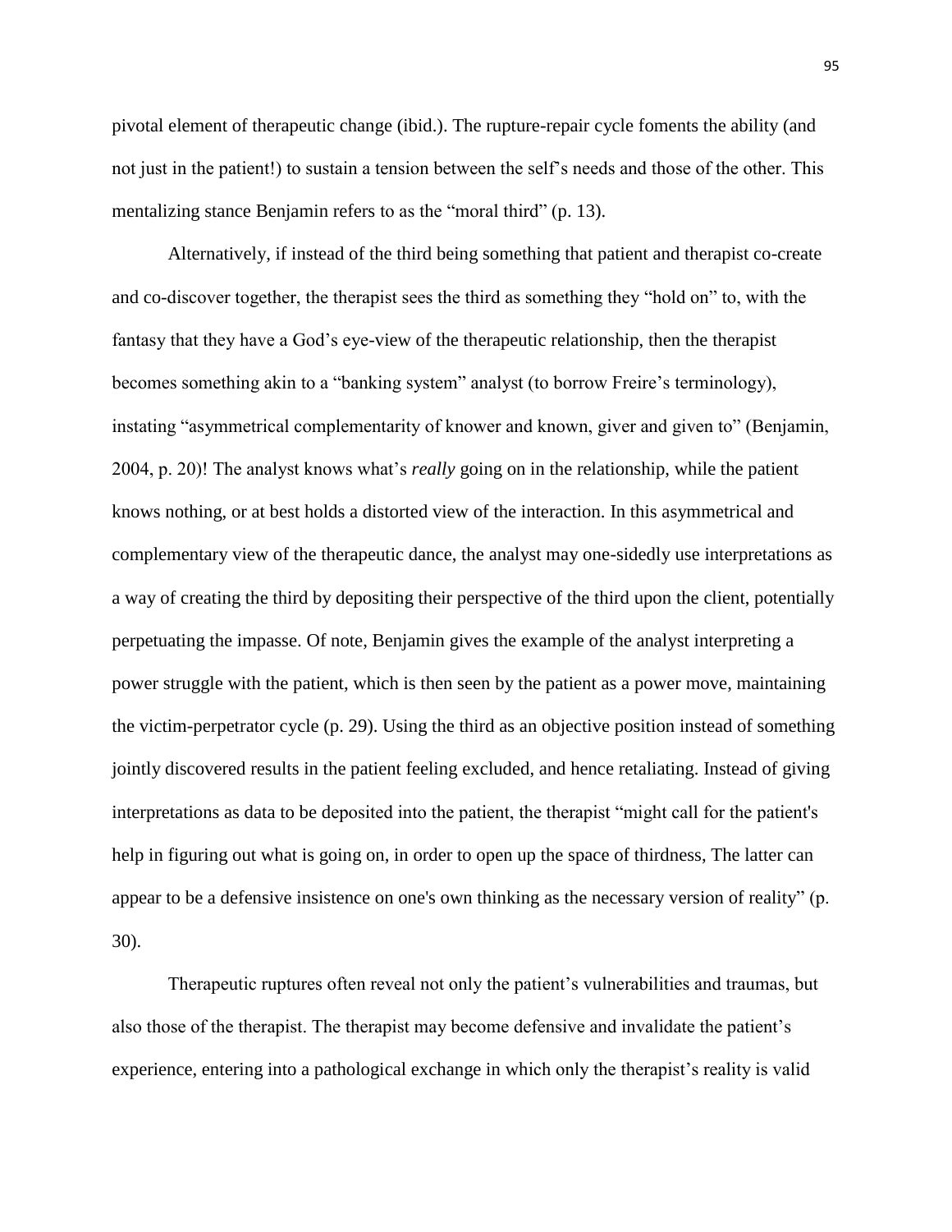pivotal element of therapeutic change (ibid.). The rupture-repair cycle foments the ability (and not just in the patient!) to sustain a tension between the self's needs and those of the other. This mentalizing stance Benjamin refers to as the "moral third" (p. 13).

Alternatively, if instead of the third being something that patient and therapist co-create and co-discover together, the therapist sees the third as something they "hold on" to, with the fantasy that they have a God's eye-view of the therapeutic relationship, then the therapist becomes something akin to a "banking system" analyst (to borrow Freire's terminology), instating "asymmetrical complementarity of knower and known, giver and given to" (Benjamin, 2004, p. 20)! The analyst knows what's *really* going on in the relationship, while the patient knows nothing, or at best holds a distorted view of the interaction. In this asymmetrical and complementary view of the therapeutic dance, the analyst may one-sidedly use interpretations as a way of creating the third by depositing their perspective of the third upon the client, potentially perpetuating the impasse. Of note, Benjamin gives the example of the analyst interpreting a power struggle with the patient, which is then seen by the patient as a power move, maintaining the victim-perpetrator cycle (p. 29). Using the third as an objective position instead of something jointly discovered results in the patient feeling excluded, and hence retaliating. Instead of giving interpretations as data to be deposited into the patient, the therapist "might call for the patient's help in figuring out what is going on, in order to open up the space of thirdness, The latter can appear to be a defensive insistence on one's own thinking as the necessary version of reality" (p. 30).

Therapeutic ruptures often reveal not only the patient's vulnerabilities and traumas, but also those of the therapist. The therapist may become defensive and invalidate the patient's experience, entering into a pathological exchange in which only the therapist's reality is valid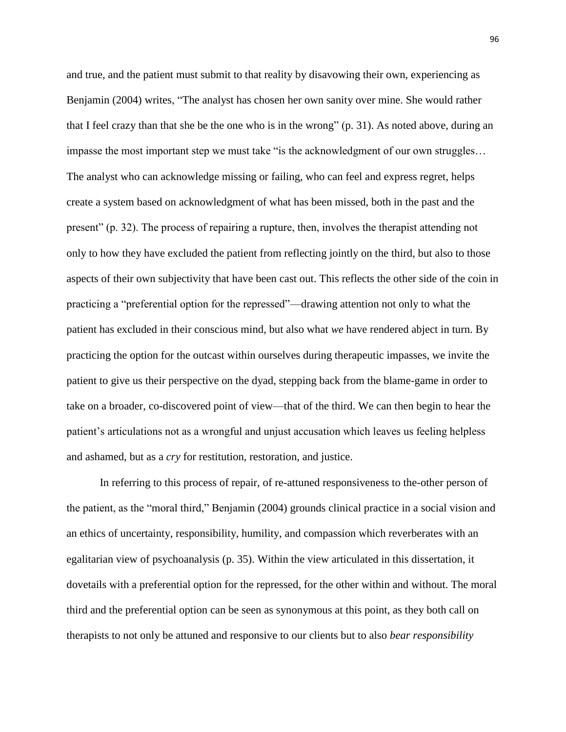and true, and the patient must submit to that reality by disavowing their own, experiencing as Benjamin (2004) writes, "The analyst has chosen her own sanity over mine. She would rather that I feel crazy than that she be the one who is in the wrong" (p. 31). As noted above, during an impasse the most important step we must take "is the acknowledgment of our own struggles… The analyst who can acknowledge missing or failing, who can feel and express regret, helps create a system based on acknowledgment of what has been missed, both in the past and the present" (p. 32). The process of repairing a rupture, then, involves the therapist attending not only to how they have excluded the patient from reflecting jointly on the third, but also to those aspects of their own subjectivity that have been cast out. This reflects the other side of the coin in practicing a "preferential option for the repressed"—drawing attention not only to what the patient has excluded in their conscious mind, but also what *we* have rendered abject in turn. By practicing the option for the outcast within ourselves during therapeutic impasses, we invite the patient to give us their perspective on the dyad, stepping back from the blame-game in order to take on a broader, co-discovered point of view—that of the third. We can then begin to hear the patient's articulations not as a wrongful and unjust accusation which leaves us feeling helpless and ashamed, but as a *cry* for restitution, restoration, and justice.

In referring to this process of repair, of re-attuned responsiveness to the-other person of the patient, as the "moral third," Benjamin (2004) grounds clinical practice in a social vision and an ethics of uncertainty, responsibility, humility, and compassion which reverberates with an egalitarian view of psychoanalysis (p. 35). Within the view articulated in this dissertation, it dovetails with a preferential option for the repressed, for the other within and without. The moral third and the preferential option can be seen as synonymous at this point, as they both call on therapists to not only be attuned and responsive to our clients but to also *bear responsibility*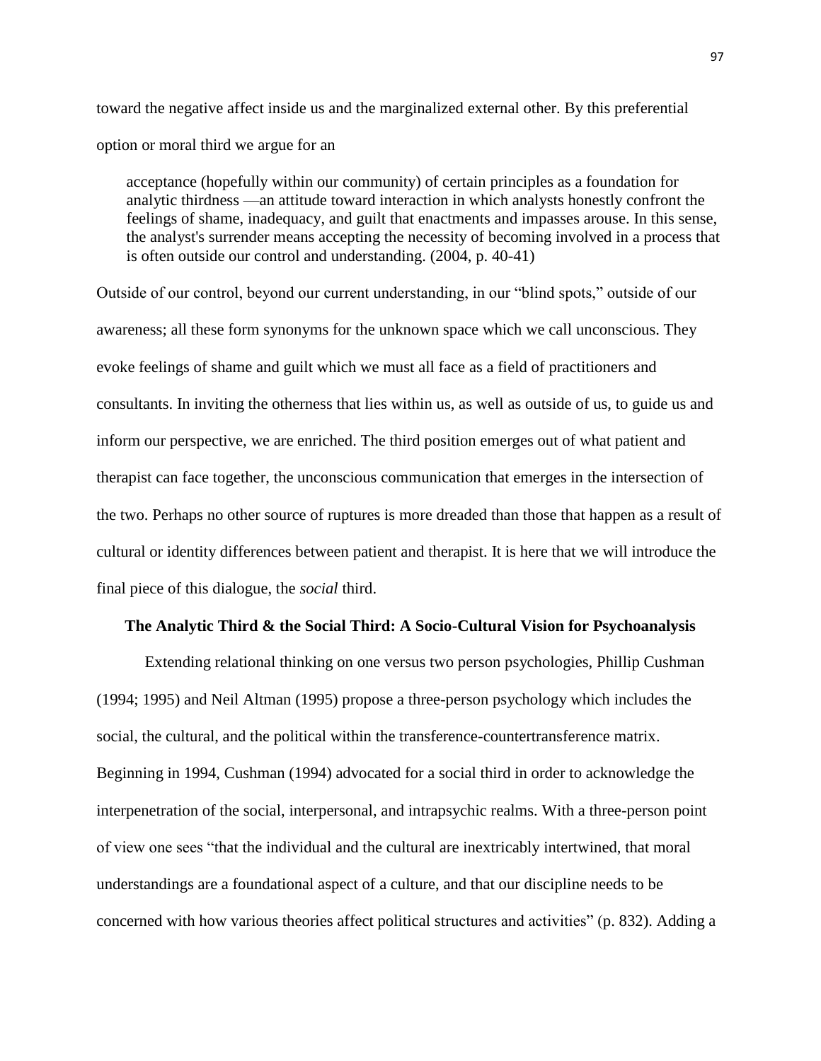toward the negative affect inside us and the marginalized external other. By this preferential option or moral third we argue for an

> acceptance (hopefully within our community) of certain principles as a foundation for analytic thirdness —an attitude toward interaction in which analysts honestly confront the feelings of shame, inadequacy, and guilt that enactments and impasses arouse. In this sense, the analyst's surrender means accepting the necessity of becoming involved in a process that is often outside our control and understanding. (2004, p. 40-41)

Outside of our control, beyond our current understanding, in our "blind spots," outside of our awareness; all these form synonyms for the unknown space which we call unconscious. They evoke feelings of shame and guilt which we must all face as a field of practitioners and consultants. In inviting the otherness that lies within us, as well as outside of us, to guide us and inform our perspective, we are enriched. The third position emerges out of what patient and therapist can face together, the unconscious communication that emerges in the intersection of the two. Perhaps no other source of ruptures is more dreaded than those that happen as a result of cultural or identity differences between patient and therapist. It is here that we will introduce the final piece of this dialogue, the *social* third.

### The Analytic Third & the Social Third: A Socio-Cultural Vision for Psychoanalysis

Extending relational thinking on one versus two person psychologies, Phillip Cushman (1994; 1995) and Neil Altman (1995) propose a three-person psychology which includes the social, the cultural, and the political within the transference-countertransference matrix. Beginning in 1994, Cushman (1994) advocated for a social third in order to acknowledge the interpenetration of the social, interpersonal, and intrapsychic realms. With a three-person point of view one sees "that the individual and the cultural are inextricably intertwined, that moral understandings are a foundational aspect of a culture, and that our discipline needs to be concerned with how various theories affect political structures and activities" (p. 832). Adding a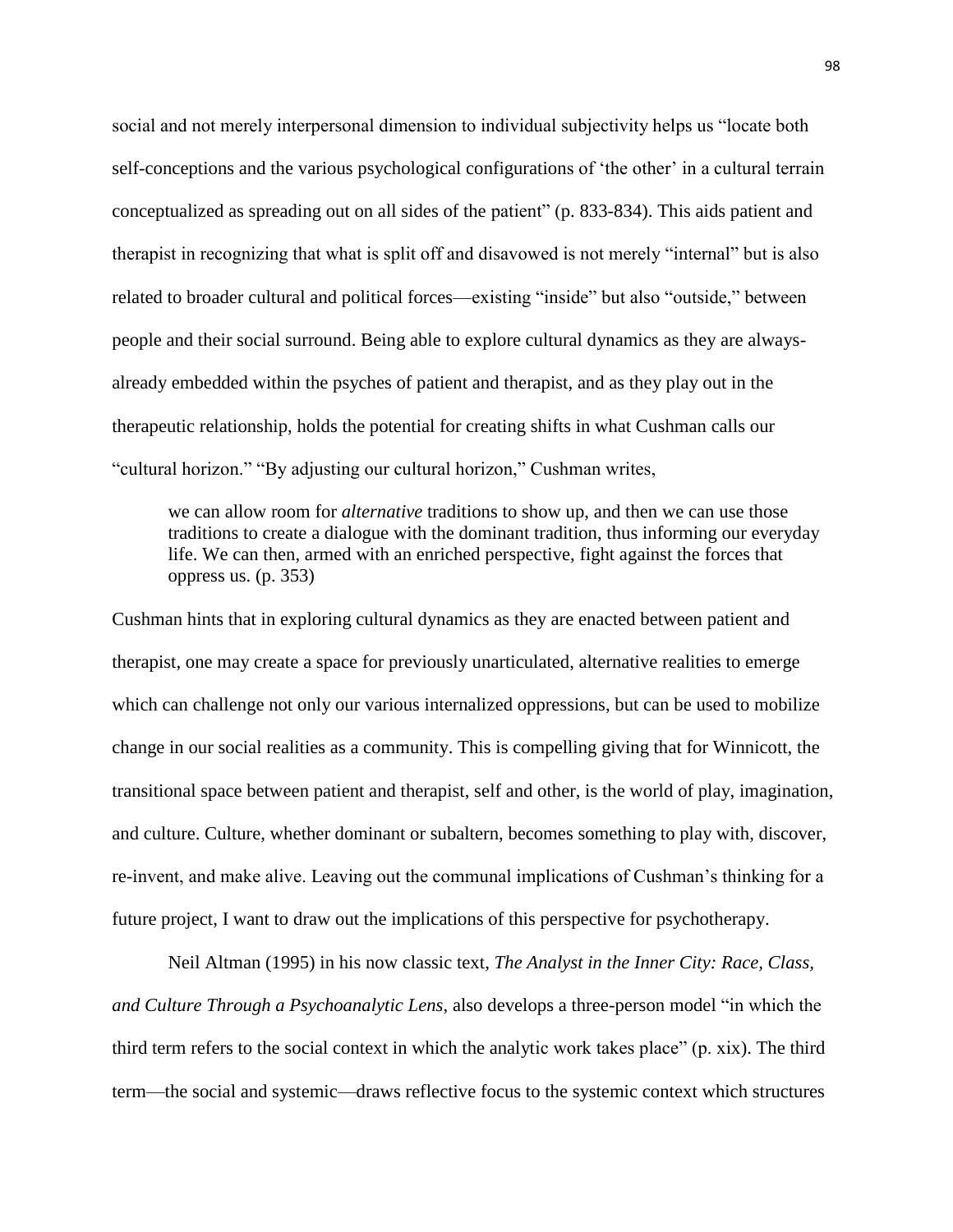social and not merely interpersonal dimension to individual subjectivity helps us "locate both self-conceptions and the various psychological configurations of 'the other' in a cultural terrain conceptualized as spreading out on all sides of the patient" (p. 833-834). This aids patient and therapist in recognizing that what is split off and disavowed is not merely "internal" but is also related to broader cultural and political forces—existing "inside" but also "outside," between people and their social surround. Being able to explore cultural dynamics as they are always-already embedded within the psyches of patient and therapist, and as they play out in the therapeutic relationship, holds the potential for creating shifts in what Cushman calls our "cultural horizon." "By adjusting our cultural horizon," Cushman writes,

> we can allow room for *alternative* traditions to show up, and then we can use those traditions to create a dialogue with the dominant tradition, thus informing our everyday life. We can then, armed with an enriched perspective, fight against the forces that oppress us. (p. 353)

Cushman hints that in exploring cultural dynamics as they are enacted between patient and therapist, one may create a space for previously unarticulated, alternative realities to emerge which can challenge not only our various internalized oppressions, but can be used to mobilize change in our social realities as a community. This is compelling giving that for Winnicott, the transitional space between patient and therapist, self and other, is the world of play, imagination, and culture. Culture, whether dominant or subaltern, becomes something to play with, discover, re-invent, and make alive. Leaving out the communal implications of Cushman's thinking for a future project, I want to draw out the implications of this perspective for psychotherapy.

Neil Altman (1995) in his now classic text, *The Analyst in the Inner City: Race, Class, and Culture Through a Psychoanalytic Lens*, also develops a three-person model "in which the third term refers to the social context in which the analytic work takes place" (p. xix). The third term—the social and systemic—draws reflective focus to the systemic context which structures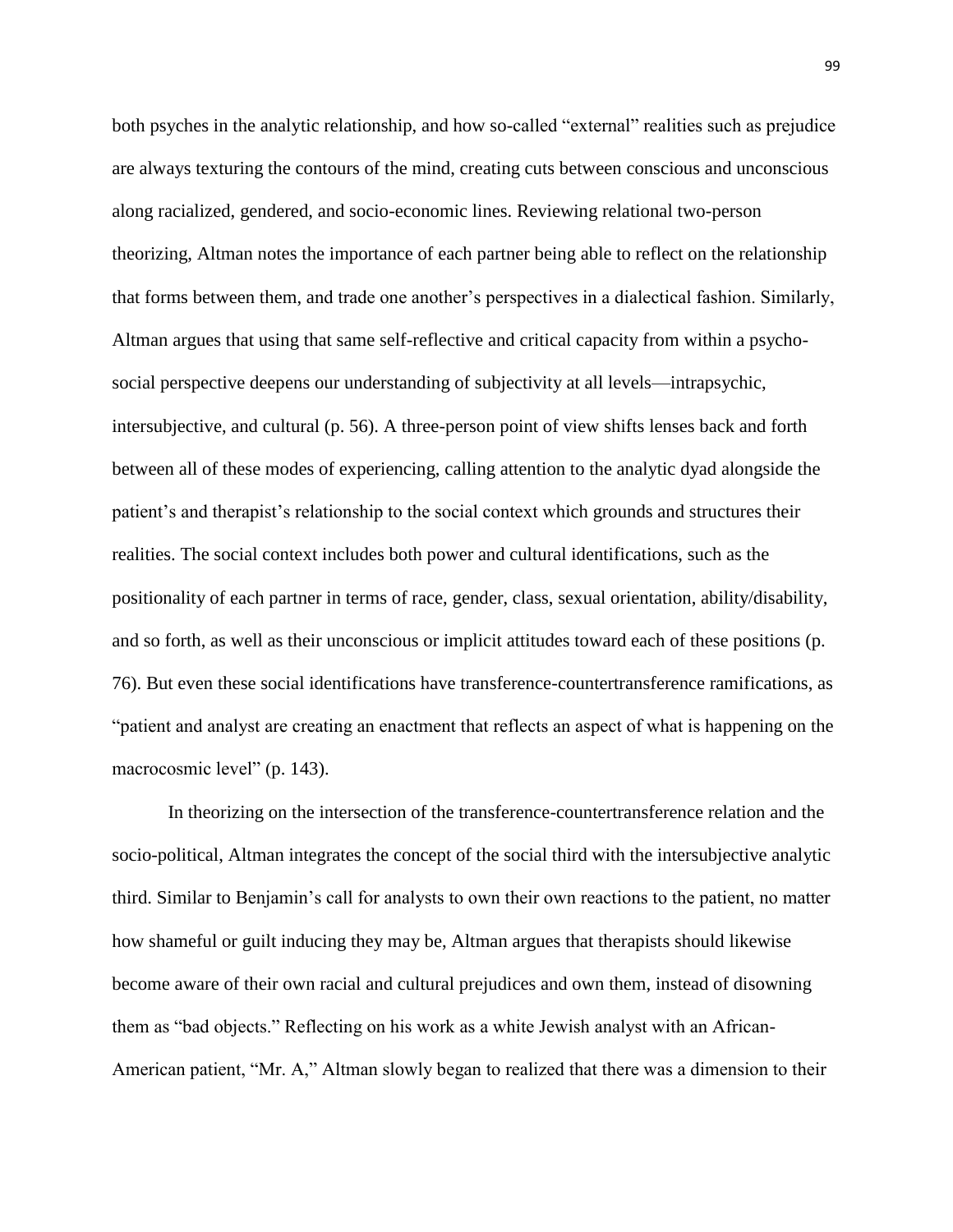both psyches in the analytic relationship, and how so-called "external" realities such as prejudice are always texturing the contours of the mind, creating cuts between conscious and unconscious along racialized, gendered, and socio-economic lines. Reviewing relational two-person theorizing, Altman notes the importance of each partner being able to reflect on the relationship that forms between them, and trade one another's perspectives in a dialectical fashion. Similarly, Altman argues that using that same self-reflective and critical capacity from within a psycho-social perspective deepens our understanding of subjectivity at all levels—intrapsychic, intersubjective, and cultural (p. 56). A three-person point of view shifts lenses back and forth between all of these modes of experiencing, calling attention to the analytic dyad alongside the patient's and therapist's relationship to the social context which grounds and structures their realities. The social context includes both power and cultural identifications, such as the positionality of each partner in terms of race, gender, class, sexual orientation, ability/disability, and so forth, as well as their unconscious or implicit attitudes toward each of these positions (p. 76). But even these social identifications have transference-countertransference ramifications, as "patient and analyst are creating an enactment that reflects an aspect of what is happening on the macrocosmic level" (p. 143).

In theorizing on the intersection of the transference-countertransference relation and the socio-political, Altman integrates the concept of the social third with the intersubjective analytic third. Similar to Benjamin's call for analysts to own their own reactions to the patient, no matter how shameful or guilt inducing they may be, Altman argues that therapists should likewise become aware of their own racial and cultural prejudices and own them, instead of disowning them as "bad objects." Reflecting on his work as a white Jewish analyst with an African-American patient, "Mr. A," Altman slowly began to realized that there was a dimension to their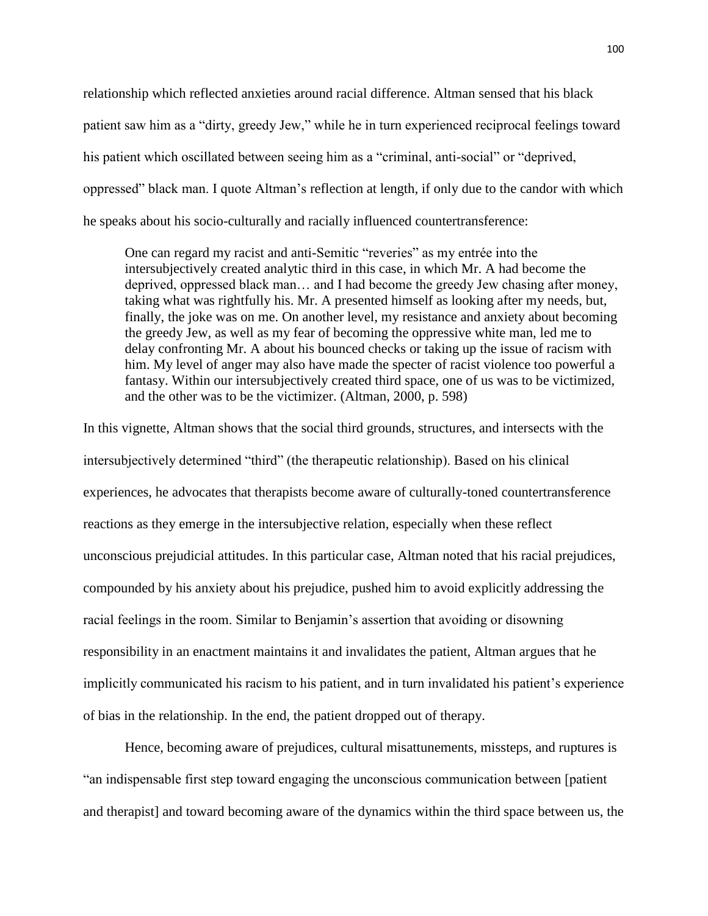relationship which reflected anxieties around racial difference. Altman sensed that his black patient saw him as a "dirty, greedy Jew," while he in turn experienced reciprocal feelings toward his patient which oscillated between seeing him as a "criminal, anti-social" or "deprived, oppressed" black man. I quote Altman's reflection at length, if only due to the candor with which he speaks about his socio-culturally and racially influenced countertransference:

> One can regard my racist and anti-Semitic "reveries" as my entrée into the intersubjectively created analytic third in this case, in which Mr. A had become the deprived, oppressed black man… and I had become the greedy Jew chasing after money, taking what was rightfully his. Mr. A presented himself as looking after my needs, but, finally, the joke was on me. On another level, my resistance and anxiety about becoming the greedy Jew, as well as my fear of becoming the oppressive white man, led me to delay confronting Mr. A about his bounced checks or taking up the issue of racism with him. My level of anger may also have made the specter of racist violence too powerful a fantasy. Within our intersubjectively created third space, one of us was to be victimized, and the other was to be the victimizer. (Altman, 2000, p. 598)

In this vignette, Altman shows that the social third grounds, structures, and intersects with the intersubjectively determined "third" (the therapeutic relationship). Based on his clinical experiences, he advocates that therapists become aware of culturally-toned countertransference reactions as they emerge in the intersubjective relation, especially when these reflect unconscious prejudicial attitudes. In this particular case, Altman noted that his racial prejudices, compounded by his anxiety about his prejudice, pushed him to avoid explicitly addressing the racial feelings in the room. Similar to Benjamin's assertion that avoiding or disowning responsibility in an enactment maintains it and invalidates the patient, Altman argues that he implicitly communicated his racism to his patient, and in turn invalidated his patient's experience of bias in the relationship. In the end, the patient dropped out of therapy.

Hence, becoming aware of prejudices, cultural misattunements, missteps, and ruptures is "an indispensable first step toward engaging the unconscious communication between [patient and therapist] and toward becoming aware of the dynamics within the third space between us, the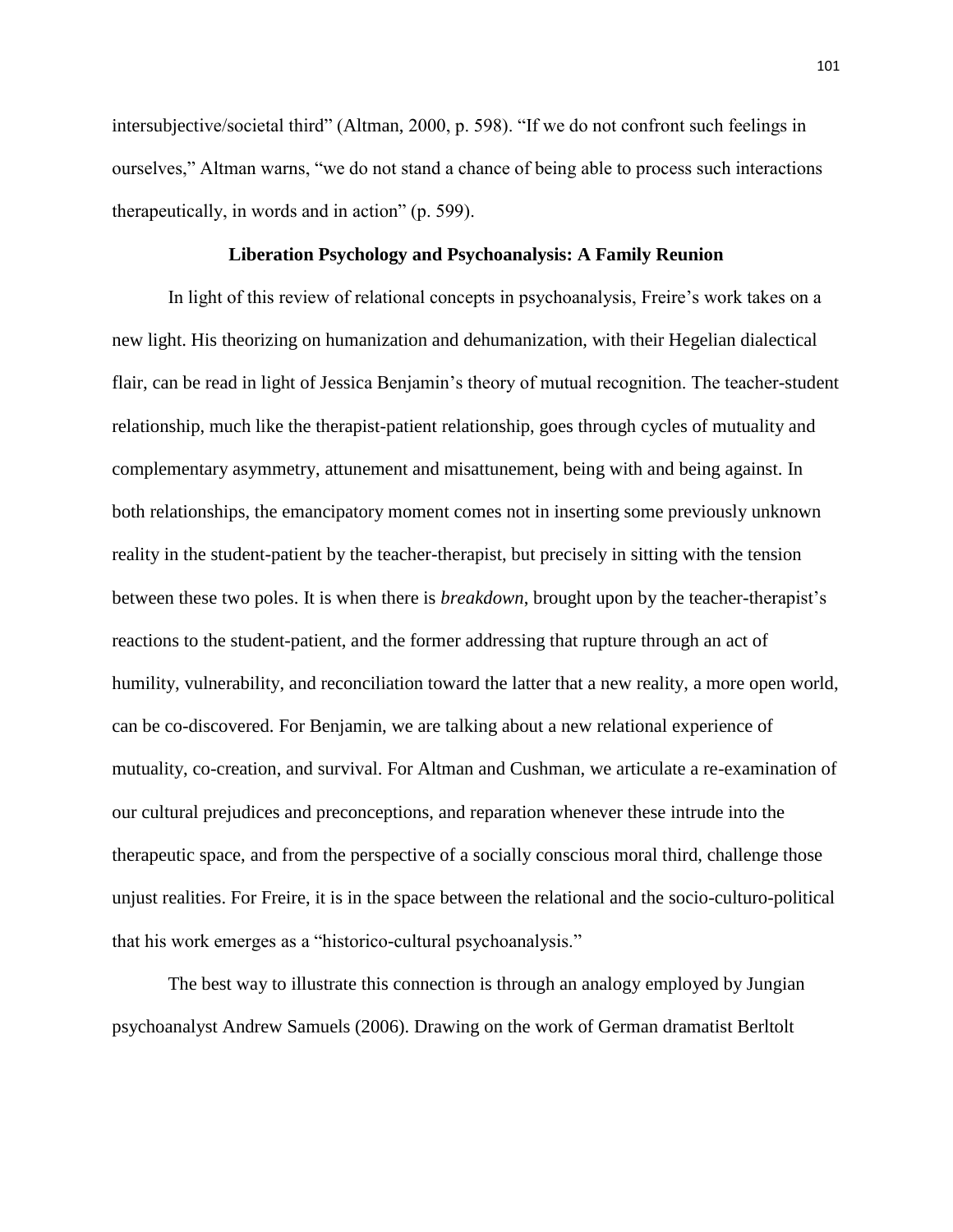intersubjective/societal third" (Altman, 2000, p. 598). "If we do not confront such feelings in ourselves," Altman warns, "we do not stand a chance of being able to process such interactions therapeutically, in words and in action" (p. 599).

## Liberation Psychology and Psychoanalysis: A Family Reunion

In light of this review of relational concepts in psychoanalysis, Freire's work takes on a new light. His theorizing on humanization and dehumanization, with their Hegelian dialectical flair, can be read in light of Jessica Benjamin's theory of mutual recognition. The teacher-student relationship, much like the therapist-patient relationship, goes through cycles of mutuality and complementary asymmetry, attunement and misattunement, being with and being against. In both relationships, the emancipatory moment comes not in inserting some previously unknown reality in the student-patient by the teacher-therapist, but precisely in sitting with the tension between these two poles. It is when there is *breakdown*, brought upon by the teacher-therapist's reactions to the student-patient, and the former addressing that rupture through an act of humility, vulnerability, and reconciliation toward the latter that a new reality, a more open world, can be co-discovered. For Benjamin, we are talking about a new relational experience of mutuality, co-creation, and survival. For Altman and Cushman, we articulate a re-examination of our cultural prejudices and preconceptions, and reparation whenever these intrude into the therapeutic space, and from the perspective of a socially conscious moral third, challenge those unjust realities. For Freire, it is in the space between the relational and the socio-culturo-political that his work emerges as a "historico-cultural psychoanalysis."

The best way to illustrate this connection is through an analogy employed by Jungian psychoanalyst Andrew Samuels (2006). Drawing on the work of German dramatist Berltolt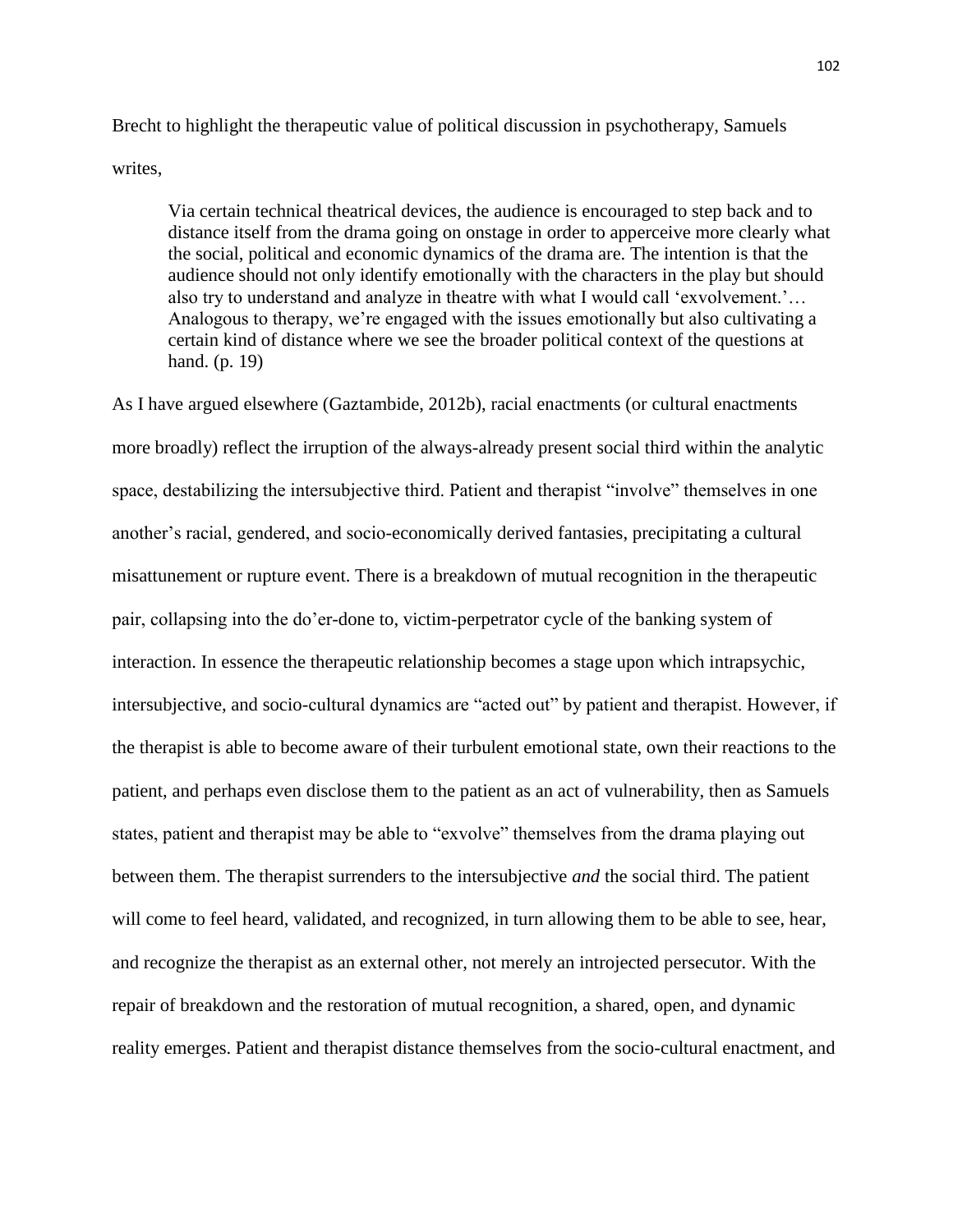Brecht to highlight the therapeutic value of political discussion in psychotherapy, Samuels writes,

> Via certain technical theatrical devices, the audience is encouraged to step back and to distance itself from the drama going on onstage in order to apperceive more clearly what the social, political and economic dynamics of the drama are. The intention is that the audience should not only identify emotionally with the characters in the play but should also try to understand and analyze in theatre with what I would call 'exvolvement.'… Analogous to therapy, we're engaged with the issues emotionally but also cultivating a certain kind of distance where we see the broader political context of the questions at hand. (p. 19)

As I have argued elsewhere (Gaztambide, 2012b), racial enactments (or cultural enactments more broadly) reflect the irruption of the always-already present social third within the analytic space, destabilizing the intersubjective third. Patient and therapist "involve" themselves in one another's racial, gendered, and socio-economically derived fantasies, precipitating a cultural misattunement or rupture event. There is a breakdown of mutual recognition in the therapeutic pair, collapsing into the do'er-done to, victim-perpetrator cycle of the banking system of interaction. In essence the therapeutic relationship becomes a stage upon which intrapsychic, intersubjective, and socio-cultural dynamics are "acted out" by patient and therapist. However, if the therapist is able to become aware of their turbulent emotional state, own their reactions to the patient, and perhaps even disclose them to the patient as an act of vulnerability, then as Samuels states, patient and therapist may be able to "exvolve" themselves from the drama playing out between them. The therapist surrenders to the intersubjective *and* the social third. The patient will come to feel heard, validated, and recognized, in turn allowing them to be able to see, hear, and recognize the therapist as an external other, not merely an introjected persecutor. With the repair of breakdown and the restoration of mutual recognition, a shared, open, and dynamic reality emerges. Patient and therapist distance themselves from the socio-cultural enactment, and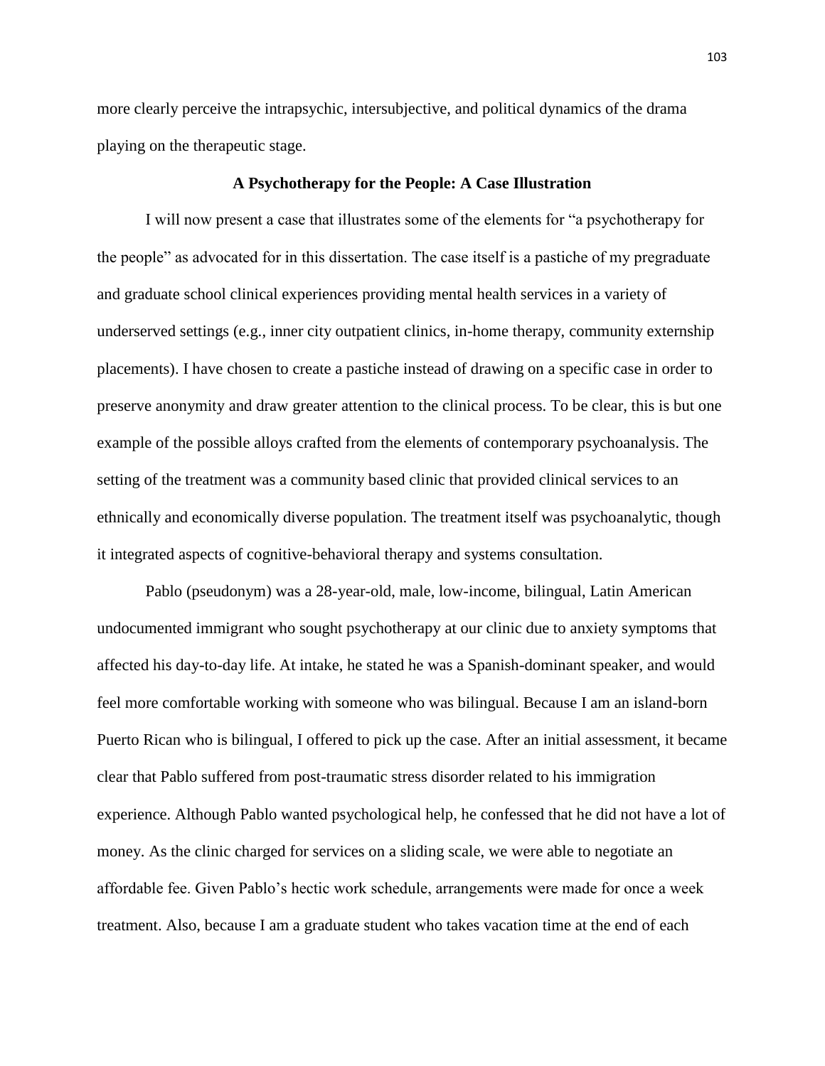more clearly perceive the intrapsychic, intersubjective, and political dynamics of the drama playing on the therapeutic stage.

## A Psychotherapy for the People: A Case Illustration

I will now present a case that illustrates some of the elements for "a psychotherapy for the people" as advocated for in this dissertation. The case itself is a pastiche of my pregraduate and graduate school clinical experiences providing mental health services in a variety of underserved settings (e.g., inner city outpatient clinics, in-home therapy, community externship placements). I have chosen to create a pastiche instead of drawing on a specific case in order to preserve anonymity and draw greater attention to the clinical process. To be clear, this is but one example of the possible alloys crafted from the elements of contemporary psychoanalysis. The setting of the treatment was a community based clinic that provided clinical services to an ethnically and economically diverse population. The treatment itself was psychoanalytic, though it integrated aspects of cognitive-behavioral therapy and systems consultation.

Pablo (pseudonym) was a 28-year-old, male, low-income, bilingual, Latin American undocumented immigrant who sought psychotherapy at our clinic due to anxiety symptoms that affected his day-to-day life. At intake, he stated he was a Spanish-dominant speaker, and would feel more comfortable working with someone who was bilingual. Because I am an island-born Puerto Rican who is bilingual, I offered to pick up the case. After an initial assessment, it became clear that Pablo suffered from post-traumatic stress disorder related to his immigration experience. Although Pablo wanted psychological help, he confessed that he did not have a lot of money. As the clinic charged for services on a sliding scale, we were able to negotiate an affordable fee. Given Pablo's hectic work schedule, arrangements were made for once a week treatment. Also, because I am a graduate student who takes vacation time at the end of each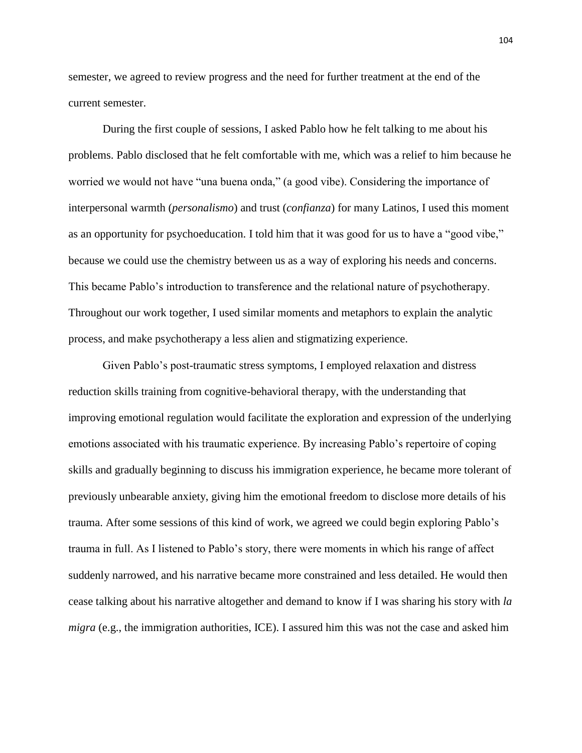semester, we agreed to review progress and the need for further treatment at the end of the current semester.

During the first couple of sessions, I asked Pablo how he felt talking to me about his problems. Pablo disclosed that he felt comfortable with me, which was a relief to him because he worried we would not have "una buena onda," (a good vibe). Considering the importance of interpersonal warmth (*personalismo*) and trust (*confianza*) for many Latinos, I used this moment as an opportunity for psychoeducation. I told him that it was good for us to have a "good vibe," because we could use the chemistry between us as a way of exploring his needs and concerns. This became Pablo's introduction to transference and the relational nature of psychotherapy. Throughout our work together, I used similar moments and metaphors to explain the analytic process, and make psychotherapy a less alien and stigmatizing experience.

Given Pablo's post-traumatic stress symptoms, I employed relaxation and distress reduction skills training from cognitive-behavioral therapy, with the understanding that improving emotional regulation would facilitate the exploration and expression of the underlying emotions associated with his traumatic experience. By increasing Pablo's repertoire of coping skills and gradually beginning to discuss his immigration experience, he became more tolerant of previously unbearable anxiety, giving him the emotional freedom to disclose more details of his trauma. After some sessions of this kind of work, we agreed we could begin exploring Pablo's trauma in full. As I listened to Pablo's story, there were moments in which his range of affect suddenly narrowed, and his narrative became more constrained and less detailed. He would then cease talking about his narrative altogether and demand to know if I was sharing his story with *la migra* (e.g., the immigration authorities, ICE). I assured him this was not the case and asked him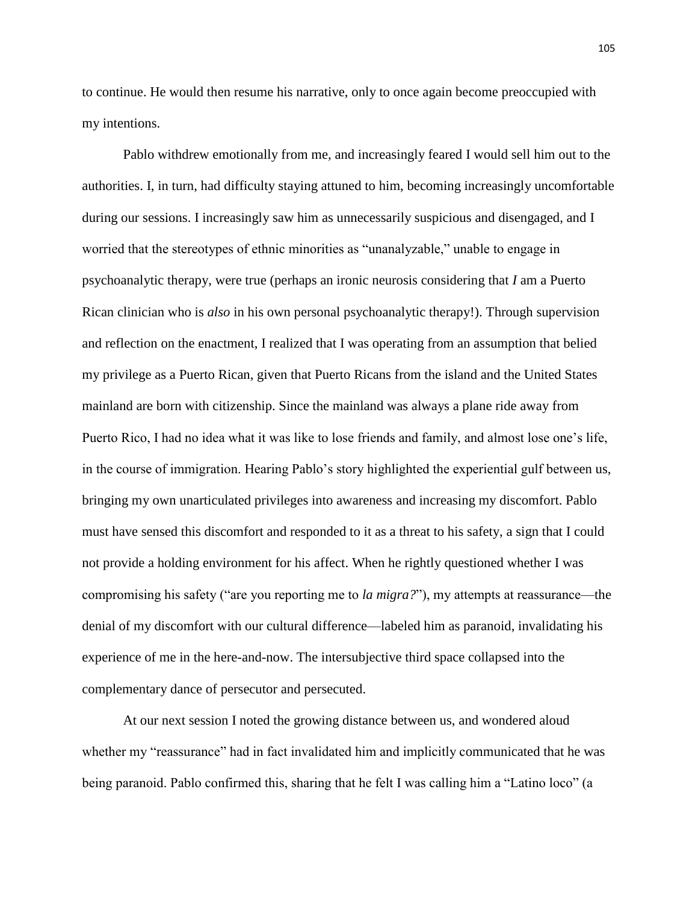to continue. He would then resume his narrative, only to once again become preoccupied with my intentions.

Pablo withdrew emotionally from me, and increasingly feared I would sell him out to the authorities. I, in turn, had difficulty staying attuned to him, becoming increasingly uncomfortable during our sessions. I increasingly saw him as unnecessarily suspicious and disengaged, and I worried that the stereotypes of ethnic minorities as "unanalyzable," unable to engage in psychoanalytic therapy, were true (perhaps an ironic neurosis considering that *I* am a Puerto Rican clinician who is *also* in his own personal psychoanalytic therapy!). Through supervision and reflection on the enactment, I realized that I was operating from an assumption that belied my privilege as a Puerto Rican, given that Puerto Ricans from the island and the United States mainland are born with citizenship. Since the mainland was always a plane ride away from Puerto Rico, I had no idea what it was like to lose friends and family, and almost lose one's life, in the course of immigration. Hearing Pablo's story highlighted the experiential gulf between us, bringing my own unarticulated privileges into awareness and increasing my discomfort. Pablo must have sensed this discomfort and responded to it as a threat to his safety, a sign that I could not provide a holding environment for his affect. When he rightly questioned whether I was compromising his safety ("are you reporting me to *la migra?*"), my attempts at reassurance—the denial of my discomfort with our cultural difference—labeled him as paranoid, invalidating his experience of me in the here-and-now. The intersubjective third space collapsed into the complementary dance of persecutor and persecuted.

At our next session I noted the growing distance between us, and wondered aloud whether my "reassurance" had in fact invalidated him and implicitly communicated that he was being paranoid. Pablo confirmed this, sharing that he felt I was calling him a "Latino loco" (a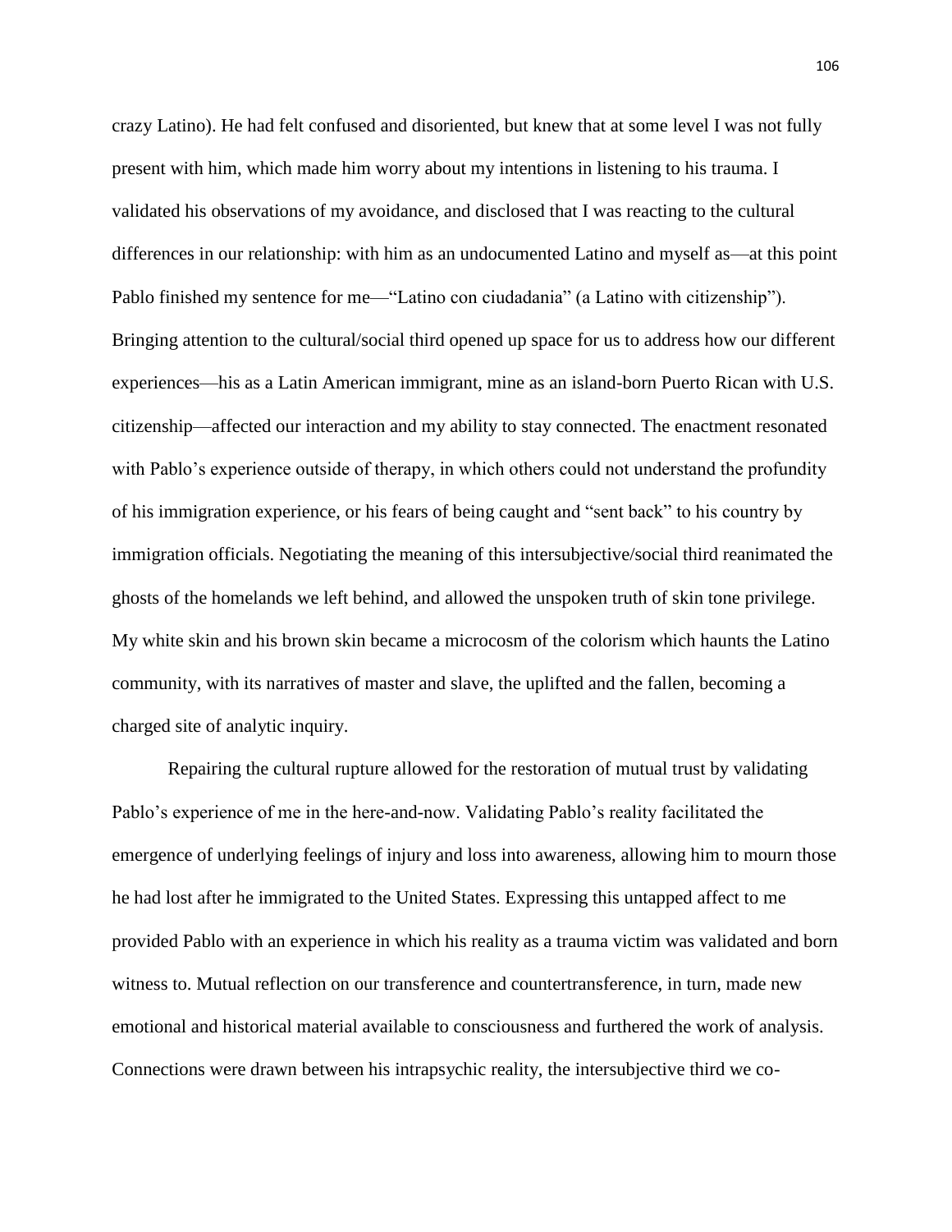crazy Latino). He had felt confused and disoriented, but knew that at some level I was not fully present with him, which made him worry about my intentions in listening to his trauma. I validated his observations of my avoidance, and disclosed that I was reacting to the cultural differences in our relationship: with him as an undocumented Latino and myself as—at this point Pablo finished my sentence for me—"Latino con ciudadania" (a Latino with citizenship"). Bringing attention to the cultural/social third opened up space for us to address how our different experiences—his as a Latin American immigrant, mine as an island-born Puerto Rican with U.S. citizenship—affected our interaction and my ability to stay connected. The enactment resonated with Pablo's experience outside of therapy, in which others could not understand the profundity of his immigration experience, or his fears of being caught and "sent back" to his country by immigration officials. Negotiating the meaning of this intersubjective/social third reanimated the ghosts of the homelands we left behind, and allowed the unspoken truth of skin tone privilege. My white skin and his brown skin became a microcosm of the colorism which haunts the Latino community, with its narratives of master and slave, the uplifted and the fallen, becoming a charged site of analytic inquiry.

Repairing the cultural rupture allowed for the restoration of mutual trust by validating Pablo's experience of me in the here-and-now. Validating Pablo's reality facilitated the emergence of underlying feelings of injury and loss into awareness, allowing him to mourn those he had lost after he immigrated to the United States. Expressing this untapped affect to me provided Pablo with an experience in which his reality as a trauma victim was validated and born witness to. Mutual reflection on our transference and countertransference, in turn, made new emotional and historical material available to consciousness and furthered the work of analysis. Connections were drawn between his intrapsychic reality, the intersubjective third we co-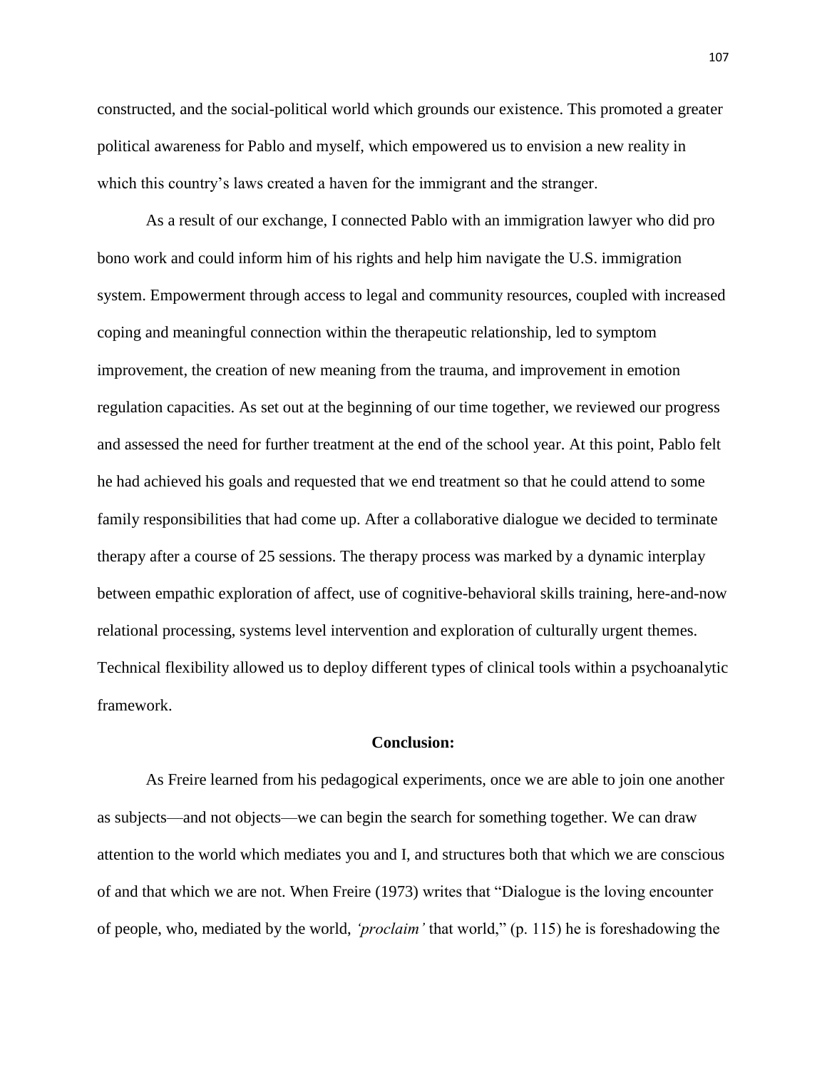constructed, and the social-political world which grounds our existence. This promoted a greater political awareness for Pablo and myself, which empowered us to envision a new reality in which this country's laws created a haven for the immigrant and the stranger.

As a result of our exchange, I connected Pablo with an immigration lawyer who did pro bono work and could inform him of his rights and help him navigate the U.S. immigration system. Empowerment through access to legal and community resources, coupled with increased coping and meaningful connection within the therapeutic relationship, led to symptom improvement, the creation of new meaning from the trauma, and improvement in emotion regulation capacities. As set out at the beginning of our time together, we reviewed our progress and assessed the need for further treatment at the end of the school year. At this point, Pablo felt he had achieved his goals and requested that we end treatment so that he could attend to some family responsibilities that had come up. After a collaborative dialogue we decided to terminate therapy after a course of 25 sessions. The therapy process was marked by a dynamic interplay between empathic exploration of affect, use of cognitive-behavioral skills training, here-and-now relational processing, systems level intervention and exploration of culturally urgent themes. Technical flexibility allowed us to deploy different types of clinical tools within a psychoanalytic framework.

## Conclusion:

As Freire learned from his pedagogical experiments, once we are able to join one another as subjects—and not objects—we can begin the search for something together. We can draw attention to the world which mediates you and I, and structures both that which we are conscious of and that which we are not. When Freire (1973) writes that "Dialogue is the loving encounter of people, who, mediated by the world, *'proclaim'* that world," (p. 115) he is foreshadowing the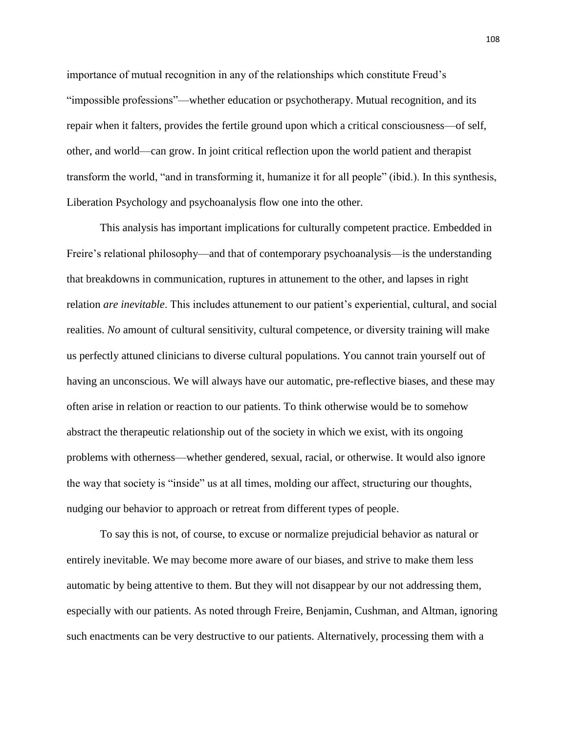importance of mutual recognition in any of the relationships which constitute Freud's "impossible professions"—whether education or psychotherapy. Mutual recognition, and its repair when it falters, provides the fertile ground upon which a critical consciousness—of self, other, and world—can grow. In joint critical reflection upon the world patient and therapist transform the world, "and in transforming it, humanize it for all people" (ibid.). In this synthesis, Liberation Psychology and psychoanalysis flow one into the other.

This analysis has important implications for culturally competent practice. Embedded in Freire's relational philosophy—and that of contemporary psychoanalysis—is the understanding that breakdowns in communication, ruptures in attunement to the other, and lapses in right relation *are inevitable*. This includes attunement to our patient's experiential, cultural, and social realities. *No* amount of cultural sensitivity, cultural competence, or diversity training will make us perfectly attuned clinicians to diverse cultural populations. You cannot train yourself out of having an unconscious. We will always have our automatic, pre-reflective biases, and these may often arise in relation or reaction to our patients. To think otherwise would be to somehow abstract the therapeutic relationship out of the society in which we exist, with its ongoing problems with otherness—whether gendered, sexual, racial, or otherwise. It would also ignore the way that society is "inside" us at all times, molding our affect, structuring our thoughts, nudging our behavior to approach or retreat from different types of people.

To say this is not, of course, to excuse or normalize prejudicial behavior as natural or entirely inevitable. We may become more aware of our biases, and strive to make them less automatic by being attentive to them. But they will not disappear by our not addressing them, especially with our patients. As noted through Freire, Benjamin, Cushman, and Altman, ignoring such enactments can be very destructive to our patients. Alternatively, processing them with a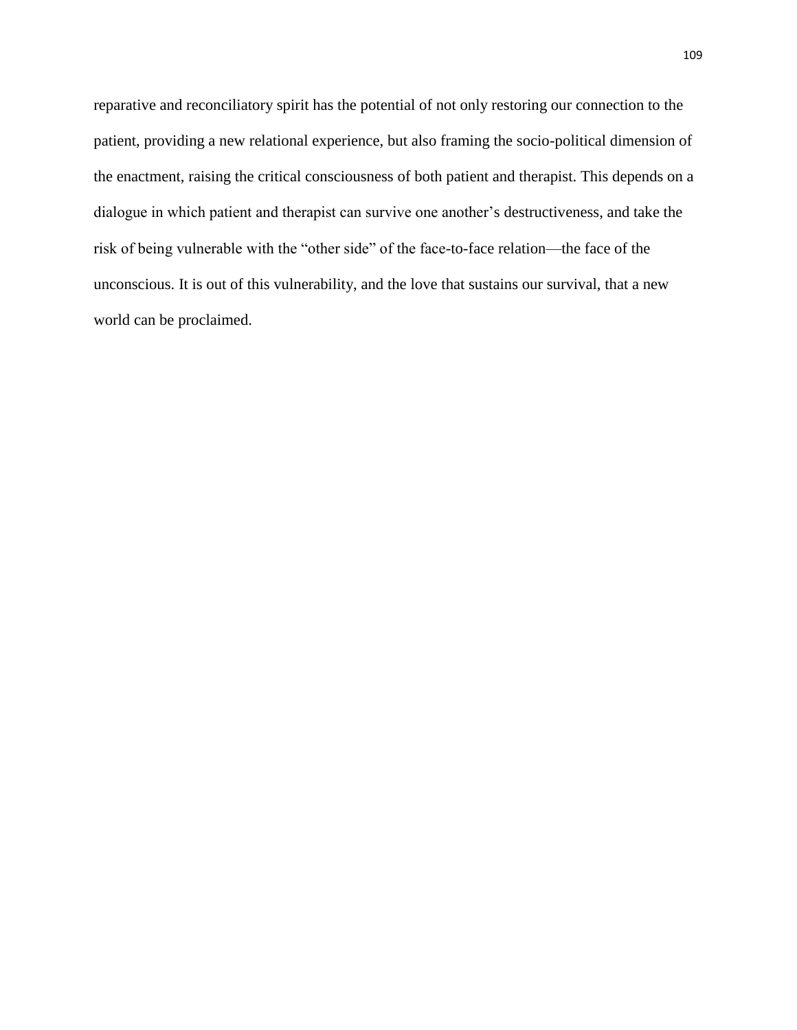reparative and reconciliatory spirit has the potential of not only restoring our connection to the patient, providing a new relational experience, but also framing the socio-political dimension of the enactment, raising the critical consciousness of both patient and therapist. This depends on a dialogue in which patient and therapist can survive one another's destructiveness, and take the risk of being vulnerable with the "other side" of the face-to-face relation—the face of the unconscious. It is out of this vulnerability, and the love that sustains our survival, that a new world can be proclaimed.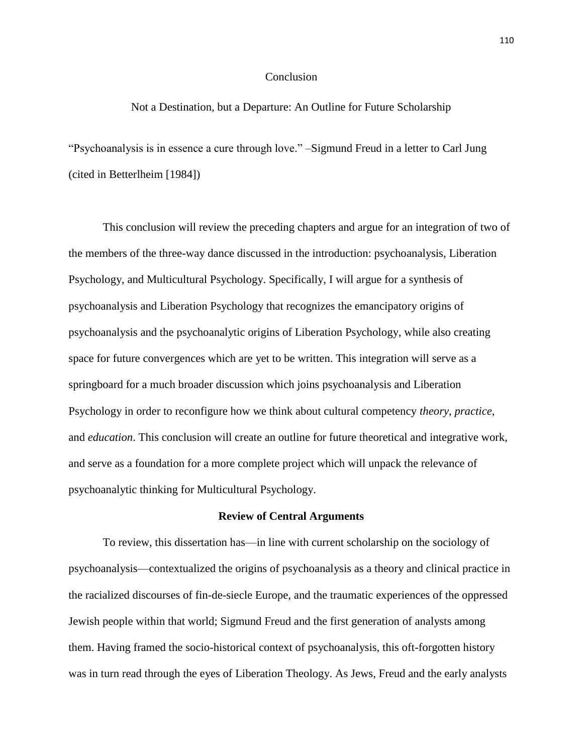# Conclusion

## Not a Destination, but a Departure: An Outline for Future Scholarship

"Psychoanalysis is in essence a cure through love." –Sigmund Freud in a letter to Carl Jung (cited in Betterlheim [1984])

This conclusion will review the preceding chapters and argue for an integration of two of the members of the three-way dance discussed in the introduction: psychoanalysis, Liberation Psychology, and Multicultural Psychology. Specifically, I will argue for a synthesis of psychoanalysis and Liberation Psychology that recognizes the emancipatory origins of psychoanalysis and the psychoanalytic origins of Liberation Psychology, while also creating space for future convergences which are yet to be written. This integration will serve as a springboard for a much broader discussion which joins psychoanalysis and Liberation Psychology in order to reconfigure how we think about cultural competency *theory*, *practice*, and *education*. This conclusion will create an outline for future theoretical and integrative work, and serve as a foundation for a more complete project which will unpack the relevance of psychoanalytic thinking for Multicultural Psychology.

### Review of Central Arguments

To review, this dissertation has—in line with current scholarship on the sociology of psychoanalysis—contextualized the origins of psychoanalysis as a theory and clinical practice in the racialized discourses of fin-de-siecle Europe, and the traumatic experiences of the oppressed Jewish people within that world; Sigmund Freud and the first generation of analysts among them. Having framed the socio-historical context of psychoanalysis, this oft-forgotten history was in turn read through the eyes of Liberation Theology. As Jews, Freud and the early analysts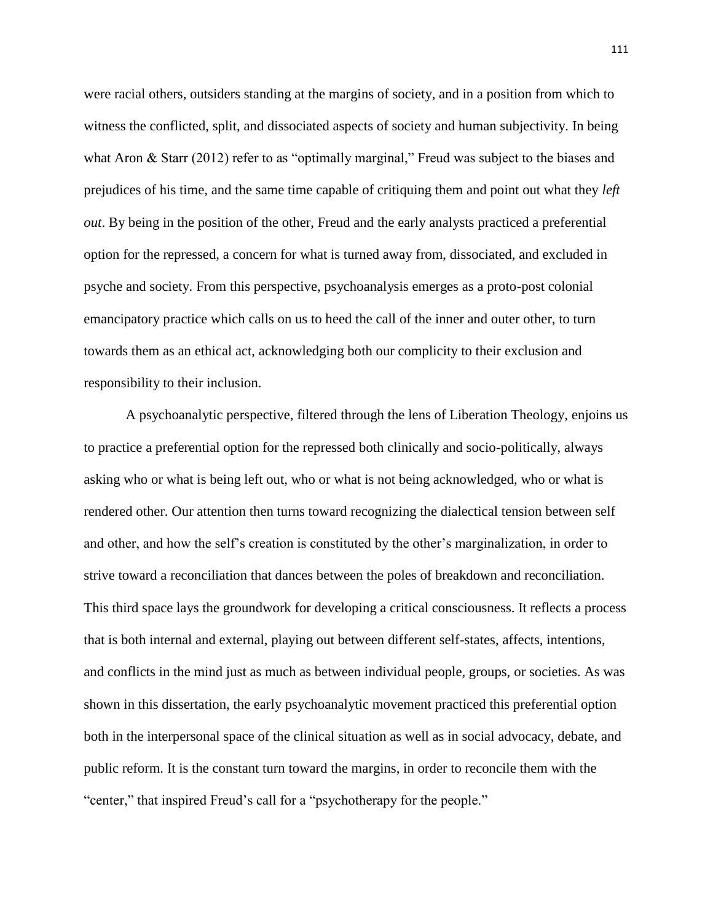were racial others, outsiders standing at the margins of society, and in a position from which to witness the conflicted, split, and dissociated aspects of society and human subjectivity. In being what Aron & Starr (2012) refer to as "optimally marginal," Freud was subject to the biases and prejudices of his time, and the same time capable of critiquing them and point out what they *left out*. By being in the position of the other, Freud and the early analysts practiced a preferential option for the repressed, a concern for what is turned away from, dissociated, and excluded in psyche and society. From this perspective, psychoanalysis emerges as a proto-post colonial emancipatory practice which calls on us to heed the call of the inner and outer other, to turn towards them as an ethical act, acknowledging both our complicity to their exclusion and responsibility to their inclusion.

A psychoanalytic perspective, filtered through the lens of Liberation Theology, enjoins us to practice a preferential option for the repressed both clinically and socio-politically, always asking who or what is being left out, who or what is not being acknowledged, who or what is rendered other. Our attention then turns toward recognizing the dialectical tension between self and other, and how the self's creation is constituted by the other's marginalization, in order to strive toward a reconciliation that dances between the poles of breakdown and reconciliation. This third space lays the groundwork for developing a critical consciousness. It reflects a process that is both internal and external, playing out between different self-states, affects, intentions, and conflicts in the mind just as much as between individual people, groups, or societies. As was shown in this dissertation, the early psychoanalytic movement practiced this preferential option both in the interpersonal space of the clinical situation as well as in social advocacy, debate, and public reform. It is the constant turn toward the margins, in order to reconcile them with the "center," that inspired Freud's call for a "psychotherapy for the people."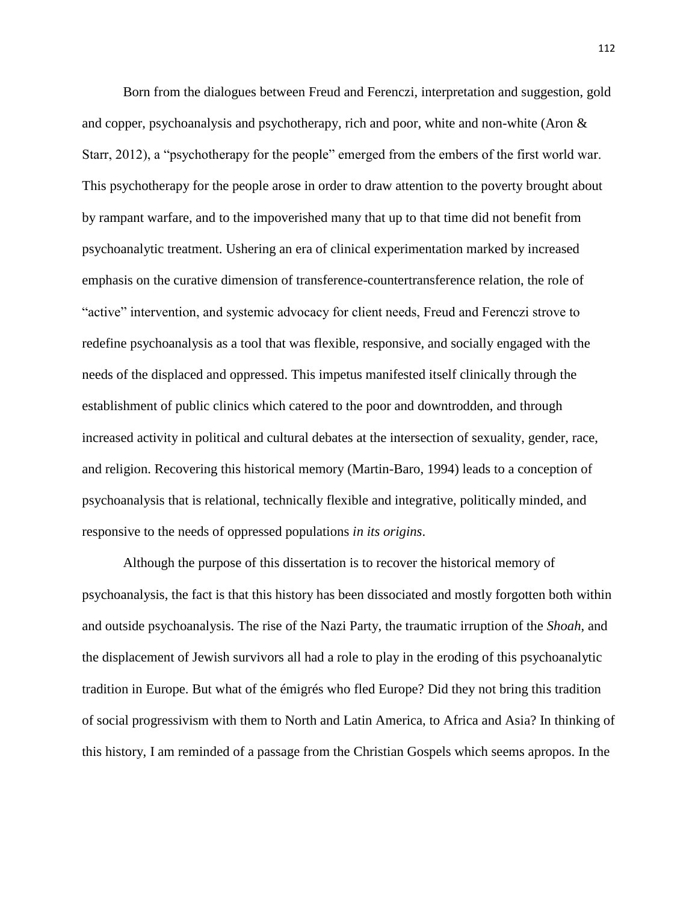Born from the dialogues between Freud and Ferenczi, interpretation and suggestion, gold and copper, psychoanalysis and psychotherapy, rich and poor, white and non-white (Aron & Starr, 2012), a "psychotherapy for the people" emerged from the embers of the first world war. This psychotherapy for the people arose in order to draw attention to the poverty brought about by rampant warfare, and to the impoverished many that up to that time did not benefit from psychoanalytic treatment. Ushering an era of clinical experimentation marked by increased emphasis on the curative dimension of transference-countertransference relation, the role of "active" intervention, and systemic advocacy for client needs, Freud and Ferenczi strove to redefine psychoanalysis as a tool that was flexible, responsive, and socially engaged with the needs of the displaced and oppressed. This impetus manifested itself clinically through the establishment of public clinics which catered to the poor and downtrodden, and through increased activity in political and cultural debates at the intersection of sexuality, gender, race, and religion. Recovering this historical memory (Martin-Baro, 1994) leads to a conception of psychoanalysis that is relational, technically flexible and integrative, politically minded, and responsive to the needs of oppressed populations *in its origins*.

Although the purpose of this dissertation is to recover the historical memory of psychoanalysis, the fact is that this history has been dissociated and mostly forgotten both within and outside psychoanalysis. The rise of the Nazi Party, the traumatic irruption of the *Shoah*, and the displacement of Jewish survivors all had a role to play in the eroding of this psychoanalytic tradition in Europe. But what of the émigrés who fled Europe? Did they not bring this tradition of social progressivism with them to North and Latin America, to Africa and Asia? In thinking of this history, I am reminded of a passage from the Christian Gospels which seems apropos. In the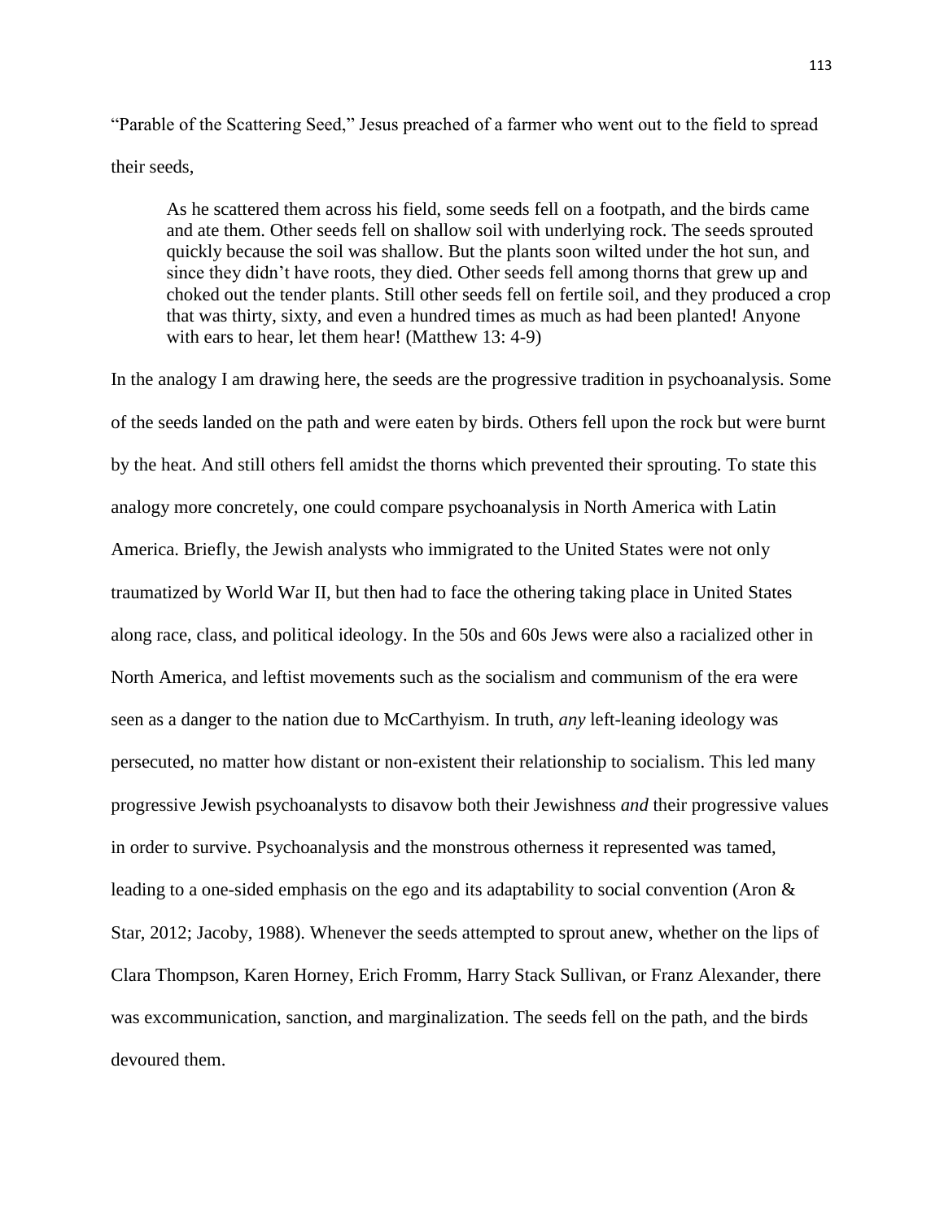"Parable of the Scattering Seed," Jesus preached of a farmer who went out to the field to spread their seeds,

> As he scattered them across his field, some seeds fell on a footpath, and the birds came and ate them. Other seeds fell on shallow soil with underlying rock. The seeds sprouted quickly because the soil was shallow. But the plants soon wilted under the hot sun, and since they didn't have roots, they died. Other seeds fell among thorns that grew up and choked out the tender plants. Still other seeds fell on fertile soil, and they produced a crop that was thirty, sixty, and even a hundred times as much as had been planted! Anyone with ears to hear, let them hear! (Matthew 13: 4-9)

In the analogy I am drawing here, the seeds are the progressive tradition in psychoanalysis. Some of the seeds landed on the path and were eaten by birds. Others fell upon the rock but were burnt by the heat. And still others fell amidst the thorns which prevented their sprouting. To state this analogy more concretely, one could compare psychoanalysis in North America with Latin America. Briefly, the Jewish analysts who immigrated to the United States were not only traumatized by World War II, but then had to face the othering taking place in United States along race, class, and political ideology. In the 50s and 60s Jews were also a racialized other in North America, and leftist movements such as the socialism and communism of the era were seen as a danger to the nation due to McCarthyism. In truth, *any* left-leaning ideology was persecuted, no matter how distant or non-existent their relationship to socialism. This led many progressive Jewish psychoanalysts to disavow both their Jewishness *and* their progressive values in order to survive. Psychoanalysis and the monstrous otherness it represented was tamed, leading to a one-sided emphasis on the ego and its adaptability to social convention (Aron & Star, 2012; Jacoby, 1988). Whenever the seeds attempted to sprout anew, whether on the lips of Clara Thompson, Karen Horney, Erich Fromm, Harry Stack Sullivan, or Franz Alexander, there was excommunication, sanction, and marginalization. The seeds fell on the path, and the birds devoured them.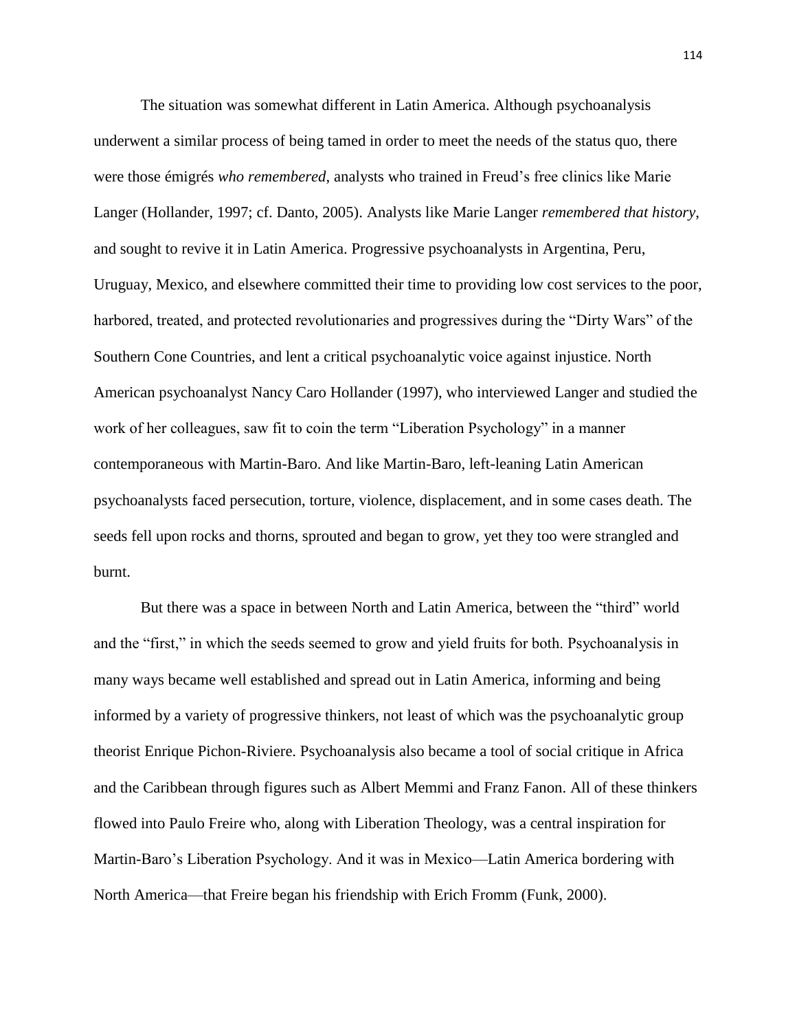The situation was somewhat different in Latin America. Although psychoanalysis underwent a similar process of being tamed in order to meet the needs of the status quo, there were those émigrés *who remembered*, analysts who trained in Freud's free clinics like Marie Langer (Hollander, 1997; cf. Danto, 2005). Analysts like Marie Langer *remembered that history*, and sought to revive it in Latin America. Progressive psychoanalysts in Argentina, Peru, Uruguay, Mexico, and elsewhere committed their time to providing low cost services to the poor, harbored, treated, and protected revolutionaries and progressives during the "Dirty Wars" of the Southern Cone Countries, and lent a critical psychoanalytic voice against injustice. North American psychoanalyst Nancy Caro Hollander (1997), who interviewed Langer and studied the work of her colleagues, saw fit to coin the term "Liberation Psychology" in a manner contemporaneous with Martin-Baro. And like Martin-Baro, left-leaning Latin American psychoanalysts faced persecution, torture, violence, displacement, and in some cases death. The seeds fell upon rocks and thorns, sprouted and began to grow, yet they too were strangled and burnt.

But there was a space in between North and Latin America, between the "third" world and the "first," in which the seeds seemed to grow and yield fruits for both. Psychoanalysis in many ways became well established and spread out in Latin America, informing and being informed by a variety of progressive thinkers, not least of which was the psychoanalytic group theorist Enrique Pichon-Riviere. Psychoanalysis also became a tool of social critique in Africa and the Caribbean through figures such as Albert Memmi and Franz Fanon. All of these thinkers flowed into Paulo Freire who, along with Liberation Theology, was a central inspiration for Martin-Baro's Liberation Psychology. And it was in Mexico—Latin America bordering with North America—that Freire began his friendship with Erich Fromm (Funk, 2000).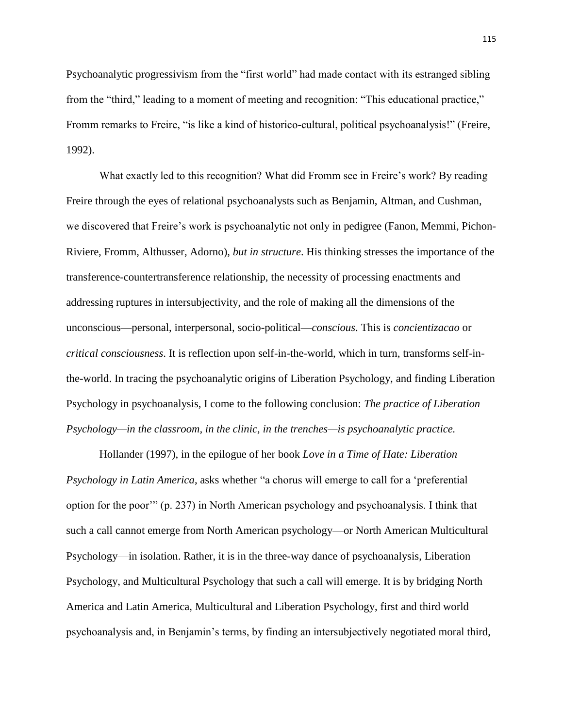Psychoanalytic progressivism from the "first world" had made contact with its estranged sibling from the "third," leading to a moment of meeting and recognition: "This educational practice," Fromm remarks to Freire, "is like a kind of historico-cultural, political psychoanalysis!" (Freire, 1992).

What exactly led to this recognition? What did Fromm see in Freire's work? By reading Freire through the eyes of relational psychoanalysts such as Benjamin, Altman, and Cushman, we discovered that Freire's work is psychoanalytic not only in pedigree (Fanon, Memmi, Pichon-Riviere, Fromm, Althusser, Adorno), *but in structure*. His thinking stresses the importance of the transference-countertransference relationship, the necessity of processing enactments and addressing ruptures in intersubjectivity, and the role of making all the dimensions of the unconscious—personal, interpersonal, socio-political—*conscious*. This is *concientizacao* or *critical consciousness*. It is reflection upon self-in-the-world, which in turn, transforms self-in-the-world. In tracing the psychoanalytic origins of Liberation Psychology, and finding Liberation Psychology in psychoanalysis, I come to the following conclusion: *The practice of Liberation Psychology—in the classroom, in the clinic, in the trenches—is psychoanalytic practice.*

Hollander (1997), in the epilogue of her book *Love in a Time of Hate: Liberation Psychology in Latin America*, asks whether "a chorus will emerge to call for a 'preferential option for the poor'" (p. 237) in North American psychology and psychoanalysis. I think that such a call cannot emerge from North American psychology—or North American Multicultural Psychology—in isolation. Rather, it is in the three-way dance of psychoanalysis, Liberation Psychology, and Multicultural Psychology that such a call will emerge. It is by bridging North America and Latin America, Multicultural and Liberation Psychology, first and third world psychoanalysis and, in Benjamin's terms, by finding an intersubjectively negotiated moral third,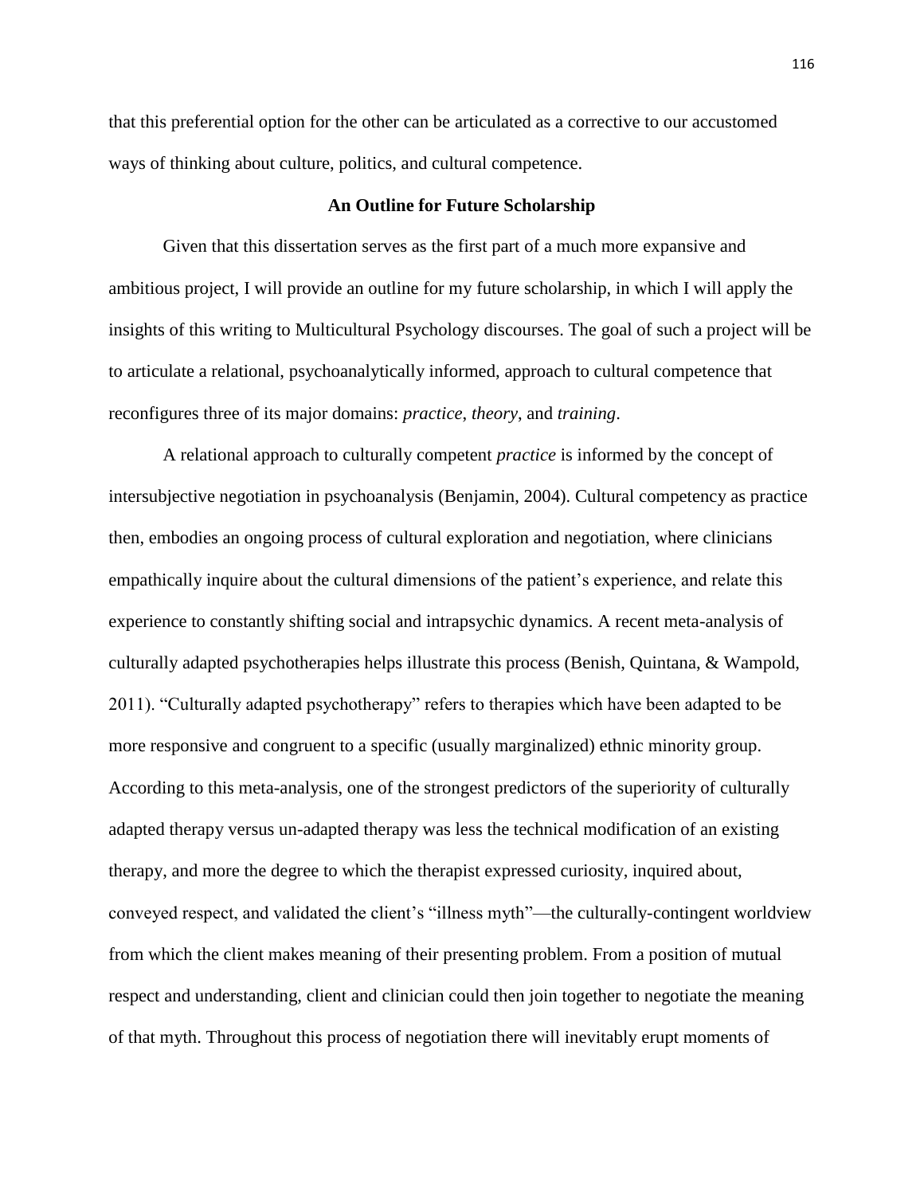that this preferential option for the other can be articulated as a corrective to our accustomed ways of thinking about culture, politics, and cultural competence.

## An Outline for Future Scholarship

Given that this dissertation serves as the first part of a much more expansive and ambitious project, I will provide an outline for my future scholarship, in which I will apply the insights of this writing to Multicultural Psychology discourses. The goal of such a project will be to articulate a relational, psychoanalytically informed, approach to cultural competence that reconfigures three of its major domains: *practice*, *theory*, and *training*.

A relational approach to culturally competent *practice* is informed by the concept of intersubjective negotiation in psychoanalysis (Benjamin, 2004). Cultural competency as practice then, embodies an ongoing process of cultural exploration and negotiation, where clinicians empathically inquire about the cultural dimensions of the patient's experience, and relate this experience to constantly shifting social and intrapsychic dynamics. A recent meta-analysis of culturally adapted psychotherapies helps illustrate this process (Benish, Quintana, & Wampold, 2011). "Culturally adapted psychotherapy" refers to therapies which have been adapted to be more responsive and congruent to a specific (usually marginalized) ethnic minority group. According to this meta-analysis, one of the strongest predictors of the superiority of culturally adapted therapy versus un-adapted therapy was less the technical modification of an existing therapy, and more the degree to which the therapist expressed curiosity, inquired about, conveyed respect, and validated the client's "illness myth"—the culturally-contingent worldview from which the client makes meaning of their presenting problem. From a position of mutual respect and understanding, client and clinician could then join together to negotiate the meaning of that myth. Throughout this process of negotiation there will inevitably erupt moments of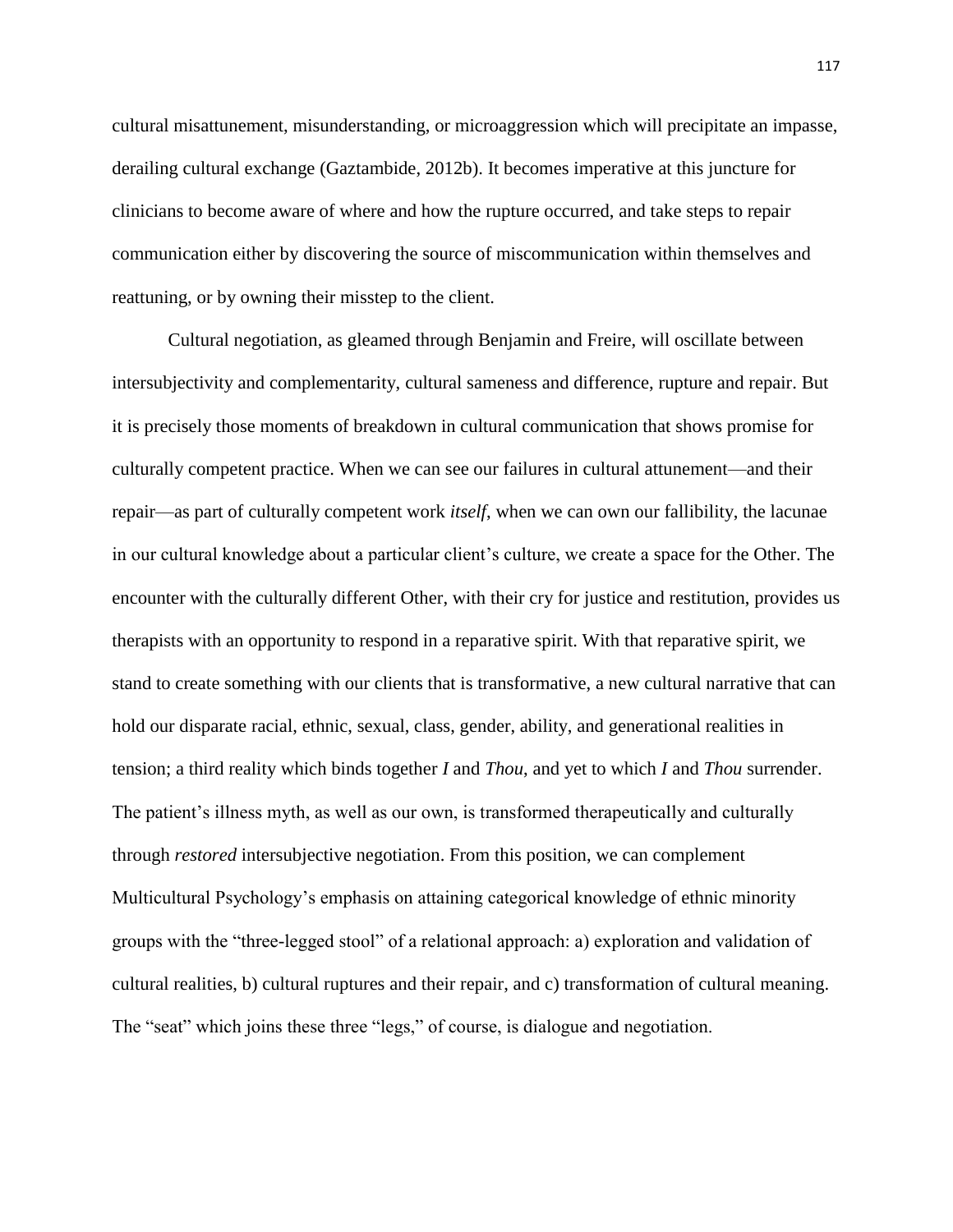cultural misattunement, misunderstanding, or microaggression which will precipitate an impasse, derailing cultural exchange (Gaztambide, 2012b). It becomes imperative at this juncture for clinicians to become aware of where and how the rupture occurred, and take steps to repair communication either by discovering the source of miscommunication within themselves and reattuning, or by owning their misstep to the client.

Cultural negotiation, as gleamed through Benjamin and Freire, will oscillate between intersubjectivity and complementarity, cultural sameness and difference, rupture and repair. But it is precisely those moments of breakdown in cultural communication that shows promise for culturally competent practice. When we can see our failures in cultural attunement—and their repair—as part of culturally competent work *itself*, when we can own our fallibility, the lacunae in our cultural knowledge about a particular client's culture, we create a space for the Other. The encounter with the culturally different Other, with their cry for justice and restitution, provides us therapists with an opportunity to respond in a reparative spirit. With that reparative spirit, we stand to create something with our clients that is transformative, a new cultural narrative that can hold our disparate racial, ethnic, sexual, class, gender, ability, and generational realities in tension; a third reality which binds together *I* and *Thou*, and yet to which *I* and *Thou* surrender. The patient's illness myth, as well as our own, is transformed therapeutically and culturally through *restored* intersubjective negotiation. From this position, we can complement Multicultural Psychology's emphasis on attaining categorical knowledge of ethnic minority groups with the "three-legged stool" of a relational approach: a) exploration and validation of cultural realities, b) cultural ruptures and their repair, and c) transformation of cultural meaning. The "seat" which joins these three "legs," of course, is dialogue and negotiation.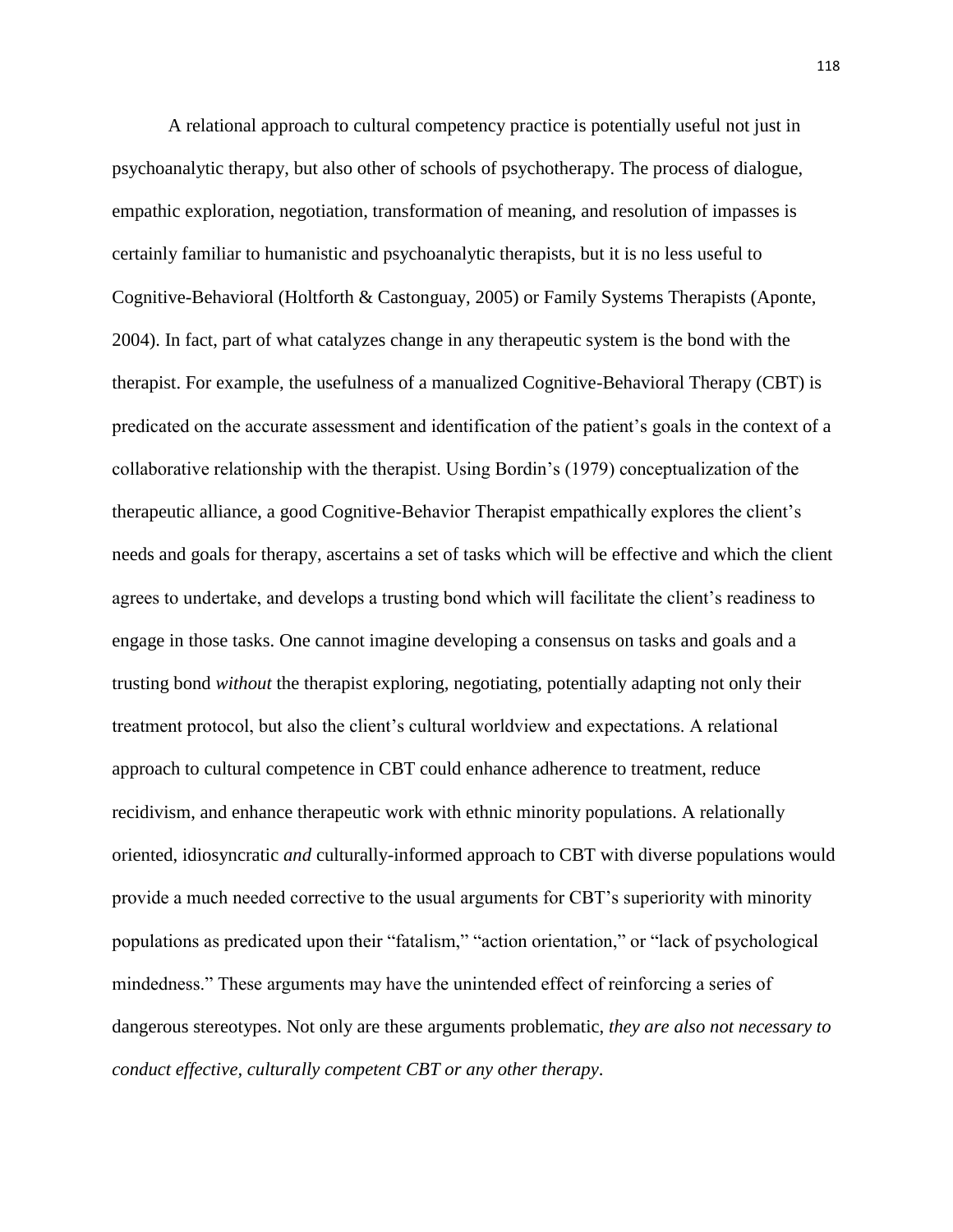A relational approach to cultural competency practice is potentially useful not just in psychoanalytic therapy, but also other of schools of psychotherapy. The process of dialogue, empathic exploration, negotiation, transformation of meaning, and resolution of impasses is certainly familiar to humanistic and psychoanalytic therapists, but it is no less useful to Cognitive-Behavioral (Holtforth & Castonguay, 2005) or Family Systems Therapists (Aponte, 2004). In fact, part of what catalyzes change in any therapeutic system is the bond with the therapist. For example, the usefulness of a manualized Cognitive-Behavioral Therapy (CBT) is predicated on the accurate assessment and identification of the patient's goals in the context of a collaborative relationship with the therapist. Using Bordin's (1979) conceptualization of the therapeutic alliance, a good Cognitive-Behavior Therapist empathically explores the client's needs and goals for therapy, ascertains a set of tasks which will be effective and which the client agrees to undertake, and develops a trusting bond which will facilitate the client's readiness to engage in those tasks. One cannot imagine developing a consensus on tasks and goals and a trusting bond *without* the therapist exploring, negotiating, potentially adapting not only their treatment protocol, but also the client's cultural worldview and expectations. A relational approach to cultural competence in CBT could enhance adherence to treatment, reduce recidivism, and enhance therapeutic work with ethnic minority populations. A relationally oriented, idiosyncratic *and* culturally-informed approach to CBT with diverse populations would provide a much needed corrective to the usual arguments for CBT's superiority with minority populations as predicated upon their "fatalism," "action orientation," or "lack of psychological mindedness." These arguments may have the unintended effect of reinforcing a series of dangerous stereotypes. Not only are these arguments problematic, *they are also not necessary to conduct effective, culturally competent CBT or any other therapy*.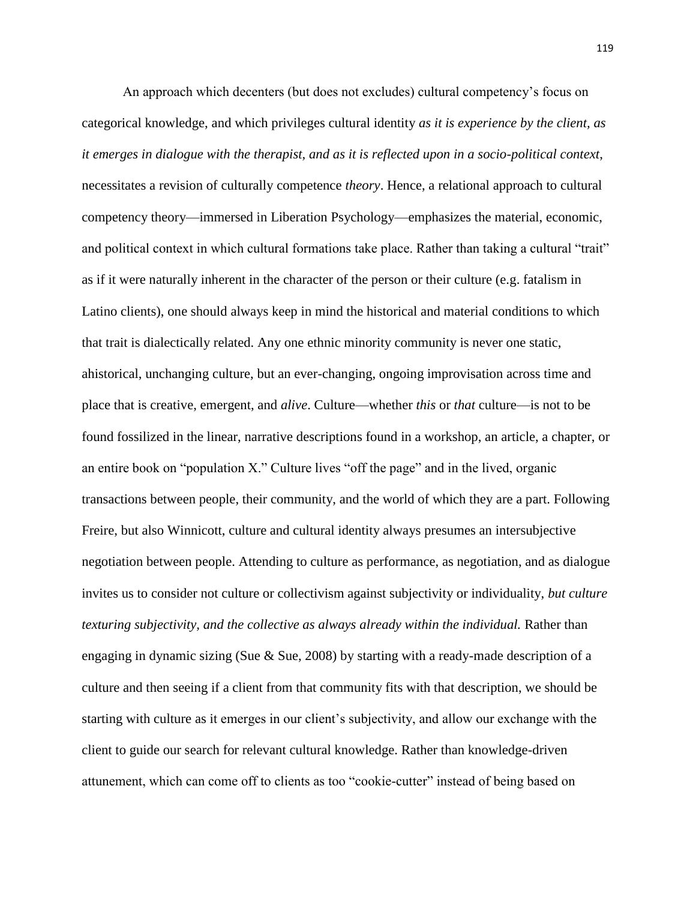An approach which decenters (but does not excludes) cultural competency's focus on categorical knowledge, and which privileges cultural identity *as it is experience by the client, as it emerges in dialogue with the therapist, and as it is reflected upon in a socio-political context*, necessitates a revision of culturally competence *theory*. Hence, a relational approach to cultural competency theory—immersed in Liberation Psychology—emphasizes the material, economic, and political context in which cultural formations take place. Rather than taking a cultural "trait" as if it were naturally inherent in the character of the person or their culture (e.g. fatalism in Latino clients), one should always keep in mind the historical and material conditions to which that trait is dialectically related. Any one ethnic minority community is never one static, ahistorical, unchanging culture, but an ever-changing, ongoing improvisation across time and place that is creative, emergent, and *alive*. Culture—whether *this* or *that* culture—is not to be found fossilized in the linear, narrative descriptions found in a workshop, an article, a chapter, or an entire book on "population X." Culture lives "off the page" and in the lived, organic transactions between people, their community, and the world of which they are a part. Following Freire, but also Winnicott, culture and cultural identity always presumes an intersubjective negotiation between people. Attending to culture as performance, as negotiation, and as dialogue invites us to consider not culture or collectivism against subjectivity or individuality, *but culture texturing subjectivity, and the collective as always already within the individual.* Rather than engaging in dynamic sizing (Sue & Sue, 2008) by starting with a ready-made description of a culture and then seeing if a client from that community fits with that description, we should be starting with culture as it emerges in our client's subjectivity, and allow our exchange with the client to guide our search for relevant cultural knowledge. Rather than knowledge-driven attunement, which can come off to clients as too "cookie-cutter" instead of being based on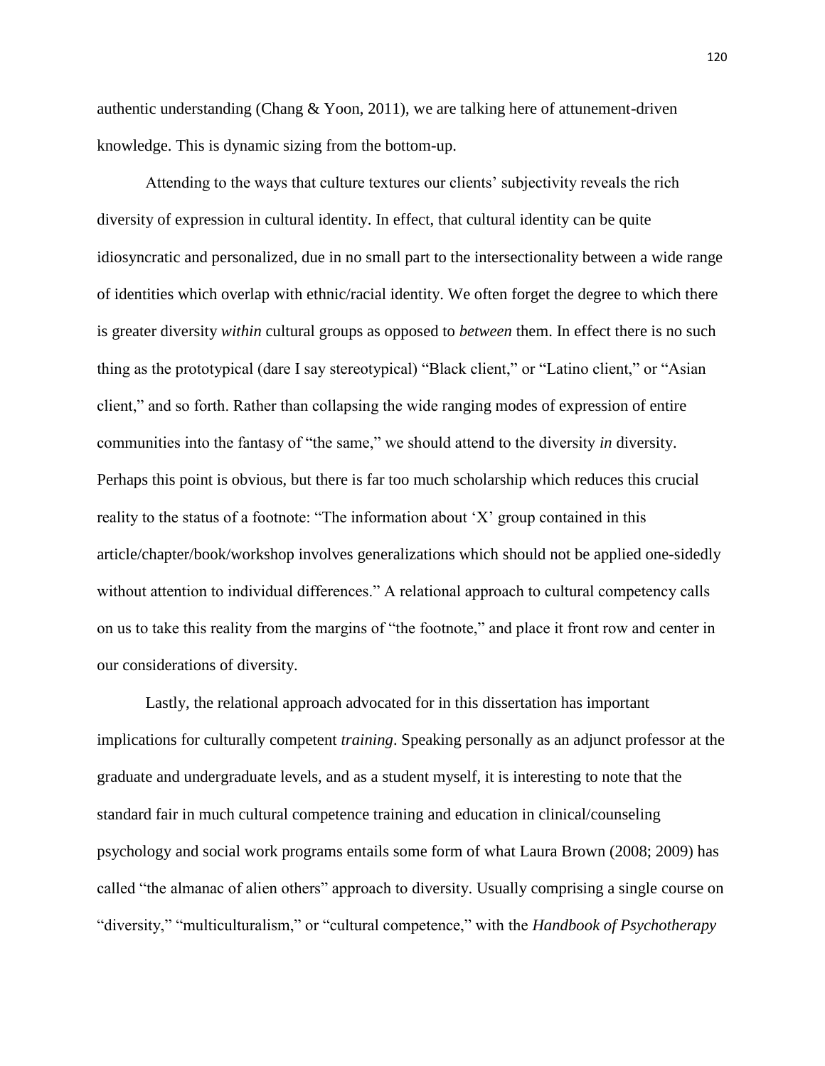authentic understanding (Chang & Yoon, 2011), we are talking here of attunement-driven knowledge. This is dynamic sizing from the bottom-up.

Attending to the ways that culture textures our clients' subjectivity reveals the rich diversity of expression in cultural identity. In effect, that cultural identity can be quite idiosyncratic and personalized, due in no small part to the intersectionality between a wide range of identities which overlap with ethnic/racial identity. We often forget the degree to which there is greater diversity *within* cultural groups as opposed to *between* them. In effect there is no such thing as the prototypical (dare I say stereotypical) "Black client," or "Latino client," or "Asian client," and so forth. Rather than collapsing the wide ranging modes of expression of entire communities into the fantasy of "the same," we should attend to the diversity *in* diversity. Perhaps this point is obvious, but there is far too much scholarship which reduces this crucial reality to the status of a footnote: "The information about 'X' group contained in this article/chapter/book/workshop involves generalizations which should not be applied one-sidedly without attention to individual differences." A relational approach to cultural competency calls on us to take this reality from the margins of "the footnote," and place it front row and center in our considerations of diversity.

Lastly, the relational approach advocated for in this dissertation has important implications for culturally competent *training*. Speaking personally as an adjunct professor at the graduate and undergraduate levels, and as a student myself, it is interesting to note that the standard fair in much cultural competence training and education in clinical/counseling psychology and social work programs entails some form of what Laura Brown (2008; 2009) has called "the almanac of alien others" approach to diversity. Usually comprising a single course on "diversity," "multiculturalism," or "cultural competence," with the *Handbook of Psychotherapy*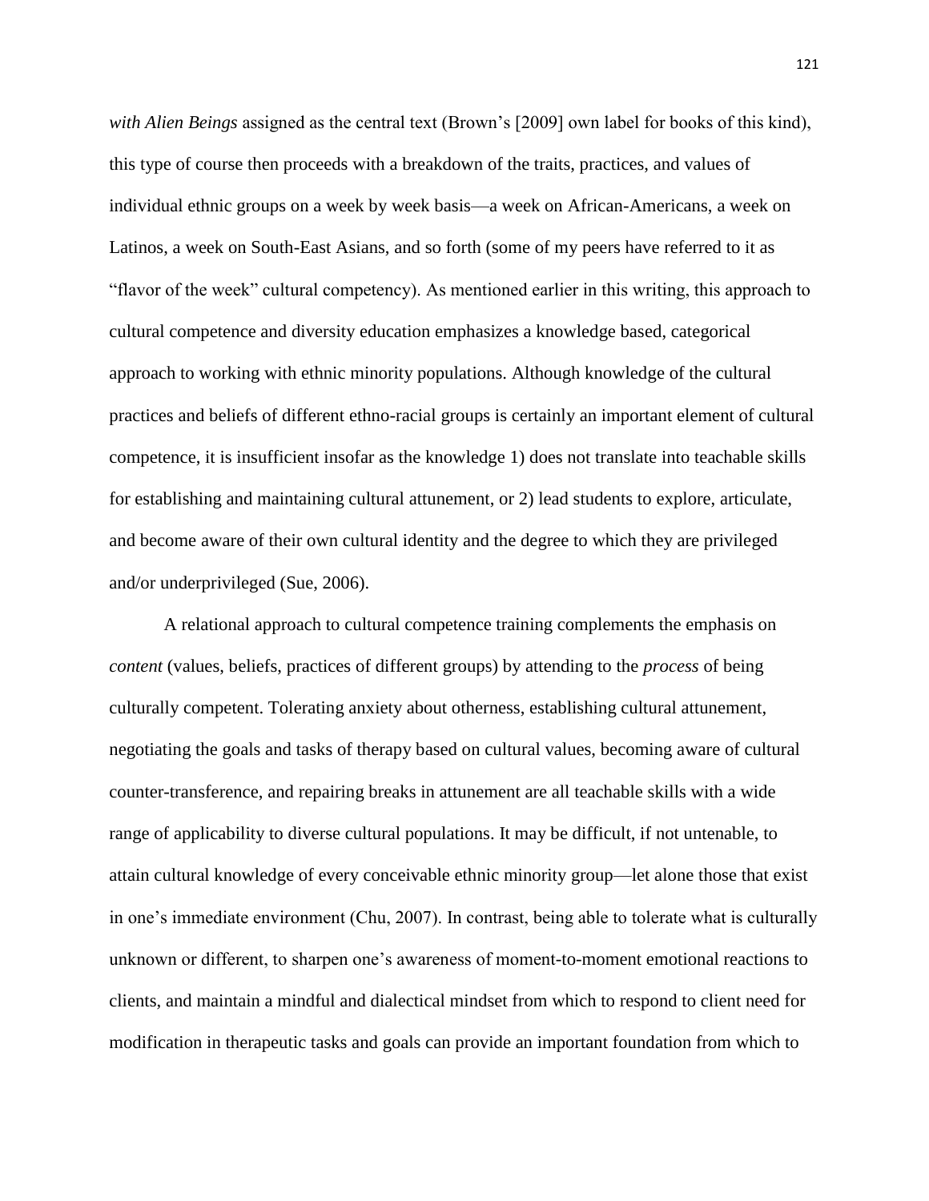*with Alien Beings* assigned as the central text (Brown's [2009] own label for books of this kind), this type of course then proceeds with a breakdown of the traits, practices, and values of individual ethnic groups on a week by week basis—a week on African-Americans, a week on Latinos, a week on South-East Asians, and so forth (some of my peers have referred to it as "flavor of the week" cultural competency). As mentioned earlier in this writing, this approach to cultural competence and diversity education emphasizes a knowledge based, categorical approach to working with ethnic minority populations. Although knowledge of the cultural practices and beliefs of different ethno-racial groups is certainly an important element of cultural competence, it is insufficient insofar as the knowledge 1) does not translate into teachable skills for establishing and maintaining cultural attunement, or 2) lead students to explore, articulate, and become aware of their own cultural identity and the degree to which they are privileged and/or underprivileged (Sue, 2006).

A relational approach to cultural competence training complements the emphasis on *content* (values, beliefs, practices of different groups) by attending to the *process* of being culturally competent. Tolerating anxiety about otherness, establishing cultural attunement, negotiating the goals and tasks of therapy based on cultural values, becoming aware of cultural counter-transference, and repairing breaks in attunement are all teachable skills with a wide range of applicability to diverse cultural populations. It may be difficult, if not untenable, to attain cultural knowledge of every conceivable ethnic minority group—let alone those that exist in one's immediate environment (Chu, 2007). In contrast, being able to tolerate what is culturally unknown or different, to sharpen one's awareness of moment-to-moment emotional reactions to clients, and maintain a mindful and dialectical mindset from which to respond to client need for modification in therapeutic tasks and goals can provide an important foundation from which to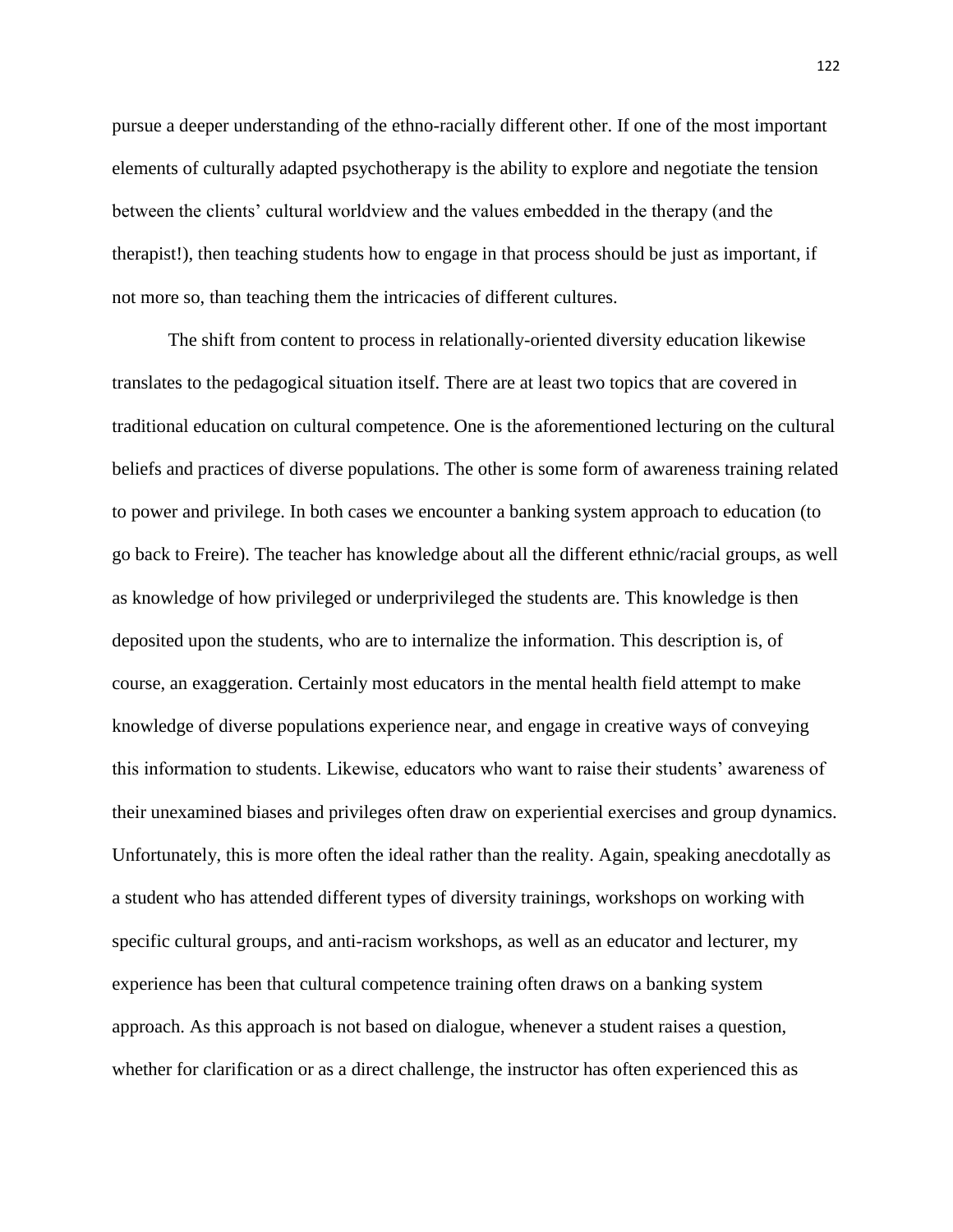pursue a deeper understanding of the ethno-racially different other. If one of the most important elements of culturally adapted psychotherapy is the ability to explore and negotiate the tension between the clients' cultural worldview and the values embedded in the therapy (and the therapist!), then teaching students how to engage in that process should be just as important, if not more so, than teaching them the intricacies of different cultures.

The shift from content to process in relationally-oriented diversity education likewise translates to the pedagogical situation itself. There are at least two topics that are covered in traditional education on cultural competence. One is the aforementioned lecturing on the cultural beliefs and practices of diverse populations. The other is some form of awareness training related to power and privilege. In both cases we encounter a banking system approach to education (to go back to Freire). The teacher has knowledge about all the different ethnic/racial groups, as well as knowledge of how privileged or underprivileged the students are. This knowledge is then deposited upon the students, who are to internalize the information. This description is, of course, an exaggeration. Certainly most educators in the mental health field attempt to make knowledge of diverse populations experience near, and engage in creative ways of conveying this information to students. Likewise, educators who want to raise their students' awareness of their unexamined biases and privileges often draw on experiential exercises and group dynamics. Unfortunately, this is more often the ideal rather than the reality. Again, speaking anecdotally as a student who has attended different types of diversity trainings, workshops on working with specific cultural groups, and anti-racism workshops, as well as an educator and lecturer, my experience has been that cultural competence training often draws on a banking system approach. As this approach is not based on dialogue, whenever a student raises a question, whether for clarification or as a direct challenge, the instructor has often experienced this as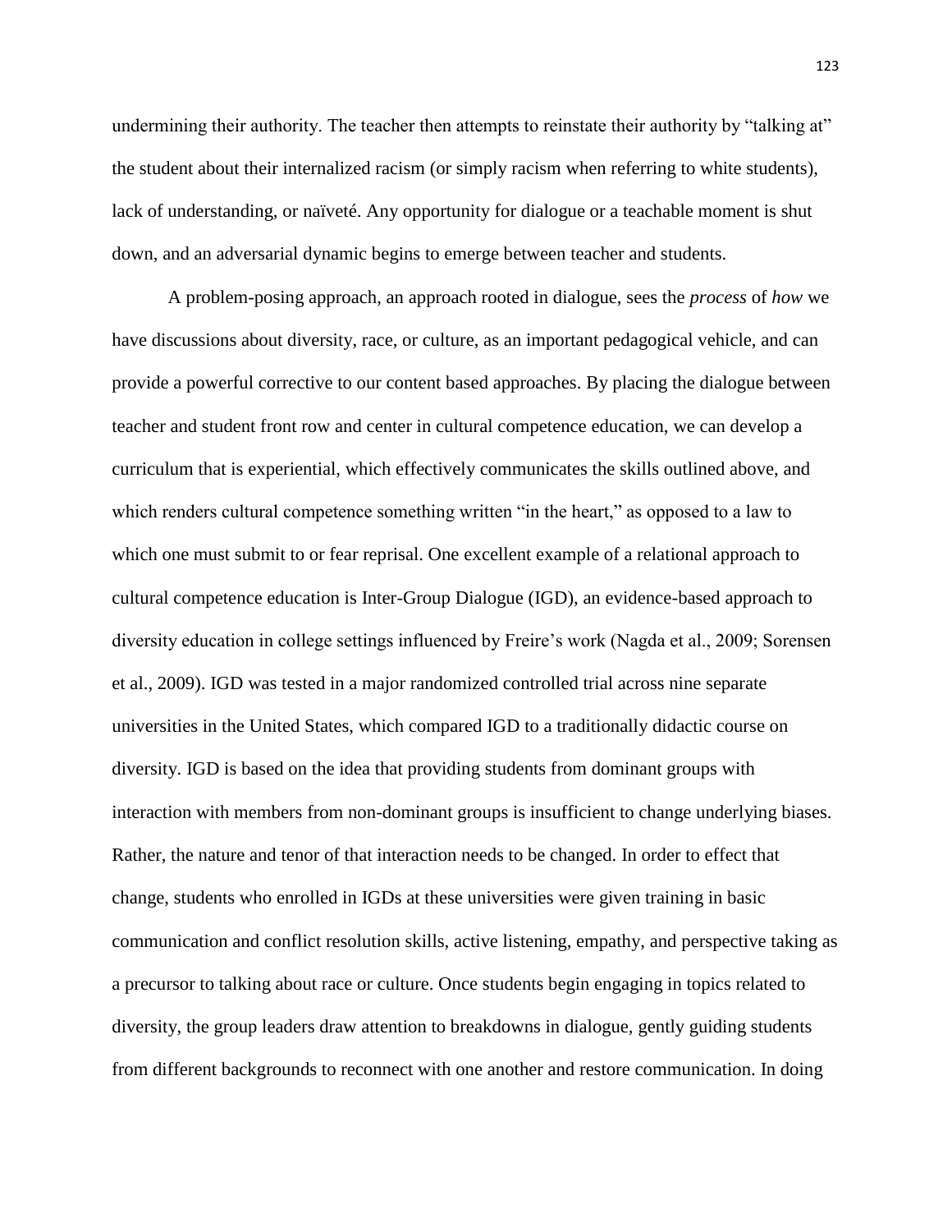undermining their authority. The teacher then attempts to reinstate their authority by "talking at" the student about their internalized racism (or simply racism when referring to white students), lack of understanding, or naïveté. Any opportunity for dialogue or a teachable moment is shut down, and an adversarial dynamic begins to emerge between teacher and students.

A problem-posing approach, an approach rooted in dialogue, sees the *process* of *how* we have discussions about diversity, race, or culture, as an important pedagogical vehicle, and can provide a powerful corrective to our content based approaches. By placing the dialogue between teacher and student front row and center in cultural competence education, we can develop a curriculum that is experiential, which effectively communicates the skills outlined above, and which renders cultural competence something written "in the heart," as opposed to a law to which one must submit to or fear reprisal. One excellent example of a relational approach to cultural competence education is Inter-Group Dialogue (IGD), an evidence-based approach to diversity education in college settings influenced by Freire's work (Nagda et al., 2009; Sorensen et al., 2009). IGD was tested in a major randomized controlled trial across nine separate universities in the United States, which compared IGD to a traditionally didactic course on diversity. IGD is based on the idea that providing students from dominant groups with interaction with members from non-dominant groups is insufficient to change underlying biases. Rather, the nature and tenor of that interaction needs to be changed. In order to effect that change, students who enrolled in IGDs at these universities were given training in basic communication and conflict resolution skills, active listening, empathy, and perspective taking as a precursor to talking about race or culture. Once students begin engaging in topics related to diversity, the group leaders draw attention to breakdowns in dialogue, gently guiding students from different backgrounds to reconnect with one another and restore communication. In doing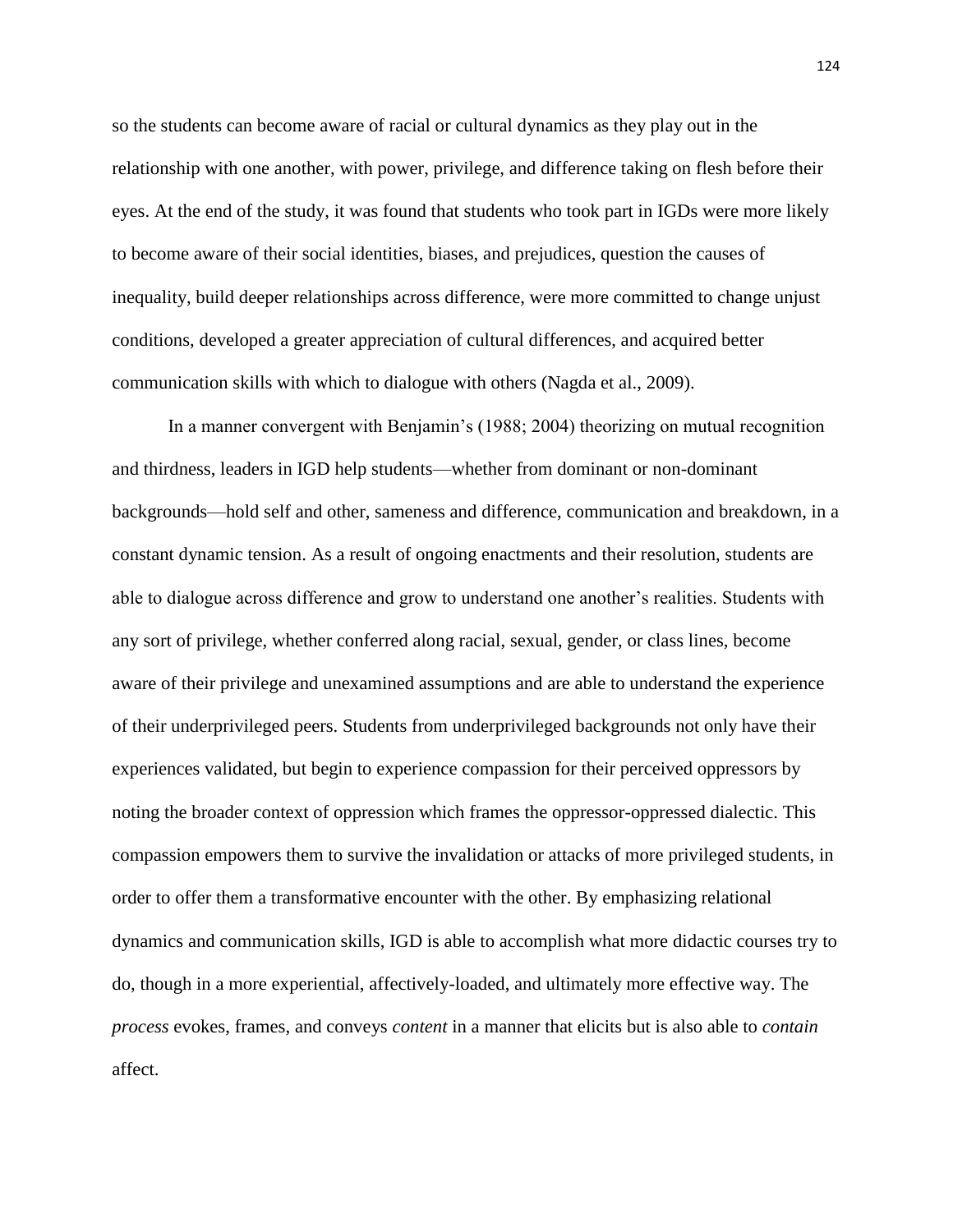so the students can become aware of racial or cultural dynamics as they play out in the relationship with one another, with power, privilege, and difference taking on flesh before their eyes. At the end of the study, it was found that students who took part in IGDs were more likely to become aware of their social identities, biases, and prejudices, question the causes of inequality, build deeper relationships across difference, were more committed to change unjust conditions, developed a greater appreciation of cultural differences, and acquired better communication skills with which to dialogue with others (Nagda et al., 2009).

In a manner convergent with Benjamin's (1988; 2004) theorizing on mutual recognition and thirdness, leaders in IGD help students—whether from dominant or non-dominant backgrounds—hold self and other, sameness and difference, communication and breakdown, in a constant dynamic tension. As a result of ongoing enactments and their resolution, students are able to dialogue across difference and grow to understand one another's realities. Students with any sort of privilege, whether conferred along racial, sexual, gender, or class lines, become aware of their privilege and unexamined assumptions and are able to understand the experience of their underprivileged peers. Students from underprivileged backgrounds not only have their experiences validated, but begin to experience compassion for their perceived oppressors by noting the broader context of oppression which frames the oppressor-oppressed dialectic. This compassion empowers them to survive the invalidation or attacks of more privileged students, in order to offer them a transformative encounter with the other. By emphasizing relational dynamics and communication skills, IGD is able to accomplish what more didactic courses try to do, though in a more experiential, affectively-loaded, and ultimately more effective way. The *process* evokes, frames, and conveys *content* in a manner that elicits but is also able to *contain* affect.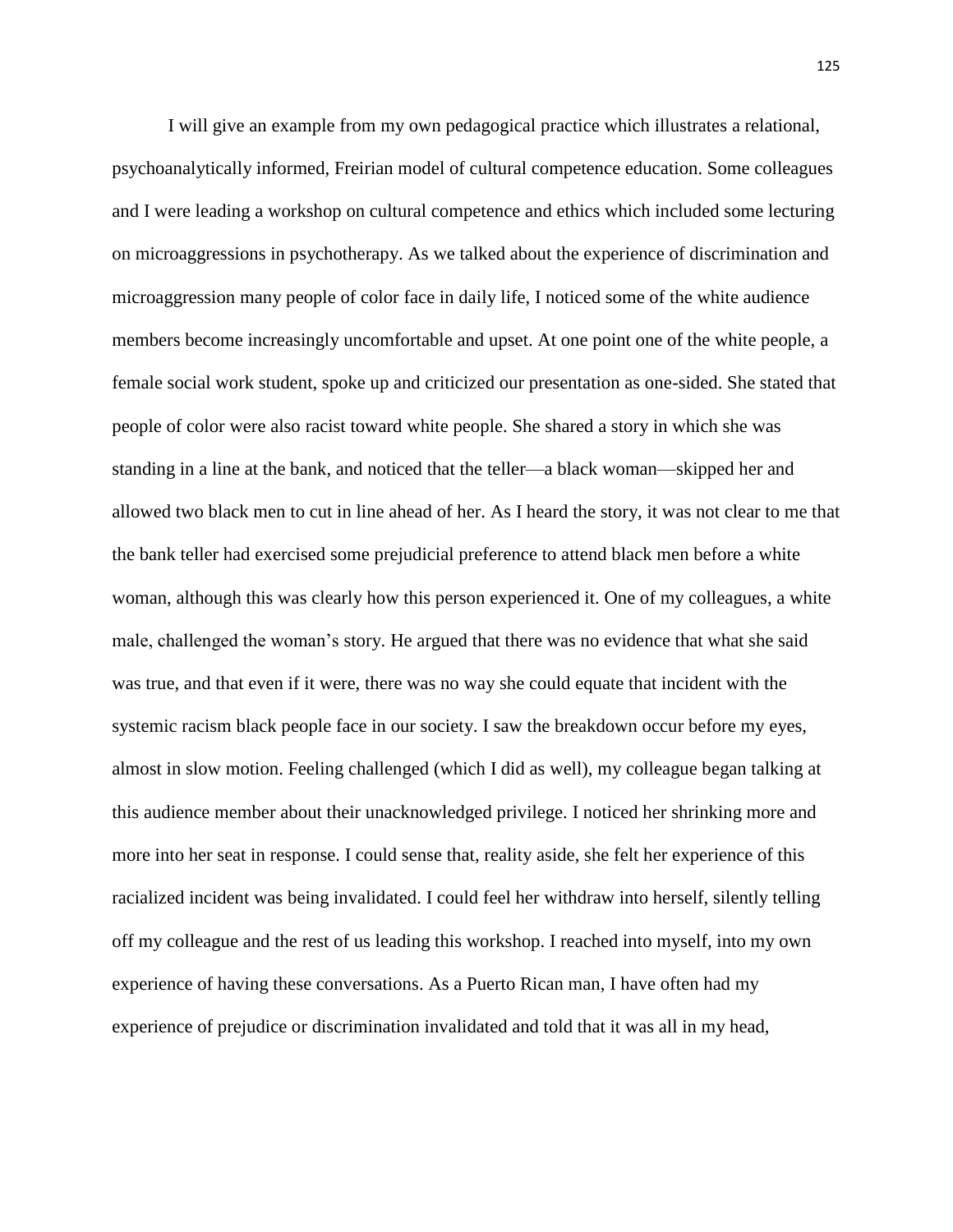I will give an example from my own pedagogical practice which illustrates a relational, psychoanalytically informed, Freirian model of cultural competence education. Some colleagues and I were leading a workshop on cultural competence and ethics which included some lecturing on microaggressions in psychotherapy. As we talked about the experience of discrimination and microaggression many people of color face in daily life, I noticed some of the white audience members become increasingly uncomfortable and upset. At one point one of the white people, a female social work student, spoke up and criticized our presentation as one-sided. She stated that people of color were also racist toward white people. She shared a story in which she was standing in a line at the bank, and noticed that the teller—a black woman—skipped her and allowed two black men to cut in line ahead of her. As I heard the story, it was not clear to me that the bank teller had exercised some prejudicial preference to attend black men before a white woman, although this was clearly how this person experienced it. One of my colleagues, a white male, challenged the woman's story. He argued that there was no evidence that what she said was true, and that even if it were, there was no way she could equate that incident with the systemic racism black people face in our society. I saw the breakdown occur before my eyes, almost in slow motion. Feeling challenged (which I did as well), my colleague began talking at this audience member about their unacknowledged privilege. I noticed her shrinking more and more into her seat in response. I could sense that, reality aside, she felt her experience of this racialized incident was being invalidated. I could feel her withdraw into herself, silently telling off my colleague and the rest of us leading this workshop. I reached into myself, into my own experience of having these conversations. As a Puerto Rican man, I have often had my experience of prejudice or discrimination invalidated and told that it was all in my head,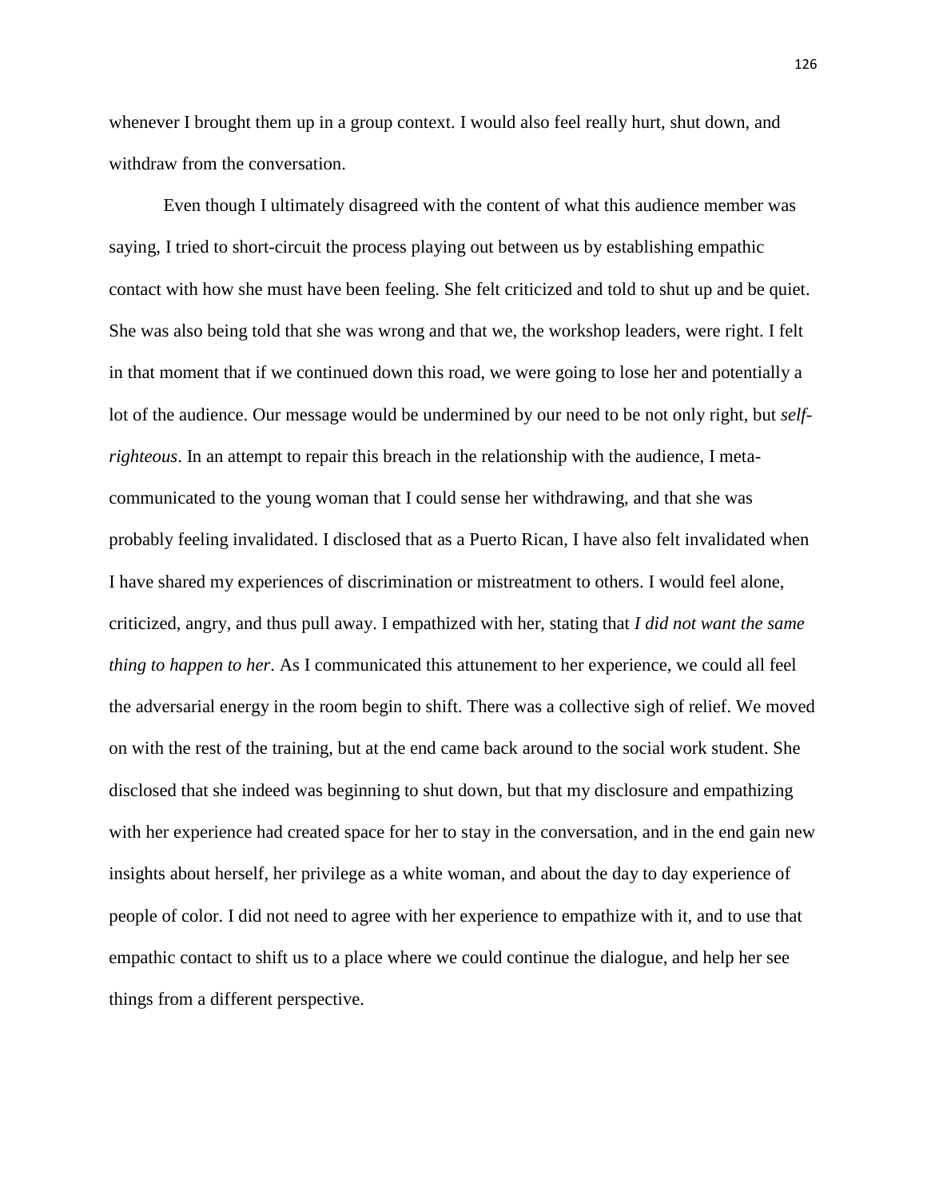whenever I brought them up in a group context. I would also feel really hurt, shut down, and withdraw from the conversation.

Even though I ultimately disagreed with the content of what this audience member was saying, I tried to short-circuit the process playing out between us by establishing empathic contact with how she must have been feeling. She felt criticized and told to shut up and be quiet. She was also being told that she was wrong and that we, the workshop leaders, were right. I felt in that moment that if we continued down this road, we were going to lose her and potentially a lot of the audience. Our message would be undermined by our need to be not only right, but *self-righteous*. In an attempt to repair this breach in the relationship with the audience, I meta-communicated to the young woman that I could sense her withdrawing, and that she was probably feeling invalidated. I disclosed that as a Puerto Rican, I have also felt invalidated when I have shared my experiences of discrimination or mistreatment to others. I would feel alone, criticized, angry, and thus pull away. I empathized with her, stating that *I did not want the same thing to happen to her*. As I communicated this attunement to her experience, we could all feel the adversarial energy in the room begin to shift. There was a collective sigh of relief. We moved on with the rest of the training, but at the end came back around to the social work student. She disclosed that she indeed was beginning to shut down, but that my disclosure and empathizing with her experience had created space for her to stay in the conversation, and in the end gain new insights about herself, her privilege as a white woman, and about the day to day experience of people of color. I did not need to agree with her experience to empathize with it, and to use that empathic contact to shift us to a place where we could continue the dialogue, and help her see things from a different perspective.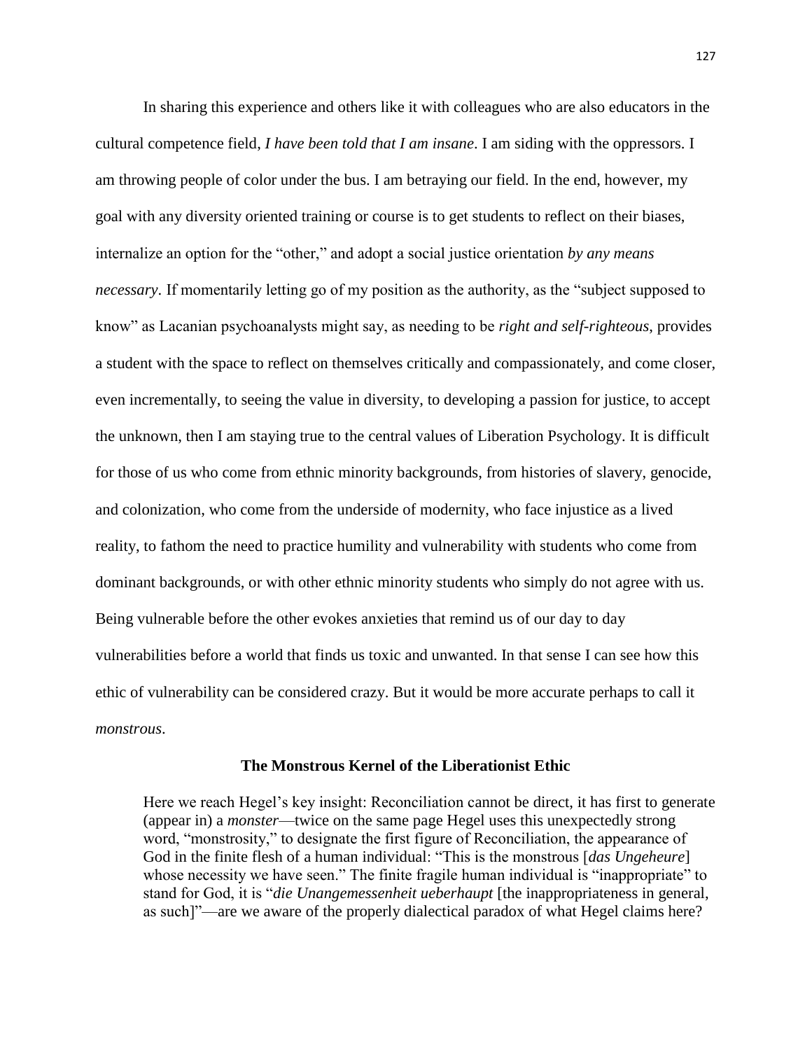In sharing this experience and others like it with colleagues who are also educators in the cultural competence field, *I have been told that I am insane*. I am siding with the oppressors. I am throwing people of color under the bus. I am betraying our field. In the end, however, my goal with any diversity oriented training or course is to get students to reflect on their biases, internalize an option for the "other," and adopt a social justice orientation *by any means necessary*. If momentarily letting go of my position as the authority, as the "subject supposed to know" as Lacanian psychoanalysts might say, as needing to be *right and self-righteous*, provides a student with the space to reflect on themselves critically and compassionately, and come closer, even incrementally, to seeing the value in diversity, to developing a passion for justice, to accept the unknown, then I am staying true to the central values of Liberation Psychology. It is difficult for those of us who come from ethnic minority backgrounds, from histories of slavery, genocide, and colonization, who come from the underside of modernity, who face injustice as a lived reality, to fathom the need to practice humility and vulnerability with students who come from dominant backgrounds, or with other ethnic minority students who simply do not agree with us. Being vulnerable before the other evokes anxieties that remind us of our day to day vulnerabilities before a world that finds us toxic and unwanted. In that sense I can see how this ethic of vulnerability can be considered crazy. But it would be more accurate perhaps to call it *monstrous*.

## The Monstrous Kernel of the Liberationist Ethic

> Here we reach Hegel's key insight: Reconciliation cannot be direct, it has first to generate (appear in) a *monster*—twice on the same page Hegel uses this unexpectedly strong word, "monstrosity," to designate the first figure of Reconciliation, the appearance of God in the finite flesh of a human individual: "This is the monstrous [*das Ungeheure*] whose necessity we have seen." The finite fragile human individual is "inappropriate" to stand for God, it is "*die Unangemessenheit ueberhaupt* [the inappropriateness in general, as such]"—are we aware of the properly dialectical paradox of what Hegel claims here?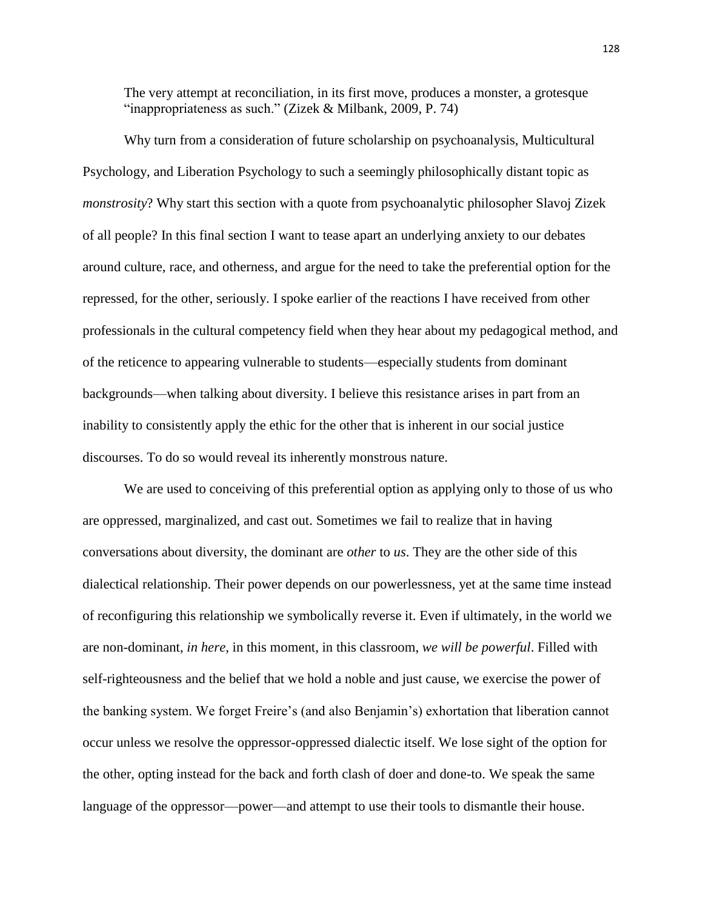> The very attempt at reconciliation, in its first move, produces a monster, a grotesque "inappropriateness as such." (Zizek & Milbank, 2009, P. 74)

Why turn from a consideration of future scholarship on psychoanalysis, Multicultural Psychology, and Liberation Psychology to such a seemingly philosophically distant topic as *monstrosity*? Why start this section with a quote from psychoanalytic philosopher Slavoj Zizek of all people? In this final section I want to tease apart an underlying anxiety to our debates around culture, race, and otherness, and argue for the need to take the preferential option for the repressed, for the other, seriously. I spoke earlier of the reactions I have received from other professionals in the cultural competency field when they hear about my pedagogical method, and of the reticence to appearing vulnerable to students—especially students from dominant backgrounds—when talking about diversity. I believe this resistance arises in part from an inability to consistently apply the ethic for the other that is inherent in our social justice discourses. To do so would reveal its inherently monstrous nature.

We are used to conceiving of this preferential option as applying only to those of us who are oppressed, marginalized, and cast out. Sometimes we fail to realize that in having conversations about diversity, the dominant are *other* to *us*. They are the other side of this dialectical relationship. Their power depends on our powerlessness, yet at the same time instead of reconfiguring this relationship we symbolically reverse it. Even if ultimately, in the world we are non-dominant, *in here*, in this moment, in this classroom, *we will be powerful*. Filled with self-righteousness and the belief that we hold a noble and just cause, we exercise the power of the banking system. We forget Freire's (and also Benjamin's) exhortation that liberation cannot occur unless we resolve the oppressor-oppressed dialectic itself. We lose sight of the option for the other, opting instead for the back and forth clash of doer and done-to. We speak the same language of the oppressor—power—and attempt to use their tools to dismantle their house.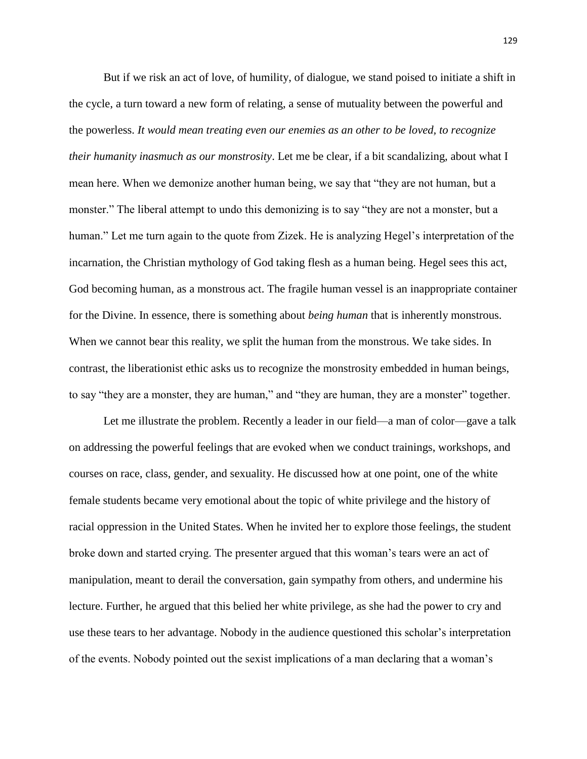But if we risk an act of love, of humility, of dialogue, we stand poised to initiate a shift in the cycle, a turn toward a new form of relating, a sense of mutuality between the powerful and the powerless. *It would mean treating even our enemies as an other to be loved, to recognize their humanity inasmuch as our monstrosity*. Let me be clear, if a bit scandalizing, about what I mean here. When we demonize another human being, we say that "they are not human, but a monster." The liberal attempt to undo this demonizing is to say "they are not a monster, but a human." Let me turn again to the quote from Zizek. He is analyzing Hegel's interpretation of the incarnation, the Christian mythology of God taking flesh as a human being. Hegel sees this act, God becoming human, as a monstrous act. The fragile human vessel is an inappropriate container for the Divine. In essence, there is something about *being human* that is inherently monstrous. When we cannot bear this reality, we split the human from the monstrous. We take sides. In contrast, the liberationist ethic asks us to recognize the monstrosity embedded in human beings, to say "they are a monster, they are human," and "they are human, they are a monster" together.

Let me illustrate the problem. Recently a leader in our field—a man of color—gave a talk on addressing the powerful feelings that are evoked when we conduct trainings, workshops, and courses on race, class, gender, and sexuality. He discussed how at one point, one of the white female students became very emotional about the topic of white privilege and the history of racial oppression in the United States. When he invited her to explore those feelings, the student broke down and started crying. The presenter argued that this woman's tears were an act of manipulation, meant to derail the conversation, gain sympathy from others, and undermine his lecture. Further, he argued that this belied her white privilege, as she had the power to cry and use these tears to her advantage. Nobody in the audience questioned this scholar's interpretation of the events. Nobody pointed out the sexist implications of a man declaring that a woman's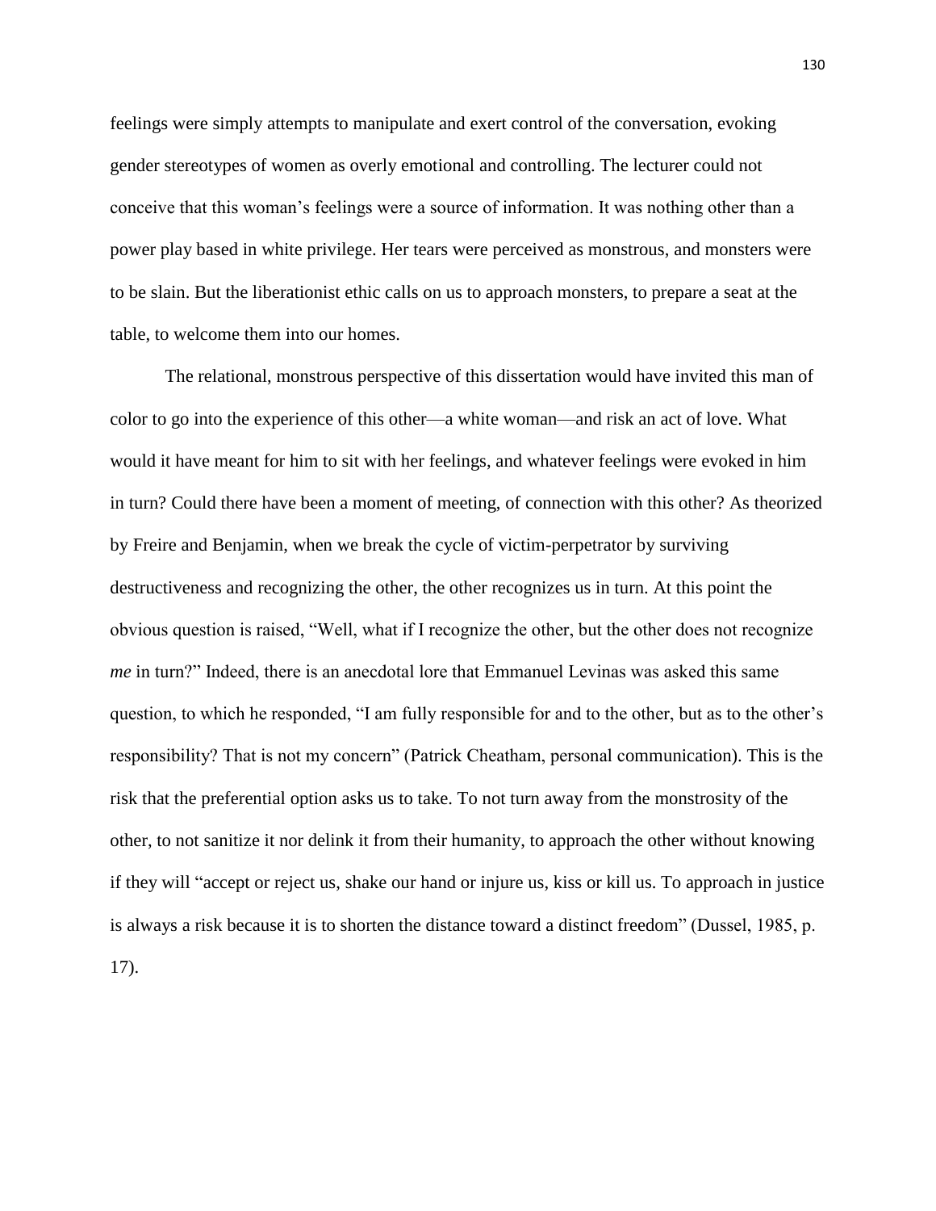feelings were simply attempts to manipulate and exert control of the conversation, evoking gender stereotypes of women as overly emotional and controlling. The lecturer could not conceive that this woman's feelings were a source of information. It was nothing other than a power play based in white privilege. Her tears were perceived as monstrous, and monsters were to be slain. But the liberationist ethic calls on us to approach monsters, to prepare a seat at the table, to welcome them into our homes.

The relational, monstrous perspective of this dissertation would have invited this man of color to go into the experience of this other—a white woman—and risk an act of love. What would it have meant for him to sit with her feelings, and whatever feelings were evoked in him in turn? Could there have been a moment of meeting, of connection with this other? As theorized by Freire and Benjamin, when we break the cycle of victim-perpetrator by surviving destructiveness and recognizing the other, the other recognizes us in turn. At this point the obvious question is raised, "Well, what if I recognize the other, but the other does not recognize *me* in turn?" Indeed, there is an anecdotal lore that Emmanuel Levinas was asked this same question, to which he responded, "I am fully responsible for and to the other, but as to the other's responsibility? That is not my concern" (Patrick Cheatham, personal communication). This is the risk that the preferential option asks us to take. To not turn away from the monstrosity of the other, to not sanitize it nor delink it from their humanity, to approach the other without knowing if they will "accept or reject us, shake our hand or injure us, kiss or kill us. To approach in justice is always a risk because it is to shorten the distance toward a distinct freedom" (Dussel, 1985, p. 17).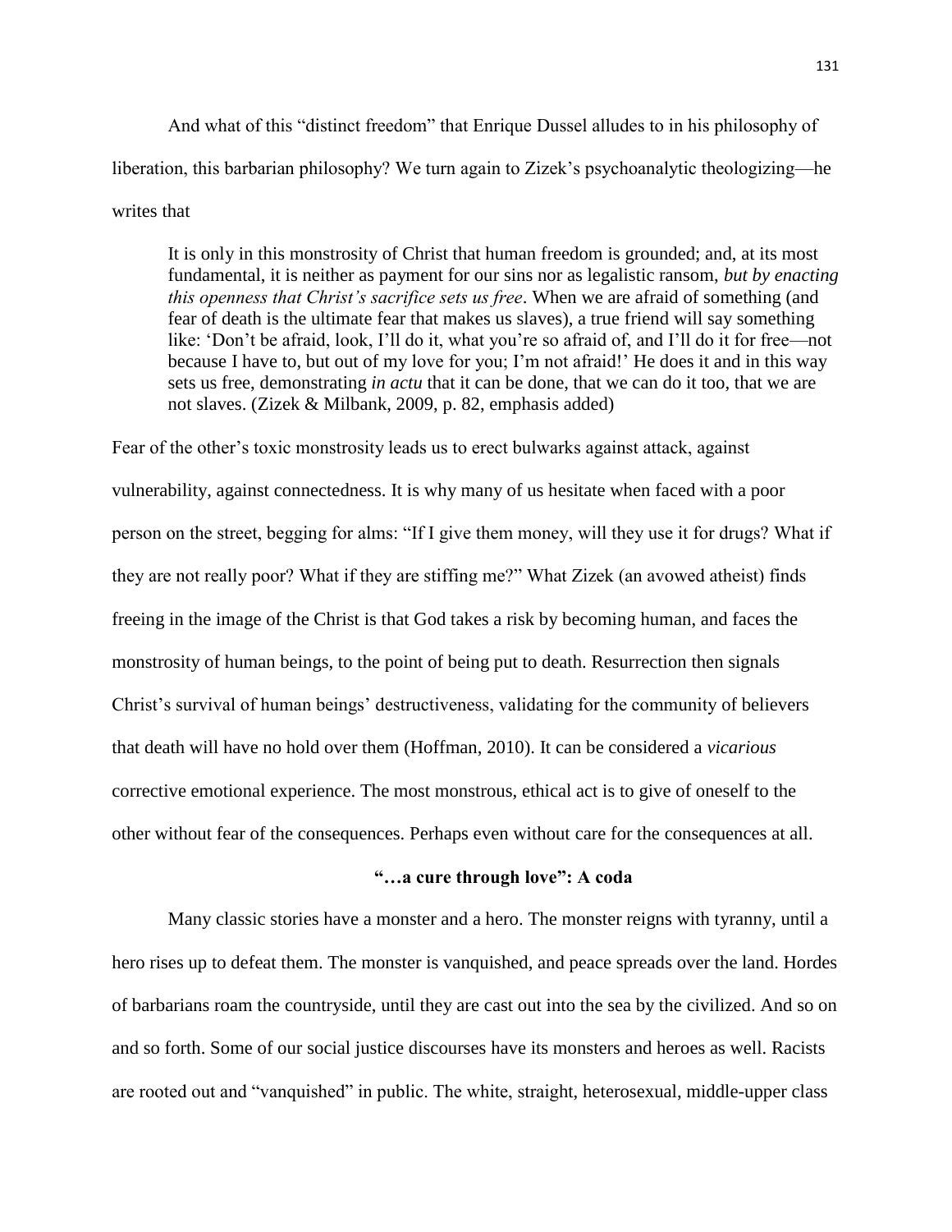And what of this "distinct freedom" that Enrique Dussel alludes to in his philosophy of liberation, this barbarian philosophy? We turn again to Zizek's psychoanalytic theologizing—he writes that

> It is only in this monstrosity of Christ that human freedom is grounded; and, at its most fundamental, it is neither as payment for our sins nor as legalistic ransom, *but by enacting this openness that Christ's sacrifice sets us free*. When we are afraid of something (and fear of death is the ultimate fear that makes us slaves), a true friend will say something like: 'Don't be afraid, look, I'll do it, what you're so afraid of, and I'll do it for free—not because I have to, but out of my love for you; I'm not afraid!' He does it and in this way sets us free, demonstrating *in actu* that it can be done, that we can do it too, that we are not slaves. (Zizek & Milbank, 2009, p. 82, emphasis added)

Fear of the other's toxic monstrosity leads us to erect bulwarks against attack, against vulnerability, against connectedness. It is why many of us hesitate when faced with a poor person on the street, begging for alms: "If I give them money, will they use it for drugs? What if they are not really poor? What if they are stiffing me?" What Zizek (an avowed atheist) finds freeing in the image of the Christ is that God takes a risk by becoming human, and faces the monstrosity of human beings, to the point of being put to death. Resurrection then signals Christ's survival of human beings' destructiveness, validating for the community of believers that death will have no hold over them (Hoffman, 2010). It can be considered a *vicarious* corrective emotional experience. The most monstrous, ethical act is to give of oneself to the other without fear of the consequences. Perhaps even without care for the consequences at all.

## "…a cure through love": A coda

Many classic stories have a monster and a hero. The monster reigns with tyranny, until a hero rises up to defeat them. The monster is vanquished, and peace spreads over the land. Hordes of barbarians roam the countryside, until they are cast out into the sea by the civilized. And so on and so forth. Some of our social justice discourses have its monsters and heroes as well. Racists are rooted out and "vanquished" in public. The white, straight, heterosexual, middle-upper class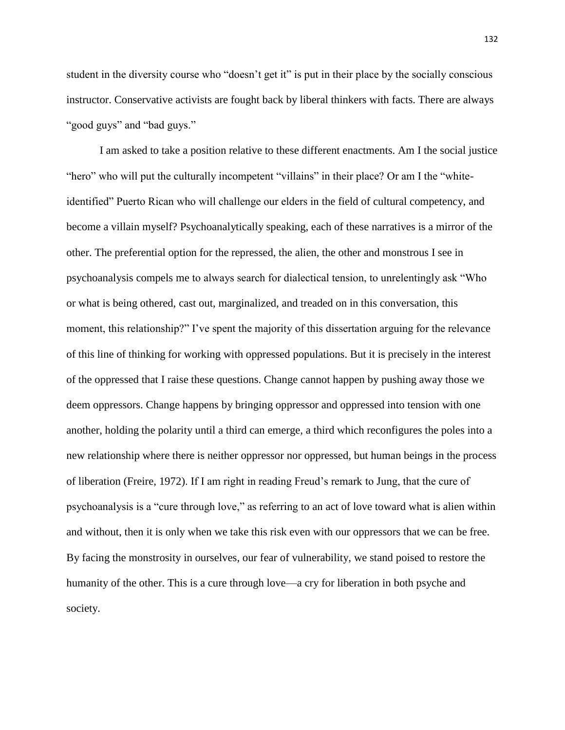student in the diversity course who "doesn't get it" is put in their place by the socially conscious instructor. Conservative activists are fought back by liberal thinkers with facts. There are always "good guys" and "bad guys."

I am asked to take a position relative to these different enactments. Am I the social justice "hero" who will put the culturally incompetent "villains" in their place? Or am I the "white-identified" Puerto Rican who will challenge our elders in the field of cultural competency, and become a villain myself? Psychoanalytically speaking, each of these narratives is a mirror of the other. The preferential option for the repressed, the alien, the other and monstrous I see in psychoanalysis compels me to always search for dialectical tension, to unrelentingly ask "Who or what is being othered, cast out, marginalized, and treaded on in this conversation, this moment, this relationship?" I've spent the majority of this dissertation arguing for the relevance of this line of thinking for working with oppressed populations. But it is precisely in the interest of the oppressed that I raise these questions. Change cannot happen by pushing away those we deem oppressors. Change happens by bringing oppressor and oppressed into tension with one another, holding the polarity until a third can emerge, a third which reconfigures the poles into a new relationship where there is neither oppressor nor oppressed, but human beings in the process of liberation (Freire, 1972). If I am right in reading Freud's remark to Jung, that the cure of psychoanalysis is a "cure through love," as referring to an act of love toward what is alien within and without, then it is only when we take this risk even with our oppressors that we can be free. By facing the monstrosity in ourselves, our fear of vulnerability, we stand poised to restore the humanity of the other. This is a cure through love—a cry for liberation in both psyche and society.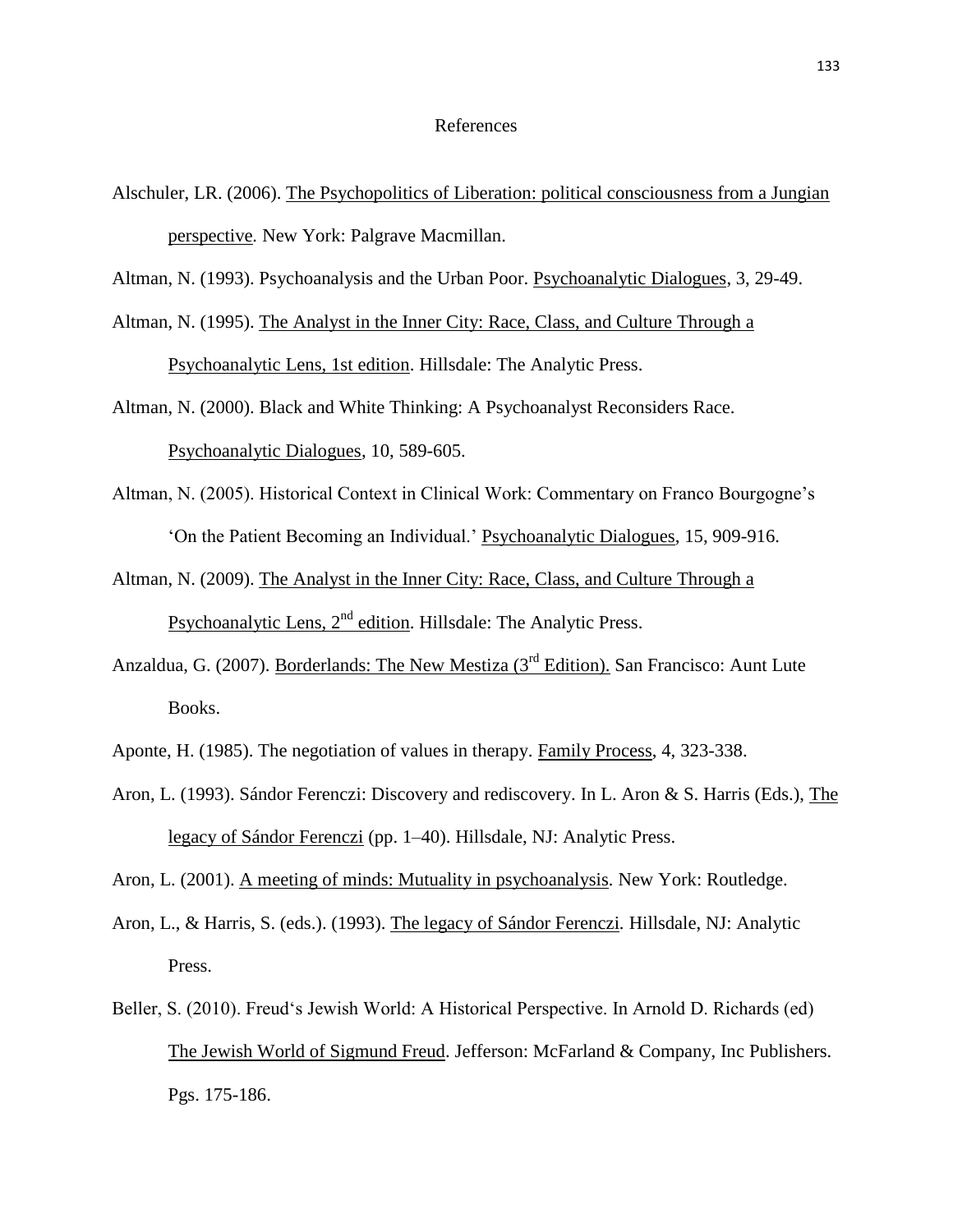# References

Alschuler, LR. (2006). The Psychopolitics of Liberation: political consciousness from a Jungian perspective. New York: Palgrave Macmillan.

Altman, N. (1993). Psychoanalysis and the Urban Poor. Psychoanalytic Dialogues, 3, 29-49.

Altman, N. (1995). The Analyst in the Inner City: Race, Class, and Culture Through a Psychoanalytic Lens, 1st edition. Hillsdale: The Analytic Press.

Altman, N. (2000). Black and White Thinking: A Psychoanalyst Reconsiders Race. Psychoanalytic Dialogues, 10, 589-605.

Altman, N. (2005). Historical Context in Clinical Work: Commentary on Franco Bourgogne's 'On the Patient Becoming an Individual.' Psychoanalytic Dialogues, 15, 909-916.

Altman, N. (2009). The Analyst in the Inner City: Race, Class, and Culture Through a Psychoanalytic Lens, 2nd edition. Hillsdale: The Analytic Press.

Anzaldua, G. (2007). Borderlands: The New Mestiza (3rd Edition). San Francisco: Aunt Lute Books.

Aponte, H. (1985). The negotiation of values in therapy. Family Process, 4, 323-338.

Aron, L. (1993). Sándor Ferenczi: Discovery and rediscovery. In L. Aron & S. Harris (Eds.), The legacy of Sándor Ferenczi (pp. 1–40). Hillsdale, NJ: Analytic Press.

Aron, L. (2001). A meeting of minds: Mutuality in psychoanalysis. New York: Routledge.

Aron, L., & Harris, S. (eds.). (1993). The legacy of Sándor Ferenczi. Hillsdale, NJ: Analytic Press.

Beller, S. (2010). Freud's Jewish World: A Historical Perspective. In Arnold D. Richards (ed) The Jewish World of Sigmund Freud. Jefferson: McFarland & Company, Inc Publishers. Pgs. 175-186.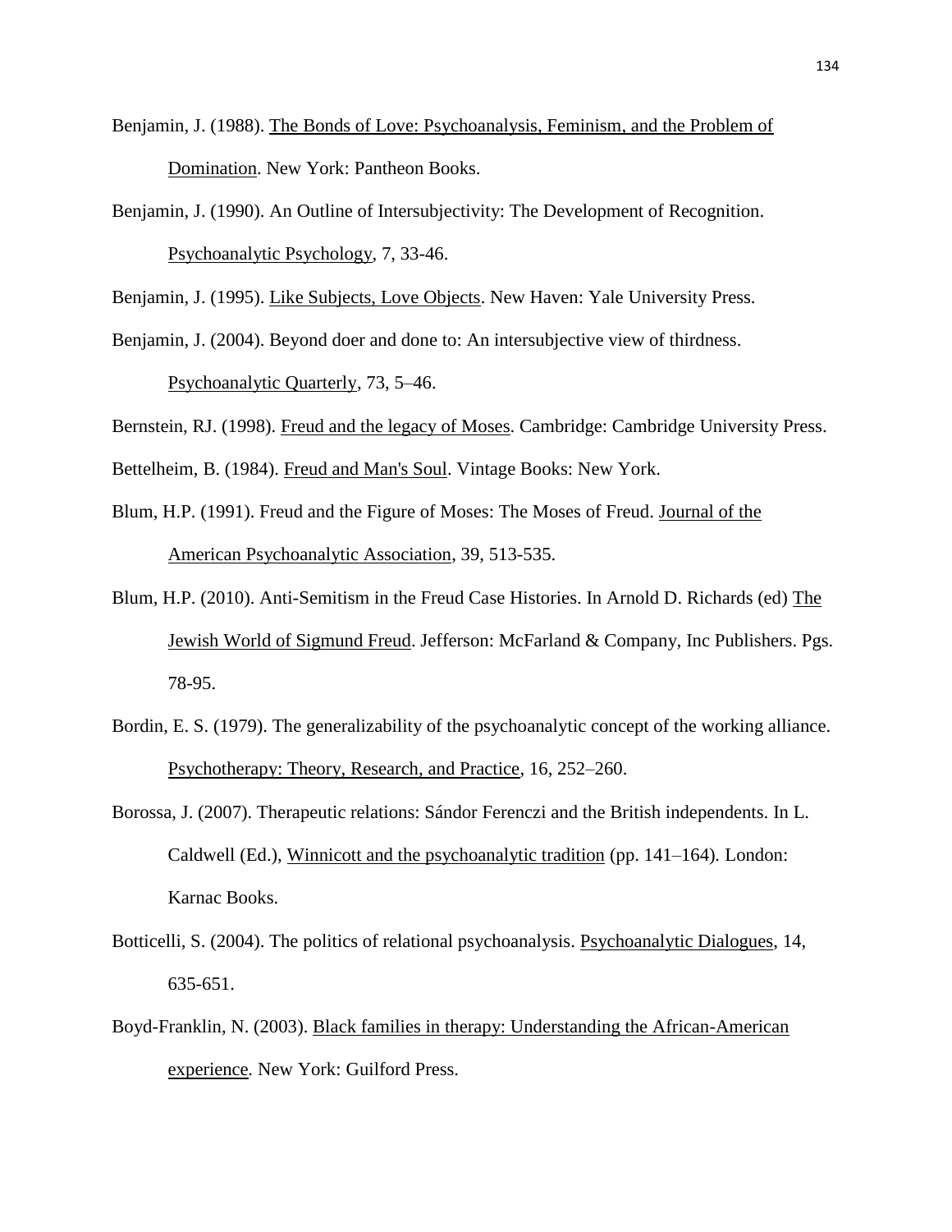Benjamin, J. (1988). The Bonds of Love: Psychoanalysis, Feminism, and the Problem of Domination. New York: Pantheon Books.

Benjamin, J. (1990). An Outline of Intersubjectivity: The Development of Recognition. Psychoanalytic Psychology, 7, 33-46.

Benjamin, J. (1995). Like Subjects, Love Objects. New Haven: Yale University Press.

Benjamin, J. (2004). Beyond doer and done to: An intersubjective view of thirdness. Psychoanalytic Quarterly, 73, 5–46.

Bernstein, RJ. (1998). Freud and the legacy of Moses. Cambridge: Cambridge University Press.

Bettelheim, B. (1984). Freud and Man's Soul. Vintage Books: New York.

Blum, H.P. (1991). Freud and the Figure of Moses: The Moses of Freud. Journal of the American Psychoanalytic Association, 39, 513-535.

Blum, H.P. (2010). Anti-Semitism in the Freud Case Histories. In Arnold D. Richards (ed) The Jewish World of Sigmund Freud. Jefferson: McFarland & Company, Inc Publishers. Pgs. 78-95.

Bordin, E. S. (1979). The generalizability of the psychoanalytic concept of the working alliance. Psychotherapy: Theory, Research, and Practice, 16, 252–260.

Borossa, J. (2007). Therapeutic relations: Sándor Ferenczi and the British independents. In L. Caldwell (Ed.), Winnicott and the psychoanalytic tradition (pp. 141–164). London: Karnac Books.

Botticelli, S. (2004). The politics of relational psychoanalysis. Psychoanalytic Dialogues, 14, 635-651.

Boyd-Franklin, N. (2003). Black families in therapy: Understanding the African-American experience. New York: Guilford Press.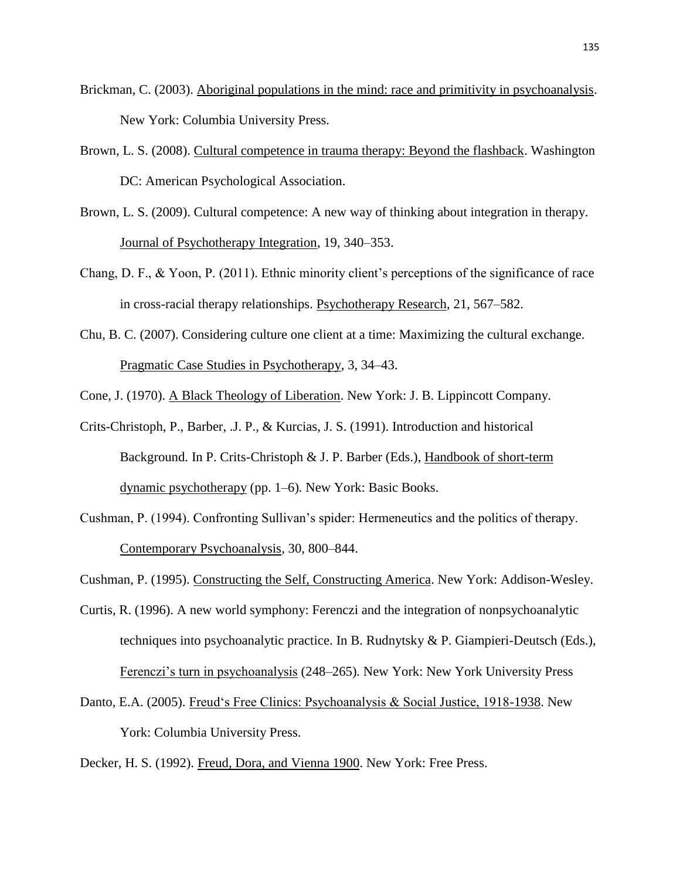Brickman, C. (2003). Aboriginal populations in the mind: race and primitivity in psychoanalysis. New York: Columbia University Press.

Brown, L. S. (2008). Cultural competence in trauma therapy: Beyond the flashback. Washington DC: American Psychological Association.

Brown, L. S. (2009). Cultural competence: A new way of thinking about integration in therapy. Journal of Psychotherapy Integration, 19, 340–353.

Chang, D. F., & Yoon, P. (2011). Ethnic minority client's perceptions of the significance of race in cross-racial therapy relationships. Psychotherapy Research, 21, 567–582.

Chu, B. C. (2007). Considering culture one client at a time: Maximizing the cultural exchange. Pragmatic Case Studies in Psychotherapy, 3, 34–43.

Cone, J. (1970). A Black Theology of Liberation. New York: J. B. Lippincott Company.

Crits-Christoph, P., Barber, .J. P., & Kurcias, J. S. (1991). Introduction and historical Background. In P. Crits-Christoph & J. P. Barber (Eds.), Handbook of short-term dynamic psychotherapy (pp. 1–6). New York: Basic Books.

Cushman, P. (1994). Confronting Sullivan's spider: Hermeneutics and the politics of therapy. Contemporary Psychoanalysis, 30, 800–844.

Cushman, P. (1995). Constructing the Self, Constructing America. New York: Addison-Wesley.

Curtis, R. (1996). A new world symphony: Ferenczi and the integration of nonpsychoanalytic techniques into psychoanalytic practice. In B. Rudnytsky & P. Giampieri-Deutsch (Eds.), Ferenczi's turn in psychoanalysis (248–265). New York: New York University Press

Danto, E.A. (2005). Freud's Free Clinics: Psychoanalysis & Social Justice, 1918-1938. New York: Columbia University Press.

Decker, H. S. (1992). Freud, Dora, and Vienna 1900. New York: Free Press.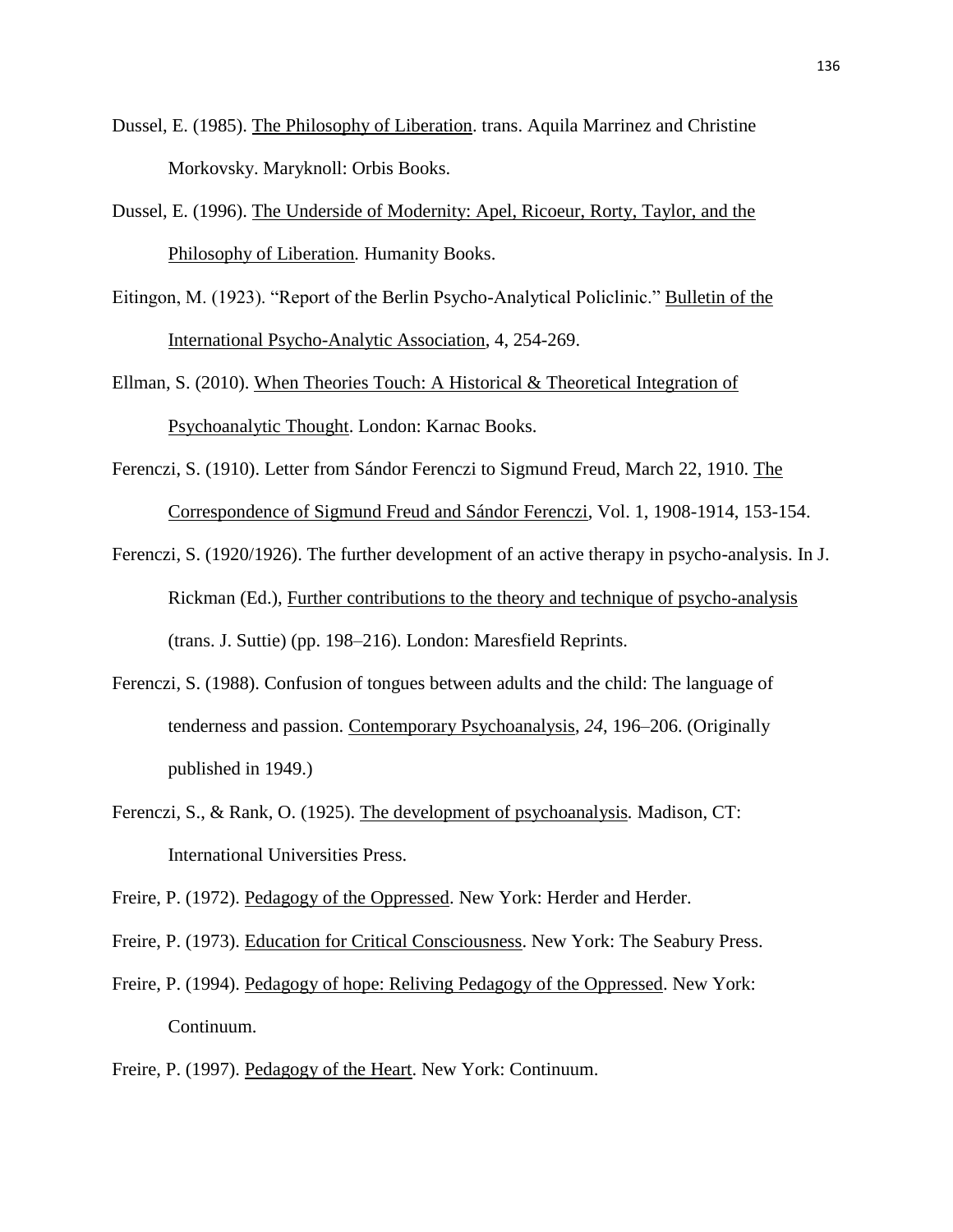Dussel, E. (1985). The Philosophy of Liberation. trans. Aquila Marrinez and Christine Morkovsky. Maryknoll: Orbis Books.

Dussel, E. (1996). The Underside of Modernity: Apel, Ricoeur, Rorty, Taylor, and the Philosophy of Liberation. Humanity Books.

Eitingon, M. (1923). "Report of the Berlin Psycho-Analytical Policlinic." Bulletin of the International Psycho-Analytic Association, 4, 254-269.

Ellman, S. (2010). When Theories Touch: A Historical & Theoretical Integration of Psychoanalytic Thought. London: Karnac Books.

Ferenczi, S. (1910). Letter from Sándor Ferenczi to Sigmund Freud, March 22, 1910. The Correspondence of Sigmund Freud and Sándor Ferenczi, Vol. 1, 1908-1914, 153-154.

Ferenczi, S. (1920/1926). The further development of an active therapy in psycho-analysis. In J. Rickman (Ed.), Further contributions to the theory and technique of psycho-analysis (trans. J. Suttie) (pp. 198–216). London: Maresfield Reprints.

Ferenczi, S. (1988). Confusion of tongues between adults and the child: The language of tenderness and passion. Contemporary Psychoanalysis, *24*, 196–206. (Originally published in 1949.)

Ferenczi, S., & Rank, O. (1925). The development of psychoanalysis. Madison, CT: International Universities Press.

Freire, P. (1972). Pedagogy of the Oppressed. New York: Herder and Herder.

Freire, P. (1973). Education for Critical Consciousness. New York: The Seabury Press.

Freire, P. (1994). Pedagogy of hope: Reliving Pedagogy of the Oppressed. New York: Continuum.

Freire, P. (1997). Pedagogy of the Heart. New York: Continuum.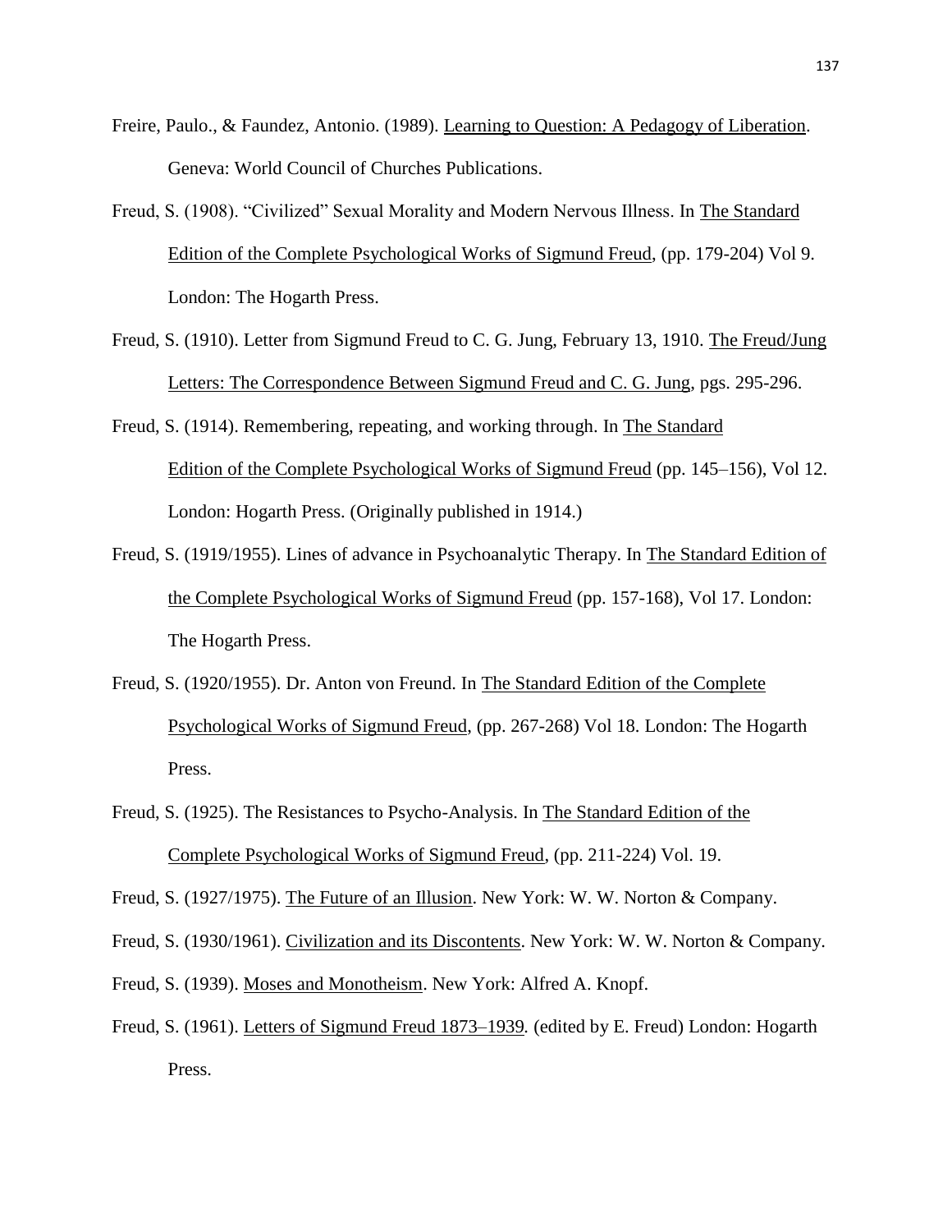Freire, Paulo., & Faundez, Antonio. (1989). Learning to Question: A Pedagogy of Liberation. Geneva: World Council of Churches Publications.

Freud, S. (1908). "Civilized" Sexual Morality and Modern Nervous Illness. In The Standard Edition of the Complete Psychological Works of Sigmund Freud, (pp. 179-204) Vol 9. London: The Hogarth Press.

Freud, S. (1910). Letter from Sigmund Freud to C. G. Jung, February 13, 1910. The Freud/Jung Letters: The Correspondence Between Sigmund Freud and C. G. Jung, pgs. 295-296.

Freud, S. (1914). Remembering, repeating, and working through. In The Standard Edition of the Complete Psychological Works of Sigmund Freud (pp. 145–156), Vol 12. London: Hogarth Press. (Originally published in 1914.)

Freud, S. (1919/1955). Lines of advance in Psychoanalytic Therapy. In The Standard Edition of the Complete Psychological Works of Sigmund Freud (pp. 157-168), Vol 17. London: The Hogarth Press.

Freud, S. (1920/1955). Dr. Anton von Freund. In The Standard Edition of the Complete Psychological Works of Sigmund Freud, (pp. 267-268) Vol 18. London: The Hogarth Press.

Freud, S. (1925). The Resistances to Psycho-Analysis. In The Standard Edition of the Complete Psychological Works of Sigmund Freud, (pp. 211-224) Vol. 19.

Freud, S. (1927/1975). The Future of an Illusion. New York: W. W. Norton & Company.

Freud, S. (1930/1961). Civilization and its Discontents. New York: W. W. Norton & Company.

Freud, S. (1939). Moses and Monotheism. New York: Alfred A. Knopf.

Freud, S. (1961). Letters of Sigmund Freud 1873–1939. (edited by E. Freud) London: Hogarth Press.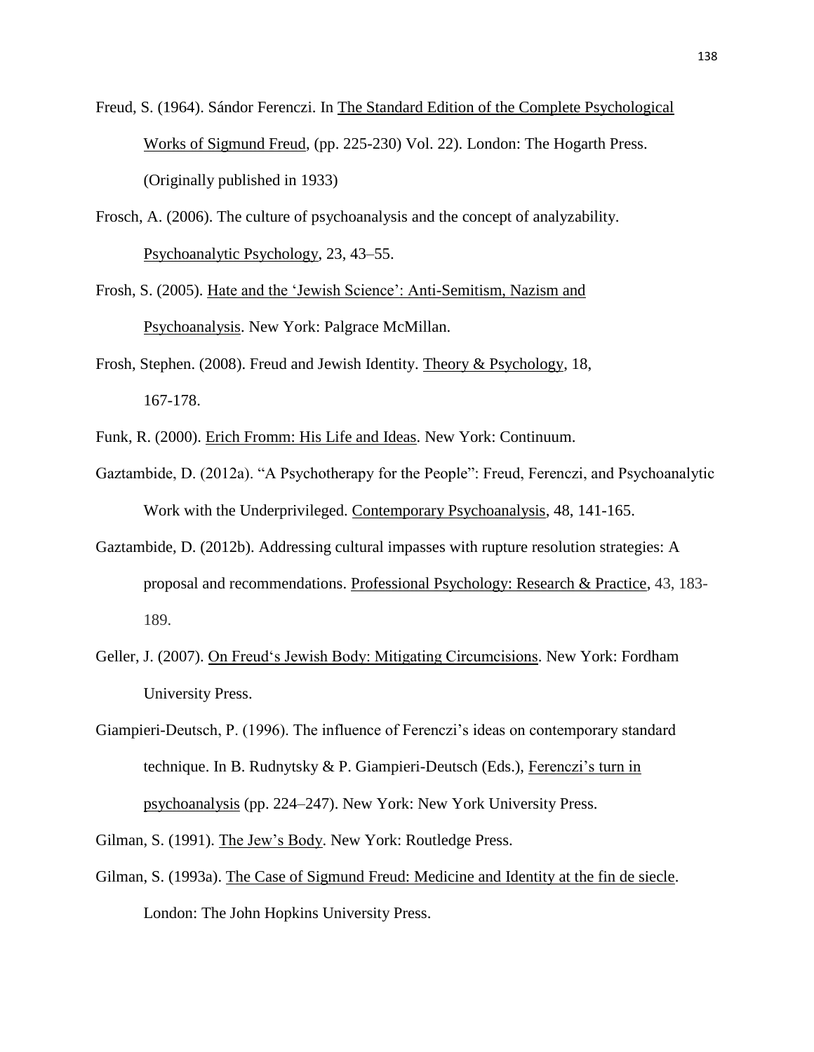Freud, S. (1964). Sándor Ferenczi. In The Standard Edition of the Complete Psychological Works of Sigmund Freud, (pp. 225-230) Vol. 22). London: The Hogarth Press. (Originally published in 1933)

Frosch, A. (2006). The culture of psychoanalysis and the concept of analyzability. Psychoanalytic Psychology, 23, 43–55.

Frosh, S. (2005). Hate and the 'Jewish Science': Anti-Semitism, Nazism and Psychoanalysis. New York: Palgrace McMillan.

Frosh, Stephen. (2008). Freud and Jewish Identity. Theory & Psychology, 18, 167-178.

Funk, R. (2000). Erich Fromm: His Life and Ideas. New York: Continuum.

Gaztambide, D. (2012a). "A Psychotherapy for the People": Freud, Ferenczi, and Psychoanalytic Work with the Underprivileged. Contemporary Psychoanalysis, 48, 141-165.

Gaztambide, D. (2012b). Addressing cultural impasses with rupture resolution strategies: A proposal and recommendations. Professional Psychology: Research & Practice, 43, 183-189.

Geller, J. (2007). On Freud's Jewish Body: Mitigating Circumcisions. New York: Fordham University Press.

Giampieri-Deutsch, P. (1996). The influence of Ferenczi's ideas on contemporary standard technique. In B. Rudnytsky & P. Giampieri-Deutsch (Eds.), Ferenczi's turn in psychoanalysis (pp. 224–247). New York: New York University Press.

Gilman, S. (1991). The Jew's Body. New York: Routledge Press.

Gilman, S. (1993a). The Case of Sigmund Freud: Medicine and Identity at the fin de siecle. London: The John Hopkins University Press.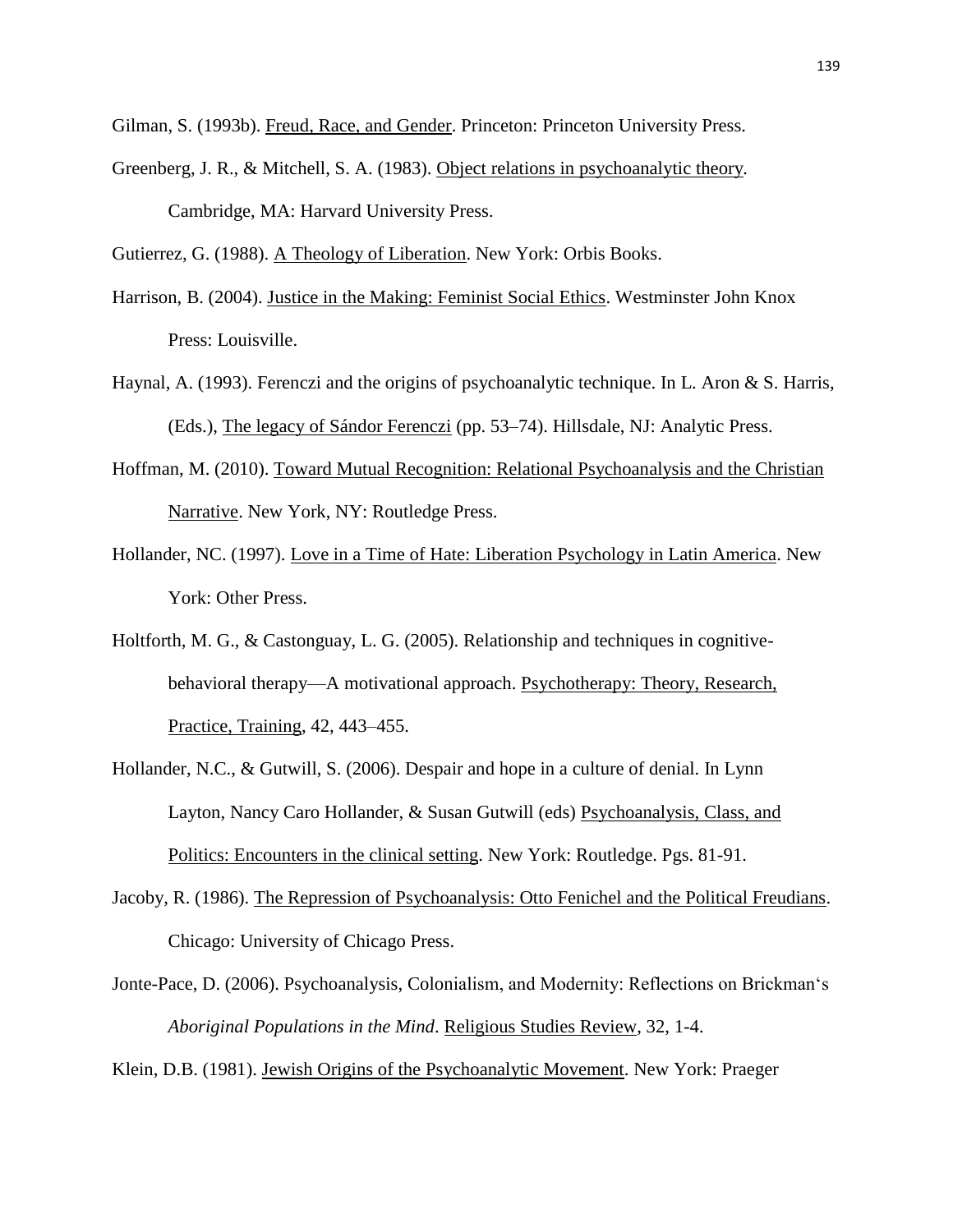Gilman, S. (1993b). Freud, Race, and Gender. Princeton: Princeton University Press.

Greenberg, J. R., & Mitchell, S. A. (1983). Object relations in psychoanalytic theory. Cambridge, MA: Harvard University Press.

Gutierrez, G. (1988). A Theology of Liberation. New York: Orbis Books.

Harrison, B. (2004). Justice in the Making: Feminist Social Ethics. Westminster John Knox Press: Louisville.

Haynal, A. (1993). Ferenczi and the origins of psychoanalytic technique. In L. Aron & S. Harris, (Eds.), The legacy of Sándor Ferenczi (pp. 53–74). Hillsdale, NJ: Analytic Press.

Hoffman, M. (2010). Toward Mutual Recognition: Relational Psychoanalysis and the Christian Narrative. New York, NY: Routledge Press.

Hollander, NC. (1997). Love in a Time of Hate: Liberation Psychology in Latin America. New York: Other Press.

Holtforth, M. G., & Castonguay, L. G. (2005). Relationship and techniques in cognitive-behavioral therapy—A motivational approach. Psychotherapy: Theory, Research, Practice, Training, 42, 443–455.

Hollander, N.C., & Gutwill, S. (2006). Despair and hope in a culture of denial. In Lynn Layton, Nancy Caro Hollander, & Susan Gutwill (eds) Psychoanalysis, Class, and Politics: Encounters in the clinical setting. New York: Routledge. Pgs. 81-91.

Jacoby, R. (1986). The Repression of Psychoanalysis: Otto Fenichel and the Political Freudians. Chicago: University of Chicago Press.

Jonte-Pace, D. (2006). Psychoanalysis, Colonialism, and Modernity: Reflections on Brickman's *Aboriginal Populations in the Mind*. Religious Studies Review, 32, 1-4.

Klein, D.B. (1981). Jewish Origins of the Psychoanalytic Movement. New York: Praeger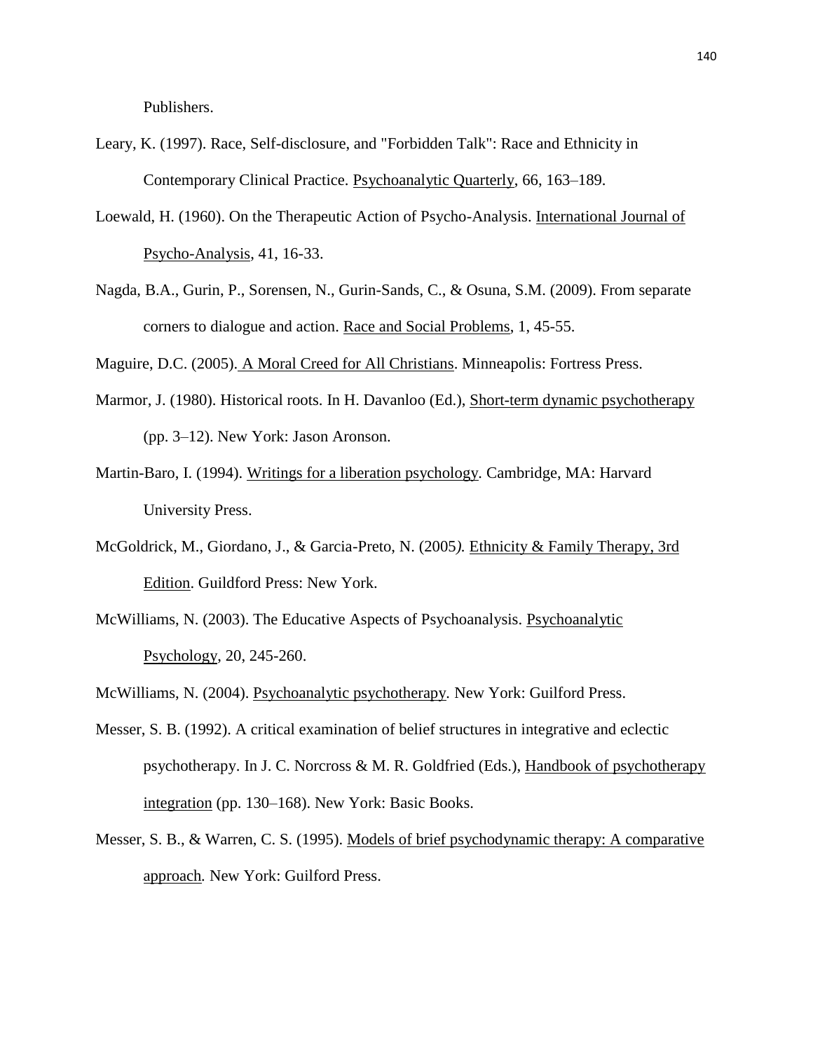Publishers.

Leary, K. (1997). Race, Self-disclosure, and "Forbidden Talk": Race and Ethnicity in Contemporary Clinical Practice. Psychoanalytic Quarterly, 66, 163–189.

Loewald, H. (1960). On the Therapeutic Action of Psycho-Analysis. International Journal of Psycho-Analysis, 41, 16-33.

Nagda, B.A., Gurin, P., Sorensen, N., Gurin-Sands, C., & Osuna, S.M. (2009). From separate corners to dialogue and action. Race and Social Problems, 1, 45-55.

Maguire, D.C. (2005). A Moral Creed for All Christians. Minneapolis: Fortress Press.

Marmor, J. (1980). Historical roots. In H. Davanloo (Ed.), Short-term dynamic psychotherapy (pp. 3–12). New York: Jason Aronson.

Martin-Baro, I. (1994). Writings for a liberation psychology. Cambridge, MA: Harvard University Press.

McGoldrick, M., Giordano, J., & Garcia-Preto, N. (2005). Ethnicity & Family Therapy, 3rd Edition. Guildford Press: New York.

McWilliams, N. (2003). The Educative Aspects of Psychoanalysis. Psychoanalytic Psychology, 20, 245-260.

McWilliams, N. (2004). Psychoanalytic psychotherapy. New York: Guilford Press.

Messer, S. B. (1992). A critical examination of belief structures in integrative and eclectic psychotherapy. In J. C. Norcross & M. R. Goldfried (Eds.), Handbook of psychotherapy integration (pp. 130–168). New York: Basic Books.

Messer, S. B., & Warren, C. S. (1995). Models of brief psychodynamic therapy: A comparative approach. New York: Guilford Press.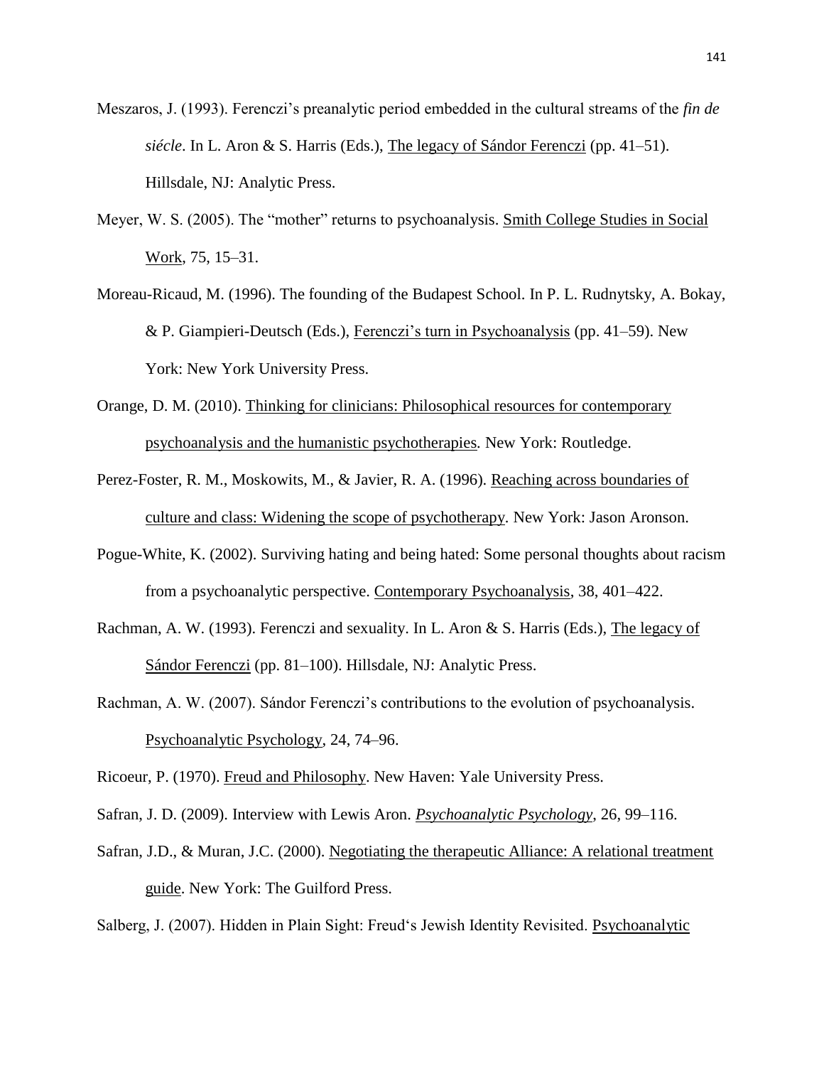Meszaros, J. (1993). Ferenczi's preanalytic period embedded in the cultural streams of the *fin de siécle*. In L. Aron & S. Harris (Eds.), The legacy of Sándor Ferenczi (pp. 41–51). Hillsdale, NJ: Analytic Press.

Meyer, W. S. (2005). The "mother" returns to psychoanalysis. Smith College Studies in Social Work, 75, 15–31.

Moreau-Ricaud, M. (1996). The founding of the Budapest School. In P. L. Rudnytsky, A. Bokay, & P. Giampieri-Deutsch (Eds.), Ferenczi's turn in Psychoanalysis (pp. 41–59). New York: New York University Press.

Orange, D. M. (2010). Thinking for clinicians: Philosophical resources for contemporary psychoanalysis and the humanistic psychotherapies. New York: Routledge.

Perez-Foster, R. M., Moskowits, M., & Javier, R. A. (1996). Reaching across boundaries of culture and class: Widening the scope of psychotherapy. New York: Jason Aronson.

Pogue-White, K. (2002). Surviving hating and being hated: Some personal thoughts about racism from a psychoanalytic perspective. Contemporary Psychoanalysis, 38, 401–422.

Rachman, A. W. (1993). Ferenczi and sexuality. In L. Aron & S. Harris (Eds.), The legacy of Sándor Ferenczi (pp. 81–100). Hillsdale, NJ: Analytic Press.

Rachman, A. W. (2007). Sándor Ferenczi's contributions to the evolution of psychoanalysis. Psychoanalytic Psychology, 24, 74–96.

Ricoeur, P. (1970). Freud and Philosophy. New Haven: Yale University Press.

Safran, J. D. (2009). Interview with Lewis Aron. *Psychoanalytic Psychology*, 26, 99–116.

Safran, J.D., & Muran, J.C. (2000). Negotiating the therapeutic Alliance: A relational treatment guide. New York: The Guilford Press.

Salberg, J. (2007). Hidden in Plain Sight: Freud's Jewish Identity Revisited. Psychoanalytic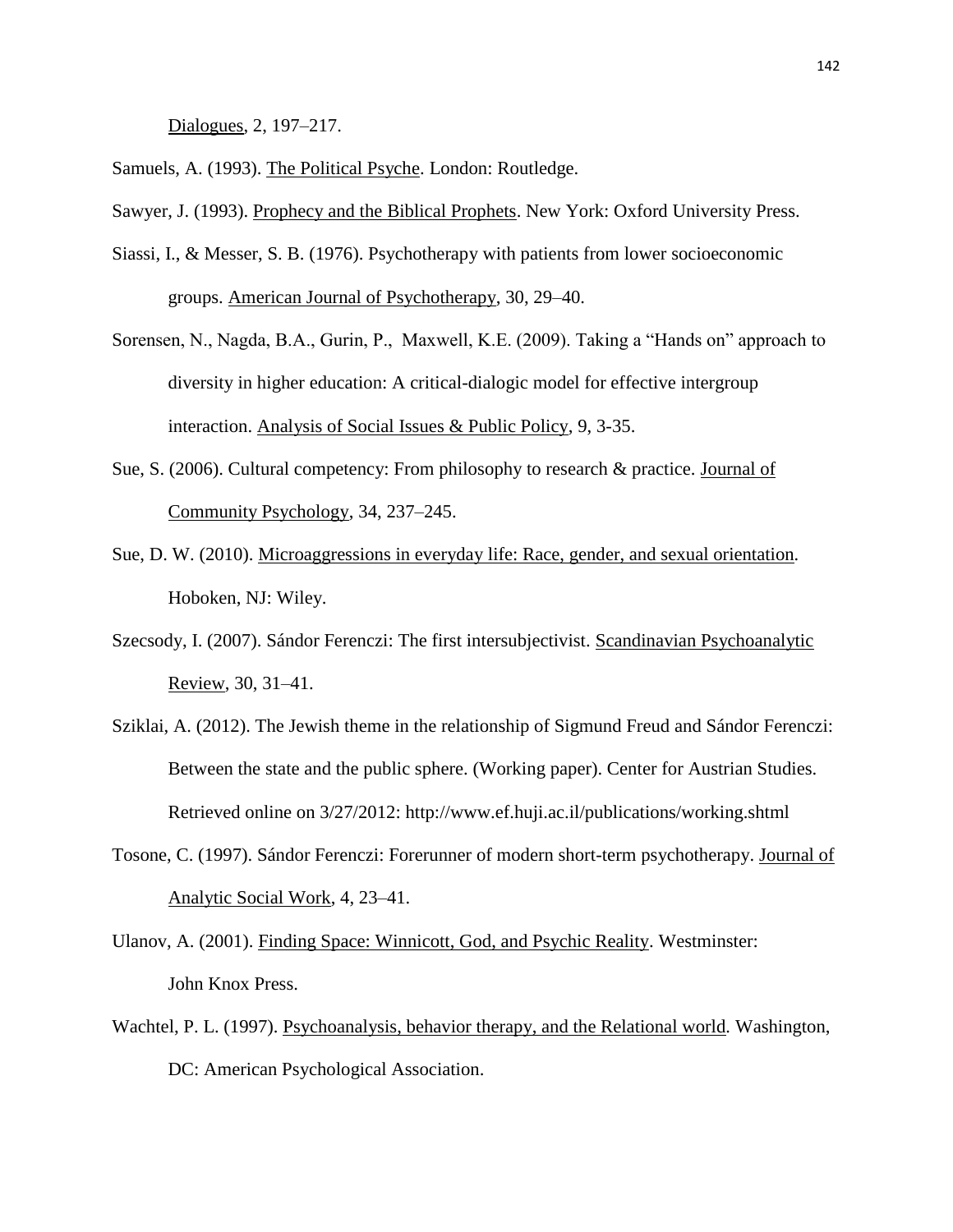Dialogues, 2, 197–217.

Samuels, A. (1993). The Political Psyche. London: Routledge.

Sawyer, J. (1993). Prophecy and the Biblical Prophets. New York: Oxford University Press.

Siassi, I., & Messer, S. B. (1976). Psychotherapy with patients from lower socioeconomic groups. American Journal of Psychotherapy, 30, 29–40.

Sorensen, N., Nagda, B.A., Gurin, P., Maxwell, K.E. (2009). Taking a "Hands on" approach to diversity in higher education: A critical-dialogic model for effective intergroup interaction. Analysis of Social Issues & Public Policy, 9, 3-35.

Sue, S. (2006). Cultural competency: From philosophy to research & practice. Journal of Community Psychology, 34, 237–245.

Sue, D. W. (2010). Microaggressions in everyday life: Race, gender, and sexual orientation. Hoboken, NJ: Wiley.

Szecsody, I. (2007). Sándor Ferenczi: The first intersubjectivist. Scandinavian Psychoanalytic Review, 30, 31–41.

Sziklai, A. (2012). The Jewish theme in the relationship of Sigmund Freud and Sándor Ferenczi: Between the state and the public sphere. (Working paper). Center for Austrian Studies. Retrieved online on 3/27/2012: http://www.ef.huji.ac.il/publications/working.shtml

Tosone, C. (1997). Sándor Ferenczi: Forerunner of modern short-term psychotherapy. Journal of Analytic Social Work, 4, 23–41.

Ulanov, A. (2001). Finding Space: Winnicott, God, and Psychic Reality. Westminster: John Knox Press.

Wachtel, P. L. (1997). Psychoanalysis, behavior therapy, and the Relational world. Washington, DC: American Psychological Association.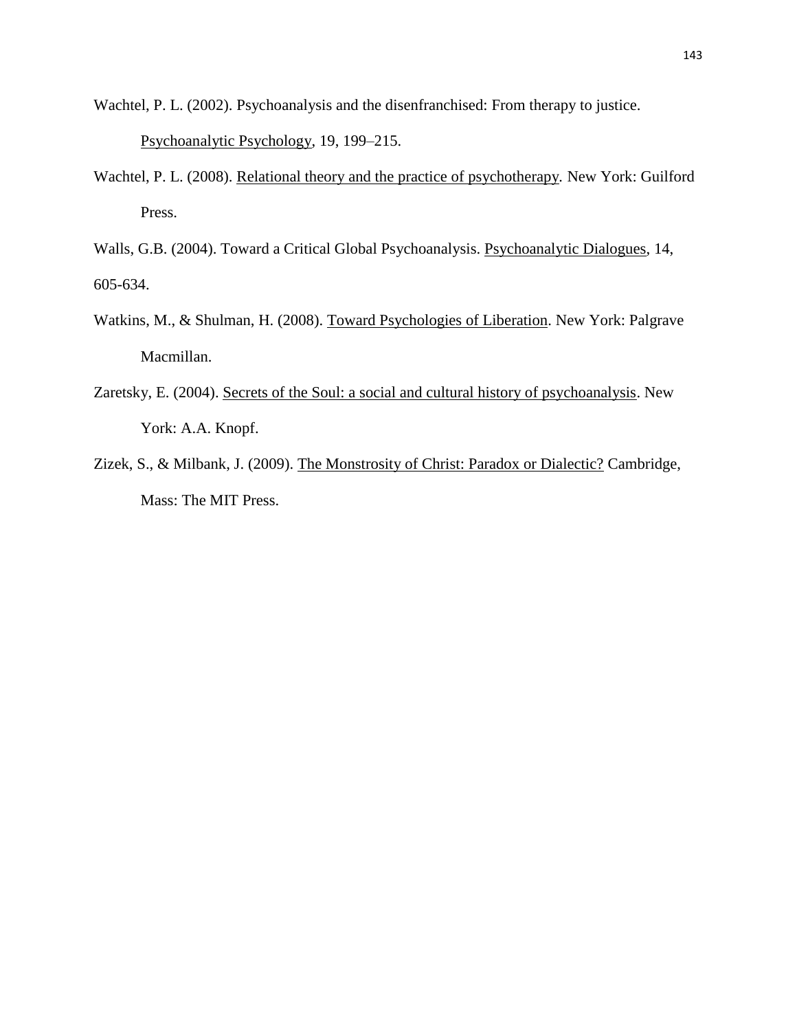Wachtel, P. L. (2002). Psychoanalysis and the disenfranchised: From therapy to justice. Psychoanalytic Psychology, 19, 199–215.

Wachtel, P. L. (2008). Relational theory and the practice of psychotherapy. New York: Guilford Press.

Walls, G.B. (2004). Toward a Critical Global Psychoanalysis. Psychoanalytic Dialogues, 14, 605-634.

Watkins, M., & Shulman, H. (2008). Toward Psychologies of Liberation. New York: Palgrave Macmillan.

Zaretsky, E. (2004). Secrets of the Soul: a social and cultural history of psychoanalysis. New York: A.A. Knopf.

Zizek, S., & Milbank, J. (2009). The Monstrosity of Christ: Paradox or Dialectic? Cambridge, Mass: The MIT Press.